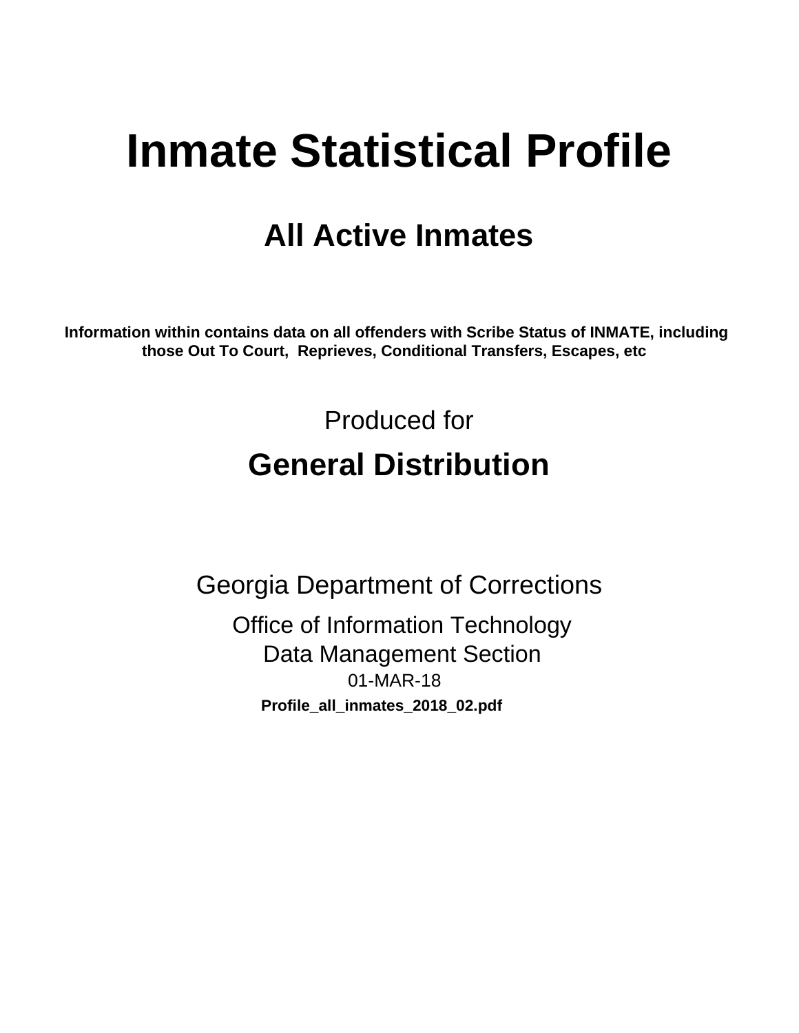# Inmate Statistical Profile

## All Active Inmates

**Information within contains data on all offenders with Scribe Status of INMATE, including those Out To Court, Reprieves, Conditional Transfers, Escapes, etc**

Produced for

## General Distribution

Georgia Department of Corrections

Office of Information Technology

Data Management Section

01-MAR-18

**Profile_all_inmates_2018_02.pdf**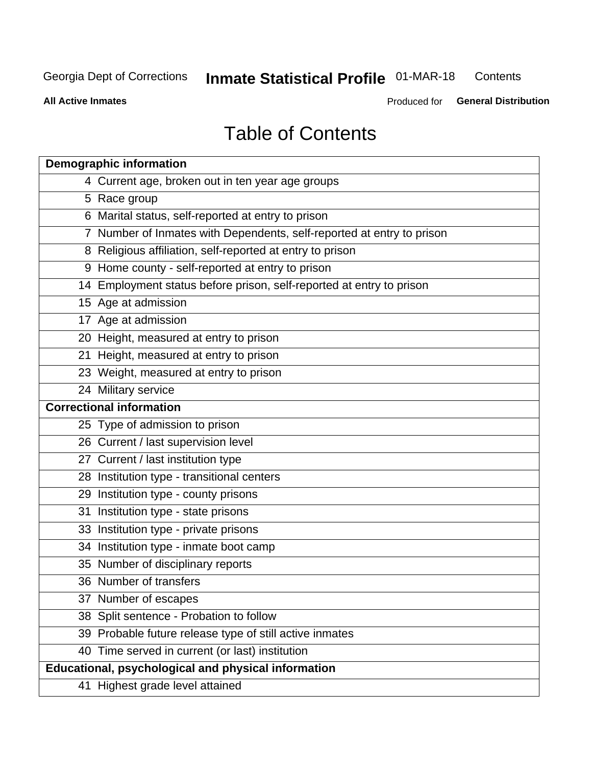# Table of Contents

| Page | Section |
|---|---|
| **Demographic information** | |
| 4 | Current age, broken out in ten year age groups |
| 5 | Race group |
| 6 | Marital status, self-reported at entry to prison |
| 7 | Number of Inmates with Dependents, self-reported at entry to prison |
| 8 | Religious affiliation, self-reported at entry to prison |
| 9 | Home county - self-reported at entry to prison |
| 14 | Employment status before prison, self-reported at entry to prison |
| 15 | Age at admission |
| 17 | Age at admission |
| 20 | Height, measured at entry to prison |
| 21 | Height, measured at entry to prison |
| 23 | Weight, measured at entry to prison |
| 24 | Military service |
| **Correctional information** | |
| 25 | Type of admission to prison |
| 26 | Current / last supervision level |
| 27 | Current / last institution type |
| 28 | Institution type - transitional centers |
| 29 | Institution type - county prisons |
| 31 | Institution type - state prisons |
| 33 | Institution type - private prisons |
| 34 | Institution type - inmate boot camp |
| 35 | Number of disciplinary reports |
| 36 | Number of transfers |
| 37 | Number of escapes |
| 38 | Split sentence - Probation to follow |
| 39 | Probable future release type of still active inmates |
| 40 | Time served in current (or last) institution |
| **Educational, psychological and physical information** | |
| 41 | Highest grade level attained |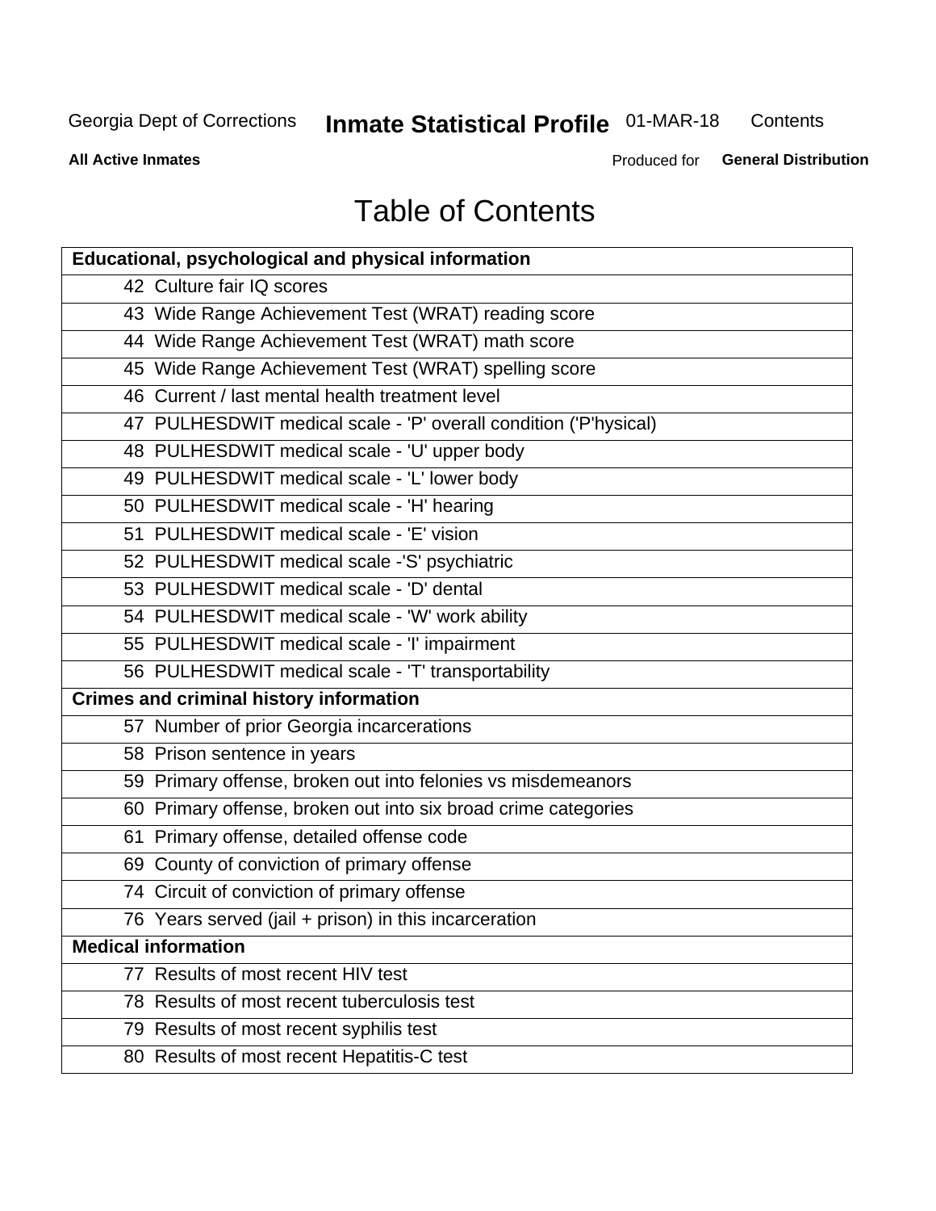# Table of Contents

| Educational, psychological and physical information | |
|---|---|
| 42 | Culture fair IQ scores |
| 43 | Wide Range Achievement Test (WRAT) reading score |
| 44 | Wide Range Achievement Test (WRAT) math score |
| 45 | Wide Range Achievement Test (WRAT) spelling score |
| 46 | Current / last mental health treatment level |
| 47 | PULHESDWIT medical scale - 'P' overall condition ('P'hysical) |
| 48 | PULHESDWIT medical scale - 'U' upper body |
| 49 | PULHESDWIT medical scale - 'L' lower body |
| 50 | PULHESDWIT medical scale - 'H' hearing |
| 51 | PULHESDWIT medical scale - 'E' vision |
| 52 | PULHESDWIT medical scale -'S' psychiatric |
| 53 | PULHESDWIT medical scale - 'D' dental |
| 54 | PULHESDWIT medical scale - 'W' work ability |
| 55 | PULHESDWIT medical scale - 'I' impairment |
| 56 | PULHESDWIT medical scale - 'T' transportability |
| **Crimes and criminal history information** | |
| 57 | Number of prior Georgia incarcerations |
| 58 | Prison sentence in years |
| 59 | Primary offense, broken out into felonies vs misdemeanors |
| 60 | Primary offense, broken out into six broad crime categories |
| 61 | Primary offense, detailed offense code |
| 69 | County of conviction of primary offense |
| 74 | Circuit of conviction of primary offense |
| 76 | Years served (jail + prison) in this incarceration |
| **Medical information** | |
| 77 | Results of most recent HIV test |
| 78 | Results of most recent tuberculosis test |
| 79 | Results of most recent syphilis test |
| 80 | Results of most recent Hepatitis-C test |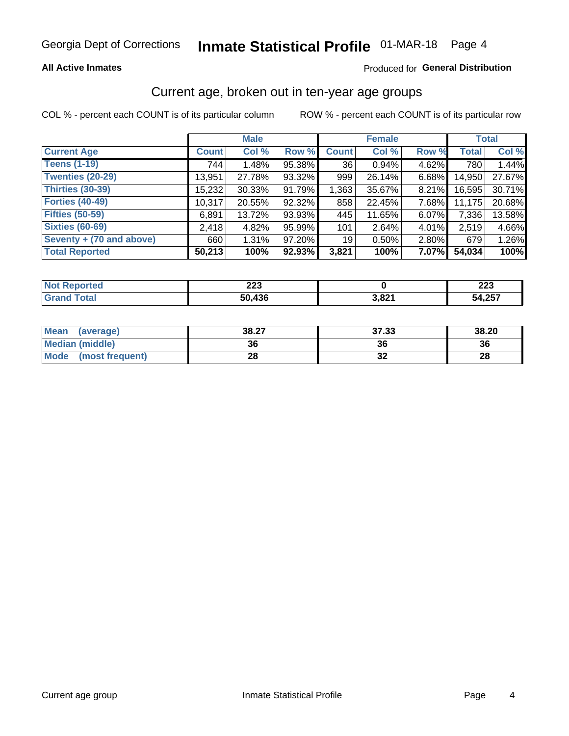Georgia Dept of Corrections **Inmate Statistical Profile** 01-MAR-18

**All Active Inmates**

Produced for **General Distribution**

## Current age, broken out in ten-year age groups

COL % - percent each COUNT is of its particular column     ROW % - percent each COUNT is of its particular row

| | Male | | | Female | | | Total | |
|---|---|---|---|---|---|---|---|---|
| **Current Age** | **Count** | **Col %** | **Row %** | **Count** | **Col %** | **Row %** | **Total** | **Col %** |
| **Teens (1-19)** | 744 | 1.48% | 95.38% | 36 | 0.94% | 4.62% | 780 | 1.44% |
| **Twenties (20-29)** | 13,951 | 27.78% | 93.32% | 999 | 26.14% | 6.68% | 14,950 | 27.67% |
| **Thirties (30-39)** | 15,232 | 30.33% | 91.79% | 1,363 | 35.67% | 8.21% | 16,595 | 30.71% |
| **Forties (40-49)** | 10,317 | 20.55% | 92.32% | 858 | 22.45% | 7.68% | 11,175 | 20.68% |
| **Fifties (50-59)** | 6,891 | 13.72% | 93.93% | 445 | 11.65% | 6.07% | 7,336 | 13.58% |
| **Sixties (60-69)** | 2,418 | 4.82% | 95.99% | 101 | 2.64% | 4.01% | 2,519 | 4.66% |
| **Seventy + (70 and above)** | 660 | 1.31% | 97.20% | 19 | 0.50% | 2.80% | 679 | 1.26% |
| **Total Reported** | **50,213** | **100%** | **92.93%** | **3,821** | **100%** | **7.07%** | **54,034** | **100%** |

| | Male | Female | Total |
|---|---|---|---|
| **Not Reported** | **223** | **0** | **223** |
| **Grand Total** | **50,436** | **3,821** | **54,257** |

| | Male | Female | Total |
|---|---|---|---|
| **Mean (average)** | **38.27** | **37.33** | **38.20** |
| **Median (middle)** | **36** | **36** | **36** |
| **Mode (most frequent)** | **28** | **32** | **28** |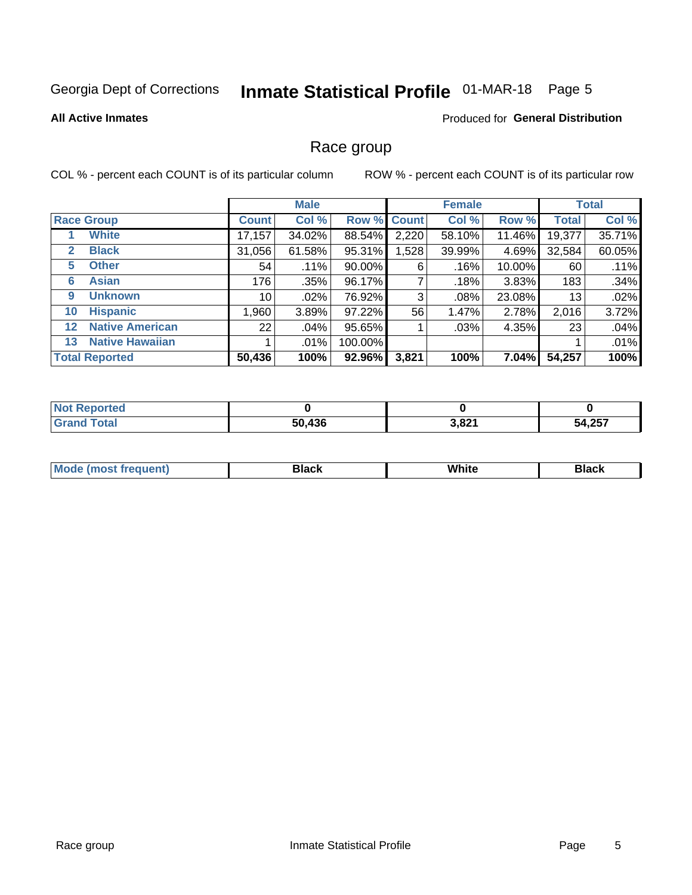Georgia Dept of Corrections **Inmate Statistical Profile** 01-MAR-18 Page 5

**All Active Inmates** Produced for **General Distribution**

## Race group

COL % - percent each COUNT is of its particular column ROW % - percent each COUNT is of its particular row

| | | Male | | | Female | | | Total | |
|---|---|---|---|---|---|---|---|---|---|
| Race Group | | Count | Col % | Row % | Count | Col % | Row % | Total | Col % |
| 1 | White | 17,157 | 34.02% | 88.54% | 2,220 | 58.10% | 11.46% | 19,377 | 35.71% |
| 2 | Black | 31,056 | 61.58% | 95.31% | 1,528 | 39.99% | 4.69% | 32,584 | 60.05% |
| 5 | Other | 54 | .11% | 90.00% | 6 | .16% | 10.00% | 60 | .11% |
| 6 | Asian | 176 | .35% | 96.17% | 7 | .18% | 3.83% | 183 | .34% |
| 9 | Unknown | 10 | .02% | 76.92% | 3 | .08% | 23.08% | 13 | .02% |
| 10 | Hispanic | 1,960 | 3.89% | 97.22% | 56 | 1.47% | 2.78% | 2,016 | 3.72% |
| 12 | Native American | 22 | .04% | 95.65% | 1 | .03% | 4.35% | 23 | .04% |
| 13 | Native Hawaiian | 1 | .01% | 100.00% | | | | 1 | .01% |
| Total Reported | | **50,436** | **100%** | **92.96%** | **3,821** | **100%** | **7.04%** | **54,257** | **100%** |

| | Male | Female | Total |
|---|---|---|---|
| Not Reported | **0** | **0** | **0** |
| Grand Total | **50,436** | **3,821** | **54,257** |

| | Male | Female | Total |
|---|---|---|---|
| Mode (most frequent) | **Black** | **White** | **Black** |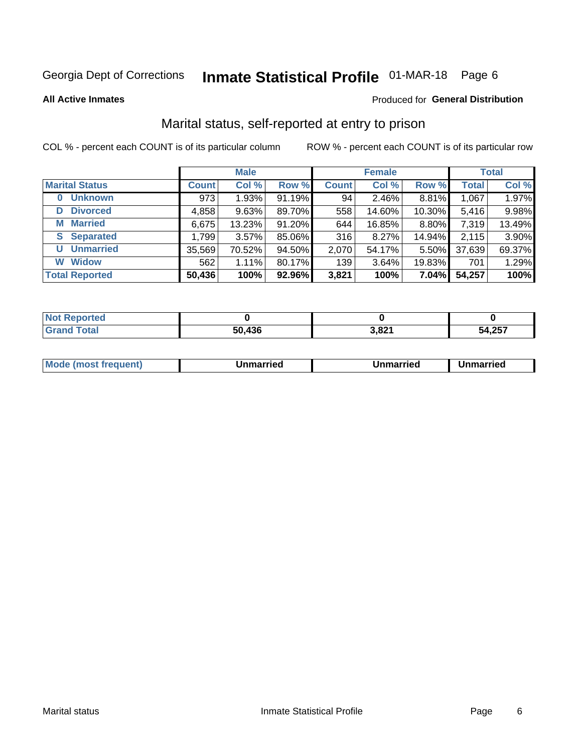Georgia Dept of Corrections **Inmate Statistical Profile** 01-MAR-18

**All Active Inmates**

Produced for **General Distribution**

## Marital status, self-reported at entry to prison

COL % - percent each COUNT is of its particular column ROW % - percent each COUNT is of its particular row

| | Male | | | Female | | | Total | |
|---|---|---|---|---|---|---|---|---|
| **Marital Status** | **Count** | **Col %** | **Row %** | **Count** | **Col %** | **Row %** | **Total** | **Col %** |
| **0 Unknown** | 973 | 1.93% | 91.19% | 94 | 2.46% | 8.81% | 1,067 | 1.97% |
| **D Divorced** | 4,858 | 9.63% | 89.70% | 558 | 14.60% | 10.30% | 5,416 | 9.98% |
| **M Married** | 6,675 | 13.23% | 91.20% | 644 | 16.85% | 8.80% | 7,319 | 13.49% |
| **S Separated** | 1,799 | 3.57% | 85.06% | 316 | 8.27% | 14.94% | 2,115 | 3.90% |
| **U Unmarried** | 35,569 | 70.52% | 94.50% | 2,070 | 54.17% | 5.50% | 37,639 | 69.37% |
| **W Widow** | 562 | 1.11% | 80.17% | 139 | 3.64% | 19.83% | 701 | 1.29% |
| **Total Reported** | **50,436** | **100%** | **92.96%** | **3,821** | **100%** | **7.04%** | **54,257** | **100%** |

| | Male | Female | Total |
|---|---|---|---|
| **Not Reported** | **0** | **0** | **0** |
| **Grand Total** | **50,436** | **3,821** | **54,257** |

| | Male | Female | Total |
|---|---|---|---|
| **Mode (most frequent)** | **Unmarried** | **Unmarried** | **Unmarried** |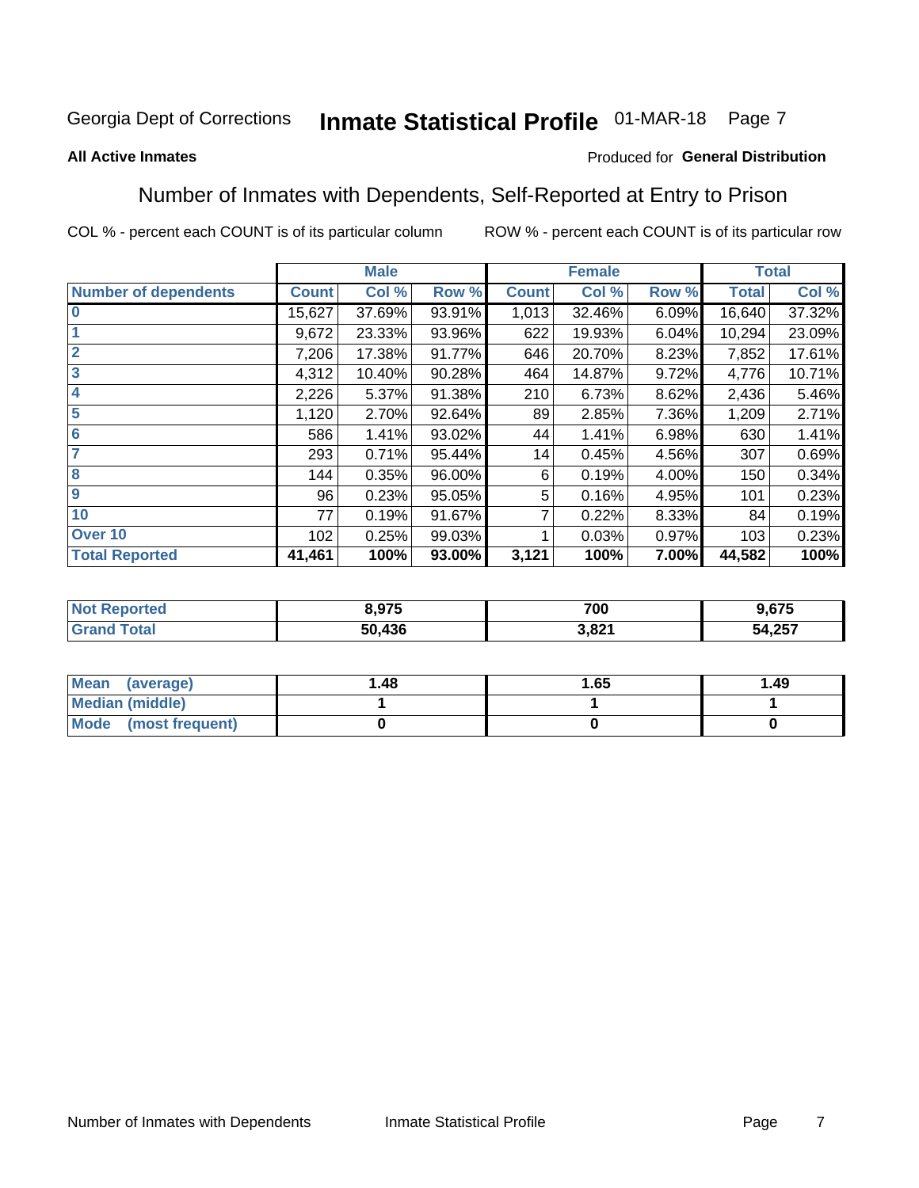Georgia Dept of Corrections **Inmate Statistical Profile** 01-MAR-18

**All Active Inmates**

Produced for **General Distribution**

## Number of Inmates with Dependents, Self-Reported at Entry to Prison

COL % - percent each COUNT is of its particular column ROW % - percent each COUNT is of its particular row

| | Male | | | Female | | | Total | |
|---|---|---|---|---|---|---|---|---|
| **Number of dependents** | **Count** | **Col %** | **Row %** | **Count** | **Col %** | **Row %** | **Total** | **Col %** |
| 0 | 15,627 | 37.69% | 93.91% | 1,013 | 32.46% | 6.09% | 16,640 | 37.32% |
| 1 | 9,672 | 23.33% | 93.96% | 622 | 19.93% | 6.04% | 10,294 | 23.09% |
| 2 | 7,206 | 17.38% | 91.77% | 646 | 20.70% | 8.23% | 7,852 | 17.61% |
| 3 | 4,312 | 10.40% | 90.28% | 464 | 14.87% | 9.72% | 4,776 | 10.71% |
| 4 | 2,226 | 5.37% | 91.38% | 210 | 6.73% | 8.62% | 2,436 | 5.46% |
| 5 | 1,120 | 2.70% | 92.64% | 89 | 2.85% | 7.36% | 1,209 | 2.71% |
| 6 | 586 | 1.41% | 93.02% | 44 | 1.41% | 6.98% | 630 | 1.41% |
| 7 | 293 | 0.71% | 95.44% | 14 | 0.45% | 4.56% | 307 | 0.69% |
| 8 | 144 | 0.35% | 96.00% | 6 | 0.19% | 4.00% | 150 | 0.34% |
| 9 | 96 | 0.23% | 95.05% | 5 | 0.16% | 4.95% | 101 | 0.23% |
| 10 | 77 | 0.19% | 91.67% | 7 | 0.22% | 8.33% | 84 | 0.19% |
| Over 10 | 102 | 0.25% | 99.03% | 1 | 0.03% | 0.97% | 103 | 0.23% |
| **Total Reported** | **41,461** | **100%** | **93.00%** | **3,121** | **100%** | **7.00%** | **44,582** | **100%** |

| | Male | Female | Total |
|---|---|---|---|
| **Not Reported** | **8,975** | **700** | **9,675** |
| **Grand Total** | **50,436** | **3,821** | **54,257** |

| | Male | Female | Total |
|---|---|---|---|
| **Mean (average)** | **1.48** | **1.65** | **1.49** |
| **Median (middle)** | **1** | **1** | **1** |
| **Mode (most frequent)** | **0** | **0** | **0** |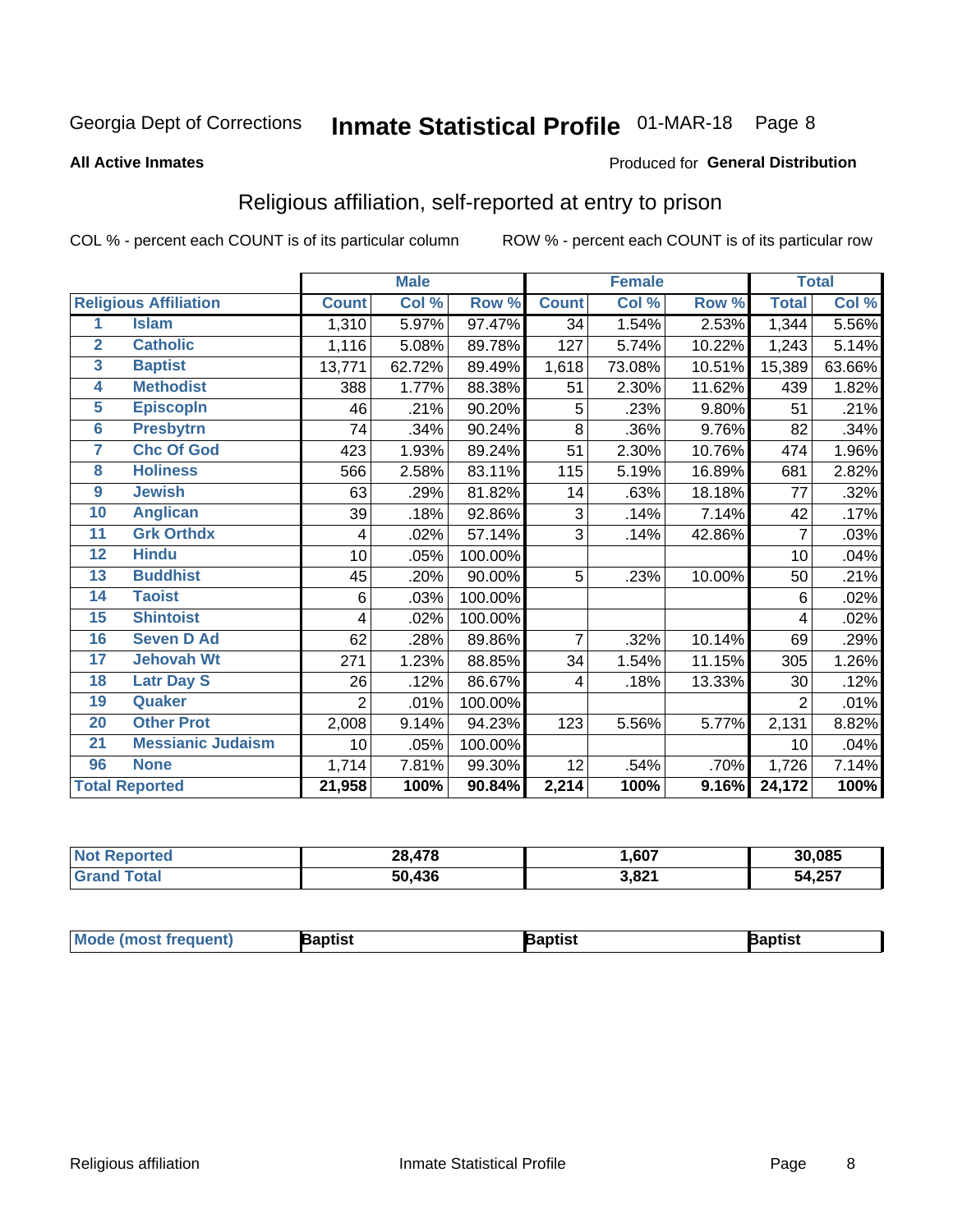Georgia Dept of Corrections **Inmate Statistical Profile** 01-MAR-18

**All Active Inmates**

Produced for **General Distribution**

## Religious affiliation, self-reported at entry to prison

COL % - percent each COUNT is of its particular column ROW % - percent each COUNT is of its particular row

| | | Male | | | Female | | | Total | |
|---|---|---|---|---|---|---|---|---|---|
| **Religious Affiliation** | | **Count** | **Col %** | **Row %** | **Count** | **Col %** | **Row %** | **Total** | **Col %** |
| 1 | Islam | 1,310 | 5.97% | 97.47% | 34 | 1.54% | 2.53% | 1,344 | 5.56% |
| 2 | Catholic | 1,116 | 5.08% | 89.78% | 127 | 5.74% | 10.22% | 1,243 | 5.14% |
| 3 | Baptist | 13,771 | 62.72% | 89.49% | 1,618 | 73.08% | 10.51% | 15,389 | 63.66% |
| 4 | Methodist | 388 | 1.77% | 88.38% | 51 | 2.30% | 11.62% | 439 | 1.82% |
| 5 | Episcopln | 46 | .21% | 90.20% | 5 | .23% | 9.80% | 51 | .21% |
| 6 | Presbytrn | 74 | .34% | 90.24% | 8 | .36% | 9.76% | 82 | .34% |
| 7 | Chc Of God | 423 | 1.93% | 89.24% | 51 | 2.30% | 10.76% | 474 | 1.96% |
| 8 | Holiness | 566 | 2.58% | 83.11% | 115 | 5.19% | 16.89% | 681 | 2.82% |
| 9 | Jewish | 63 | .29% | 81.82% | 14 | .63% | 18.18% | 77 | .32% |
| 10 | Anglican | 39 | .18% | 92.86% | 3 | .14% | 7.14% | 42 | .17% |
| 11 | Grk Orthdx | 4 | .02% | 57.14% | 3 | .14% | 42.86% | 7 | .03% |
| 12 | Hindu | 10 | .05% | 100.00% | | | | 10 | .04% |
| 13 | Buddhist | 45 | .20% | 90.00% | 5 | .23% | 10.00% | 50 | .21% |
| 14 | Taoist | 6 | .03% | 100.00% | | | | 6 | .02% |
| 15 | Shintoist | 4 | .02% | 100.00% | | | | 4 | .02% |
| 16 | Seven D Ad | 62 | .28% | 89.86% | 7 | .32% | 10.14% | 69 | .29% |
| 17 | Jehovah Wt | 271 | 1.23% | 88.85% | 34 | 1.54% | 11.15% | 305 | 1.26% |
| 18 | Latr Day S | 26 | .12% | 86.67% | 4 | .18% | 13.33% | 30 | .12% |
| 19 | Quaker | 2 | .01% | 100.00% | | | | 2 | .01% |
| 20 | Other Prot | 2,008 | 9.14% | 94.23% | 123 | 5.56% | 5.77% | 2,131 | 8.82% |
| 21 | Messianic Judaism | 10 | .05% | 100.00% | | | | 10 | .04% |
| 96 | None | 1,714 | 7.81% | 99.30% | 12 | .54% | .70% | 1,726 | 7.14% |
| **Total Reported** | | **21,958** | **100%** | **90.84%** | **2,214** | **100%** | **9.16%** | **24,172** | **100%** |

| | Male | Female | Total |
|---|---|---|---|
| Not Reported | 28,478 | 1,607 | 30,085 |
| Grand Total | 50,436 | 3,821 | 54,257 |

| | Male | Female | Total |
|---|---|---|---|
| Mode (most frequent) | Baptist | Baptist | Baptist |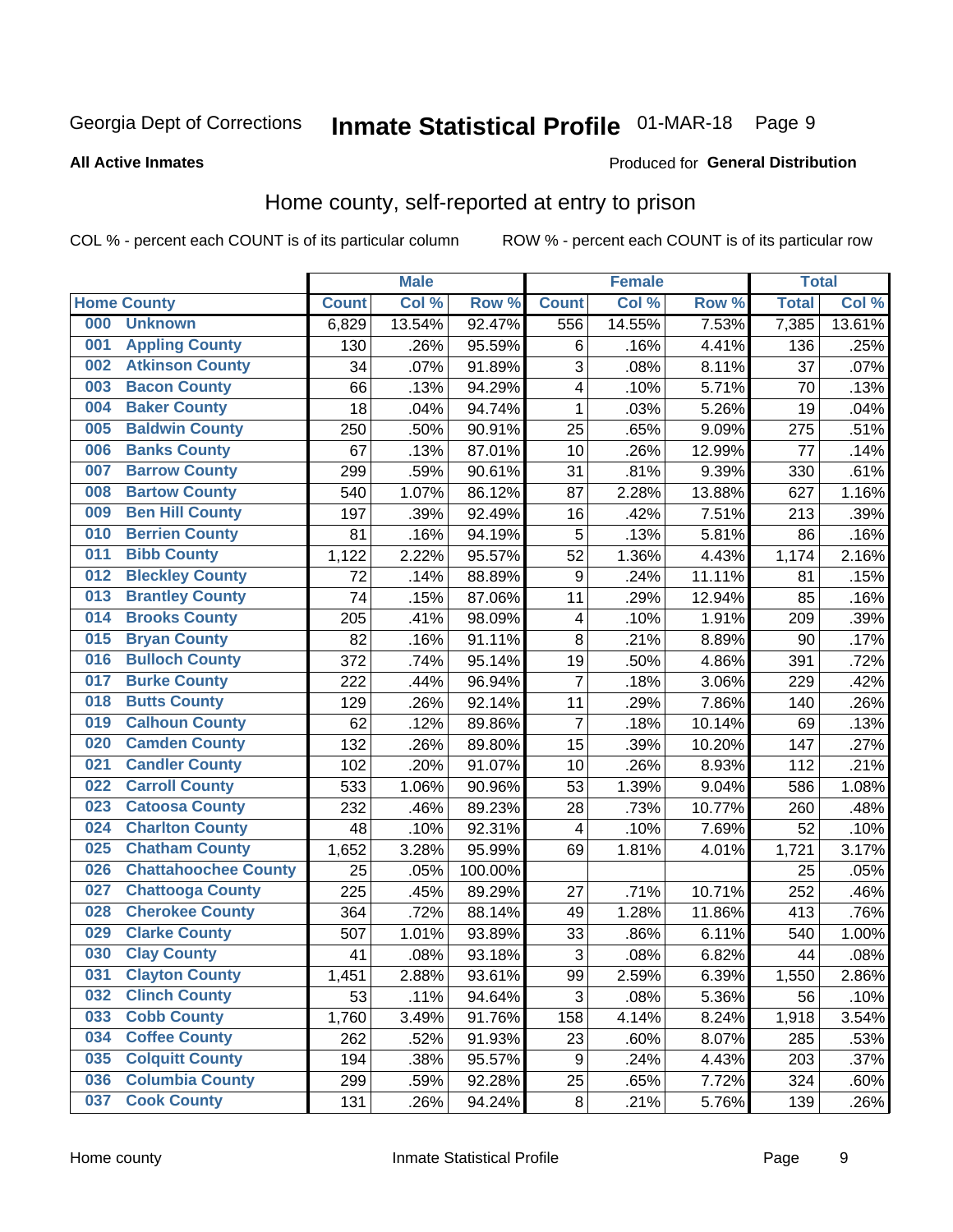Georgia Dept of Corrections **Inmate Statistical Profile** 01-MAR-18

**All Active Inmates**

Produced for **General Distribution**

## Home county, self-reported at entry to prison

COL % - percent each COUNT is of its particular column ROW % - percent each COUNT is of its particular row

| Home County | | Male | | | Female | | | Total | |
|---|---|---|---|---|---|---|---|---|---|
| | | Count | Col % | Row % | Count | Col % | Row % | Total | Col % |
| 000 | Unknown | 6,829 | 13.54% | 92.47% | 556 | 14.55% | 7.53% | 7,385 | 13.61% |
| 001 | Appling County | 130 | .26% | 95.59% | 6 | .16% | 4.41% | 136 | .25% |
| 002 | Atkinson County | 34 | .07% | 91.89% | 3 | .08% | 8.11% | 37 | .07% |
| 003 | Bacon County | 66 | .13% | 94.29% | 4 | .10% | 5.71% | 70 | .13% |
| 004 | Baker County | 18 | .04% | 94.74% | 1 | .03% | 5.26% | 19 | .04% |
| 005 | Baldwin County | 250 | .50% | 90.91% | 25 | .65% | 9.09% | 275 | .51% |
| 006 | Banks County | 67 | .13% | 87.01% | 10 | .26% | 12.99% | 77 | .14% |
| 007 | Barrow County | 299 | .59% | 90.61% | 31 | .81% | 9.39% | 330 | .61% |
| 008 | Bartow County | 540 | 1.07% | 86.12% | 87 | 2.28% | 13.88% | 627 | 1.16% |
| 009 | Ben Hill County | 197 | .39% | 92.49% | 16 | .42% | 7.51% | 213 | .39% |
| 010 | Berrien County | 81 | .16% | 94.19% | 5 | .13% | 5.81% | 86 | .16% |
| 011 | Bibb County | 1,122 | 2.22% | 95.57% | 52 | 1.36% | 4.43% | 1,174 | 2.16% |
| 012 | Bleckley County | 72 | .14% | 88.89% | 9 | .24% | 11.11% | 81 | .15% |
| 013 | Brantley County | 74 | .15% | 87.06% | 11 | .29% | 12.94% | 85 | .16% |
| 014 | Brooks County | 205 | .41% | 98.09% | 4 | .10% | 1.91% | 209 | .39% |
| 015 | Bryan County | 82 | .16% | 91.11% | 8 | .21% | 8.89% | 90 | .17% |
| 016 | Bulloch County | 372 | .74% | 95.14% | 19 | .50% | 4.86% | 391 | .72% |
| 017 | Burke County | 222 | .44% | 96.94% | 7 | .18% | 3.06% | 229 | .42% |
| 018 | Butts County | 129 | .26% | 92.14% | 11 | .29% | 7.86% | 140 | .26% |
| 019 | Calhoun County | 62 | .12% | 89.86% | 7 | .18% | 10.14% | 69 | .13% |
| 020 | Camden County | 132 | .26% | 89.80% | 15 | .39% | 10.20% | 147 | .27% |
| 021 | Candler County | 102 | .20% | 91.07% | 10 | .26% | 8.93% | 112 | .21% |
| 022 | Carroll County | 533 | 1.06% | 90.96% | 53 | 1.39% | 9.04% | 586 | 1.08% |
| 023 | Catoosa County | 232 | .46% | 89.23% | 28 | .73% | 10.77% | 260 | .48% |
| 024 | Charlton County | 48 | .10% | 92.31% | 4 | .10% | 7.69% | 52 | .10% |
| 025 | Chatham County | 1,652 | 3.28% | 95.99% | 69 | 1.81% | 4.01% | 1,721 | 3.17% |
| 026 | Chattahoochee County | 25 | .05% | 100.00% | | | | 25 | .05% |
| 027 | Chattooga County | 225 | .45% | 89.29% | 27 | .71% | 10.71% | 252 | .46% |
| 028 | Cherokee County | 364 | .72% | 88.14% | 49 | 1.28% | 11.86% | 413 | .76% |
| 029 | Clarke County | 507 | 1.01% | 93.89% | 33 | .86% | 6.11% | 540 | 1.00% |
| 030 | Clay County | 41 | .08% | 93.18% | 3 | .08% | 6.82% | 44 | .08% |
| 031 | Clayton County | 1,451 | 2.88% | 93.61% | 99 | 2.59% | 6.39% | 1,550 | 2.86% |
| 032 | Clinch County | 53 | .11% | 94.64% | 3 | .08% | 5.36% | 56 | .10% |
| 033 | Cobb County | 1,760 | 3.49% | 91.76% | 158 | 4.14% | 8.24% | 1,918 | 3.54% |
| 034 | Coffee County | 262 | .52% | 91.93% | 23 | .60% | 8.07% | 285 | .53% |
| 035 | Colquitt County | 194 | .38% | 95.57% | 9 | .24% | 4.43% | 203 | .37% |
| 036 | Columbia County | 299 | .59% | 92.28% | 25 | .65% | 7.72% | 324 | .60% |
| 037 | Cook County | 131 | .26% | 94.24% | 8 | .21% | 5.76% | 139 | .26% |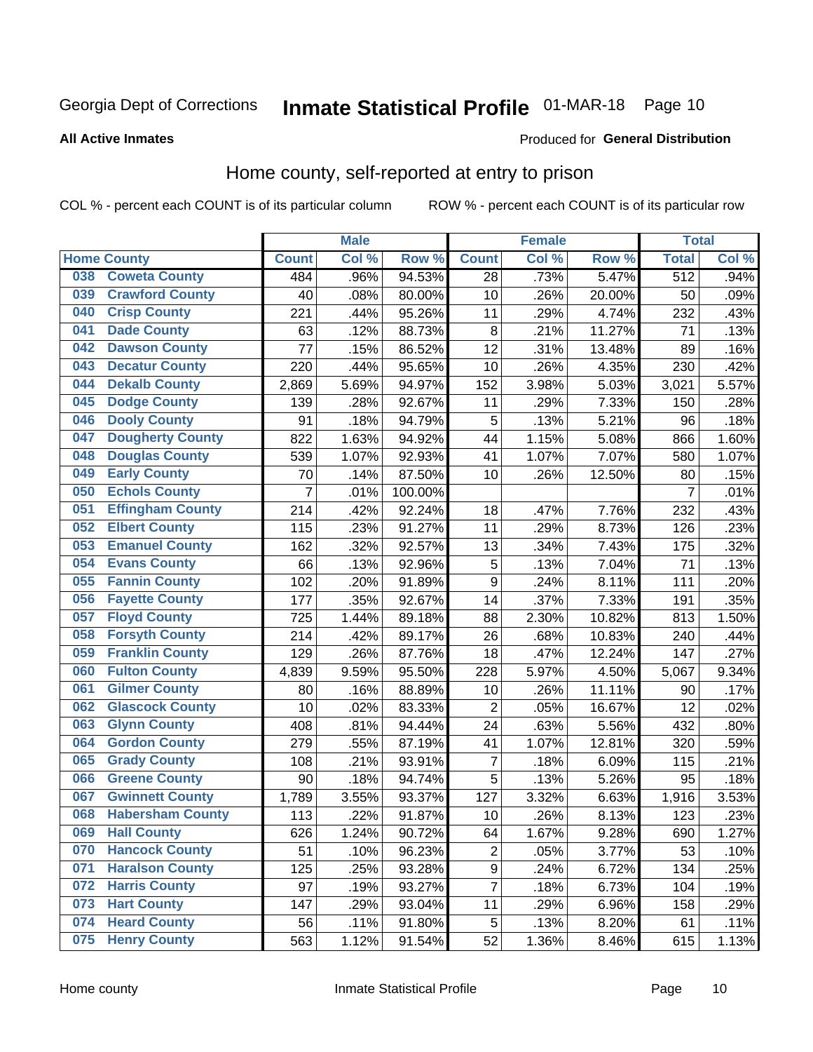Georgia Dept of Corrections **Inmate Statistical Profile** 01-MAR-18

**All Active Inmates**

Produced for **General Distribution**

## Home county, self-reported at entry to prison

COL % - percent each COUNT is of its particular column ROW % - percent each COUNT is of its particular row

| Home County | | Male | | | Female | | | Total | |
|---|---|---|---|---|---|---|---|---|---|
| | | Count | Col % | Row % | Count | Col % | Row % | Total | Col % |
| 038 | Coweta County | 484 | .96% | 94.53% | 28 | .73% | 5.47% | 512 | .94% |
| 039 | Crawford County | 40 | .08% | 80.00% | 10 | .26% | 20.00% | 50 | .09% |
| 040 | Crisp County | 221 | .44% | 95.26% | 11 | .29% | 4.74% | 232 | .43% |
| 041 | Dade County | 63 | .12% | 88.73% | 8 | .21% | 11.27% | 71 | .13% |
| 042 | Dawson County | 77 | .15% | 86.52% | 12 | .31% | 13.48% | 89 | .16% |
| 043 | Decatur County | 220 | .44% | 95.65% | 10 | .26% | 4.35% | 230 | .42% |
| 044 | Dekalb County | 2,869 | 5.69% | 94.97% | 152 | 3.98% | 5.03% | 3,021 | 5.57% |
| 045 | Dodge County | 139 | .28% | 92.67% | 11 | .29% | 7.33% | 150 | .28% |
| 046 | Dooly County | 91 | .18% | 94.79% | 5 | .13% | 5.21% | 96 | .18% |
| 047 | Dougherty County | 822 | 1.63% | 94.92% | 44 | 1.15% | 5.08% | 866 | 1.60% |
| 048 | Douglas County | 539 | 1.07% | 92.93% | 41 | 1.07% | 7.07% | 580 | 1.07% |
| 049 | Early County | 70 | .14% | 87.50% | 10 | .26% | 12.50% | 80 | .15% |
| 050 | Echols County | 7 | .01% | 100.00% | | | | 7 | .01% |
| 051 | Effingham County | 214 | .42% | 92.24% | 18 | .47% | 7.76% | 232 | .43% |
| 052 | Elbert County | 115 | .23% | 91.27% | 11 | .29% | 8.73% | 126 | .23% |
| 053 | Emanuel County | 162 | .32% | 92.57% | 13 | .34% | 7.43% | 175 | .32% |
| 054 | Evans County | 66 | .13% | 92.96% | 5 | .13% | 7.04% | 71 | .13% |
| 055 | Fannin County | 102 | .20% | 91.89% | 9 | .24% | 8.11% | 111 | .20% |
| 056 | Fayette County | 177 | .35% | 92.67% | 14 | .37% | 7.33% | 191 | .35% |
| 057 | Floyd County | 725 | 1.44% | 89.18% | 88 | 2.30% | 10.82% | 813 | 1.50% |
| 058 | Forsyth County | 214 | .42% | 89.17% | 26 | .68% | 10.83% | 240 | .44% |
| 059 | Franklin County | 129 | .26% | 87.76% | 18 | .47% | 12.24% | 147 | .27% |
| 060 | Fulton County | 4,839 | 9.59% | 95.50% | 228 | 5.97% | 4.50% | 5,067 | 9.34% |
| 061 | Gilmer County | 80 | .16% | 88.89% | 10 | .26% | 11.11% | 90 | .17% |
| 062 | Glascock County | 10 | .02% | 83.33% | 2 | .05% | 16.67% | 12 | .02% |
| 063 | Glynn County | 408 | .81% | 94.44% | 24 | .63% | 5.56% | 432 | .80% |
| 064 | Gordon County | 279 | .55% | 87.19% | 41 | 1.07% | 12.81% | 320 | .59% |
| 065 | Grady County | 108 | .21% | 93.91% | 7 | .18% | 6.09% | 115 | .21% |
| 066 | Greene County | 90 | .18% | 94.74% | 5 | .13% | 5.26% | 95 | .18% |
| 067 | Gwinnett County | 1,789 | 3.55% | 93.37% | 127 | 3.32% | 6.63% | 1,916 | 3.53% |
| 068 | Habersham County | 113 | .22% | 91.87% | 10 | .26% | 8.13% | 123 | .23% |
| 069 | Hall County | 626 | 1.24% | 90.72% | 64 | 1.67% | 9.28% | 690 | 1.27% |
| 070 | Hancock County | 51 | .10% | 96.23% | 2 | .05% | 3.77% | 53 | .10% |
| 071 | Haralson County | 125 | .25% | 93.28% | 9 | .24% | 6.72% | 134 | .25% |
| 072 | Harris County | 97 | .19% | 93.27% | 7 | .18% | 6.73% | 104 | .19% |
| 073 | Hart County | 147 | .29% | 93.04% | 11 | .29% | 6.96% | 158 | .29% |
| 074 | Heard County | 56 | .11% | 91.80% | 5 | .13% | 8.20% | 61 | .11% |
| 075 | Henry County | 563 | 1.12% | 91.54% | 52 | 1.36% | 8.46% | 615 | 1.13% |

Home county Inmate Statistical Profile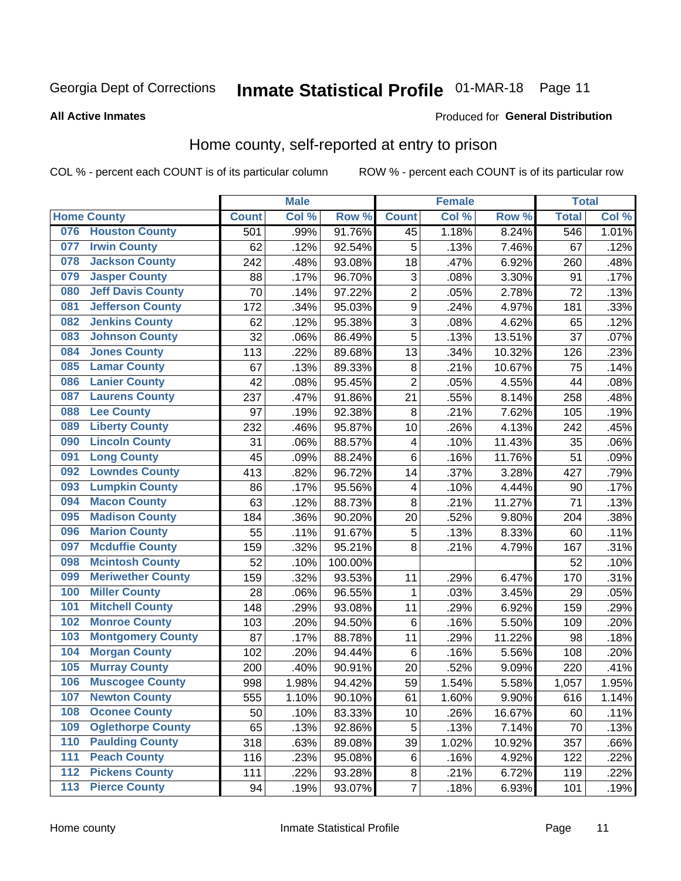Georgia Dept of Corrections **Inmate Statistical Profile** 01-MAR-18 Page 11

**All Active Inmates**

Produced for **General Distribution**

## Home county, self-reported at entry to prison

COL % - percent each COUNT is of its particular column ROW % - percent each COUNT is of its particular row

| Home County | | Male | | | Female | | | Total | |
|---|---|---|---|---|---|---|---|---|---|
| | | Count | Col % | Row % | Count | Col % | Row % | Total | Col % |
| 076 | Houston County | 501 | .99% | 91.76% | 45 | 1.18% | 8.24% | 546 | 1.01% |
| 077 | Irwin County | 62 | .12% | 92.54% | 5 | .13% | 7.46% | 67 | .12% |
| 078 | Jackson County | 242 | .48% | 93.08% | 18 | .47% | 6.92% | 260 | .48% |
| 079 | Jasper County | 88 | .17% | 96.70% | 3 | .08% | 3.30% | 91 | .17% |
| 080 | Jeff Davis County | 70 | .14% | 97.22% | 2 | .05% | 2.78% | 72 | .13% |
| 081 | Jefferson County | 172 | .34% | 95.03% | 9 | .24% | 4.97% | 181 | .33% |
| 082 | Jenkins County | 62 | .12% | 95.38% | 3 | .08% | 4.62% | 65 | .12% |
| 083 | Johnson County | 32 | .06% | 86.49% | 5 | .13% | 13.51% | 37 | .07% |
| 084 | Jones County | 113 | .22% | 89.68% | 13 | .34% | 10.32% | 126 | .23% |
| 085 | Lamar County | 67 | .13% | 89.33% | 8 | .21% | 10.67% | 75 | .14% |
| 086 | Lanier County | 42 | .08% | 95.45% | 2 | .05% | 4.55% | 44 | .08% |
| 087 | Laurens County | 237 | .47% | 91.86% | 21 | .55% | 8.14% | 258 | .48% |
| 088 | Lee County | 97 | .19% | 92.38% | 8 | .21% | 7.62% | 105 | .19% |
| 089 | Liberty County | 232 | .46% | 95.87% | 10 | .26% | 4.13% | 242 | .45% |
| 090 | Lincoln County | 31 | .06% | 88.57% | 4 | .10% | 11.43% | 35 | .06% |
| 091 | Long County | 45 | .09% | 88.24% | 6 | .16% | 11.76% | 51 | .09% |
| 092 | Lowndes County | 413 | .82% | 96.72% | 14 | .37% | 3.28% | 427 | .79% |
| 093 | Lumpkin County | 86 | .17% | 95.56% | 4 | .10% | 4.44% | 90 | .17% |
| 094 | Macon County | 63 | .12% | 88.73% | 8 | .21% | 11.27% | 71 | .13% |
| 095 | Madison County | 184 | .36% | 90.20% | 20 | .52% | 9.80% | 204 | .38% |
| 096 | Marion County | 55 | .11% | 91.67% | 5 | .13% | 8.33% | 60 | .11% |
| 097 | Mcduffie County | 159 | .32% | 95.21% | 8 | .21% | 4.79% | 167 | .31% |
| 098 | Mcintosh County | 52 | .10% | 100.00% | | | | 52 | .10% |
| 099 | Meriwether County | 159 | .32% | 93.53% | 11 | .29% | 6.47% | 170 | .31% |
| 100 | Miller County | 28 | .06% | 96.55% | 1 | .03% | 3.45% | 29 | .05% |
| 101 | Mitchell County | 148 | .29% | 93.08% | 11 | .29% | 6.92% | 159 | .29% |
| 102 | Monroe County | 103 | .20% | 94.50% | 6 | .16% | 5.50% | 109 | .20% |
| 103 | Montgomery County | 87 | .17% | 88.78% | 11 | .29% | 11.22% | 98 | .18% |
| 104 | Morgan County | 102 | .20% | 94.44% | 6 | .16% | 5.56% | 108 | .20% |
| 105 | Murray County | 200 | .40% | 90.91% | 20 | .52% | 9.09% | 220 | .41% |
| 106 | Muscogee County | 998 | 1.98% | 94.42% | 59 | 1.54% | 5.58% | 1,057 | 1.95% |
| 107 | Newton County | 555 | 1.10% | 90.10% | 61 | 1.60% | 9.90% | 616 | 1.14% |
| 108 | Oconee County | 50 | .10% | 83.33% | 10 | .26% | 16.67% | 60 | .11% |
| 109 | Oglethorpe County | 65 | .13% | 92.86% | 5 | .13% | 7.14% | 70 | .13% |
| 110 | Paulding County | 318 | .63% | 89.08% | 39 | 1.02% | 10.92% | 357 | .66% |
| 111 | Peach County | 116 | .23% | 95.08% | 6 | .16% | 4.92% | 122 | .22% |
| 112 | Pickens County | 111 | .22% | 93.28% | 8 | .21% | 6.72% | 119 | .22% |
| 113 | Pierce County | 94 | .19% | 93.07% | 7 | .18% | 6.93% | 101 | .19% |

Home county Inmate Statistical Profile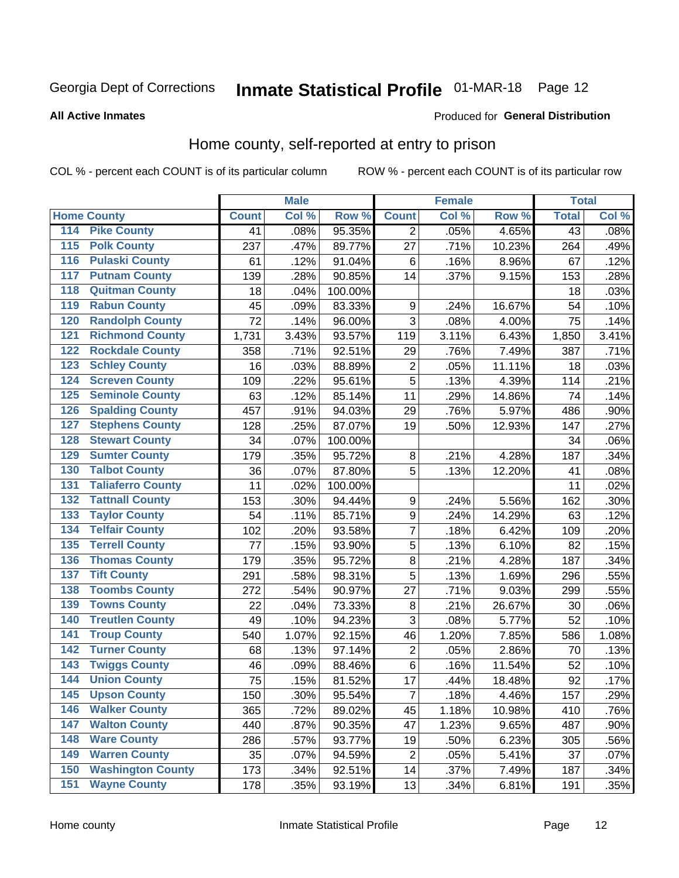Georgia Dept of Corrections **Inmate Statistical Profile** 01-MAR-18 Page 12

**All Active Inmates**

Produced for **General Distribution**

## Home county, self-reported at entry to prison

COL % - percent each COUNT is of its particular column ROW % - percent each COUNT is of its particular row

| Home County | | Male | | | Female | | | Total | |
|---|---|---|---|---|---|---|---|---|---|
| | | Count | Col % | Row % | Count | Col % | Row % | Total | Col % |
| 114 | Pike County | 41 | .08% | 95.35% | 2 | .05% | 4.65% | 43 | .08% |
| 115 | Polk County | 237 | .47% | 89.77% | 27 | .71% | 10.23% | 264 | .49% |
| 116 | Pulaski County | 61 | .12% | 91.04% | 6 | .16% | 8.96% | 67 | .12% |
| 117 | Putnam County | 139 | .28% | 90.85% | 14 | .37% | 9.15% | 153 | .28% |
| 118 | Quitman County | 18 | .04% | 100.00% | | | | 18 | .03% |
| 119 | Rabun County | 45 | .09% | 83.33% | 9 | .24% | 16.67% | 54 | .10% |
| 120 | Randolph County | 72 | .14% | 96.00% | 3 | .08% | 4.00% | 75 | .14% |
| 121 | Richmond County | 1,731 | 3.43% | 93.57% | 119 | 3.11% | 6.43% | 1,850 | 3.41% |
| 122 | Rockdale County | 358 | .71% | 92.51% | 29 | .76% | 7.49% | 387 | .71% |
| 123 | Schley County | 16 | .03% | 88.89% | 2 | .05% | 11.11% | 18 | .03% |
| 124 | Screven County | 109 | .22% | 95.61% | 5 | .13% | 4.39% | 114 | .21% |
| 125 | Seminole County | 63 | .12% | 85.14% | 11 | .29% | 14.86% | 74 | .14% |
| 126 | Spalding County | 457 | .91% | 94.03% | 29 | .76% | 5.97% | 486 | .90% |
| 127 | Stephens County | 128 | .25% | 87.07% | 19 | .50% | 12.93% | 147 | .27% |
| 128 | Stewart County | 34 | .07% | 100.00% | | | | 34 | .06% |
| 129 | Sumter County | 179 | .35% | 95.72% | 8 | .21% | 4.28% | 187 | .34% |
| 130 | Talbot County | 36 | .07% | 87.80% | 5 | .13% | 12.20% | 41 | .08% |
| 131 | Taliaferro County | 11 | .02% | 100.00% | | | | 11 | .02% |
| 132 | Tattnall County | 153 | .30% | 94.44% | 9 | .24% | 5.56% | 162 | .30% |
| 133 | Taylor County | 54 | .11% | 85.71% | 9 | .24% | 14.29% | 63 | .12% |
| 134 | Telfair County | 102 | .20% | 93.58% | 7 | .18% | 6.42% | 109 | .20% |
| 135 | Terrell County | 77 | .15% | 93.90% | 5 | .13% | 6.10% | 82 | .15% |
| 136 | Thomas County | 179 | .35% | 95.72% | 8 | .21% | 4.28% | 187 | .34% |
| 137 | Tift County | 291 | .58% | 98.31% | 5 | .13% | 1.69% | 296 | .55% |
| 138 | Toombs County | 272 | .54% | 90.97% | 27 | .71% | 9.03% | 299 | .55% |
| 139 | Towns County | 22 | .04% | 73.33% | 8 | .21% | 26.67% | 30 | .06% |
| 140 | Treutlen County | 49 | .10% | 94.23% | 3 | .08% | 5.77% | 52 | .10% |
| 141 | Troup County | 540 | 1.07% | 92.15% | 46 | 1.20% | 7.85% | 586 | 1.08% |
| 142 | Turner County | 68 | .13% | 97.14% | 2 | .05% | 2.86% | 70 | .13% |
| 143 | Twiggs County | 46 | .09% | 88.46% | 6 | .16% | 11.54% | 52 | .10% |
| 144 | Union County | 75 | .15% | 81.52% | 17 | .44% | 18.48% | 92 | .17% |
| 145 | Upson County | 150 | .30% | 95.54% | 7 | .18% | 4.46% | 157 | .29% |
| 146 | Walker County | 365 | .72% | 89.02% | 45 | 1.18% | 10.98% | 410 | .76% |
| 147 | Walton County | 440 | .87% | 90.35% | 47 | 1.23% | 9.65% | 487 | .90% |
| 148 | Ware County | 286 | .57% | 93.77% | 19 | .50% | 6.23% | 305 | .56% |
| 149 | Warren County | 35 | .07% | 94.59% | 2 | .05% | 5.41% | 37 | .07% |
| 150 | Washington County | 173 | .34% | 92.51% | 14 | .37% | 7.49% | 187 | .34% |
| 151 | Wayne County | 178 | .35% | 93.19% | 13 | .34% | 6.81% | 191 | .35% |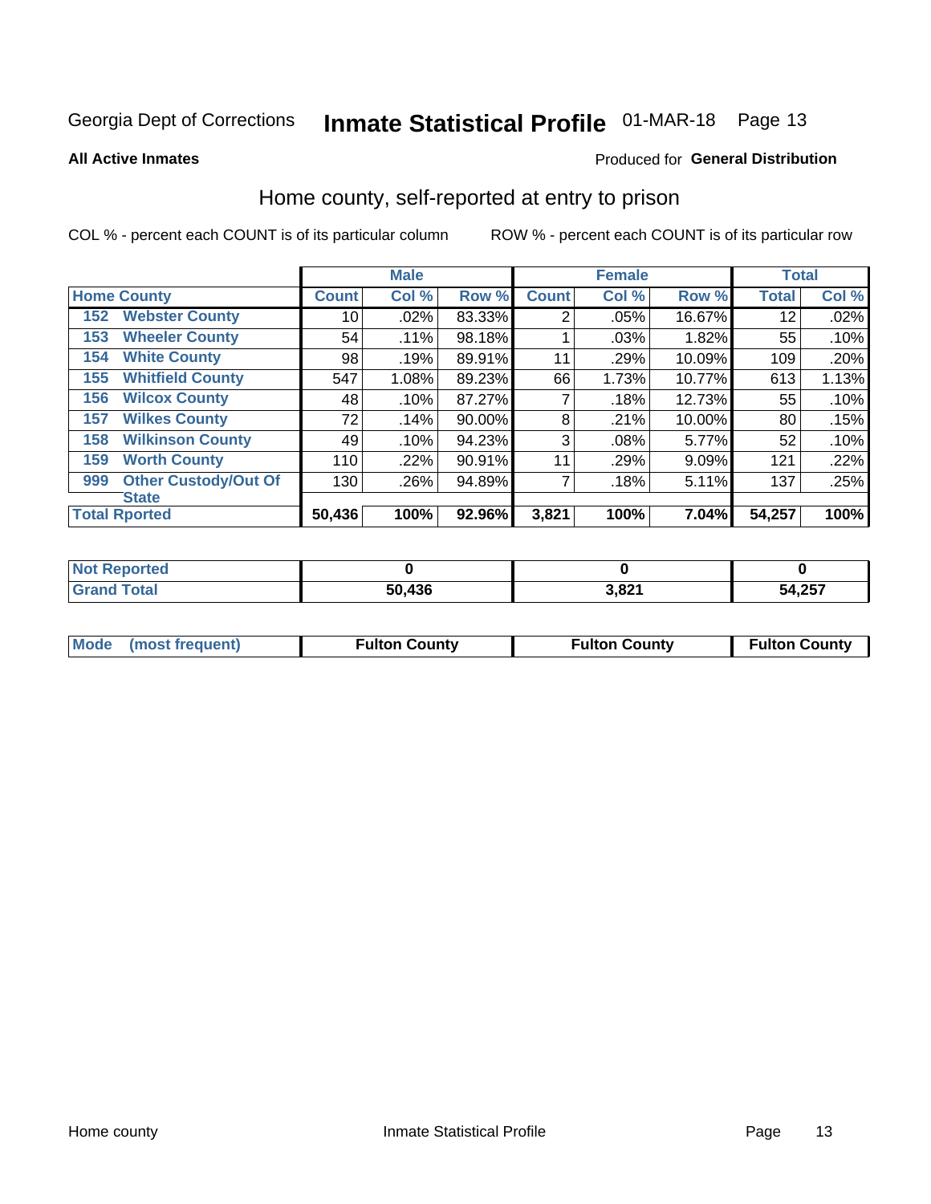Georgia Dept of Corrections **Inmate Statistical Profile** 01-MAR-18

**All Active Inmates**

Produced for **General Distribution**

## Home county, self-reported at entry to prison

COL % - percent each COUNT is of its particular column ROW % - percent each COUNT is of its particular row

| Home County | Male | | | Female | | | Total | |
|---|---|---|---|---|---|---|---|---|
| | Count | Col % | Row % | Count | Col % | Row % | Total | Col % |
| 152 Webster County | 10 | .02% | 83.33% | 2 | .05% | 16.67% | 12 | .02% |
| 153 Wheeler County | 54 | .11% | 98.18% | 1 | .03% | 1.82% | 55 | .10% |
| 154 White County | 98 | .19% | 89.91% | 11 | .29% | 10.09% | 109 | .20% |
| 155 Whitfield County | 547 | 1.08% | 89.23% | 66 | 1.73% | 10.77% | 613 | 1.13% |
| 156 Wilcox County | 48 | .10% | 87.27% | 7 | .18% | 12.73% | 55 | .10% |
| 157 Wilkes County | 72 | .14% | 90.00% | 8 | .21% | 10.00% | 80 | .15% |
| 158 Wilkinson County | 49 | .10% | 94.23% | 3 | .08% | 5.77% | 52 | .10% |
| 159 Worth County | 110 | .22% | 90.91% | 11 | .29% | 9.09% | 121 | .22% |
| 999 Other Custody/Out Of State | 130 | .26% | 94.89% | 7 | .18% | 5.11% | 137 | .25% |
| **Total Rported** | **50,436** | **100%** | **92.96%** | **3,821** | **100%** | **7.04%** | **54,257** | **100%** |

| | Male | Female | Total |
|---|---|---|---|
| Not Reported | 0 | 0 | 0 |
| Grand Total | 50,436 | 3,821 | 54,257 |

| | Male | Female | Total |
|---|---|---|---|
| Mode (most frequent) | Fulton County | Fulton County | Fulton County |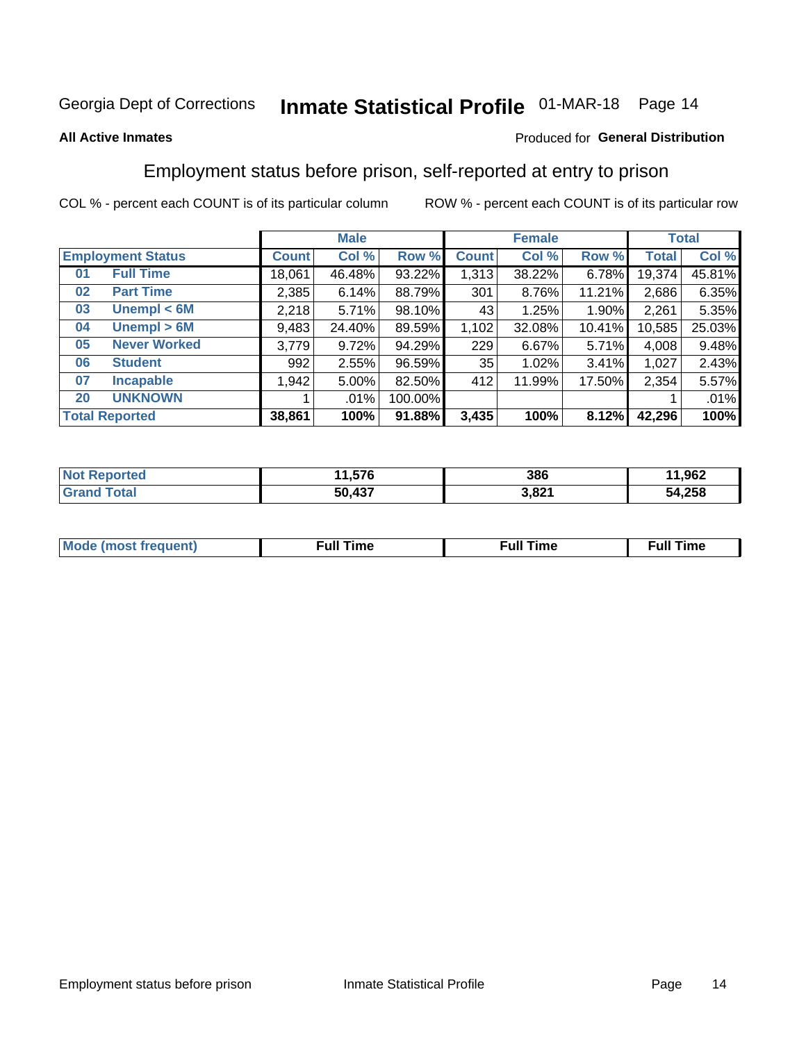Georgia Dept of Corrections **Inmate Statistical Profile** 01-MAR-18

**All Active Inmates**

Produced for **General Distribution**

## Employment status before prison, self-reported at entry to prison

COL % - percent each COUNT is of its particular column    ROW % - percent each COUNT is of its particular row

| | | Male | | | Female | | | Total | |
|---|---|---|---|---|---|---|---|---|---|
| **Employment Status** | | **Count** | **Col %** | **Row %** | **Count** | **Col %** | **Row %** | **Total** | **Col %** |
| 01 | Full Time | 18,061 | 46.48% | 93.22% | 1,313 | 38.22% | 6.78% | 19,374 | 45.81% |
| 02 | Part Time | 2,385 | 6.14% | 88.79% | 301 | 8.76% | 11.21% | 2,686 | 6.35% |
| 03 | Unempl < 6M | 2,218 | 5.71% | 98.10% | 43 | 1.25% | 1.90% | 2,261 | 5.35% |
| 04 | Unempl > 6M | 9,483 | 24.40% | 89.59% | 1,102 | 32.08% | 10.41% | 10,585 | 25.03% |
| 05 | Never Worked | 3,779 | 9.72% | 94.29% | 229 | 6.67% | 5.71% | 4,008 | 9.48% |
| 06 | Student | 992 | 2.55% | 96.59% | 35 | 1.02% | 3.41% | 1,027 | 2.43% |
| 07 | Incapable | 1,942 | 5.00% | 82.50% | 412 | 11.99% | 17.50% | 2,354 | 5.57% |
| 20 | UNKNOWN | 1 | .01% | 100.00% | | | | 1 | .01% |
| **Total Reported** | | **38,861** | **100%** | **91.88%** | **3,435** | **100%** | **8.12%** | **42,296** | **100%** |

| | Male | Female | Total |
|---|---|---|---|
| Not Reported | 11,576 | 386 | 11,962 |
| Grand Total | 50,437 | 3,821 | 54,258 |

| | Male | Female | Total |
|---|---|---|---|
| Mode (most frequent) | Full Time | Full Time | Full Time |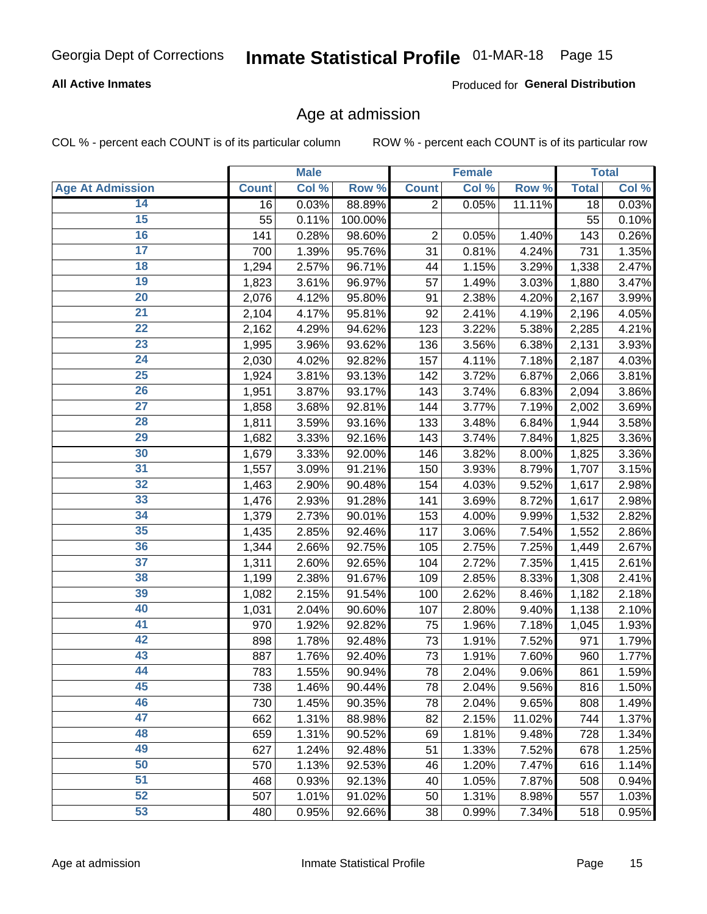Georgia Dept of Corrections **Inmate Statistical Profile** 01-MAR-18

**All Active Inmates**

Produced for **General Distribution**

## Age at admission

COL % - percent each COUNT is of its particular column ROW % - percent each COUNT is of its particular row

| | Male | | | Female | | | Total | |
|---|---|---|---|---|---|---|---|---|
| **Age At Admission** | **Count** | **Col %** | **Row %** | **Count** | **Col %** | **Row %** | **Total** | **Col %** |
| 14 | 16 | 0.03% | 88.89% | 2 | 0.05% | 11.11% | 18 | 0.03% |
| 15 | 55 | 0.11% | 100.00% | | | | 55 | 0.10% |
| 16 | 141 | 0.28% | 98.60% | 2 | 0.05% | 1.40% | 143 | 0.26% |
| 17 | 700 | 1.39% | 95.76% | 31 | 0.81% | 4.24% | 731 | 1.35% |
| 18 | 1,294 | 2.57% | 96.71% | 44 | 1.15% | 3.29% | 1,338 | 2.47% |
| 19 | 1,823 | 3.61% | 96.97% | 57 | 1.49% | 3.03% | 1,880 | 3.47% |
| 20 | 2,076 | 4.12% | 95.80% | 91 | 2.38% | 4.20% | 2,167 | 3.99% |
| 21 | 2,104 | 4.17% | 95.81% | 92 | 2.41% | 4.19% | 2,196 | 4.05% |
| 22 | 2,162 | 4.29% | 94.62% | 123 | 3.22% | 5.38% | 2,285 | 4.21% |
| 23 | 1,995 | 3.96% | 93.62% | 136 | 3.56% | 6.38% | 2,131 | 3.93% |
| 24 | 2,030 | 4.02% | 92.82% | 157 | 4.11% | 7.18% | 2,187 | 4.03% |
| 25 | 1,924 | 3.81% | 93.13% | 142 | 3.72% | 6.87% | 2,066 | 3.81% |
| 26 | 1,951 | 3.87% | 93.17% | 143 | 3.74% | 6.83% | 2,094 | 3.86% |
| 27 | 1,858 | 3.68% | 92.81% | 144 | 3.77% | 7.19% | 2,002 | 3.69% |
| 28 | 1,811 | 3.59% | 93.16% | 133 | 3.48% | 6.84% | 1,944 | 3.58% |
| 29 | 1,682 | 3.33% | 92.16% | 143 | 3.74% | 7.84% | 1,825 | 3.36% |
| 30 | 1,679 | 3.33% | 92.00% | 146 | 3.82% | 8.00% | 1,825 | 3.36% |
| 31 | 1,557 | 3.09% | 91.21% | 150 | 3.93% | 8.79% | 1,707 | 3.15% |
| 32 | 1,463 | 2.90% | 90.48% | 154 | 4.03% | 9.52% | 1,617 | 2.98% |
| 33 | 1,476 | 2.93% | 91.28% | 141 | 3.69% | 8.72% | 1,617 | 2.98% |
| 34 | 1,379 | 2.73% | 90.01% | 153 | 4.00% | 9.99% | 1,532 | 2.82% |
| 35 | 1,435 | 2.85% | 92.46% | 117 | 3.06% | 7.54% | 1,552 | 2.86% |
| 36 | 1,344 | 2.66% | 92.75% | 105 | 2.75% | 7.25% | 1,449 | 2.67% |
| 37 | 1,311 | 2.60% | 92.65% | 104 | 2.72% | 7.35% | 1,415 | 2.61% |
| 38 | 1,199 | 2.38% | 91.67% | 109 | 2.85% | 8.33% | 1,308 | 2.41% |
| 39 | 1,082 | 2.15% | 91.54% | 100 | 2.62% | 8.46% | 1,182 | 2.18% |
| 40 | 1,031 | 2.04% | 90.60% | 107 | 2.80% | 9.40% | 1,138 | 2.10% |
| 41 | 970 | 1.92% | 92.82% | 75 | 1.96% | 7.18% | 1,045 | 1.93% |
| 42 | 898 | 1.78% | 92.48% | 73 | 1.91% | 7.52% | 971 | 1.79% |
| 43 | 887 | 1.76% | 92.40% | 73 | 1.91% | 7.60% | 960 | 1.77% |
| 44 | 783 | 1.55% | 90.94% | 78 | 2.04% | 9.06% | 861 | 1.59% |
| 45 | 738 | 1.46% | 90.44% | 78 | 2.04% | 9.56% | 816 | 1.50% |
| 46 | 730 | 1.45% | 90.35% | 78 | 2.04% | 9.65% | 808 | 1.49% |
| 47 | 662 | 1.31% | 88.98% | 82 | 2.15% | 11.02% | 744 | 1.37% |
| 48 | 659 | 1.31% | 90.52% | 69 | 1.81% | 9.48% | 728 | 1.34% |
| 49 | 627 | 1.24% | 92.48% | 51 | 1.33% | 7.52% | 678 | 1.25% |
| 50 | 570 | 1.13% | 92.53% | 46 | 1.20% | 7.47% | 616 | 1.14% |
| 51 | 468 | 0.93% | 92.13% | 40 | 1.05% | 7.87% | 508 | 0.94% |
| 52 | 507 | 1.01% | 91.02% | 50 | 1.31% | 8.98% | 557 | 1.03% |
| 53 | 480 | 0.95% | 92.66% | 38 | 0.99% | 7.34% | 518 | 0.95% |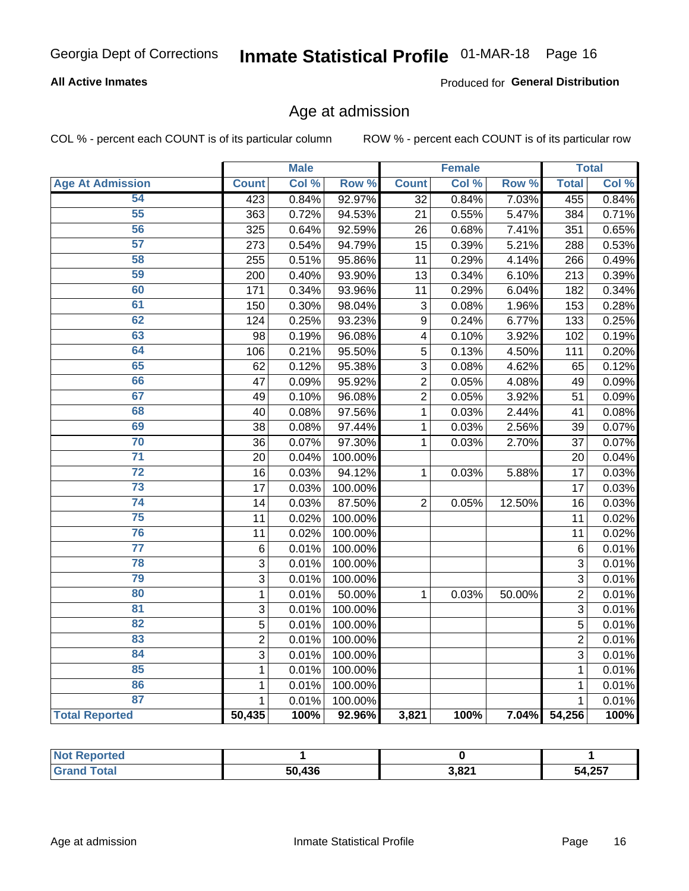Georgia Dept of Corrections **Inmate Statistical Profile** 01-MAR-18

**All Active Inmates**

Produced for **General Distribution**

## Age at admission

COL % - percent each COUNT is of its particular column

ROW % - percent each COUNT is of its particular row

| | Male | | | Female | | | Total | |
|---|---|---|---|---|---|---|---|---|
| **Age At Admission** | **Count** | **Col %** | **Row %** | **Count** | **Col %** | **Row %** | **Total** | **Col %** |
| 54 | 423 | 0.84% | 92.97% | 32 | 0.84% | 7.03% | 455 | 0.84% |
| 55 | 363 | 0.72% | 94.53% | 21 | 0.55% | 5.47% | 384 | 0.71% |
| 56 | 325 | 0.64% | 92.59% | 26 | 0.68% | 7.41% | 351 | 0.65% |
| 57 | 273 | 0.54% | 94.79% | 15 | 0.39% | 5.21% | 288 | 0.53% |
| 58 | 255 | 0.51% | 95.86% | 11 | 0.29% | 4.14% | 266 | 0.49% |
| 59 | 200 | 0.40% | 93.90% | 13 | 0.34% | 6.10% | 213 | 0.39% |
| 60 | 171 | 0.34% | 93.96% | 11 | 0.29% | 6.04% | 182 | 0.34% |
| 61 | 150 | 0.30% | 98.04% | 3 | 0.08% | 1.96% | 153 | 0.28% |
| 62 | 124 | 0.25% | 93.23% | 9 | 0.24% | 6.77% | 133 | 0.25% |
| 63 | 98 | 0.19% | 96.08% | 4 | 0.10% | 3.92% | 102 | 0.19% |
| 64 | 106 | 0.21% | 95.50% | 5 | 0.13% | 4.50% | 111 | 0.20% |
| 65 | 62 | 0.12% | 95.38% | 3 | 0.08% | 4.62% | 65 | 0.12% |
| 66 | 47 | 0.09% | 95.92% | 2 | 0.05% | 4.08% | 49 | 0.09% |
| 67 | 49 | 0.10% | 96.08% | 2 | 0.05% | 3.92% | 51 | 0.09% |
| 68 | 40 | 0.08% | 97.56% | 1 | 0.03% | 2.44% | 41 | 0.08% |
| 69 | 38 | 0.08% | 97.44% | 1 | 0.03% | 2.56% | 39 | 0.07% |
| 70 | 36 | 0.07% | 97.30% | 1 | 0.03% | 2.70% | 37 | 0.07% |
| 71 | 20 | 0.04% | 100.00% | | | | 20 | 0.04% |
| 72 | 16 | 0.03% | 94.12% | 1 | 0.03% | 5.88% | 17 | 0.03% |
| 73 | 17 | 0.03% | 100.00% | | | | 17 | 0.03% |
| 74 | 14 | 0.03% | 87.50% | 2 | 0.05% | 12.50% | 16 | 0.03% |
| 75 | 11 | 0.02% | 100.00% | | | | 11 | 0.02% |
| 76 | 11 | 0.02% | 100.00% | | | | 11 | 0.02% |
| 77 | 6 | 0.01% | 100.00% | | | | 6 | 0.01% |
| 78 | 3 | 0.01% | 100.00% | | | | 3 | 0.01% |
| 79 | 3 | 0.01% | 100.00% | | | | 3 | 0.01% |
| 80 | 1 | 0.01% | 50.00% | 1 | 0.03% | 50.00% | 2 | 0.01% |
| 81 | 3 | 0.01% | 100.00% | | | | 3 | 0.01% |
| 82 | 5 | 0.01% | 100.00% | | | | 5 | 0.01% |
| 83 | 2 | 0.01% | 100.00% | | | | 2 | 0.01% |
| 84 | 3 | 0.01% | 100.00% | | | | 3 | 0.01% |
| 85 | 1 | 0.01% | 100.00% | | | | 1 | 0.01% |
| 86 | 1 | 0.01% | 100.00% | | | | 1 | 0.01% |
| 87 | 1 | 0.01% | 100.00% | | | | 1 | 0.01% |
| **Total Reported** | **50,435** | **100%** | **92.96%** | **3,821** | **100%** | **7.04%** | **54,256** | **100%** |

| | Male | Female | Total |
|---|---|---|---|
| **Not Reported** | **1** | **0** | **1** |
| **Grand Total** | **50,436** | **3,821** | **54,257** |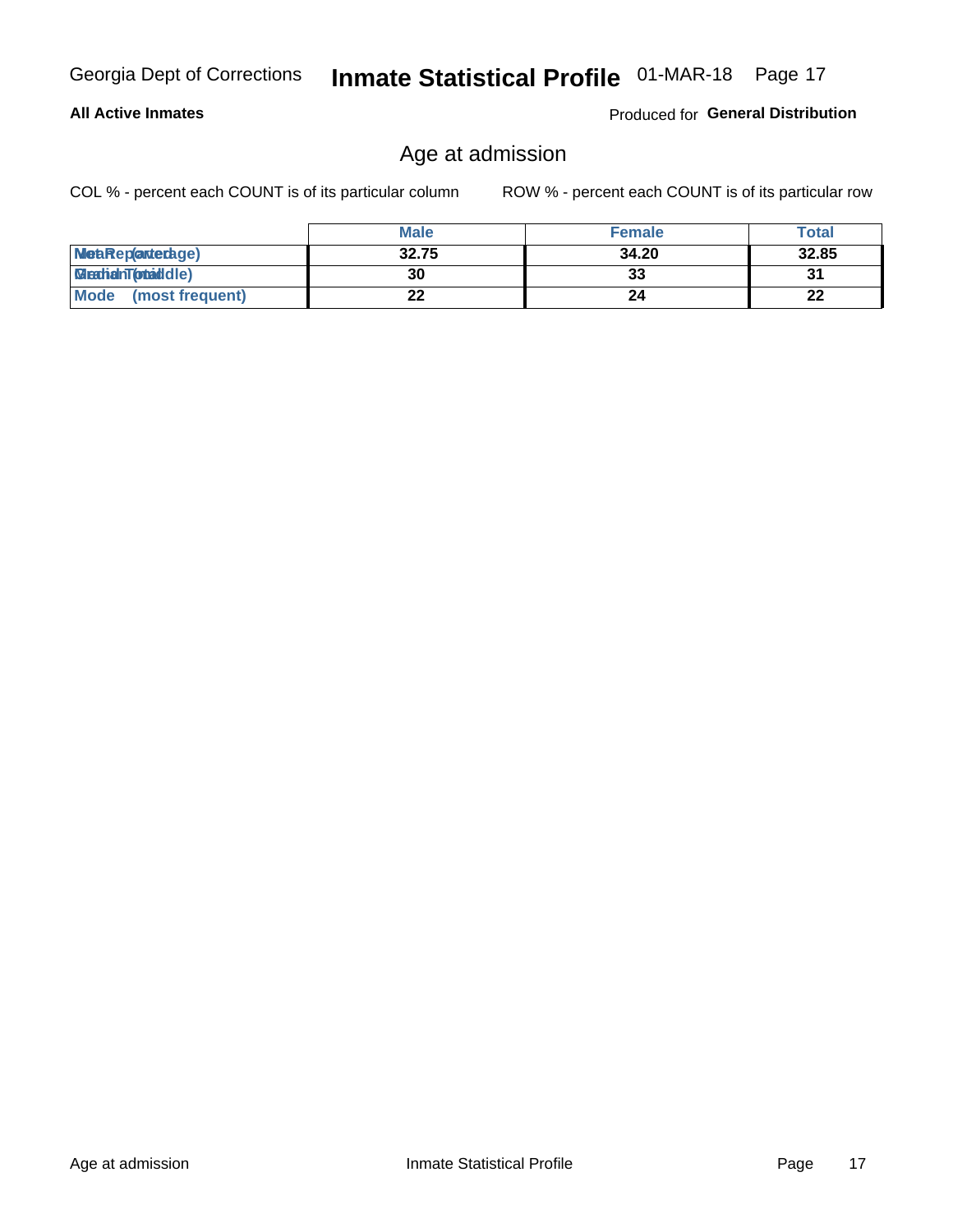## All Active Inmates

Produced for **General Distribution**

# Age at admission

COL % - percent each COUNT is of its particular column

ROW % - percent each COUNT is of its particular row

| | Male | Female | Total |
|---|---|---|---|
| Mean (average) | 32.75 | 34.20 | 32.85 |
| Median (middle) | 30 | 33 | 31 |
| Mode (most frequent) | 22 | 24 | 22 |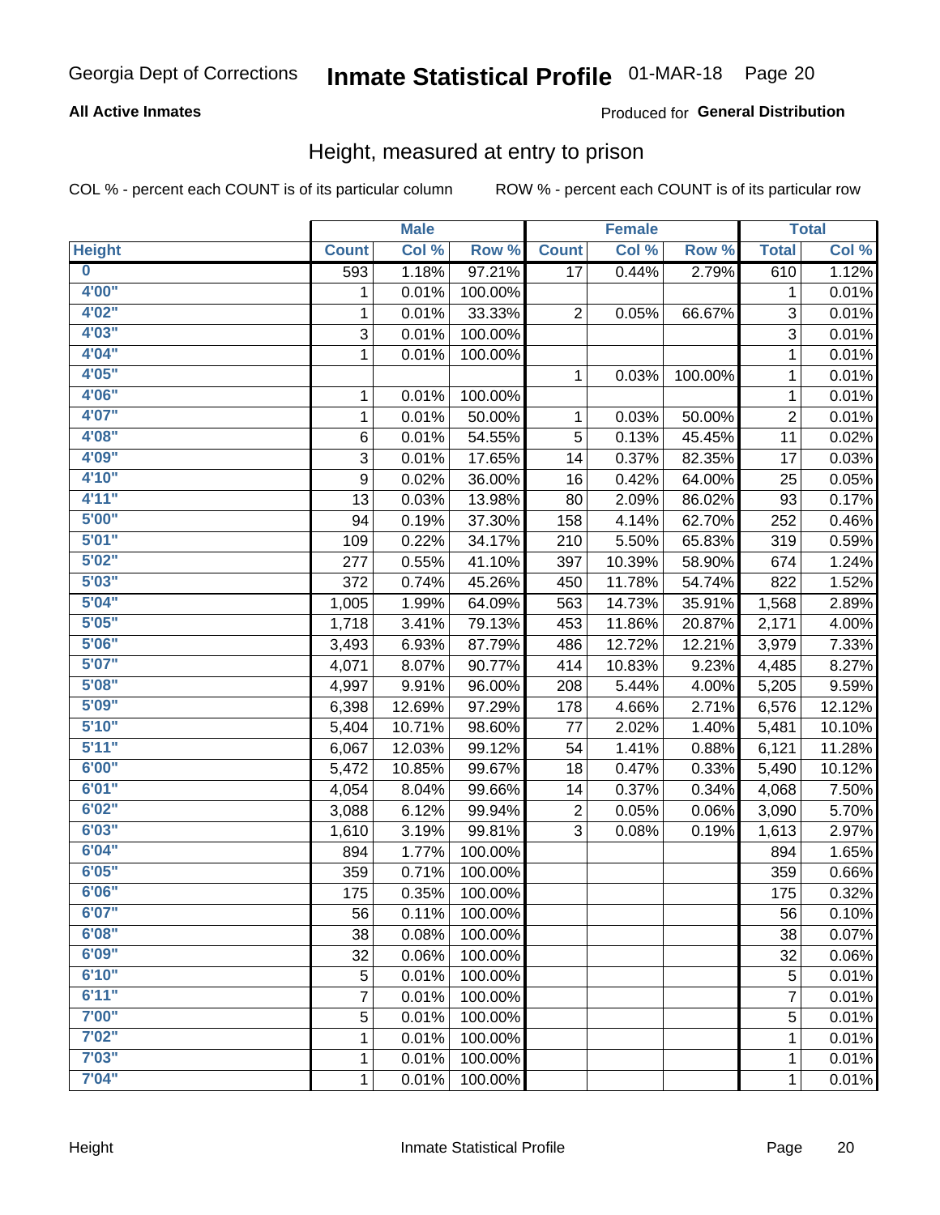Georgia Dept of Corrections **Inmate Statistical Profile** 01-MAR-18

**All Active Inmates**

Produced for **General Distribution**

## Height, measured at entry to prison

COL % - percent each COUNT is of its particular column ROW % - percent each COUNT is of its particular row

| | Male | | | Female | | | Total | |
|---|---|---|---|---|---|---|---|---|
| **Height** | **Count** | **Col %** | **Row %** | **Count** | **Col %** | **Row %** | **Total** | **Col %** |
| **0** | 593 | 1.18% | 97.21% | 17 | 0.44% | 2.79% | 610 | 1.12% |
| **4'00"** | 1 | 0.01% | 100.00% | | | | 1 | 0.01% |
| **4'02"** | 1 | 0.01% | 33.33% | 2 | 0.05% | 66.67% | 3 | 0.01% |
| **4'03"** | 3 | 0.01% | 100.00% | | | | 3 | 0.01% |
| **4'04"** | 1 | 0.01% | 100.00% | | | | 1 | 0.01% |
| **4'05"** | | | | 1 | 0.03% | 100.00% | 1 | 0.01% |
| **4'06"** | 1 | 0.01% | 100.00% | | | | 1 | 0.01% |
| **4'07"** | 1 | 0.01% | 50.00% | 1 | 0.03% | 50.00% | 2 | 0.01% |
| **4'08"** | 6 | 0.01% | 54.55% | 5 | 0.13% | 45.45% | 11 | 0.02% |
| **4'09"** | 3 | 0.01% | 17.65% | 14 | 0.37% | 82.35% | 17 | 0.03% |
| **4'10"** | 9 | 0.02% | 36.00% | 16 | 0.42% | 64.00% | 25 | 0.05% |
| **4'11"** | 13 | 0.03% | 13.98% | 80 | 2.09% | 86.02% | 93 | 0.17% |
| **5'00"** | 94 | 0.19% | 37.30% | 158 | 4.14% | 62.70% | 252 | 0.46% |
| **5'01"** | 109 | 0.22% | 34.17% | 210 | 5.50% | 65.83% | 319 | 0.59% |
| **5'02"** | 277 | 0.55% | 41.10% | 397 | 10.39% | 58.90% | 674 | 1.24% |
| **5'03"** | 372 | 0.74% | 45.26% | 450 | 11.78% | 54.74% | 822 | 1.52% |
| **5'04"** | 1,005 | 1.99% | 64.09% | 563 | 14.73% | 35.91% | 1,568 | 2.89% |
| **5'05"** | 1,718 | 3.41% | 79.13% | 453 | 11.86% | 20.87% | 2,171 | 4.00% |
| **5'06"** | 3,493 | 6.93% | 87.79% | 486 | 12.72% | 12.21% | 3,979 | 7.33% |
| **5'07"** | 4,071 | 8.07% | 90.77% | 414 | 10.83% | 9.23% | 4,485 | 8.27% |
| **5'08"** | 4,997 | 9.91% | 96.00% | 208 | 5.44% | 4.00% | 5,205 | 9.59% |
| **5'09"** | 6,398 | 12.69% | 97.29% | 178 | 4.66% | 2.71% | 6,576 | 12.12% |
| **5'10"** | 5,404 | 10.71% | 98.60% | 77 | 2.02% | 1.40% | 5,481 | 10.10% |
| **5'11"** | 6,067 | 12.03% | 99.12% | 54 | 1.41% | 0.88% | 6,121 | 11.28% |
| **6'00"** | 5,472 | 10.85% | 99.67% | 18 | 0.47% | 0.33% | 5,490 | 10.12% |
| **6'01"** | 4,054 | 8.04% | 99.66% | 14 | 0.37% | 0.34% | 4,068 | 7.50% |
| **6'02"** | 3,088 | 6.12% | 99.94% | 2 | 0.05% | 0.06% | 3,090 | 5.70% |
| **6'03"** | 1,610 | 3.19% | 99.81% | 3 | 0.08% | 0.19% | 1,613 | 2.97% |
| **6'04"** | 894 | 1.77% | 100.00% | | | | 894 | 1.65% |
| **6'05"** | 359 | 0.71% | 100.00% | | | | 359 | 0.66% |
| **6'06"** | 175 | 0.35% | 100.00% | | | | 175 | 0.32% |
| **6'07"** | 56 | 0.11% | 100.00% | | | | 56 | 0.10% |
| **6'08"** | 38 | 0.08% | 100.00% | | | | 38 | 0.07% |
| **6'09"** | 32 | 0.06% | 100.00% | | | | 32 | 0.06% |
| **6'10"** | 5 | 0.01% | 100.00% | | | | 5 | 0.01% |
| **6'11"** | 7 | 0.01% | 100.00% | | | | 7 | 0.01% |
| **7'00"** | 5 | 0.01% | 100.00% | | | | 5 | 0.01% |
| **7'02"** | 1 | 0.01% | 100.00% | | | | 1 | 0.01% |
| **7'03"** | 1 | 0.01% | 100.00% | | | | 1 | 0.01% |
| **7'04"** | 1 | 0.01% | 100.00% | | | | 1 | 0.01% |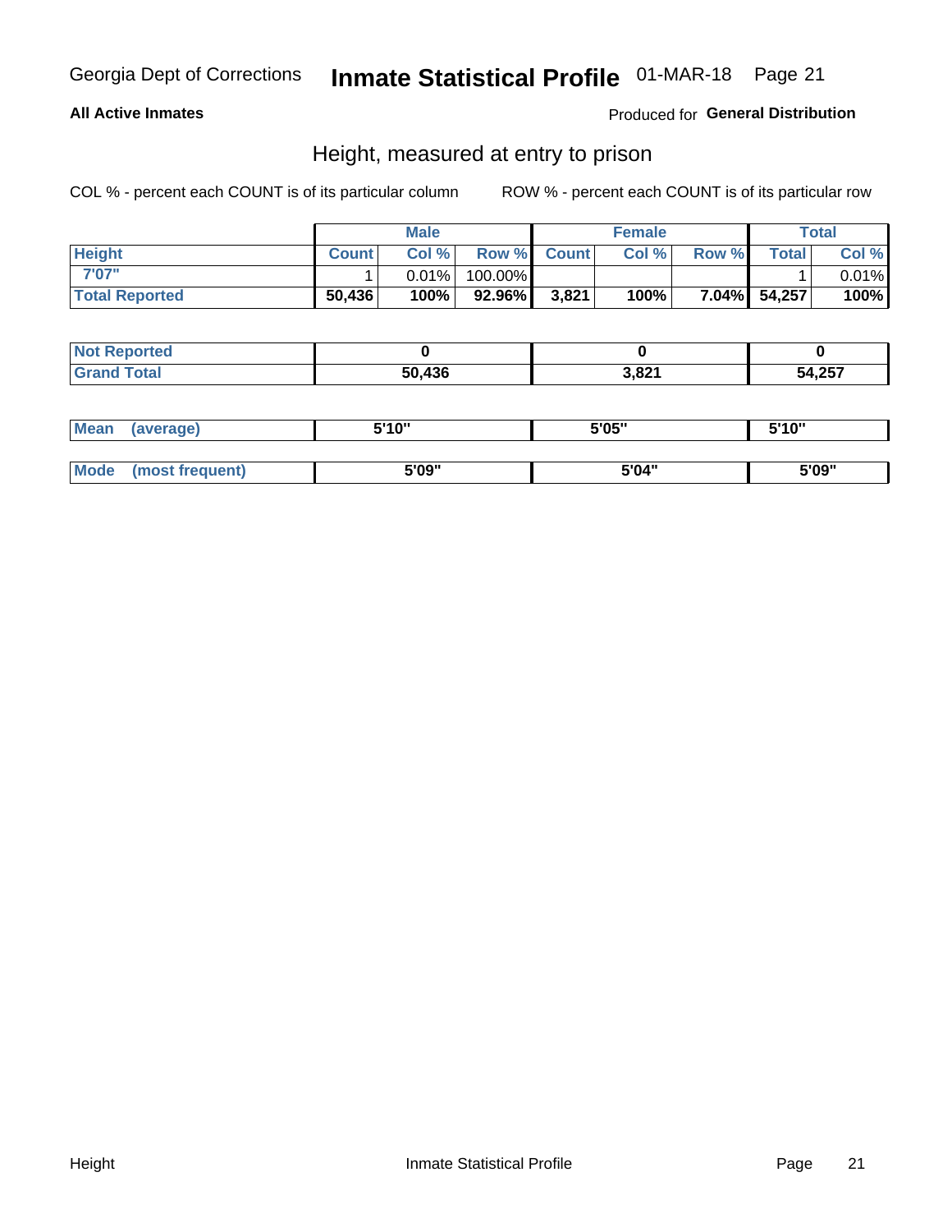Georgia Dept of Corrections **Inmate Statistical Profile** 01-MAR-18

**All Active Inmates**

Produced for **General Distribution**

## Height, measured at entry to prison

COL % - percent each COUNT is of its particular column    ROW % - percent each COUNT is of its particular row

| | Male | | | Female | | | Total | |
|---|---|---|---|---|---|---|---|---|
| **Height** | **Count** | **Col %** | **Row %** | **Count** | **Col %** | **Row %** | **Total** | **Col %** |
| **7'07"** | 1 | 0.01% | 100.00% | | | | 1 | 0.01% |
| **Total Reported** | **50,436** | **100%** | **92.96%** | **3,821** | **100%** | **7.04%** | **54,257** | **100%** |

| | Male | Female | Total |
|---|---|---|---|
| **Not Reported** | **0** | **0** | **0** |
| **Grand Total** | **50,436** | **3,821** | **54,257** |

| | Male | Female | Total |
|---|---|---|---|
| **Mean (average)** | **5'10"** | **5'05"** | **5'10"** |
| **Mode (most frequent)** | **5'09"** | **5'04"** | **5'09"** |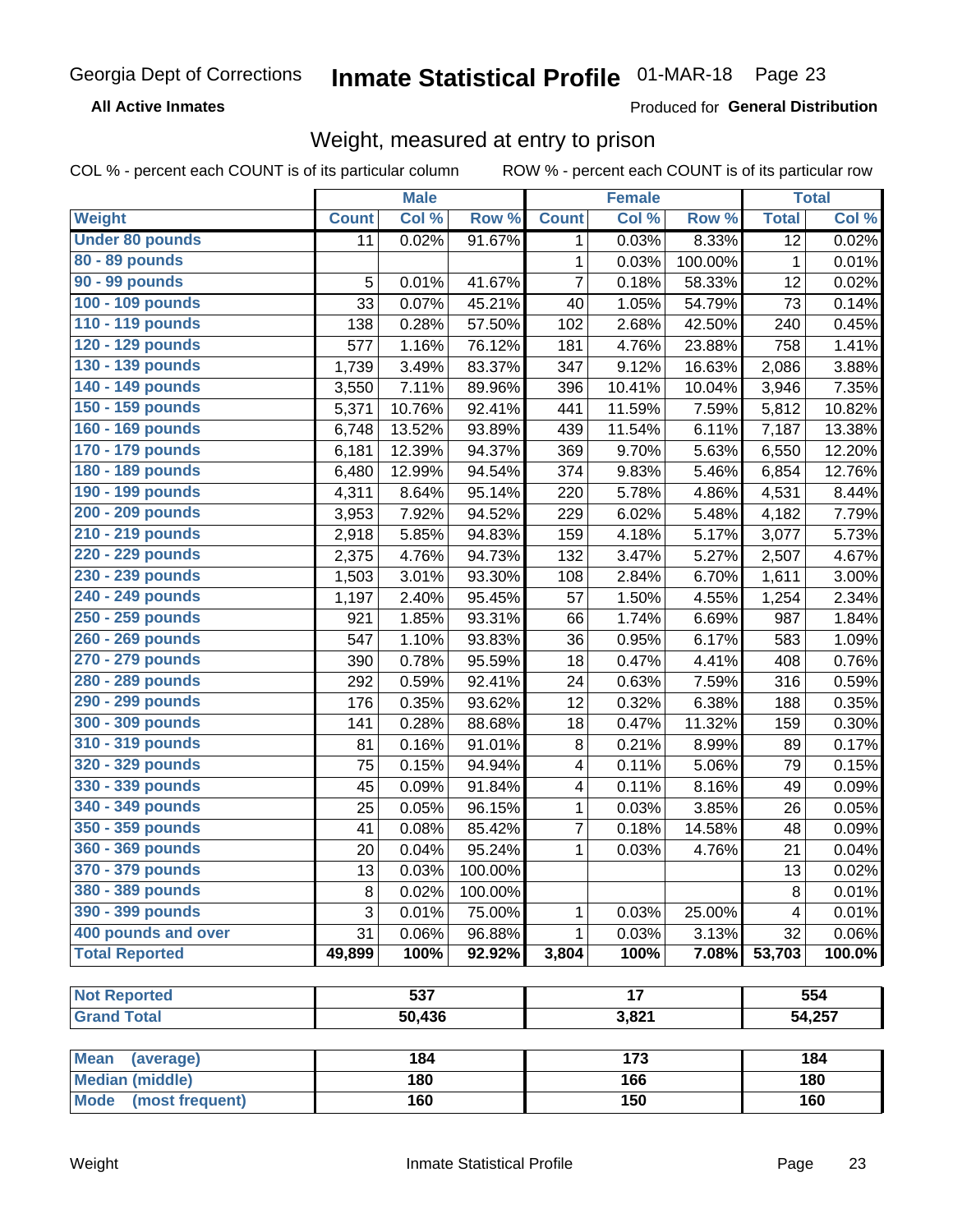Georgia Dept of Corrections **Inmate Statistical Profile** 01-MAR-18

**All Active Inmates**

Produced for **General Distribution**

## Weight, measured at entry to prison

COL % - percent each COUNT is of its particular column ROW % - percent each COUNT is of its particular row

| | Male | | | Female | | | Total | |
|---|---|---|---|---|---|---|---|---|
| **Weight** | **Count** | **Col %** | **Row %** | **Count** | **Col %** | **Row %** | **Total** | **Col %** |
| **Under 80 pounds** | 11 | 0.02% | 91.67% | 1 | 0.03% | 8.33% | 12 | 0.02% |
| **80 - 89 pounds** | | | | 1 | 0.03% | 100.00% | 1 | 0.01% |
| **90 - 99 pounds** | 5 | 0.01% | 41.67% | 7 | 0.18% | 58.33% | 12 | 0.02% |
| **100 - 109 pounds** | 33 | 0.07% | 45.21% | 40 | 1.05% | 54.79% | 73 | 0.14% |
| **110 - 119 pounds** | 138 | 0.28% | 57.50% | 102 | 2.68% | 42.50% | 240 | 0.45% |
| **120 - 129 pounds** | 577 | 1.16% | 76.12% | 181 | 4.76% | 23.88% | 758 | 1.41% |
| **130 - 139 pounds** | 1,739 | 3.49% | 83.37% | 347 | 9.12% | 16.63% | 2,086 | 3.88% |
| **140 - 149 pounds** | 3,550 | 7.11% | 89.96% | 396 | 10.41% | 10.04% | 3,946 | 7.35% |
| **150 - 159 pounds** | 5,371 | 10.76% | 92.41% | 441 | 11.59% | 7.59% | 5,812 | 10.82% |
| **160 - 169 pounds** | 6,748 | 13.52% | 93.89% | 439 | 11.54% | 6.11% | 7,187 | 13.38% |
| **170 - 179 pounds** | 6,181 | 12.39% | 94.37% | 369 | 9.70% | 5.63% | 6,550 | 12.20% |
| **180 - 189 pounds** | 6,480 | 12.99% | 94.54% | 374 | 9.83% | 5.46% | 6,854 | 12.76% |
| **190 - 199 pounds** | 4,311 | 8.64% | 95.14% | 220 | 5.78% | 4.86% | 4,531 | 8.44% |
| **200 - 209 pounds** | 3,953 | 7.92% | 94.52% | 229 | 6.02% | 5.48% | 4,182 | 7.79% |
| **210 - 219 pounds** | 2,918 | 5.85% | 94.83% | 159 | 4.18% | 5.17% | 3,077 | 5.73% |
| **220 - 229 pounds** | 2,375 | 4.76% | 94.73% | 132 | 3.47% | 5.27% | 2,507 | 4.67% |
| **230 - 239 pounds** | 1,503 | 3.01% | 93.30% | 108 | 2.84% | 6.70% | 1,611 | 3.00% |
| **240 - 249 pounds** | 1,197 | 2.40% | 95.45% | 57 | 1.50% | 4.55% | 1,254 | 2.34% |
| **250 - 259 pounds** | 921 | 1.85% | 93.31% | 66 | 1.74% | 6.69% | 987 | 1.84% |
| **260 - 269 pounds** | 547 | 1.10% | 93.83% | 36 | 0.95% | 6.17% | 583 | 1.09% |
| **270 - 279 pounds** | 390 | 0.78% | 95.59% | 18 | 0.47% | 4.41% | 408 | 0.76% |
| **280 - 289 pounds** | 292 | 0.59% | 92.41% | 24 | 0.63% | 7.59% | 316 | 0.59% |
| **290 - 299 pounds** | 176 | 0.35% | 93.62% | 12 | 0.32% | 6.38% | 188 | 0.35% |
| **300 - 309 pounds** | 141 | 0.28% | 88.68% | 18 | 0.47% | 11.32% | 159 | 0.30% |
| **310 - 319 pounds** | 81 | 0.16% | 91.01% | 8 | 0.21% | 8.99% | 89 | 0.17% |
| **320 - 329 pounds** | 75 | 0.15% | 94.94% | 4 | 0.11% | 5.06% | 79 | 0.15% |
| **330 - 339 pounds** | 45 | 0.09% | 91.84% | 4 | 0.11% | 8.16% | 49 | 0.09% |
| **340 - 349 pounds** | 25 | 0.05% | 96.15% | 1 | 0.03% | 3.85% | 26 | 0.05% |
| **350 - 359 pounds** | 41 | 0.08% | 85.42% | 7 | 0.18% | 14.58% | 48 | 0.09% |
| **360 - 369 pounds** | 20 | 0.04% | 95.24% | 1 | 0.03% | 4.76% | 21 | 0.04% |
| **370 - 379 pounds** | 13 | 0.03% | 100.00% | | | | 13 | 0.02% |
| **380 - 389 pounds** | 8 | 0.02% | 100.00% | | | | 8 | 0.01% |
| **390 - 399 pounds** | 3 | 0.01% | 75.00% | 1 | 0.03% | 25.00% | 4 | 0.01% |
| **400 pounds and over** | 31 | 0.06% | 96.88% | 1 | 0.03% | 3.13% | 32 | 0.06% |
| **Total Reported** | **49,899** | **100%** | **92.92%** | **3,804** | **100%** | **7.08%** | **53,703** | **100.0%** |

| | Male | Female | Total |
|---|---|---|---|
| **Not Reported** | **537** | **17** | **554** |
| **Grand Total** | **50,436** | **3,821** | **54,257** |

| | Male | Female | Total |
|---|---|---|---|
| **Mean (average)** | **184** | **173** | **184** |
| **Median (middle)** | **180** | **166** | **180** |
| **Mode (most frequent)** | **160** | **150** | **160** |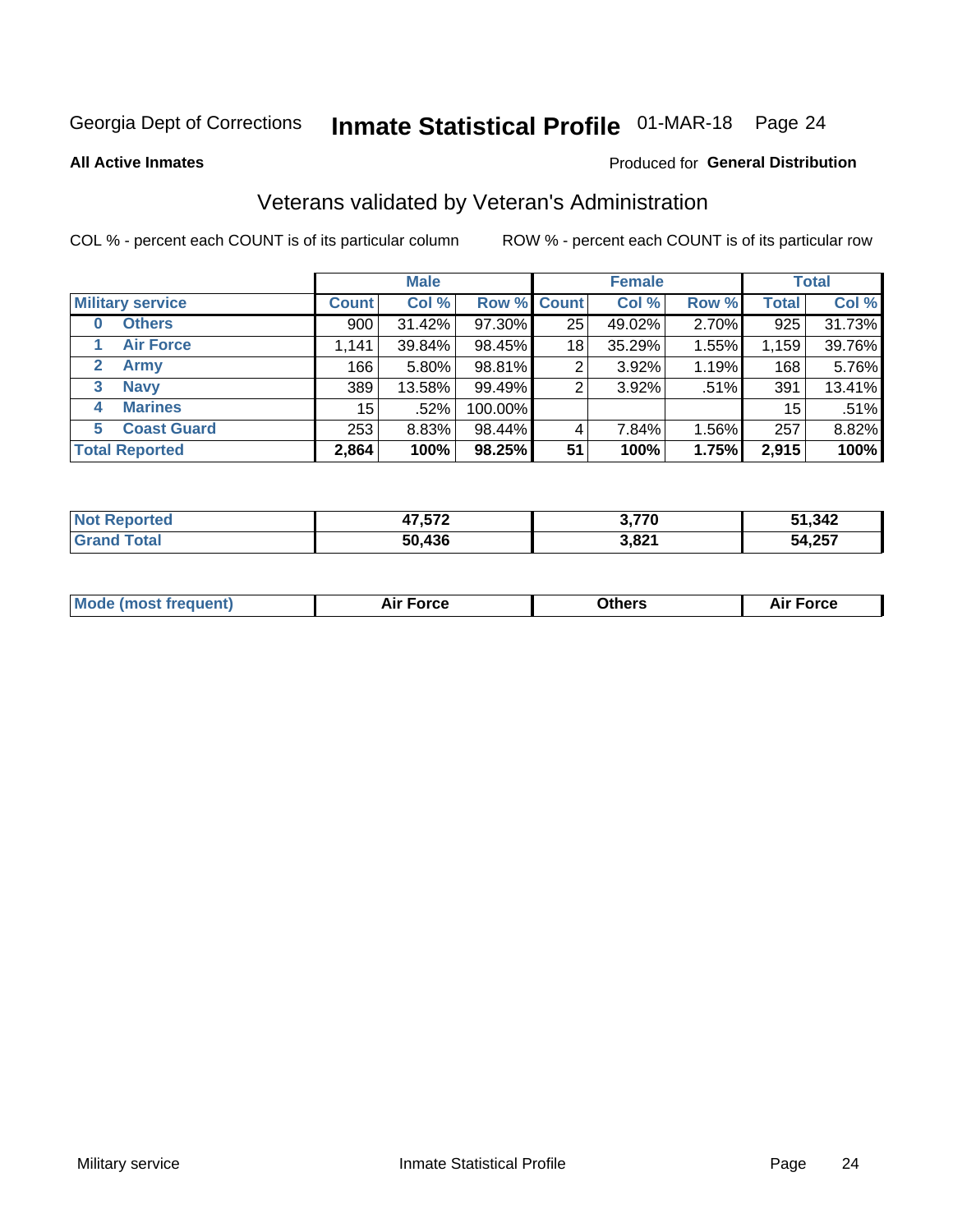Georgia Dept of Corrections **Inmate Statistical Profile** 01-MAR-18

**All Active Inmates**

Produced for **General Distribution**

## Veterans validated by Veteran's Administration

COL % - percent each COUNT is of its particular column    ROW % - percent each COUNT is of its particular row

| | Male | | | Female | | | Total | |
|---|---|---|---|---|---|---|---|---|
| **Military service** | **Count** | **Col %** | **Row %** | **Count** | **Col %** | **Row %** | **Total** | **Col %** |
| **0 Others** | 900 | 31.42% | 97.30% | 25 | 49.02% | 2.70% | 925 | 31.73% |
| **1 Air Force** | 1,141 | 39.84% | 98.45% | 18 | 35.29% | 1.55% | 1,159 | 39.76% |
| **2 Army** | 166 | 5.80% | 98.81% | 2 | 3.92% | 1.19% | 168 | 5.76% |
| **3 Navy** | 389 | 13.58% | 99.49% | 2 | 3.92% | .51% | 391 | 13.41% |
| **4 Marines** | 15 | .52% | 100.00% | | | | 15 | .51% |
| **5 Coast Guard** | 253 | 8.83% | 98.44% | 4 | 7.84% | 1.56% | 257 | 8.82% |
| **Total Reported** | **2,864** | **100%** | **98.25%** | **51** | **100%** | **1.75%** | **2,915** | **100%** |

| | Male | Female | Total |
|---|---|---|---|
| **Not Reported** | **47,572** | **3,770** | **51,342** |
| **Grand Total** | **50,436** | **3,821** | **54,257** |

| | Male | Female | Total |
|---|---|---|---|
| **Mode (most frequent)** | **Air Force** | **Others** | **Air Force** |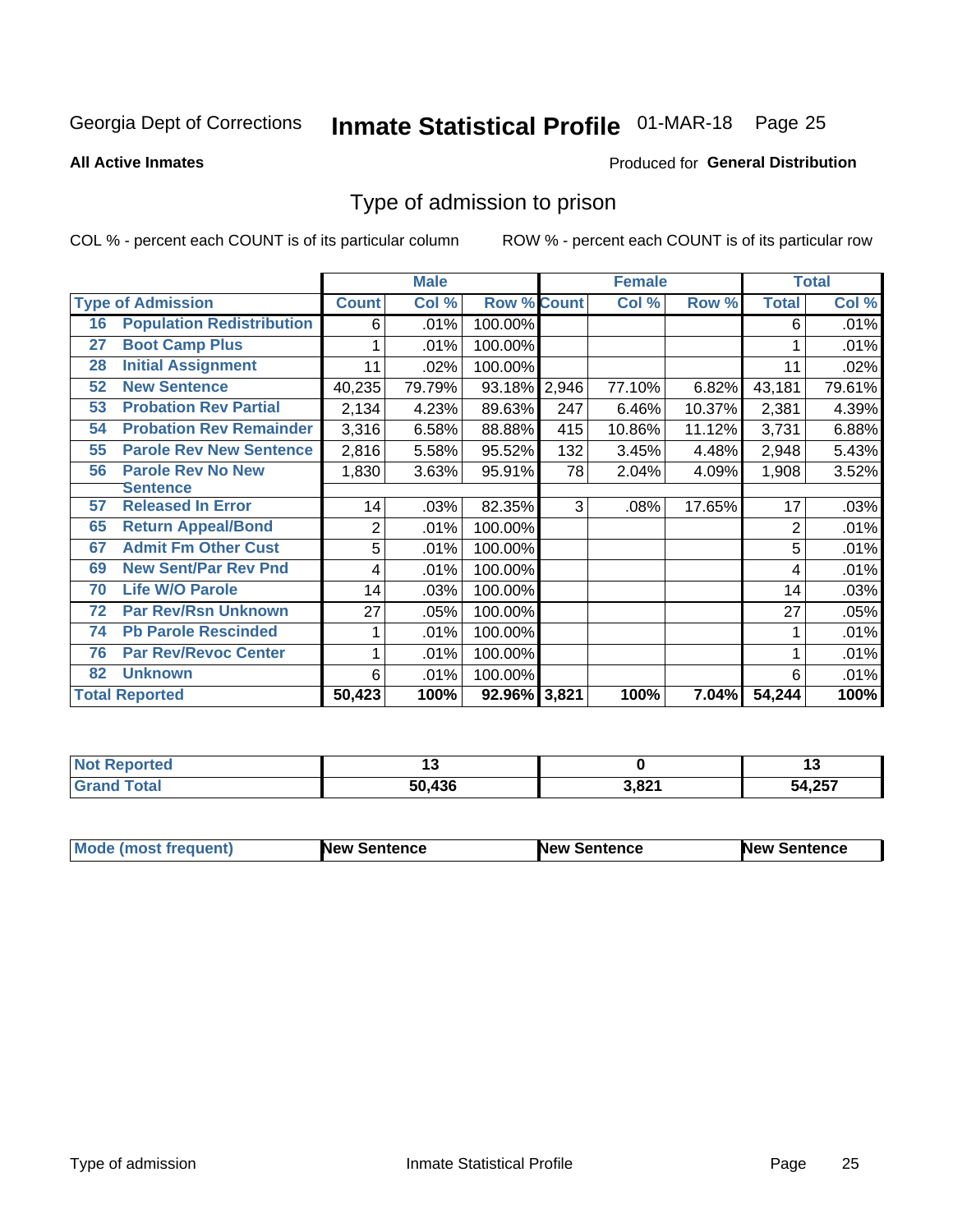Georgia Dept of Corrections **Inmate Statistical Profile** 01-MAR-18

**All Active Inmates**

Produced for **General Distribution**

## Type of admission to prison

COL % - percent each COUNT is of its particular column

ROW % - percent each COUNT is of its particular row

| | | Male | | | Female | | | Total | |
|---|---|---|---|---|---|---|---|---|---|
| Type of Admission | | Count | Col % | Row % | Count | Col % | Row % | Total | Col % |
| 16 | Population Redistribution | 6 | .01% | 100.00% | | | | 6 | .01% |
| 27 | Boot Camp Plus | 1 | .01% | 100.00% | | | | 1 | .01% |
| 28 | Initial Assignment | 11 | .02% | 100.00% | | | | 11 | .02% |
| 52 | New Sentence | 40,235 | 79.79% | 93.18% | 2,946 | 77.10% | 6.82% | 43,181 | 79.61% |
| 53 | Probation Rev Partial | 2,134 | 4.23% | 89.63% | 247 | 6.46% | 10.37% | 2,381 | 4.39% |
| 54 | Probation Rev Remainder | 3,316 | 6.58% | 88.88% | 415 | 10.86% | 11.12% | 3,731 | 6.88% |
| 55 | Parole Rev New Sentence | 2,816 | 5.58% | 95.52% | 132 | 3.45% | 4.48% | 2,948 | 5.43% |
| 56 | Parole Rev No New Sentence | 1,830 | 3.63% | 95.91% | 78 | 2.04% | 4.09% | 1,908 | 3.52% |
| 57 | Released In Error | 14 | .03% | 82.35% | 3 | .08% | 17.65% | 17 | .03% |
| 65 | Return Appeal/Bond | 2 | .01% | 100.00% | | | | 2 | .01% |
| 67 | Admit Fm Other Cust | 5 | .01% | 100.00% | | | | 5 | .01% |
| 69 | New Sent/Par Rev Pnd | 4 | .01% | 100.00% | | | | 4 | .01% |
| 70 | Life W/O Parole | 14 | .03% | 100.00% | | | | 14 | .03% |
| 72 | Par Rev/Rsn Unknown | 27 | .05% | 100.00% | | | | 27 | .05% |
| 74 | Pb Parole Rescinded | 1 | .01% | 100.00% | | | | 1 | .01% |
| 76 | Par Rev/Revoc Center | 1 | .01% | 100.00% | | | | 1 | .01% |
| 82 | Unknown | 6 | .01% | 100.00% | | | | 6 | .01% |
| Total Reported | | 50,423 | 100% | 92.96% | 3,821 | 100% | 7.04% | 54,244 | 100% |

| | Male | Female | Total |
|---|---|---|---|
| Not Reported | 13 | 0 | 13 |
| Grand Total | 50,436 | 3,821 | 54,257 |

| | Male | Female | Total |
|---|---|---|---|
| Mode (most frequent) | New Sentence | New Sentence | New Sentence |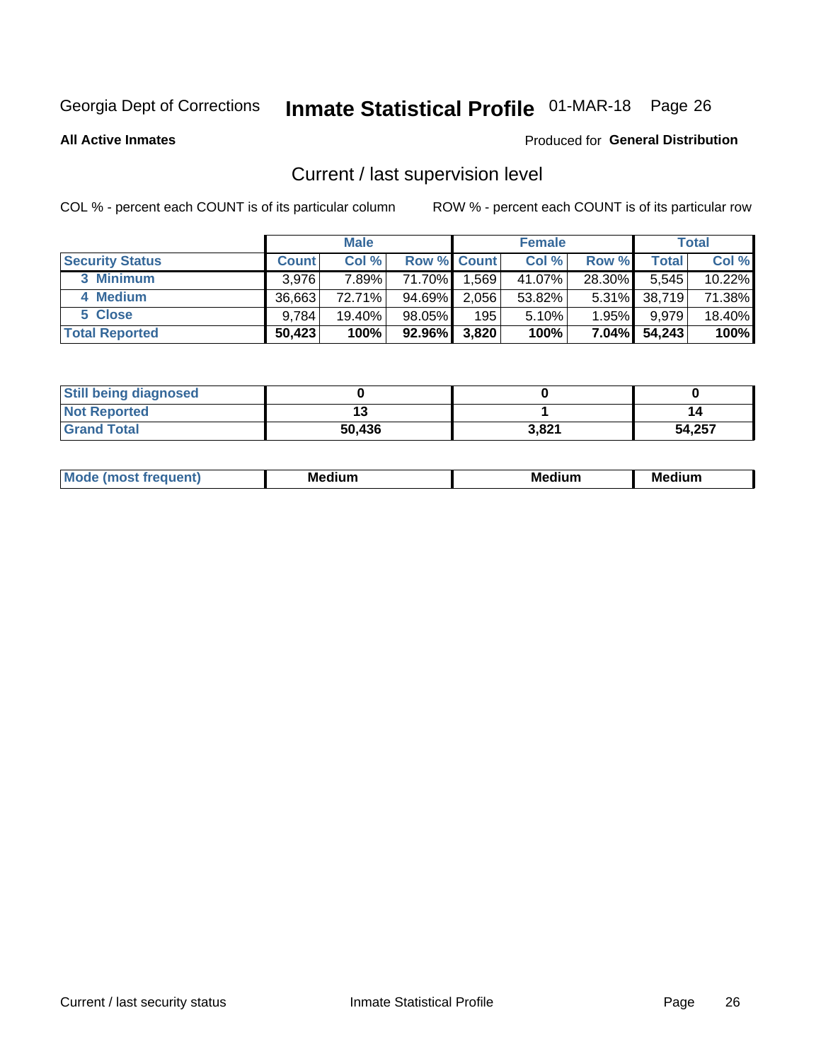Georgia Dept of Corrections **Inmate Statistical Profile** 01-MAR-18

**All Active Inmates**

Produced for **General Distribution**

## Current / last supervision level

COL % - percent each COUNT is of its particular column ROW % - percent each COUNT is of its particular row

| | Male | | | Female | | | Total | |
|---|---|---|---|---|---|---|---|---|
| **Security Status** | **Count** | **Col %** | **Row %** | **Count** | **Col %** | **Row %** | **Total** | **Col %** |
| 3 Minimum | 3,976 | 7.89% | 71.70% | 1,569 | 41.07% | 28.30% | 5,545 | 10.22% |
| 4 Medium | 36,663 | 72.71% | 94.69% | 2,056 | 53.82% | 5.31% | 38,719 | 71.38% |
| 5 Close | 9,784 | 19.40% | 98.05% | 195 | 5.10% | 1.95% | 9,979 | 18.40% |
| **Total Reported** | **50,423** | **100%** | **92.96%** | **3,820** | **100%** | **7.04%** | **54,243** | **100%** |

| | Male | Female | Total |
|---|---|---|---|
| **Still being diagnosed** | **0** | **0** | **0** |
| **Not Reported** | **13** | **1** | **14** |
| **Grand Total** | **50,436** | **3,821** | **54,257** |

| | Male | Female | Total |
|---|---|---|---|
| **Mode (most frequent)** | **Medium** | **Medium** | **Medium** |

Current / last security status Inmate Statistical Profile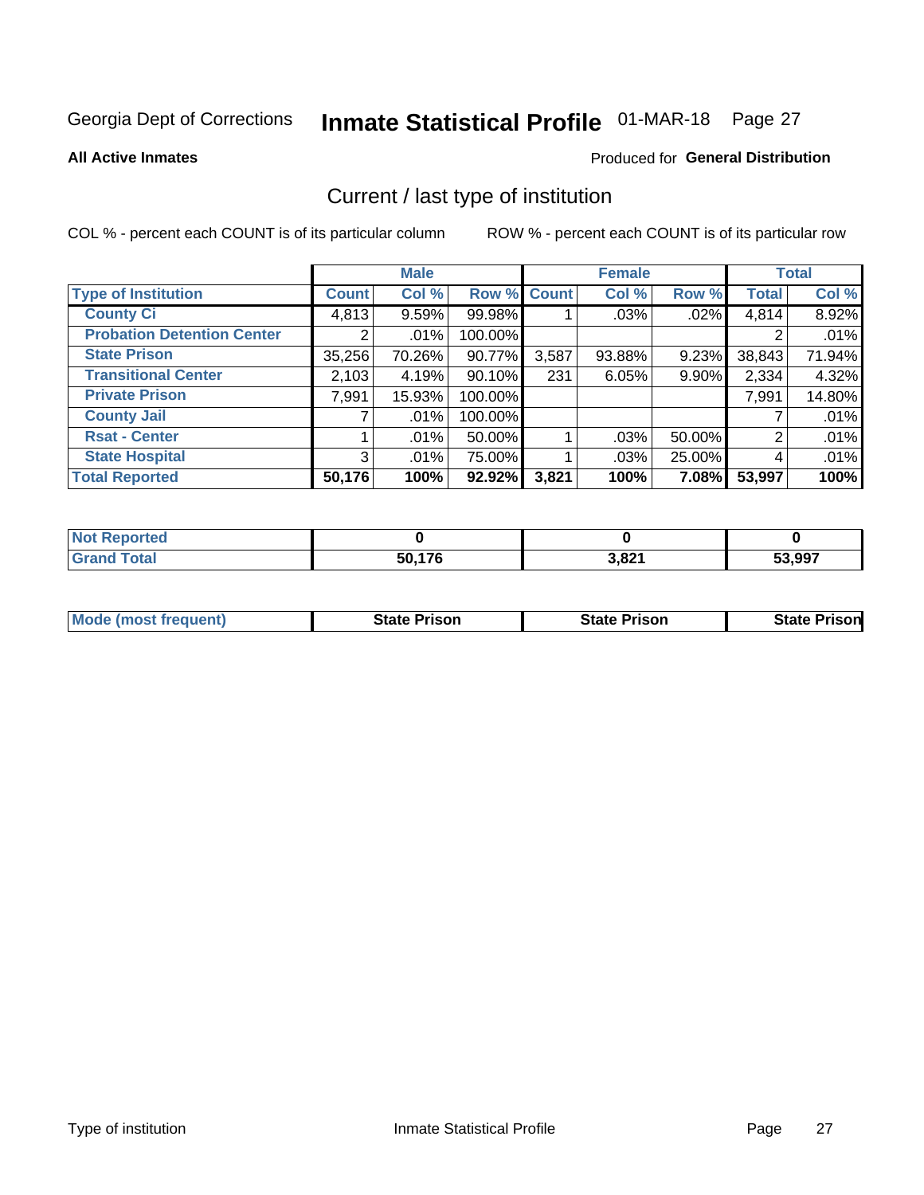Georgia Dept of Corrections **Inmate Statistical Profile** 01-MAR-18

**All Active Inmates**

Produced for **General Distribution**

## Current / last type of institution

COL % - percent each COUNT is of its particular column

ROW % - percent each COUNT is of its particular row

| | Male | | | Female | | | Total | |
|---|---|---|---|---|---|---|---|---|
| **Type of Institution** | **Count** | **Col %** | **Row %** | **Count** | **Col %** | **Row %** | **Total** | **Col %** |
| **County Ci** | 4,813 | 9.59% | 99.98% | 1 | .03% | .02% | 4,814 | 8.92% |
| **Probation Detention Center** | 2 | .01% | 100.00% | | | | 2 | .01% |
| **State Prison** | 35,256 | 70.26% | 90.77% | 3,587 | 93.88% | 9.23% | 38,843 | 71.94% |
| **Transitional Center** | 2,103 | 4.19% | 90.10% | 231 | 6.05% | 9.90% | 2,334 | 4.32% |
| **Private Prison** | 7,991 | 15.93% | 100.00% | | | | 7,991 | 14.80% |
| **County Jail** | 7 | .01% | 100.00% | | | | 7 | .01% |
| **Rsat - Center** | 1 | .01% | 50.00% | 1 | .03% | 50.00% | 2 | .01% |
| **State Hospital** | 3 | .01% | 75.00% | 1 | .03% | 25.00% | 4 | .01% |
| **Total Reported** | **50,176** | **100%** | **92.92%** | **3,821** | **100%** | **7.08%** | **53,997** | **100%** |

| | Male | Female | Total |
|---|---|---|---|
| **Not Reported** | **0** | **0** | **0** |
| **Grand Total** | **50,176** | **3,821** | **53,997** |

| | Male | Female | Total |
|---|---|---|---|
| **Mode (most frequent)** | **State Prison** | **State Prison** | **State Prison** |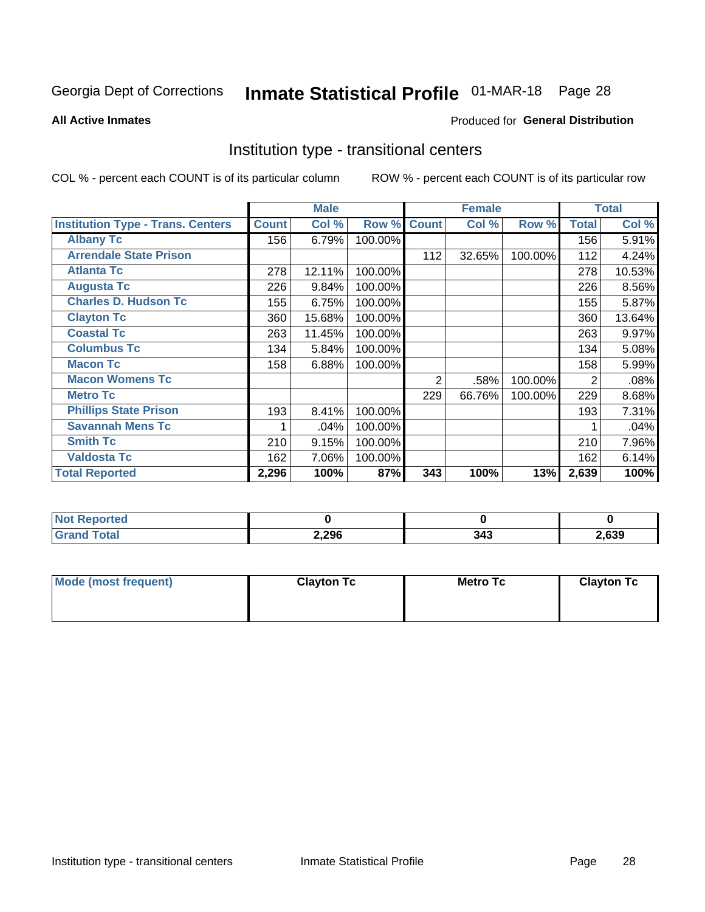Georgia Dept of Corrections **Inmate Statistical Profile** 01-MAR-18

**All Active Inmates**

Produced for **General Distribution**

## Institution type - transitional centers

COL % - percent each COUNT is of its particular column

ROW % - percent each COUNT is of its particular row

| | Male | | | Female | | | Total | |
|---|---|---|---|---|---|---|---|---|
| **Institution Type - Trans. Centers** | **Count** | **Col %** | **Row %** | **Count** | **Col %** | **Row %** | **Total** | **Col %** |
| **Albany Tc** | 156 | 6.79% | 100.00% | | | | 156 | 5.91% |
| **Arrendale State Prison** | | | | 112 | 32.65% | 100.00% | 112 | 4.24% |
| **Atlanta Tc** | 278 | 12.11% | 100.00% | | | | 278 | 10.53% |
| **Augusta Tc** | 226 | 9.84% | 100.00% | | | | 226 | 8.56% |
| **Charles D. Hudson Tc** | 155 | 6.75% | 100.00% | | | | 155 | 5.87% |
| **Clayton Tc** | 360 | 15.68% | 100.00% | | | | 360 | 13.64% |
| **Coastal Tc** | 263 | 11.45% | 100.00% | | | | 263 | 9.97% |
| **Columbus Tc** | 134 | 5.84% | 100.00% | | | | 134 | 5.08% |
| **Macon Tc** | 158 | 6.88% | 100.00% | | | | 158 | 5.99% |
| **Macon Womens Tc** | | | | 2 | .58% | 100.00% | 2 | .08% |
| **Metro Tc** | | | | 229 | 66.76% | 100.00% | 229 | 8.68% |
| **Phillips State Prison** | 193 | 8.41% | 100.00% | | | | 193 | 7.31% |
| **Savannah Mens Tc** | 1 | .04% | 100.00% | | | | 1 | .04% |
| **Smith Tc** | 210 | 9.15% | 100.00% | | | | 210 | 7.96% |
| **Valdosta Tc** | 162 | 7.06% | 100.00% | | | | 162 | 6.14% |
| **Total Reported** | **2,296** | **100%** | **87%** | **343** | **100%** | **13%** | **2,639** | **100%** |

| | Male | Female | Total |
|---|---|---|---|
| **Not Reported** | **0** | **0** | **0** |
| **Grand Total** | **2,296** | **343** | **2,639** |

| | Male | Female | Total |
|---|---|---|---|
| **Mode (most frequent)** | **Clayton Tc** | **Metro Tc** | **Clayton Tc** |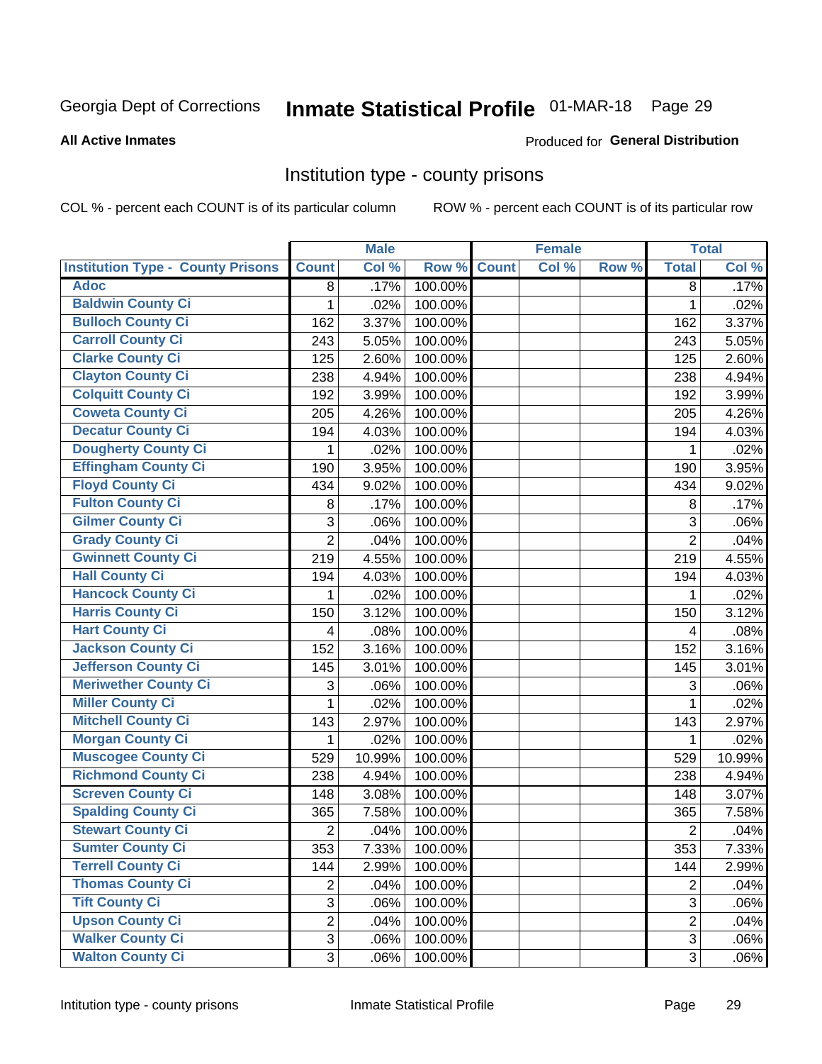Georgia Dept of Corrections **Inmate Statistical Profile** 01-MAR-18

**All Active Inmates**

Produced for **General Distribution**

## Institution type - county prisons

COL % - percent each COUNT is of its particular column

ROW % - percent each COUNT is of its particular row

| | Male | | | Female | | | Total | |
|---|---|---|---|---|---|---|---|---|
| Institution Type - County Prisons | Count | Col % | Row % | Count | Col % | Row % | Total | Col % |
| Adoc | 8 | .17% | 100.00% | | | | 8 | .17% |
| Baldwin County Ci | 1 | .02% | 100.00% | | | | 1 | .02% |
| Bulloch County Ci | 162 | 3.37% | 100.00% | | | | 162 | 3.37% |
| Carroll County Ci | 243 | 5.05% | 100.00% | | | | 243 | 5.05% |
| Clarke County Ci | 125 | 2.60% | 100.00% | | | | 125 | 2.60% |
| Clayton County Ci | 238 | 4.94% | 100.00% | | | | 238 | 4.94% |
| Colquitt County Ci | 192 | 3.99% | 100.00% | | | | 192 | 3.99% |
| Coweta County Ci | 205 | 4.26% | 100.00% | | | | 205 | 4.26% |
| Decatur County Ci | 194 | 4.03% | 100.00% | | | | 194 | 4.03% |
| Dougherty County Ci | 1 | .02% | 100.00% | | | | 1 | .02% |
| Effingham County Ci | 190 | 3.95% | 100.00% | | | | 190 | 3.95% |
| Floyd County Ci | 434 | 9.02% | 100.00% | | | | 434 | 9.02% |
| Fulton County Ci | 8 | .17% | 100.00% | | | | 8 | .17% |
| Gilmer County Ci | 3 | .06% | 100.00% | | | | 3 | .06% |
| Grady County Ci | 2 | .04% | 100.00% | | | | 2 | .04% |
| Gwinnett County Ci | 219 | 4.55% | 100.00% | | | | 219 | 4.55% |
| Hall County Ci | 194 | 4.03% | 100.00% | | | | 194 | 4.03% |
| Hancock County Ci | 1 | .02% | 100.00% | | | | 1 | .02% |
| Harris County Ci | 150 | 3.12% | 100.00% | | | | 150 | 3.12% |
| Hart County Ci | 4 | .08% | 100.00% | | | | 4 | .08% |
| Jackson County Ci | 152 | 3.16% | 100.00% | | | | 152 | 3.16% |
| Jefferson County Ci | 145 | 3.01% | 100.00% | | | | 145 | 3.01% |
| Meriwether County Ci | 3 | .06% | 100.00% | | | | 3 | .06% |
| Miller County Ci | 1 | .02% | 100.00% | | | | 1 | .02% |
| Mitchell County Ci | 143 | 2.97% | 100.00% | | | | 143 | 2.97% |
| Morgan County Ci | 1 | .02% | 100.00% | | | | 1 | .02% |
| Muscogee County Ci | 529 | 10.99% | 100.00% | | | | 529 | 10.99% |
| Richmond County Ci | 238 | 4.94% | 100.00% | | | | 238 | 4.94% |
| Screven County Ci | 148 | 3.08% | 100.00% | | | | 148 | 3.07% |
| Spalding County Ci | 365 | 7.58% | 100.00% | | | | 365 | 7.58% |
| Stewart County Ci | 2 | .04% | 100.00% | | | | 2 | .04% |
| Sumter County Ci | 353 | 7.33% | 100.00% | | | | 353 | 7.33% |
| Terrell County Ci | 144 | 2.99% | 100.00% | | | | 144 | 2.99% |
| Thomas County Ci | 2 | .04% | 100.00% | | | | 2 | .04% |
| Tift County Ci | 3 | .06% | 100.00% | | | | 3 | .06% |
| Upson County Ci | 2 | .04% | 100.00% | | | | 2 | .04% |
| Walker County Ci | 3 | .06% | 100.00% | | | | 3 | .06% |
| Walton County Ci | 3 | .06% | 100.00% | | | | 3 | .06% |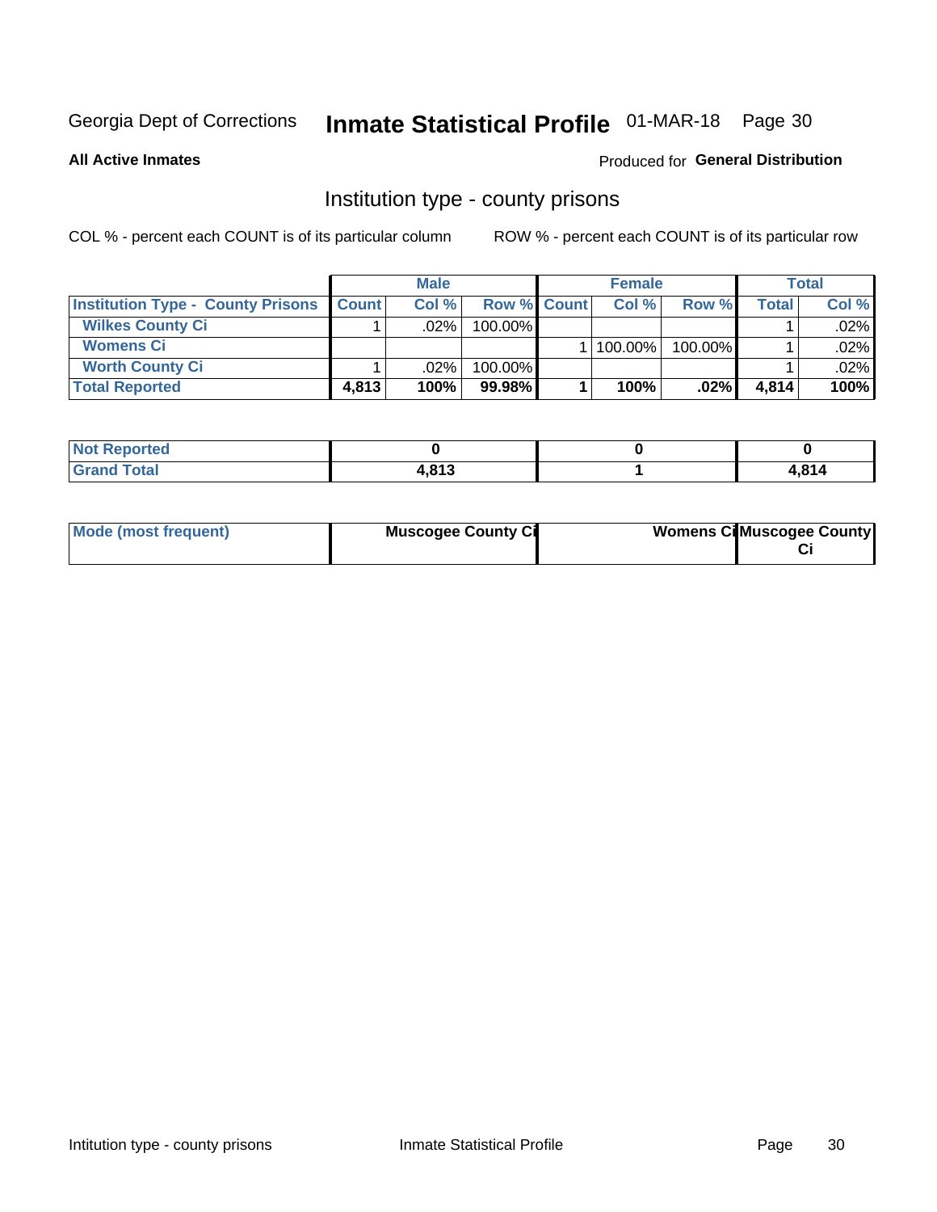Georgia Dept of Corrections **Inmate Statistical Profile** 01-MAR-18

**All Active Inmates**

Produced for **General Distribution**

## Institution type - county prisons

COL % - percent each COUNT is of its particular column

ROW % - percent each COUNT is of its particular row

| | Male | | | Female | | | Total | |
|---|---|---|---|---|---|---|---|---|
| **Institution Type - County Prisons** | **Count** | **Col %** | **Row %** | **Count** | **Col %** | **Row %** | **Total** | **Col %** |
| **Wilkes County Ci** | 1 | .02% | 100.00% | | | | 1 | .02% |
| **Womens Ci** | | | | 1 | 100.00% | 100.00% | 1 | .02% |
| **Worth County Ci** | 1 | .02% | 100.00% | | | | 1 | .02% |
| **Total Reported** | **4,813** | **100%** | **99.98%** | **1** | **100%** | **.02%** | **4,814** | **100%** |

| | Male | Female | Total |
|---|---|---|---|
| **Not Reported** | **0** | **0** | **0** |
| **Grand Total** | **4,813** | **1** | **4,814** |

| | Male | Female | Total |
|---|---|---|---|
| **Mode (most frequent)** | **Muscogee County Ci** | **Womens Ci** | **Muscogee County Ci** |

Intitution type - county prisons

Inmate Statistical Profile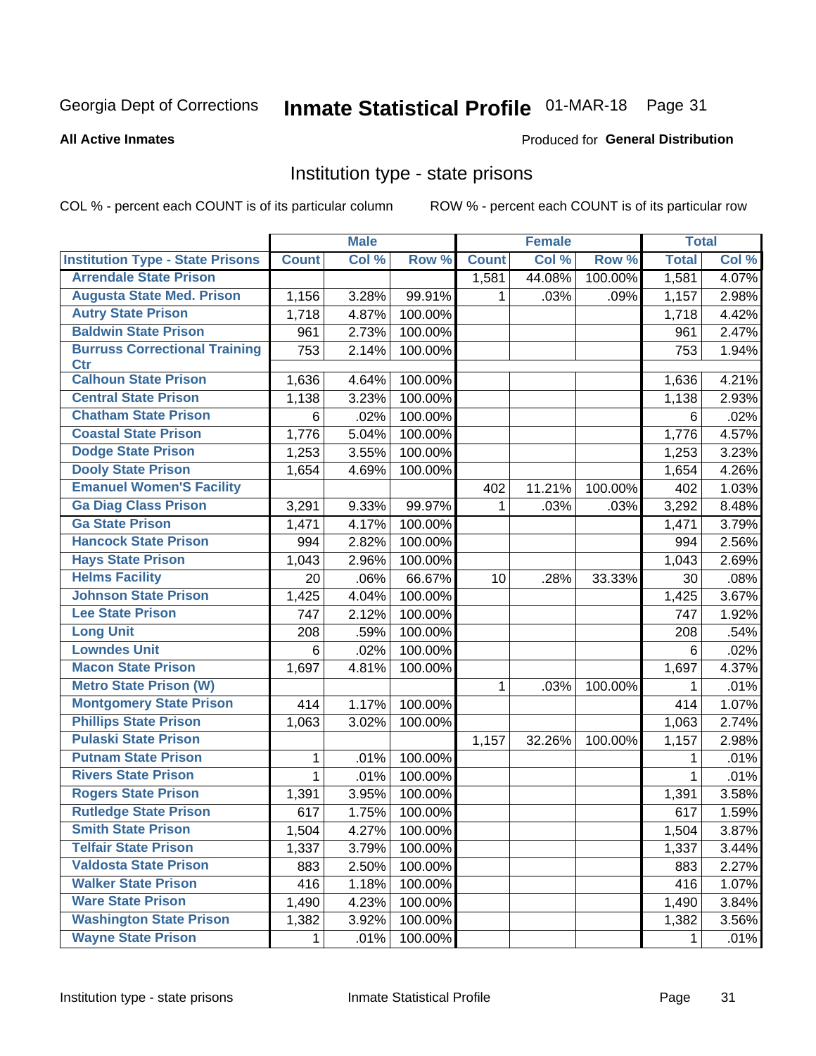Georgia Dept of Corrections **Inmate Statistical Profile** 01-MAR-18

**All Active Inmates**

Produced for **General Distribution**

## Institution type - state prisons

COL % - percent each COUNT is of its particular column

ROW % - percent each COUNT is of its particular row

| | Male | | | Female | | | Total | |
|---|---|---|---|---|---|---|---|---|
| **Institution Type - State Prisons** | **Count** | **Col %** | **Row %** | **Count** | **Col %** | **Row %** | **Total** | **Col %** |
| Arrendale State Prison | | | | 1,581 | 44.08% | 100.00% | 1,581 | 4.07% |
| Augusta State Med. Prison | 1,156 | 3.28% | 99.91% | 1 | .03% | .09% | 1,157 | 2.98% |
| Autry State Prison | 1,718 | 4.87% | 100.00% | | | | 1,718 | 4.42% |
| Baldwin State Prison | 961 | 2.73% | 100.00% | | | | 961 | 2.47% |
| Burruss Correctional Training Ctr | 753 | 2.14% | 100.00% | | | | 753 | 1.94% |
| Calhoun State Prison | 1,636 | 4.64% | 100.00% | | | | 1,636 | 4.21% |
| Central State Prison | 1,138 | 3.23% | 100.00% | | | | 1,138 | 2.93% |
| Chatham State Prison | 6 | .02% | 100.00% | | | | 6 | .02% |
| Coastal State Prison | 1,776 | 5.04% | 100.00% | | | | 1,776 | 4.57% |
| Dodge State Prison | 1,253 | 3.55% | 100.00% | | | | 1,253 | 3.23% |
| Dooly State Prison | 1,654 | 4.69% | 100.00% | | | | 1,654 | 4.26% |
| Emanuel Women'S Facility | | | | 402 | 11.21% | 100.00% | 402 | 1.03% |
| Ga Diag Class Prison | 3,291 | 9.33% | 99.97% | 1 | .03% | .03% | 3,292 | 8.48% |
| Ga State Prison | 1,471 | 4.17% | 100.00% | | | | 1,471 | 3.79% |
| Hancock State Prison | 994 | 2.82% | 100.00% | | | | 994 | 2.56% |
| Hays State Prison | 1,043 | 2.96% | 100.00% | | | | 1,043 | 2.69% |
| Helms Facility | 20 | .06% | 66.67% | 10 | .28% | 33.33% | 30 | .08% |
| Johnson State Prison | 1,425 | 4.04% | 100.00% | | | | 1,425 | 3.67% |
| Lee State Prison | 747 | 2.12% | 100.00% | | | | 747 | 1.92% |
| Long Unit | 208 | .59% | 100.00% | | | | 208 | .54% |
| Lowndes Unit | 6 | .02% | 100.00% | | | | 6 | .02% |
| Macon State Prison | 1,697 | 4.81% | 100.00% | | | | 1,697 | 4.37% |
| Metro State Prison (W) | | | | 1 | .03% | 100.00% | 1 | .01% |
| Montgomery State Prison | 414 | 1.17% | 100.00% | | | | 414 | 1.07% |
| Phillips State Prison | 1,063 | 3.02% | 100.00% | | | | 1,063 | 2.74% |
| Pulaski State Prison | | | | 1,157 | 32.26% | 100.00% | 1,157 | 2.98% |
| Putnam State Prison | 1 | .01% | 100.00% | | | | 1 | .01% |
| Rivers State Prison | 1 | .01% | 100.00% | | | | 1 | .01% |
| Rogers State Prison | 1,391 | 3.95% | 100.00% | | | | 1,391 | 3.58% |
| Rutledge State Prison | 617 | 1.75% | 100.00% | | | | 617 | 1.59% |
| Smith State Prison | 1,504 | 4.27% | 100.00% | | | | 1,504 | 3.87% |
| Telfair State Prison | 1,337 | 3.79% | 100.00% | | | | 1,337 | 3.44% |
| Valdosta State Prison | 883 | 2.50% | 100.00% | | | | 883 | 2.27% |
| Walker State Prison | 416 | 1.18% | 100.00% | | | | 416 | 1.07% |
| Ware State Prison | 1,490 | 4.23% | 100.00% | | | | 1,490 | 3.84% |
| Washington State Prison | 1,382 | 3.92% | 100.00% | | | | 1,382 | 3.56% |
| Wayne State Prison | 1 | .01% | 100.00% | | | | 1 | .01% |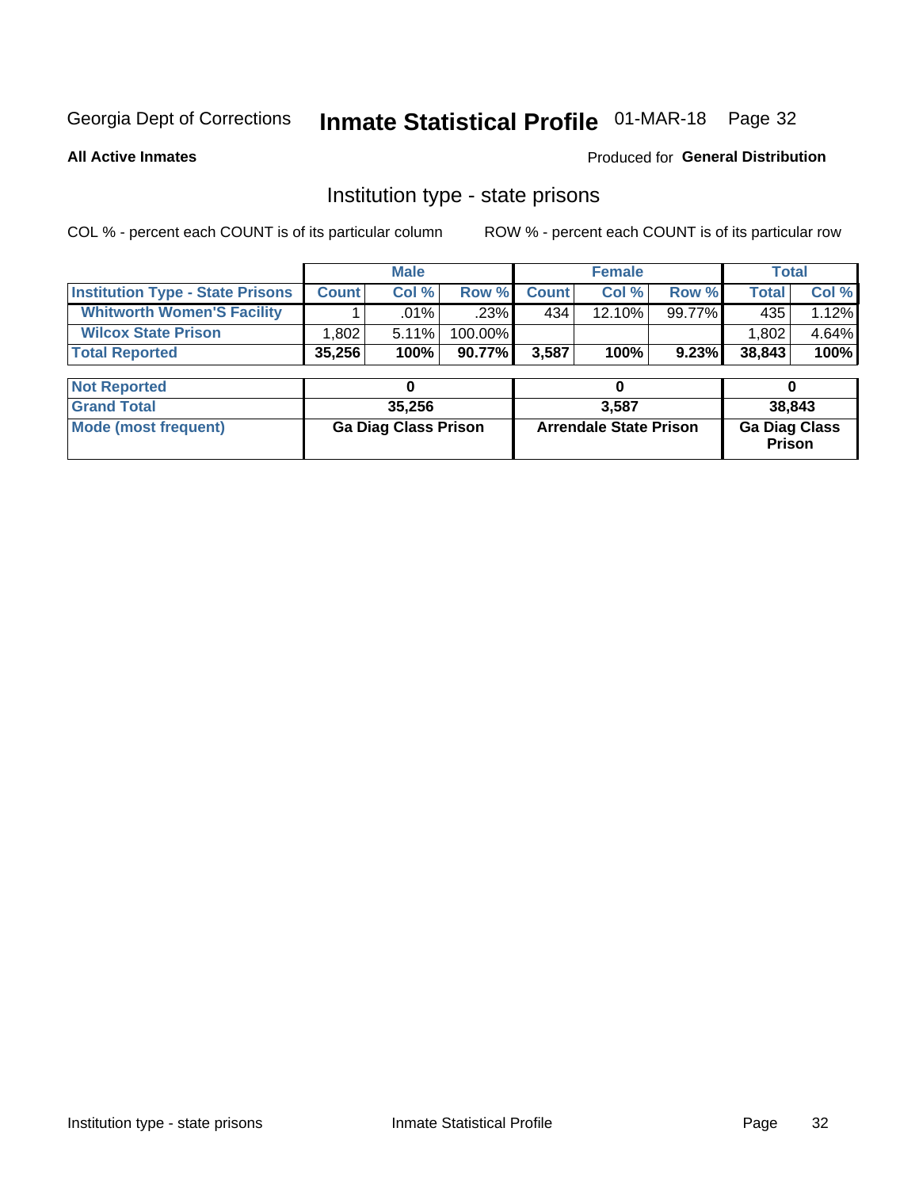Georgia Dept of Corrections **Inmate Statistical Profile** 01-MAR-18

**All Active Inmates**

Produced for **General Distribution**

## Institution type - state prisons

COL % - percent each COUNT is of its particular column ROW % - percent each COUNT is of its particular row

| | Male | | | Female | | | Total | |
|---|---|---|---|---|---|---|---|---|
| **Institution Type - State Prisons** | **Count** | **Col %** | **Row %** | **Count** | **Col %** | **Row %** | **Total** | **Col %** |
| **Whitworth Women'S Facility** | 1 | .01% | .23% | 434 | 12.10% | 99.77% | 435 | 1.12% |
| **Wilcox State Prison** | 1,802 | 5.11% | 100.00% | | | | 1,802 | 4.64% |
| **Total Reported** | **35,256** | **100%** | **90.77%** | **3,587** | **100%** | **9.23%** | **38,843** | **100%** |

| | Male | Female | Total |
|---|---|---|---|
| **Not Reported** | **0** | **0** | **0** |
| **Grand Total** | **35,256** | **3,587** | **38,843** |
| **Mode (most frequent)** | **Ga Diag Class Prison** | **Arrendale State Prison** | **Ga Diag Class Prison** |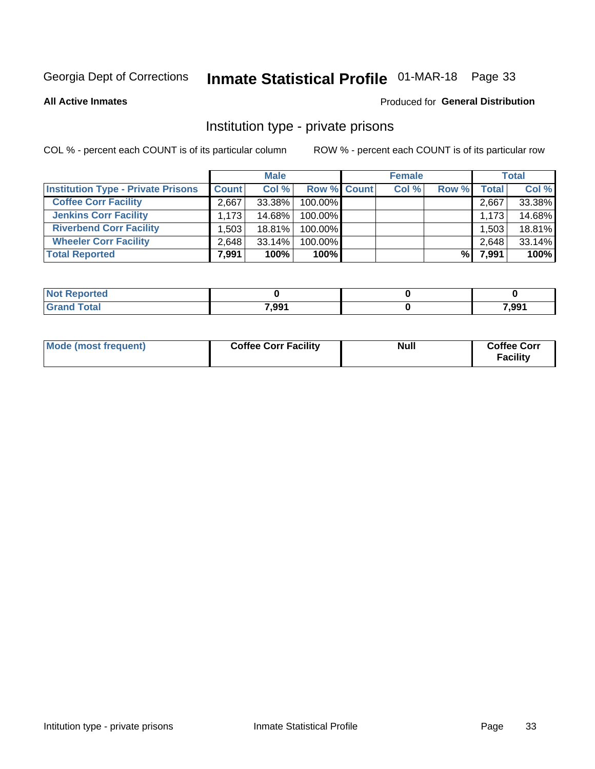Georgia Dept of Corrections **Inmate Statistical Profile** 01-MAR-18

**All Active Inmates**

Produced for **General Distribution**

## Institution type - private prisons

COL % - percent each COUNT is of its particular column

ROW % - percent each COUNT is of its particular row

| | Male | | | Female | | | Total | |
|---|---|---|---|---|---|---|---|---|
| **Institution Type - Private Prisons** | **Count** | **Col %** | **Row %** | **Count** | **Col %** | **Row %** | **Total** | **Col %** |
| **Coffee Corr Facility** | 2,667 | 33.38% | 100.00% | | | | 2,667 | 33.38% |
| **Jenkins Corr Facility** | 1,173 | 14.68% | 100.00% | | | | 1,173 | 14.68% |
| **Riverbend Corr Facility** | 1,503 | 18.81% | 100.00% | | | | 1,503 | 18.81% |
| **Wheeler Corr Facility** | 2,648 | 33.14% | 100.00% | | | | 2,648 | 33.14% |
| **Total Reported** | **7,991** | **100%** | **100%** | | | **%** | **7,991** | **100%** |

| | Male | Female | Total |
|---|---|---|---|
| **Not Reported** | **0** | **0** | **0** |
| **Grand Total** | **7,991** | **0** | **7,991** |

| | Male | Female | Total |
|---|---|---|---|
| **Mode (most frequent)** | **Coffee Corr Facility** | **Null** | **Coffee Corr Facility** |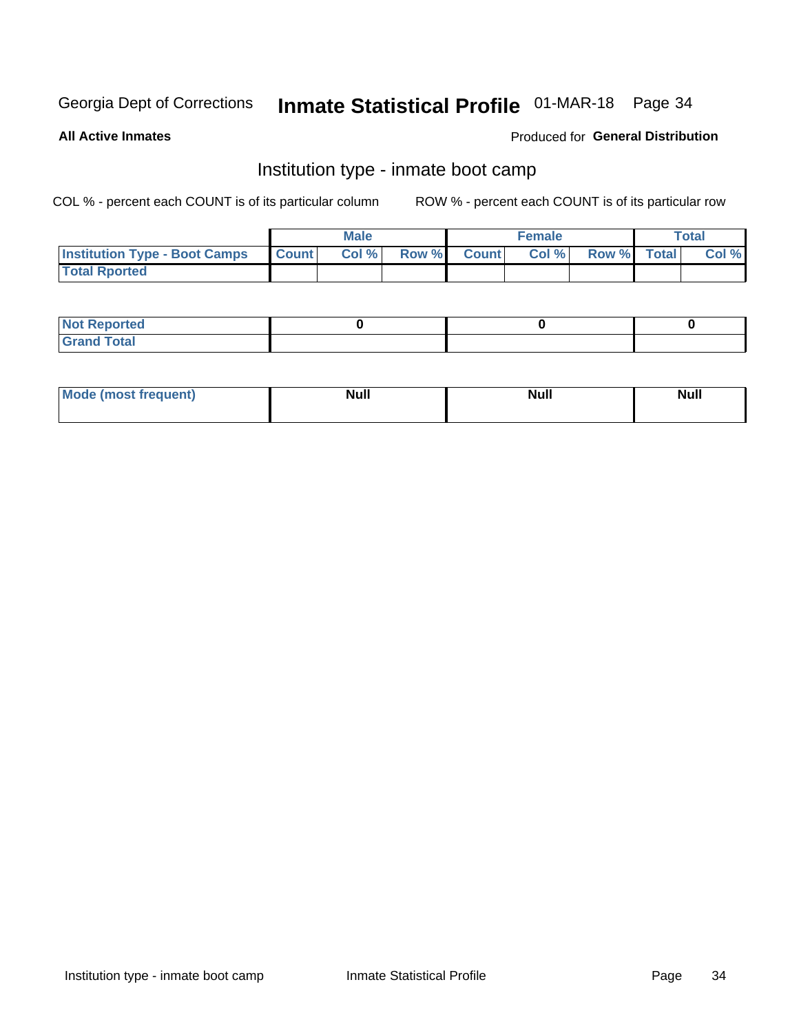Georgia Dept of Corrections **Inmate Statistical Profile** 01-MAR-18

**All Active Inmates**

Produced for **General Distribution**

## Institution type - inmate boot camp

COL % - percent each COUNT is of its particular column

ROW % - percent each COUNT is of its particular row

| | Male | | | Female | | | Total | |
|---|---|---|---|---|---|---|---|---|
| **Institution Type - Boot Camps** | **Count** | **Col %** | **Row %** | **Count** | **Col %** | **Row %** | **Total** | **Col %** |
| **Total Rported** | | | | | | | | |

| | Male | Female | Total |
|---|---|---|---|
| **Not Reported** | 0 | 0 | 0 |
| **Grand Total** | | | |

| | Male | Female | Total |
|---|---|---|---|
| **Mode (most frequent)** | **Null** | **Null** | **Null** |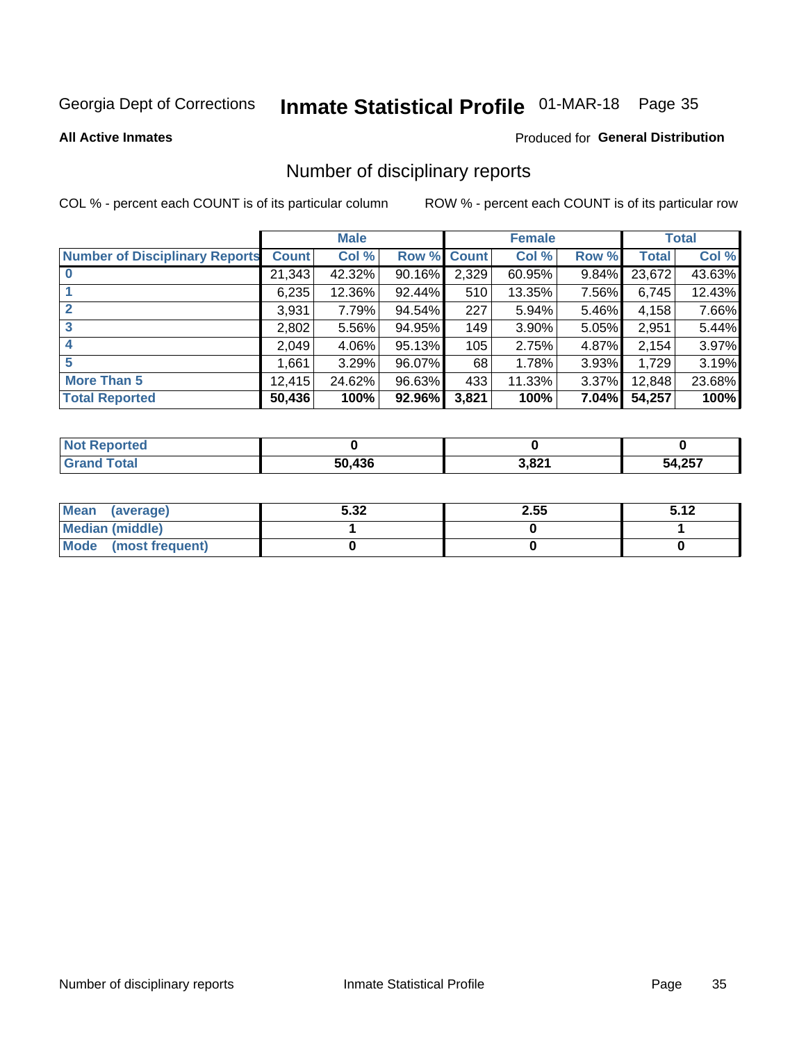Georgia Dept of Corrections **Inmate Statistical Profile** 01-MAR-18

**All Active Inmates**

Produced for **General Distribution**

## Number of disciplinary reports

COL % - percent each COUNT is of its particular column

ROW % - percent each COUNT is of its particular row

| | Male | | | Female | | | Total | |
|---|---|---|---|---|---|---|---|---|
| **Number of Disciplinary Reports** | **Count** | **Col %** | **Row %** | **Count** | **Col %** | **Row %** | **Total** | **Col %** |
| **0** | 21,343 | 42.32% | 90.16% | 2,329 | 60.95% | 9.84% | 23,672 | 43.63% |
| **1** | 6,235 | 12.36% | 92.44% | 510 | 13.35% | 7.56% | 6,745 | 12.43% |
| **2** | 3,931 | 7.79% | 94.54% | 227 | 5.94% | 5.46% | 4,158 | 7.66% |
| **3** | 2,802 | 5.56% | 94.95% | 149 | 3.90% | 5.05% | 2,951 | 5.44% |
| **4** | 2,049 | 4.06% | 95.13% | 105 | 2.75% | 4.87% | 2,154 | 3.97% |
| **5** | 1,661 | 3.29% | 96.07% | 68 | 1.78% | 3.93% | 1,729 | 3.19% |
| **More Than 5** | 12,415 | 24.62% | 96.63% | 433 | 11.33% | 3.37% | 12,848 | 23.68% |
| **Total Reported** | **50,436** | **100%** | **92.96%** | **3,821** | **100%** | **7.04%** | **54,257** | **100%** |

| | Male | Female | Total |
|---|---|---|---|
| **Not Reported** | **0** | **0** | **0** |
| **Grand Total** | **50,436** | **3,821** | **54,257** |

| | Male | Female | Total |
|---|---|---|---|
| **Mean (average)** | **5.32** | **2.55** | **5.12** |
| **Median (middle)** | **1** | **0** | **1** |
| **Mode (most frequent)** | **0** | **0** | **0** |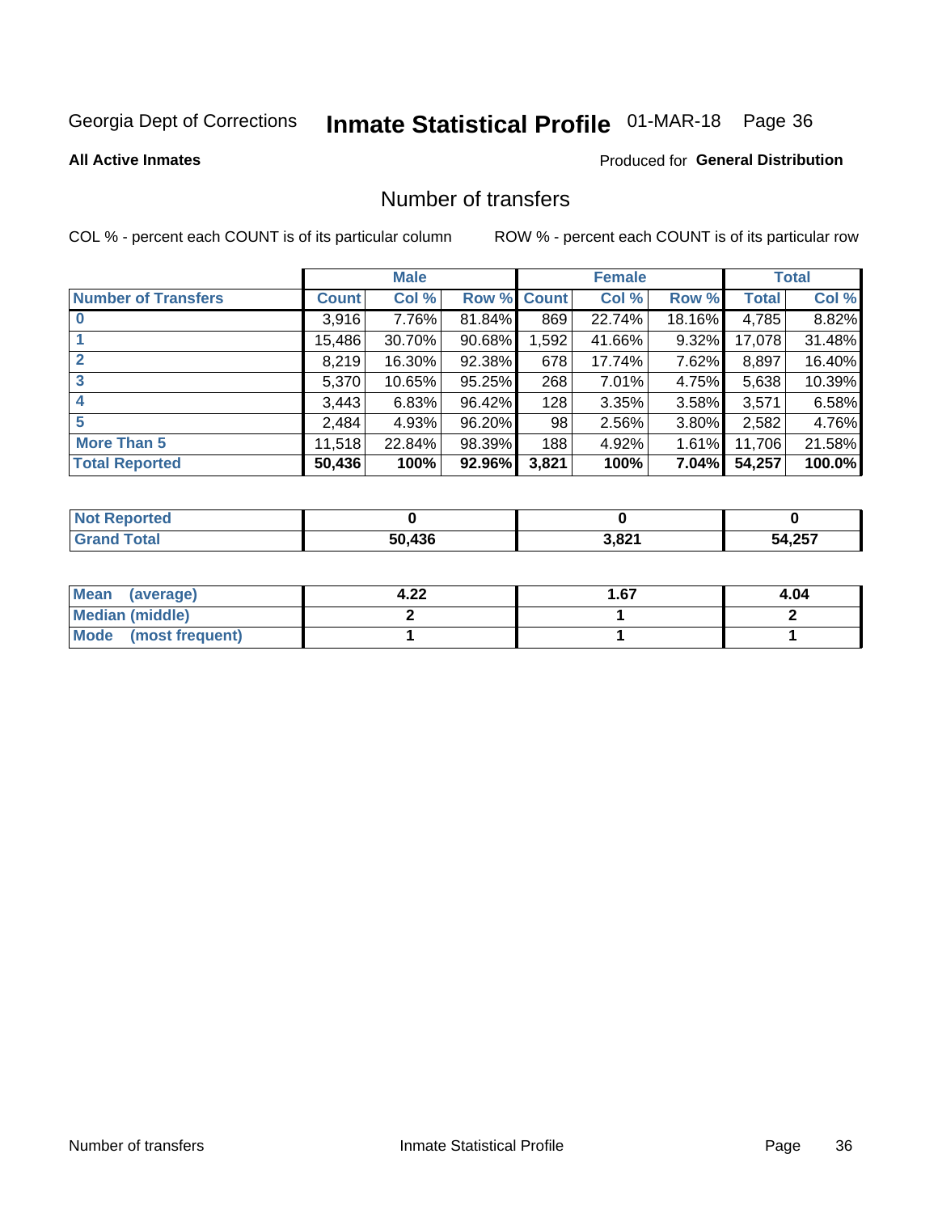Georgia Dept of Corrections **Inmate Statistical Profile** 01-MAR-18

**All Active Inmates**

Produced for **General Distribution**

## Number of transfers

COL % - percent each COUNT is of its particular column

ROW % - percent each COUNT is of its particular row

| | Male | | | Female | | | Total | |
|---|---|---|---|---|---|---|---|---|
| **Number of Transfers** | **Count** | **Col %** | **Row %** | **Count** | **Col %** | **Row %** | **Total** | **Col %** |
| **0** | 3,916 | 7.76% | 81.84% | 869 | 22.74% | 18.16% | 4,785 | 8.82% |
| **1** | 15,486 | 30.70% | 90.68% | 1,592 | 41.66% | 9.32% | 17,078 | 31.48% |
| **2** | 8,219 | 16.30% | 92.38% | 678 | 17.74% | 7.62% | 8,897 | 16.40% |
| **3** | 5,370 | 10.65% | 95.25% | 268 | 7.01% | 4.75% | 5,638 | 10.39% |
| **4** | 3,443 | 6.83% | 96.42% | 128 | 3.35% | 3.58% | 3,571 | 6.58% |
| **5** | 2,484 | 4.93% | 96.20% | 98 | 2.56% | 3.80% | 2,582 | 4.76% |
| **More Than 5** | 11,518 | 22.84% | 98.39% | 188 | 4.92% | 1.61% | 11,706 | 21.58% |
| **Total Reported** | **50,436** | **100%** | **92.96%** | **3,821** | **100%** | **7.04%** | **54,257** | **100.0%** |

| | Male | Female | Total |
|---|---|---|---|
| **Not Reported** | **0** | **0** | **0** |
| **Grand Total** | **50,436** | **3,821** | **54,257** |

| | Male | Female | Total |
|---|---|---|---|
| **Mean (average)** | **4.22** | **1.67** | **4.04** |
| **Median (middle)** | **2** | **1** | **2** |
| **Mode (most frequent)** | **1** | **1** | **1** |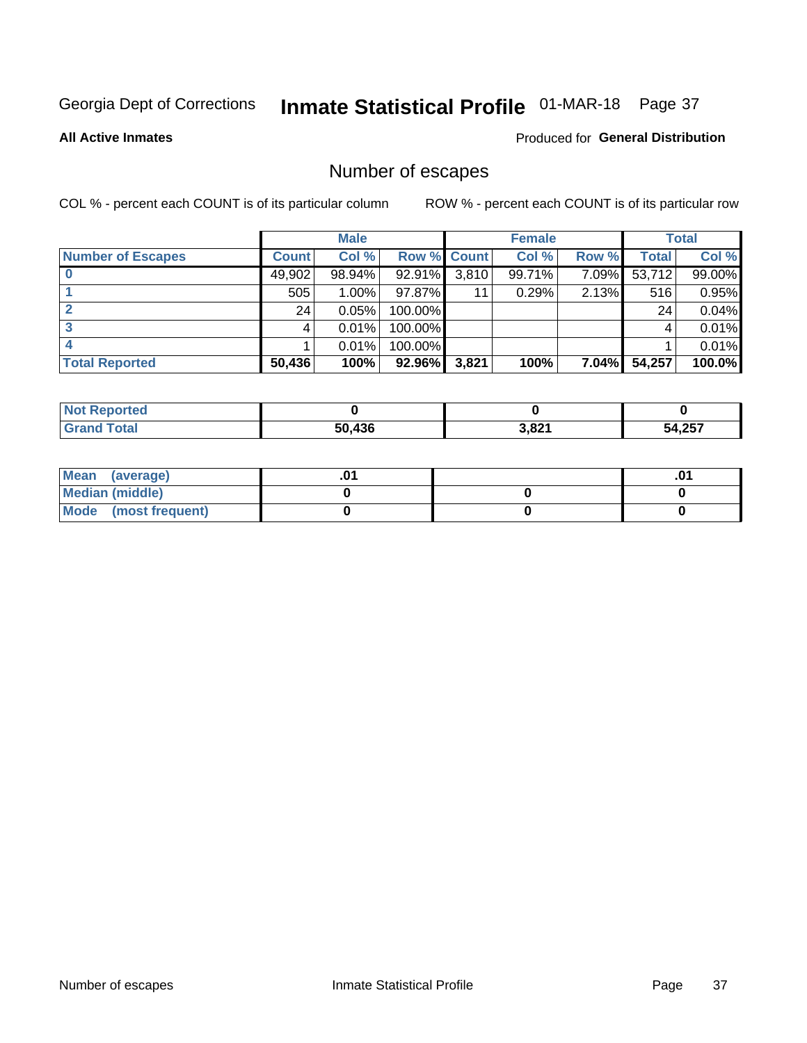Georgia Dept of Corrections **Inmate Statistical Profile** 01-MAR-18

**All Active Inmates**

Produced for **General Distribution**

## Number of escapes

COL % - percent each COUNT is of its particular column ROW % - percent each COUNT is of its particular row

| | Male | | | Female | | | Total | |
|---|---|---|---|---|---|---|---|---|
| **Number of Escapes** | **Count** | **Col %** | **Row %** | **Count** | **Col %** | **Row %** | **Total** | **Col %** |
| **0** | 49,902 | 98.94% | 92.91% | 3,810 | 99.71% | 7.09% | 53,712 | 99.00% |
| **1** | 505 | 1.00% | 97.87% | 11 | 0.29% | 2.13% | 516 | 0.95% |
| **2** | 24 | 0.05% | 100.00% | | | | 24 | 0.04% |
| **3** | 4 | 0.01% | 100.00% | | | | 4 | 0.01% |
| **4** | 1 | 0.01% | 100.00% | | | | 1 | 0.01% |
| **Total Reported** | **50,436** | **100%** | **92.96%** | **3,821** | **100%** | **7.04%** | **54,257** | **100.0%** |

| | Male | Female | Total |
|---|---|---|---|
| **Not Reported** | **0** | **0** | **0** |
| **Grand Total** | **50,436** | **3,821** | **54,257** |

| | Male | Female | Total |
|---|---|---|---|
| **Mean (average)** | **.01** | | **.01** |
| **Median (middle)** | **0** | **0** | **0** |
| **Mode (most frequent)** | **0** | **0** | **0** |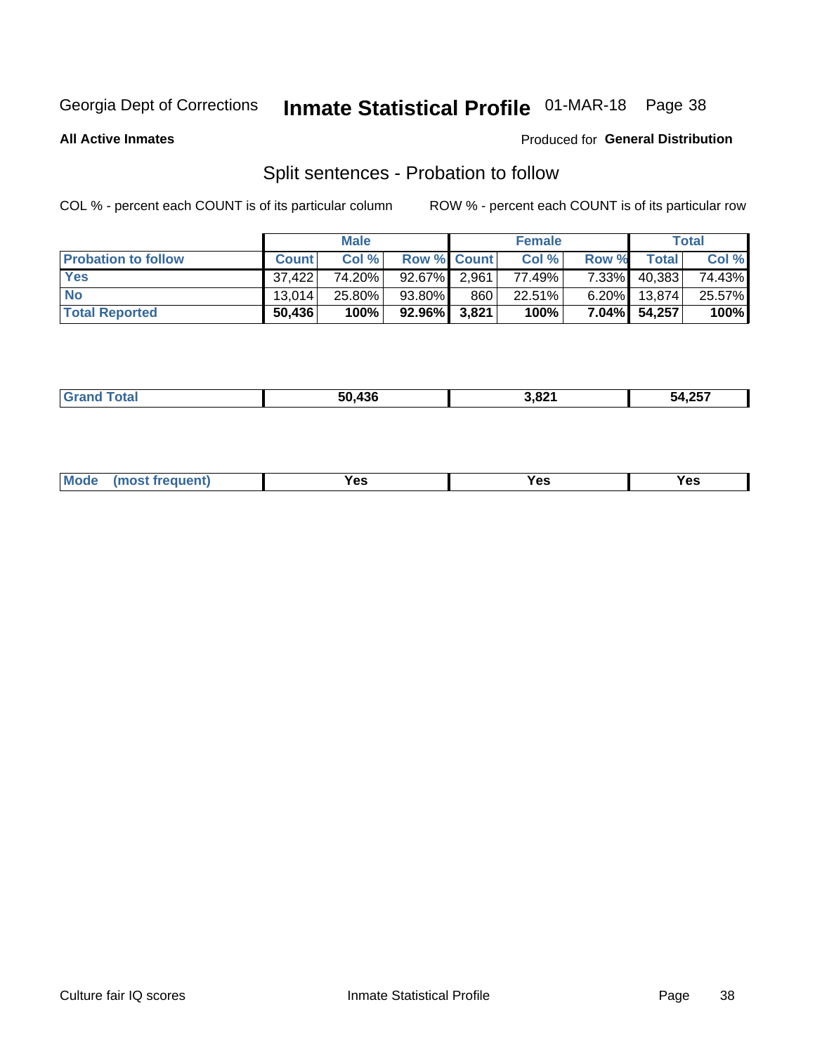Georgia Dept of Corrections **Inmate Statistical Profile** 01-MAR-18 Page 38

**All Active Inmates**

Produced for **General Distribution**

## Split sentences - Probation to follow

COL % - percent each COUNT is of its particular column ROW % - percent each COUNT is of its particular row

| | Male | | | Female | | | Total | |
|---|---|---|---|---|---|---|---|---|
| **Probation to follow** | **Count** | **Col %** | **Row %** | **Count** | **Col %** | **Row %** | **Total** | **Col %** |
| **Yes** | 37,422 | 74.20% | 92.67% | 2,961 | 77.49% | 7.33% | 40,383 | 74.43% |
| **No** | 13,014 | 25.80% | 93.80% | 860 | 22.51% | 6.20% | 13,874 | 25.57% |
| **Total Reported** | **50,436** | **100%** | **92.96%** | **3,821** | **100%** | **7.04%** | **54,257** | **100%** |

| | | | |
|---|---|---|---|
| **Grand Total** | **50,436** | **3,821** | **54,257** |

| | | | |
|---|---|---|---|
| **Mode (most frequent)** | **Yes** | **Yes** | **Yes** |

Culture fair IQ scores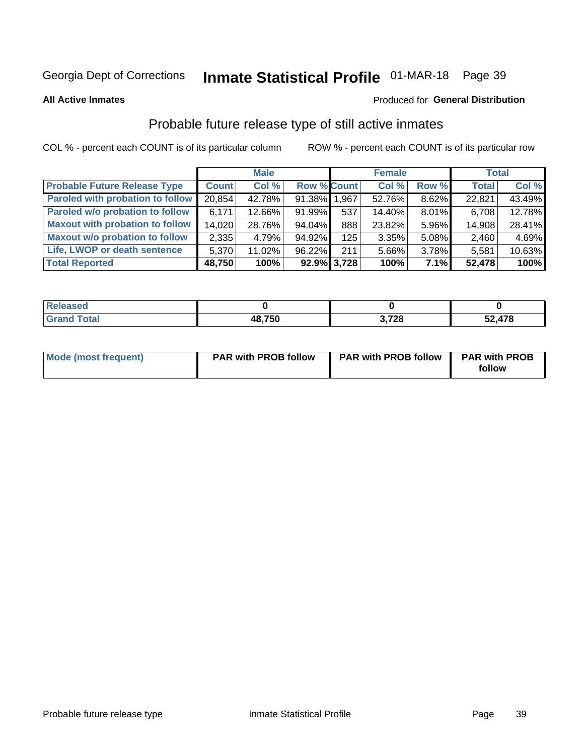Georgia Dept of Corrections **Inmate Statistical Profile** 01-MAR-18

**All Active Inmates**

Produced for **General Distribution**

## Probable future release type of still active inmates

COL % - percent each COUNT is of its particular column ROW % - percent each COUNT is of its particular row

| | Male | | | Female | | | Total | |
|---|---|---|---|---|---|---|---|---|
| **Probable Future Release Type** | **Count** | **Col %** | **Row %** | **Count** | **Col %** | **Row %** | **Total** | **Col %** |
| **Paroled with probation to follow** | 20,854 | 42.78% | 91.38% | 1,967 | 52.76% | 8.62% | 22,821 | 43.49% |
| **Paroled w/o probation to follow** | 6,171 | 12.66% | 91.99% | 537 | 14.40% | 8.01% | 6,708 | 12.78% |
| **Maxout with probation to follow** | 14,020 | 28.76% | 94.04% | 888 | 23.82% | 5.96% | 14,908 | 28.41% |
| **Maxout w/o probation to follow** | 2,335 | 4.79% | 94.92% | 125 | 3.35% | 5.08% | 2,460 | 4.69% |
| **Life, LWOP or death sentence** | 5,370 | 11.02% | 96.22% | 211 | 5.66% | 3.78% | 5,581 | 10.63% |
| **Total Reported** | **48,750** | **100%** | **92.9%** | **3,728** | **100%** | **7.1%** | **52,478** | **100%** |

| | Male | Female | Total |
|---|---|---|---|
| **Released** | **0** | **0** | **0** |
| **Grand Total** | **48,750** | **3,728** | **52,478** |

| | Male | Female | Total |
|---|---|---|---|
| **Mode (most frequent)** | **PAR with PROB follow** | **PAR with PROB follow** | **PAR with PROB follow** |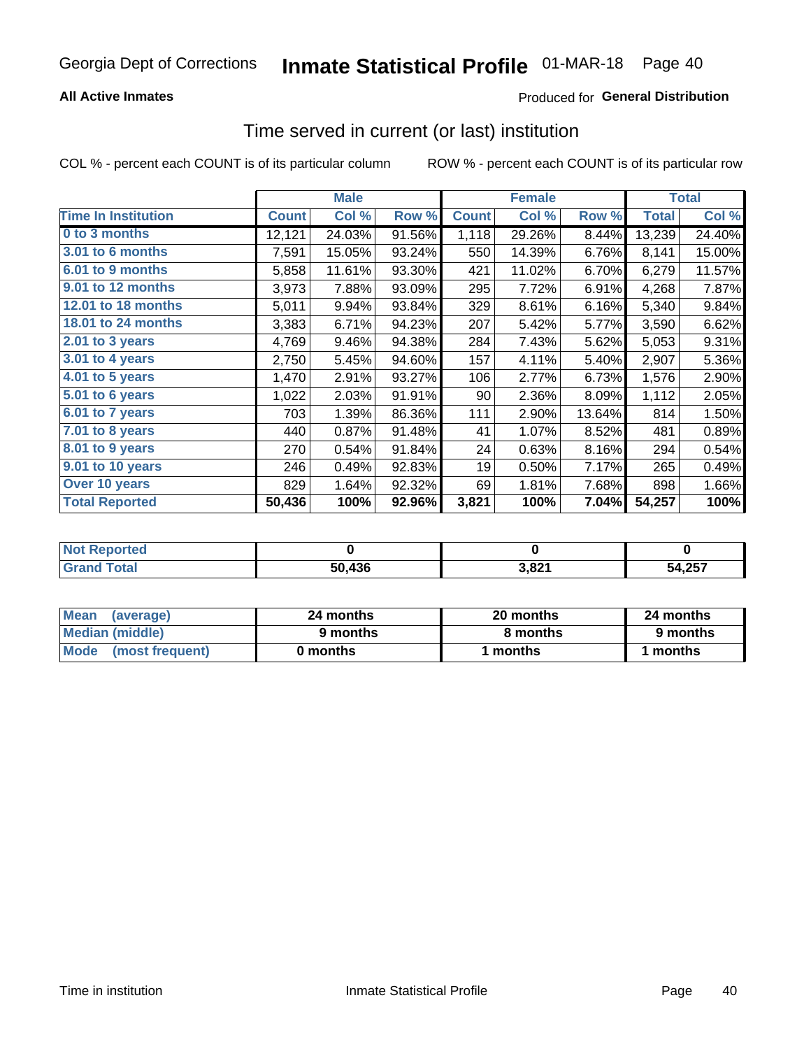Georgia Dept of Corrections **Inmate Statistical Profile** 01-MAR-18

**All Active Inmates**

Produced for **General Distribution**

## Time served in current (or last) institution

COL % - percent each COUNT is of its particular column

ROW % - percent each COUNT is of its particular row

| | Male | | | Female | | | Total | |
|---|---|---|---|---|---|---|---|---|
| **Time In Institution** | **Count** | **Col %** | **Row %** | **Count** | **Col %** | **Row %** | **Total** | **Col %** |
| **0 to 3 months** | 12,121 | 24.03% | 91.56% | 1,118 | 29.26% | 8.44% | 13,239 | 24.40% |
| **3.01 to 6 months** | 7,591 | 15.05% | 93.24% | 550 | 14.39% | 6.76% | 8,141 | 15.00% |
| **6.01 to 9 months** | 5,858 | 11.61% | 93.30% | 421 | 11.02% | 6.70% | 6,279 | 11.57% |
| **9.01 to 12 months** | 3,973 | 7.88% | 93.09% | 295 | 7.72% | 6.91% | 4,268 | 7.87% |
| **12.01 to 18 months** | 5,011 | 9.94% | 93.84% | 329 | 8.61% | 6.16% | 5,340 | 9.84% |
| **18.01 to 24 months** | 3,383 | 6.71% | 94.23% | 207 | 5.42% | 5.77% | 3,590 | 6.62% |
| **2.01 to 3 years** | 4,769 | 9.46% | 94.38% | 284 | 7.43% | 5.62% | 5,053 | 9.31% |
| **3.01 to 4 years** | 2,750 | 5.45% | 94.60% | 157 | 4.11% | 5.40% | 2,907 | 5.36% |
| **4.01 to 5 years** | 1,470 | 2.91% | 93.27% | 106 | 2.77% | 6.73% | 1,576 | 2.90% |
| **5.01 to 6 years** | 1,022 | 2.03% | 91.91% | 90 | 2.36% | 8.09% | 1,112 | 2.05% |
| **6.01 to 7 years** | 703 | 1.39% | 86.36% | 111 | 2.90% | 13.64% | 814 | 1.50% |
| **7.01 to 8 years** | 440 | 0.87% | 91.48% | 41 | 1.07% | 8.52% | 481 | 0.89% |
| **8.01 to 9 years** | 270 | 0.54% | 91.84% | 24 | 0.63% | 8.16% | 294 | 0.54% |
| **9.01 to 10 years** | 246 | 0.49% | 92.83% | 19 | 0.50% | 7.17% | 265 | 0.49% |
| **Over 10 years** | 829 | 1.64% | 92.32% | 69 | 1.81% | 7.68% | 898 | 1.66% |
| **Total Reported** | **50,436** | **100%** | **92.96%** | **3,821** | **100%** | **7.04%** | **54,257** | **100%** |

| | Male | Female | Total |
|---|---|---|---|
| **Not Reported** | **0** | **0** | **0** |
| **Grand Total** | **50,436** | **3,821** | **54,257** |

| | Male | Female | Total |
|---|---|---|---|
| **Mean (average)** | **24 months** | **20 months** | **24 months** |
| **Median (middle)** | **9 months** | **8 months** | **9 months** |
| **Mode (most frequent)** | **0 months** | **1 months** | **1 months** |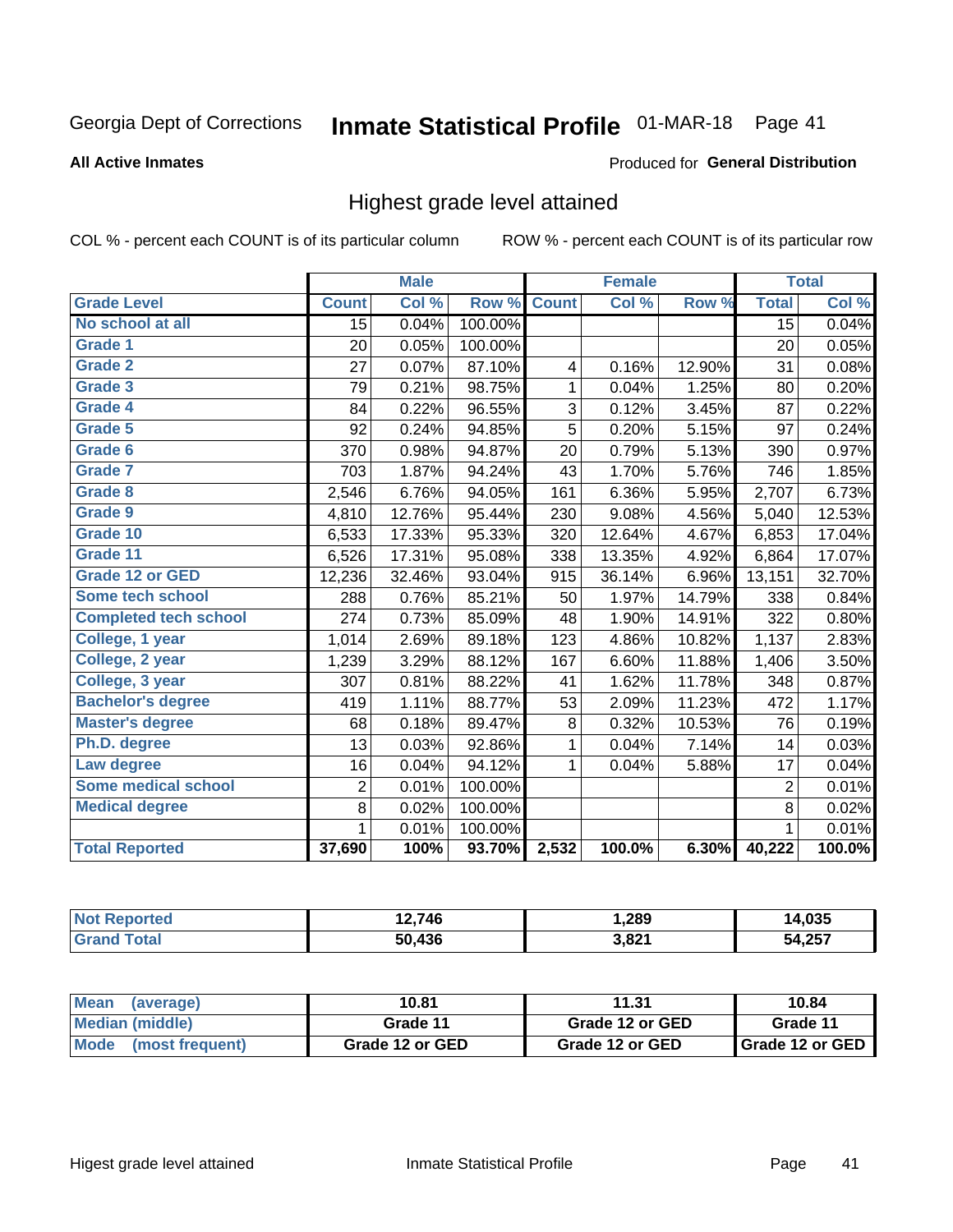Georgia Dept of Corrections **Inmate Statistical Profile** 01-MAR-18

**All Active Inmates**

Produced for **General Distribution**

## Highest grade level attained

COL % - percent each COUNT is of its particular column ROW % - percent each COUNT is of its particular row

| | Male | | | Female | | | Total | |
|---|---|---|---|---|---|---|---|---|
| Grade Level | Count | Col % | Row % | Count | Col % | Row % | Total | Col % |
| No school at all | 15 | 0.04% | 100.00% | | | | 15 | 0.04% |
| Grade 1 | 20 | 0.05% | 100.00% | | | | 20 | 0.05% |
| Grade 2 | 27 | 0.07% | 87.10% | 4 | 0.16% | 12.90% | 31 | 0.08% |
| Grade 3 | 79 | 0.21% | 98.75% | 1 | 0.04% | 1.25% | 80 | 0.20% |
| Grade 4 | 84 | 0.22% | 96.55% | 3 | 0.12% | 3.45% | 87 | 0.22% |
| Grade 5 | 92 | 0.24% | 94.85% | 5 | 0.20% | 5.15% | 97 | 0.24% |
| Grade 6 | 370 | 0.98% | 94.87% | 20 | 0.79% | 5.13% | 390 | 0.97% |
| Grade 7 | 703 | 1.87% | 94.24% | 43 | 1.70% | 5.76% | 746 | 1.85% |
| Grade 8 | 2,546 | 6.76% | 94.05% | 161 | 6.36% | 5.95% | 2,707 | 6.73% |
| Grade 9 | 4,810 | 12.76% | 95.44% | 230 | 9.08% | 4.56% | 5,040 | 12.53% |
| Grade 10 | 6,533 | 17.33% | 95.33% | 320 | 12.64% | 4.67% | 6,853 | 17.04% |
| Grade 11 | 6,526 | 17.31% | 95.08% | 338 | 13.35% | 4.92% | 6,864 | 17.07% |
| Grade 12 or GED | 12,236 | 32.46% | 93.04% | 915 | 36.14% | 6.96% | 13,151 | 32.70% |
| Some tech school | 288 | 0.76% | 85.21% | 50 | 1.97% | 14.79% | 338 | 0.84% |
| Completed tech school | 274 | 0.73% | 85.09% | 48 | 1.90% | 14.91% | 322 | 0.80% |
| College, 1 year | 1,014 | 2.69% | 89.18% | 123 | 4.86% | 10.82% | 1,137 | 2.83% |
| College, 2 year | 1,239 | 3.29% | 88.12% | 167 | 6.60% | 11.88% | 1,406 | 3.50% |
| College, 3 year | 307 | 0.81% | 88.22% | 41 | 1.62% | 11.78% | 348 | 0.87% |
| Bachelor's degree | 419 | 1.11% | 88.77% | 53 | 2.09% | 11.23% | 472 | 1.17% |
| Master's degree | 68 | 0.18% | 89.47% | 8 | 0.32% | 10.53% | 76 | 0.19% |
| Ph.D. degree | 13 | 0.03% | 92.86% | 1 | 0.04% | 7.14% | 14 | 0.03% |
| Law degree | 16 | 0.04% | 94.12% | 1 | 0.04% | 5.88% | 17 | 0.04% |
| Some medical school | 2 | 0.01% | 100.00% | | | | 2 | 0.01% |
| Medical degree | 8 | 0.02% | 100.00% | | | | 8 | 0.02% |
| | 1 | 0.01% | 100.00% | | | | 1 | 0.01% |
| **Total Reported** | **37,690** | **100%** | **93.70%** | **2,532** | **100.0%** | **6.30%** | **40,222** | **100.0%** |

| | Male | Female | Total |
|---|---|---|---|
| Not Reported | 12,746 | 1,289 | 14,035 |
| Grand Total | 50,436 | 3,821 | 54,257 |

| | Male | Female | Total |
|---|---|---|---|
| Mean (average) | 10.81 | 11.31 | 10.84 |
| Median (middle) | Grade 11 | Grade 12 or GED | Grade 11 |
| Mode (most frequent) | Grade 12 or GED | Grade 12 or GED | Grade 12 or GED |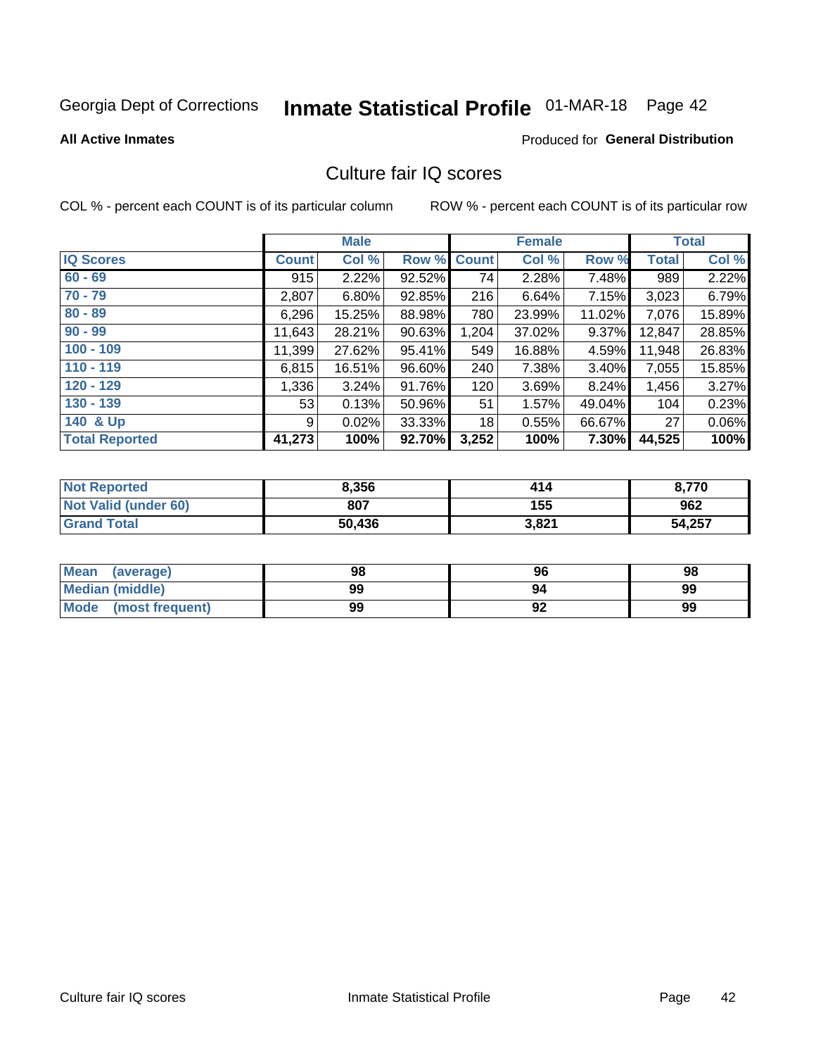Georgia Dept of Corrections **Inmate Statistical Profile** 01-MAR-18 Page 42

**All Active Inmates**

Produced for **General Distribution**

## Culture fair IQ scores

COL % - percent each COUNT is of its particular column

ROW % - percent each COUNT is of its particular row

| | Male | | | Female | | | Total | |
|---|---|---|---|---|---|---|---|---|
| **IQ Scores** | **Count** | **Col %** | **Row %** | **Count** | **Col %** | **Row %** | **Total** | **Col %** |
| 60 - 69 | 915 | 2.22% | 92.52% | 74 | 2.28% | 7.48% | 989 | 2.22% |
| 70 - 79 | 2,807 | 6.80% | 92.85% | 216 | 6.64% | 7.15% | 3,023 | 6.79% |
| 80 - 89 | 6,296 | 15.25% | 88.98% | 780 | 23.99% | 11.02% | 7,076 | 15.89% |
| 90 - 99 | 11,643 | 28.21% | 90.63% | 1,204 | 37.02% | 9.37% | 12,847 | 28.85% |
| 100 - 109 | 11,399 | 27.62% | 95.41% | 549 | 16.88% | 4.59% | 11,948 | 26.83% |
| 110 - 119 | 6,815 | 16.51% | 96.60% | 240 | 7.38% | 3.40% | 7,055 | 15.85% |
| 120 - 129 | 1,336 | 3.24% | 91.76% | 120 | 3.69% | 8.24% | 1,456 | 3.27% |
| 130 - 139 | 53 | 0.13% | 50.96% | 51 | 1.57% | 49.04% | 104 | 0.23% |
| 140 & Up | 9 | 0.02% | 33.33% | 18 | 0.55% | 66.67% | 27 | 0.06% |
| **Total Reported** | **41,273** | **100%** | **92.70%** | **3,252** | **100%** | **7.30%** | **44,525** | **100%** |

| | Male | Female | Total |
|---|---|---|---|
| Not Reported | 8,356 | 414 | 8,770 |
| Not Valid (under 60) | 807 | 155 | 962 |
| Grand Total | 50,436 | 3,821 | 54,257 |

| | Male | Female | Total |
|---|---|---|---|
| Mean (average) | 98 | 96 | 98 |
| Median (middle) | 99 | 94 | 99 |
| Mode (most frequent) | 99 | 92 | 99 |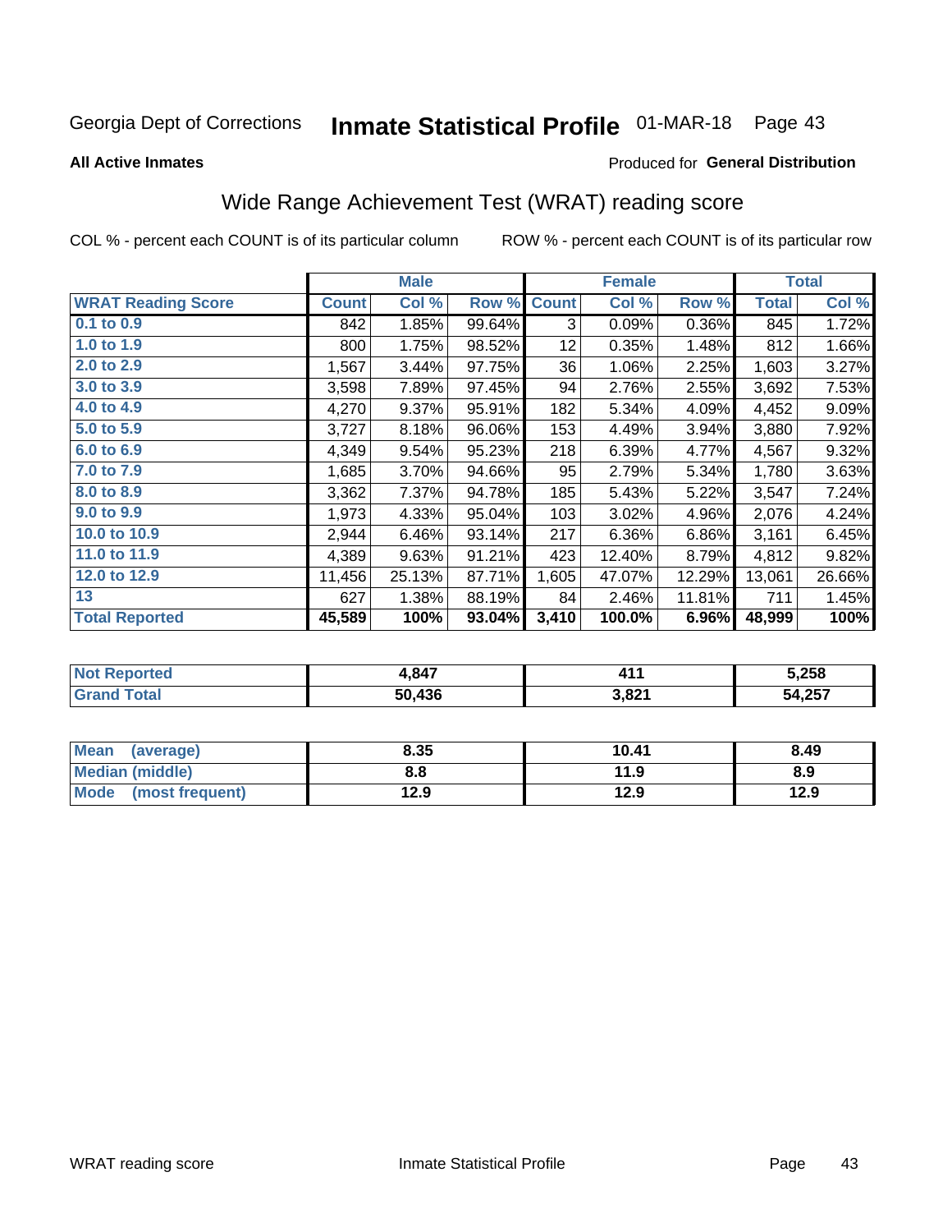Georgia Dept of Corrections **Inmate Statistical Profile** 01-MAR-18

**All Active Inmates**

Produced for **General Distribution**

## Wide Range Achievement Test (WRAT) reading score

COL % - percent each COUNT is of its particular column ROW % - percent each COUNT is of its particular row

| | Male | | | Female | | | Total | |
|---|---|---|---|---|---|---|---|---|
| **WRAT Reading Score** | **Count** | **Col %** | **Row %** | **Count** | **Col %** | **Row %** | **Total** | **Col %** |
| **0.1 to 0.9** | 842 | 1.85% | 99.64% | 3 | 0.09% | 0.36% | 845 | 1.72% |
| **1.0 to 1.9** | 800 | 1.75% | 98.52% | 12 | 0.35% | 1.48% | 812 | 1.66% |
| **2.0 to 2.9** | 1,567 | 3.44% | 97.75% | 36 | 1.06% | 2.25% | 1,603 | 3.27% |
| **3.0 to 3.9** | 3,598 | 7.89% | 97.45% | 94 | 2.76% | 2.55% | 3,692 | 7.53% |
| **4.0 to 4.9** | 4,270 | 9.37% | 95.91% | 182 | 5.34% | 4.09% | 4,452 | 9.09% |
| **5.0 to 5.9** | 3,727 | 8.18% | 96.06% | 153 | 4.49% | 3.94% | 3,880 | 7.92% |
| **6.0 to 6.9** | 4,349 | 9.54% | 95.23% | 218 | 6.39% | 4.77% | 4,567 | 9.32% |
| **7.0 to 7.9** | 1,685 | 3.70% | 94.66% | 95 | 2.79% | 5.34% | 1,780 | 3.63% |
| **8.0 to 8.9** | 3,362 | 7.37% | 94.78% | 185 | 5.43% | 5.22% | 3,547 | 7.24% |
| **9.0 to 9.9** | 1,973 | 4.33% | 95.04% | 103 | 3.02% | 4.96% | 2,076 | 4.24% |
| **10.0 to 10.9** | 2,944 | 6.46% | 93.14% | 217 | 6.36% | 6.86% | 3,161 | 6.45% |
| **11.0 to 11.9** | 4,389 | 9.63% | 91.21% | 423 | 12.40% | 8.79% | 4,812 | 9.82% |
| **12.0 to 12.9** | 11,456 | 25.13% | 87.71% | 1,605 | 47.07% | 12.29% | 13,061 | 26.66% |
| **13** | 627 | 1.38% | 88.19% | 84 | 2.46% | 11.81% | 711 | 1.45% |
| **Total Reported** | **45,589** | **100%** | **93.04%** | **3,410** | **100.0%** | **6.96%** | **48,999** | **100%** |

| | Male | Female | Total |
|---|---|---|---|
| **Not Reported** | **4,847** | **411** | **5,258** |
| **Grand Total** | **50,436** | **3,821** | **54,257** |

| | Male | Female | Total |
|---|---|---|---|
| **Mean (average)** | **8.35** | **10.41** | **8.49** |
| **Median (middle)** | **8.8** | **11.9** | **8.9** |
| **Mode (most frequent)** | **12.9** | **12.9** | **12.9** |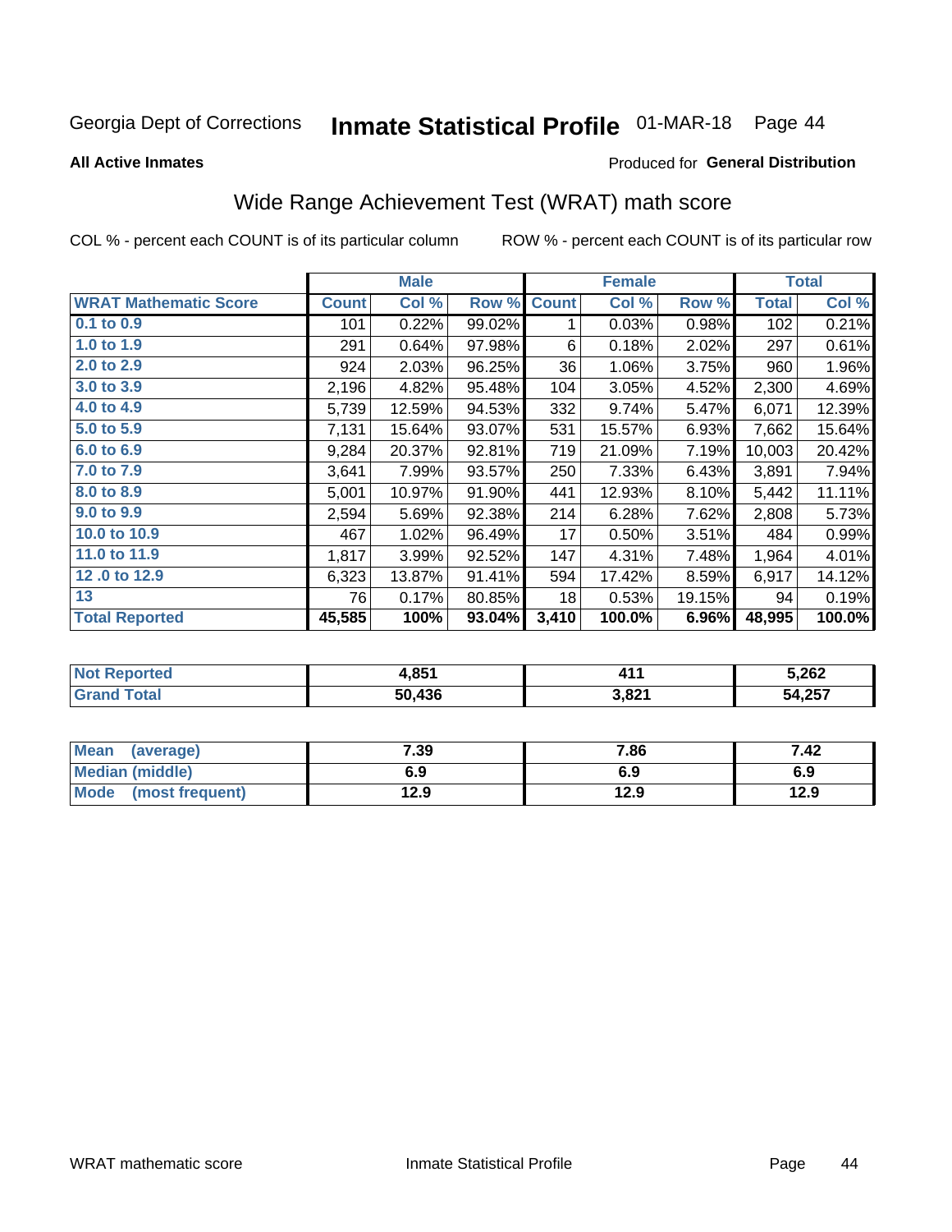Georgia Dept of Corrections **Inmate Statistical Profile** 01-MAR-18

**All Active Inmates**

Produced for **General Distribution**

## Wide Range Achievement Test (WRAT) math score

COL % - percent each COUNT is of its particular column ROW % - percent each COUNT is of its particular row

| | Male | | | Female | | | Total | |
|---|---|---|---|---|---|---|---|---|
| **WRAT Mathematic Score** | **Count** | **Col %** | **Row %** | **Count** | **Col %** | **Row %** | **Total** | **Col %** |
| 0.1 to 0.9 | 101 | 0.22% | 99.02% | 1 | 0.03% | 0.98% | 102 | 0.21% |
| 1.0 to 1.9 | 291 | 0.64% | 97.98% | 6 | 0.18% | 2.02% | 297 | 0.61% |
| 2.0 to 2.9 | 924 | 2.03% | 96.25% | 36 | 1.06% | 3.75% | 960 | 1.96% |
| 3.0 to 3.9 | 2,196 | 4.82% | 95.48% | 104 | 3.05% | 4.52% | 2,300 | 4.69% |
| 4.0 to 4.9 | 5,739 | 12.59% | 94.53% | 332 | 9.74% | 5.47% | 6,071 | 12.39% |
| 5.0 to 5.9 | 7,131 | 15.64% | 93.07% | 531 | 15.57% | 6.93% | 7,662 | 15.64% |
| 6.0 to 6.9 | 9,284 | 20.37% | 92.81% | 719 | 21.09% | 7.19% | 10,003 | 20.42% |
| 7.0 to 7.9 | 3,641 | 7.99% | 93.57% | 250 | 7.33% | 6.43% | 3,891 | 7.94% |
| 8.0 to 8.9 | 5,001 | 10.97% | 91.90% | 441 | 12.93% | 8.10% | 5,442 | 11.11% |
| 9.0 to 9.9 | 2,594 | 5.69% | 92.38% | 214 | 6.28% | 7.62% | 2,808 | 5.73% |
| 10.0 to 10.9 | 467 | 1.02% | 96.49% | 17 | 0.50% | 3.51% | 484 | 0.99% |
| 11.0 to 11.9 | 1,817 | 3.99% | 92.52% | 147 | 4.31% | 7.48% | 1,964 | 4.01% |
| 12 .0 to 12.9 | 6,323 | 13.87% | 91.41% | 594 | 17.42% | 8.59% | 6,917 | 14.12% |
| 13 | 76 | 0.17% | 80.85% | 18 | 0.53% | 19.15% | 94 | 0.19% |
| **Total Reported** | **45,585** | **100%** | **93.04%** | **3,410** | **100.0%** | **6.96%** | **48,995** | **100.0%** |

| | Male | Female | Total |
|---|---|---|---|
| Not Reported | 4,851 | 411 | 5,262 |
| Grand Total | 50,436 | 3,821 | 54,257 |

| | Male | Female | Total |
|---|---|---|---|
| Mean (average) | 7.39 | 7.86 | 7.42 |
| Median (middle) | 6.9 | 6.9 | 6.9 |
| Mode (most frequent) | 12.9 | 12.9 | 12.9 |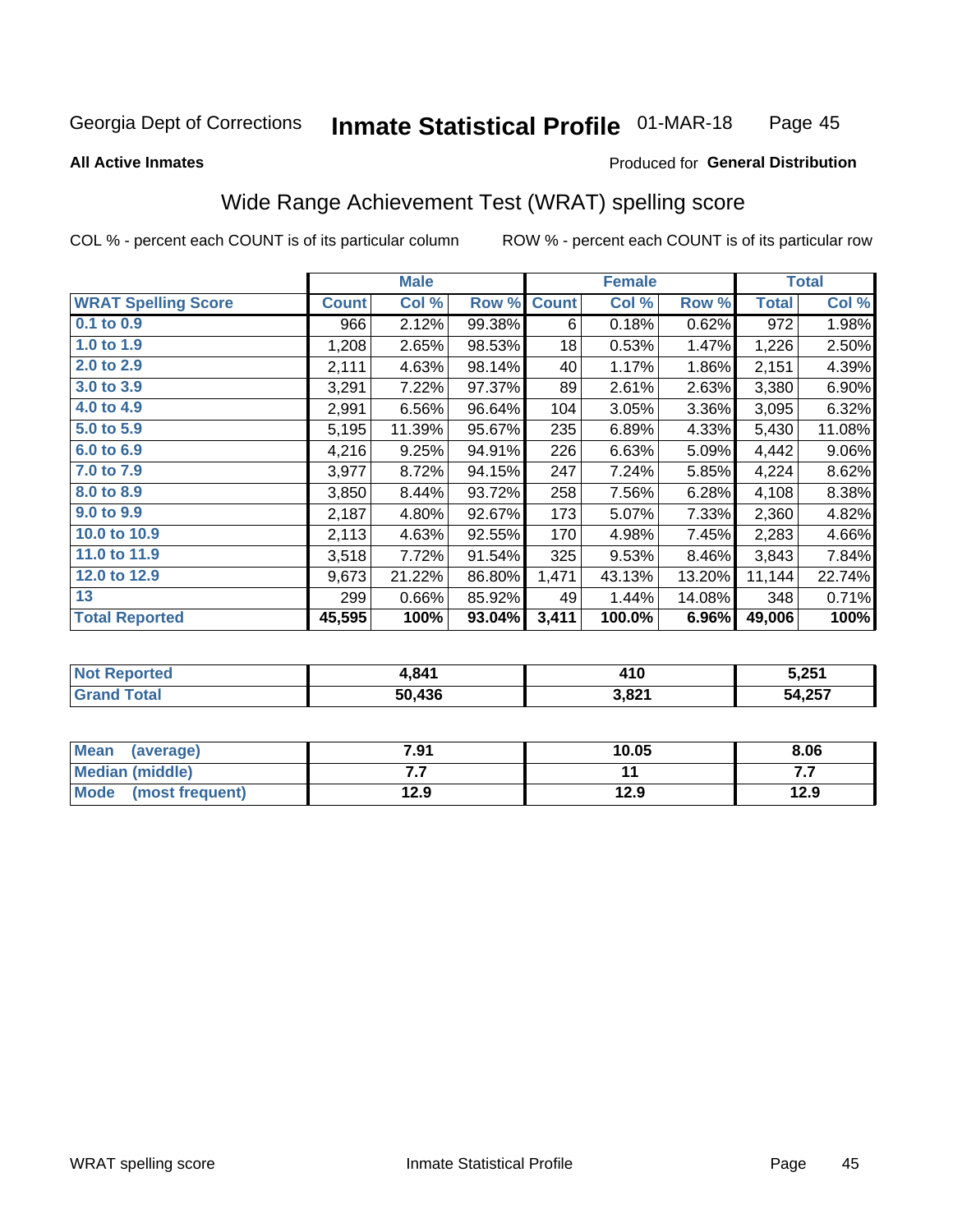Georgia Dept of Corrections **Inmate Statistical Profile** 01-MAR-18

**All Active Inmates**

Produced for **General Distribution**

## Wide Range Achievement Test (WRAT) spelling score

COL % - percent each COUNT is of its particular column ROW % - percent each COUNT is of its particular row

| | Male | | | Female | | | Total | |
|---|---|---|---|---|---|---|---|---|
| **WRAT Spelling Score** | **Count** | **Col %** | **Row %** | **Count** | **Col %** | **Row %** | **Total** | **Col %** |
| **0.1 to 0.9** | 966 | 2.12% | 99.38% | 6 | 0.18% | 0.62% | 972 | 1.98% |
| **1.0 to 1.9** | 1,208 | 2.65% | 98.53% | 18 | 0.53% | 1.47% | 1,226 | 2.50% |
| **2.0 to 2.9** | 2,111 | 4.63% | 98.14% | 40 | 1.17% | 1.86% | 2,151 | 4.39% |
| **3.0 to 3.9** | 3,291 | 7.22% | 97.37% | 89 | 2.61% | 2.63% | 3,380 | 6.90% |
| **4.0 to 4.9** | 2,991 | 6.56% | 96.64% | 104 | 3.05% | 3.36% | 3,095 | 6.32% |
| **5.0 to 5.9** | 5,195 | 11.39% | 95.67% | 235 | 6.89% | 4.33% | 5,430 | 11.08% |
| **6.0 to 6.9** | 4,216 | 9.25% | 94.91% | 226 | 6.63% | 5.09% | 4,442 | 9.06% |
| **7.0 to 7.9** | 3,977 | 8.72% | 94.15% | 247 | 7.24% | 5.85% | 4,224 | 8.62% |
| **8.0 to 8.9** | 3,850 | 8.44% | 93.72% | 258 | 7.56% | 6.28% | 4,108 | 8.38% |
| **9.0 to 9.9** | 2,187 | 4.80% | 92.67% | 173 | 5.07% | 7.33% | 2,360 | 4.82% |
| **10.0 to 10.9** | 2,113 | 4.63% | 92.55% | 170 | 4.98% | 7.45% | 2,283 | 4.66% |
| **11.0 to 11.9** | 3,518 | 7.72% | 91.54% | 325 | 9.53% | 8.46% | 3,843 | 7.84% |
| **12.0 to 12.9** | 9,673 | 21.22% | 86.80% | 1,471 | 43.13% | 13.20% | 11,144 | 22.74% |
| **13** | 299 | 0.66% | 85.92% | 49 | 1.44% | 14.08% | 348 | 0.71% |
| **Total Reported** | **45,595** | **100%** | **93.04%** | **3,411** | **100.0%** | **6.96%** | **49,006** | **100%** |

| | Male | Female | Total |
|---|---|---|---|
| **Not Reported** | **4,841** | **410** | **5,251** |
| **Grand Total** | **50,436** | **3,821** | **54,257** |

| | Male | Female | Total |
|---|---|---|---|
| **Mean (average)** | **7.91** | **10.05** | **8.06** |
| **Median (middle)** | **7.7** | **11** | **7.7** |
| **Mode (most frequent)** | **12.9** | **12.9** | **12.9** |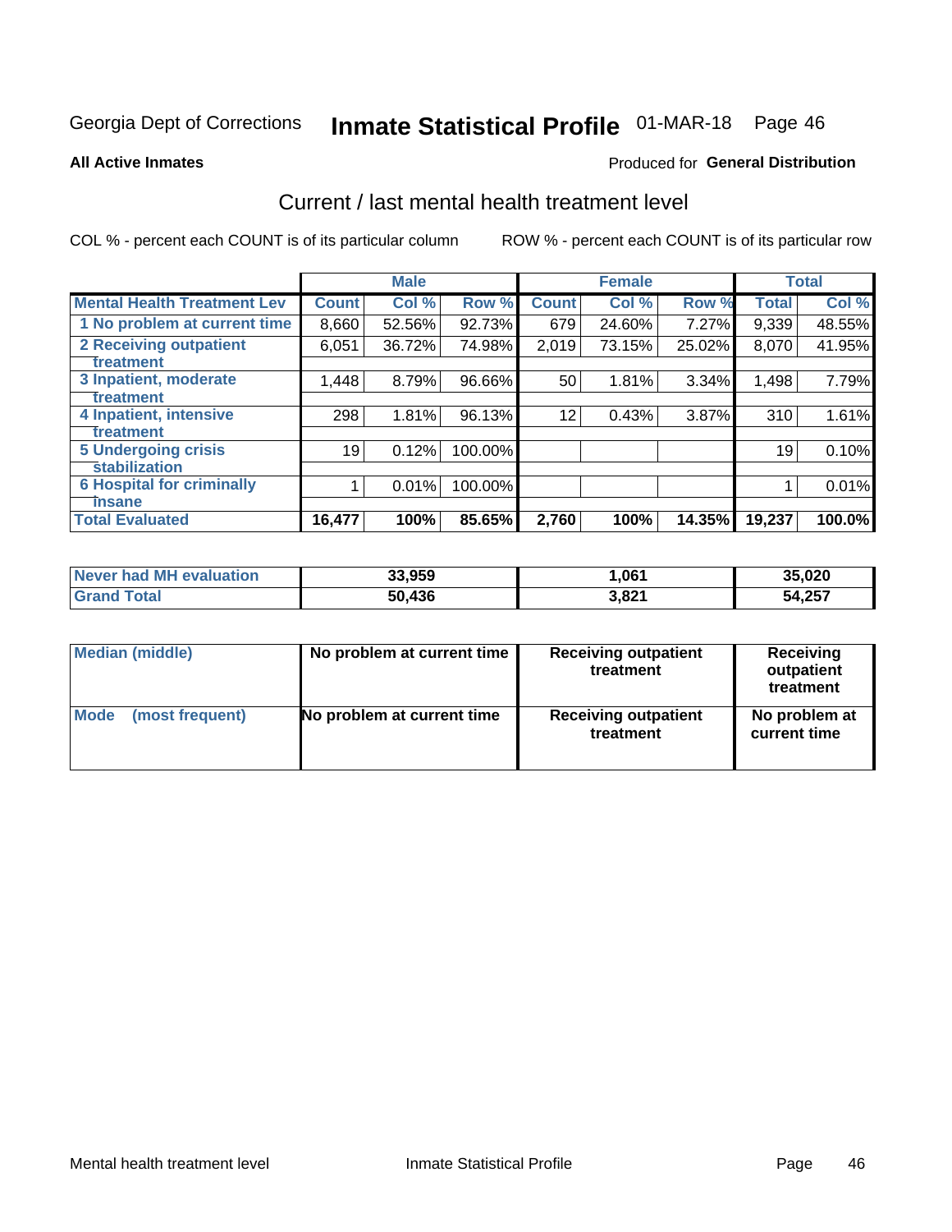Georgia Dept of Corrections **Inmate Statistical Profile** 01-MAR-18 Page 46

**All Active Inmates**

Produced for **General Distribution**

## Current / last mental health treatment level

COL % - percent each COUNT is of its particular column

ROW % - percent each COUNT is of its particular row

| | Male | | | Female | | | Total | |
|---|---|---|---|---|---|---|---|---|
| **Mental Health Treatment Lev** | **Count** | **Col %** | **Row %** | **Count** | **Col %** | **Row %** | **Total** | **Col %** |
| 1 No problem at current time | 8,660 | 52.56% | 92.73% | 679 | 24.60% | 7.27% | 9,339 | 48.55% |
| 2 Receiving outpatient treatment | 6,051 | 36.72% | 74.98% | 2,019 | 73.15% | 25.02% | 8,070 | 41.95% |
| 3 Inpatient, moderate treatment | 1,448 | 8.79% | 96.66% | 50 | 1.81% | 3.34% | 1,498 | 7.79% |
| 4 Inpatient, intensive treatment | 298 | 1.81% | 96.13% | 12 | 0.43% | 3.87% | 310 | 1.61% |
| 5 Undergoing crisis stabilization | 19 | 0.12% | 100.00% | | | | 19 | 0.10% |
| 6 Hospital for criminally insane | 1 | 0.01% | 100.00% | | | | 1 | 0.01% |
| **Total Evaluated** | **16,477** | **100%** | **85.65%** | **2,760** | **100%** | **14.35%** | **19,237** | **100.0%** |

| | Male | Female | Total |
|---|---|---|---|
| Never had MH evaluation | 33,959 | 1,061 | 35,020 |
| Grand Total | 50,436 | 3,821 | 54,257 |

| | Male | Female | Total |
|---|---|---|---|
| Median (middle) | No problem at current time | Receiving outpatient treatment | Receiving outpatient treatment |
| Mode (most frequent) | No problem at current time | Receiving outpatient treatment | No problem at current time |

Mental health treatment level Inmate Statistical Profile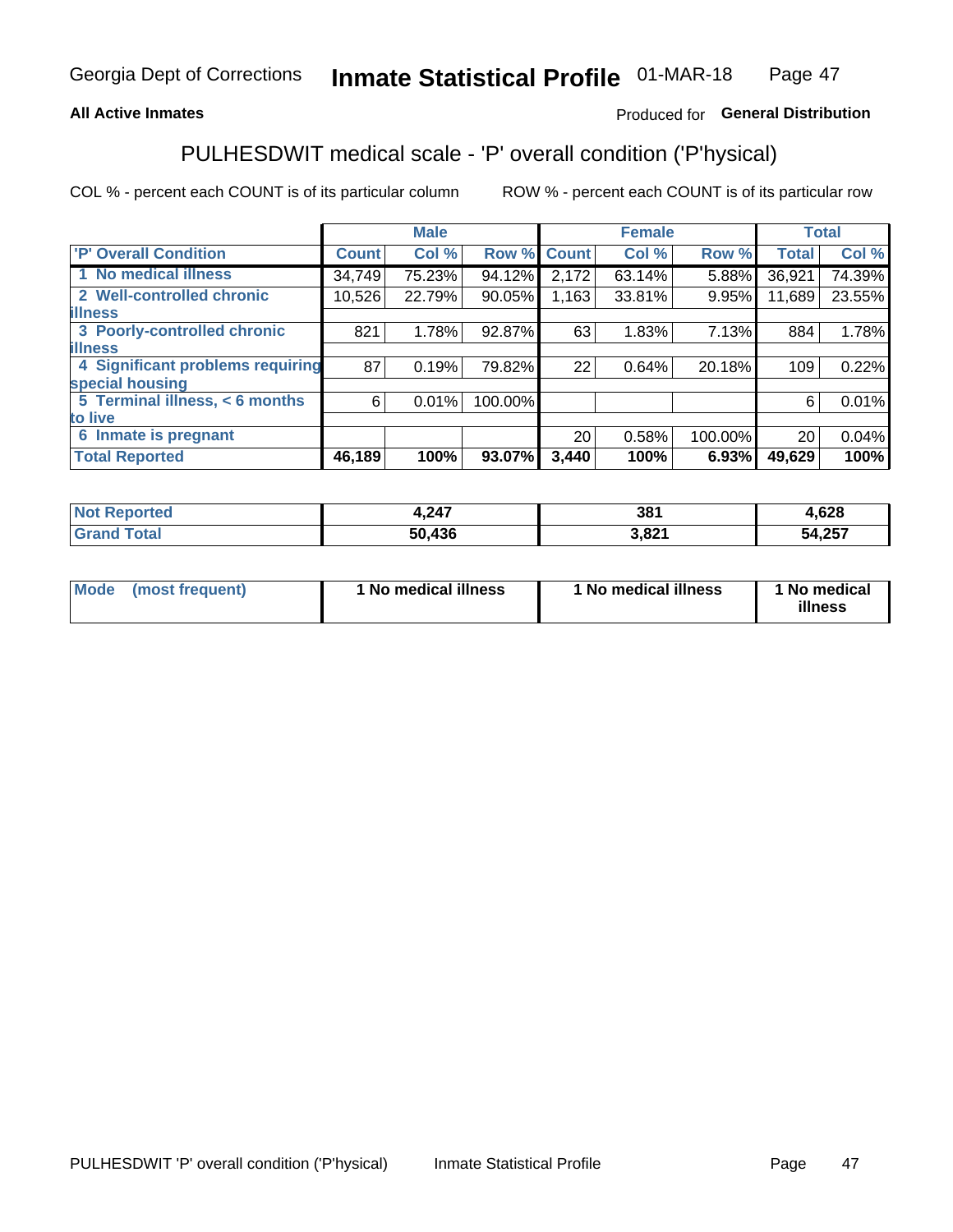**All Active Inmates**

Produced for **General Distribution**

## PULHESDWIT medical scale - 'P' overall condition ('P'hysical)

COL % - percent each COUNT is of its particular column

ROW % - percent each COUNT is of its particular row

| | Male | | | Female | | | Total | |
|---|---|---|---|---|---|---|---|---|
| **'P' Overall Condition** | **Count** | **Col %** | **Row %** | **Count** | **Col %** | **Row %** | **Total** | **Col %** |
| **1 No medical illness** | 34,749 | 75.23% | 94.12% | 2,172 | 63.14% | 5.88% | 36,921 | 74.39% |
| **2 Well-controlled chronic illness** | 10,526 | 22.79% | 90.05% | 1,163 | 33.81% | 9.95% | 11,689 | 23.55% |
| **3 Poorly-controlled chronic illness** | 821 | 1.78% | 92.87% | 63 | 1.83% | 7.13% | 884 | 1.78% |
| **4 Significant problems requiring special housing** | 87 | 0.19% | 79.82% | 22 | 0.64% | 20.18% | 109 | 0.22% |
| **5 Terminal illness, < 6 months to live** | 6 | 0.01% | 100.00% | | | | 6 | 0.01% |
| **6 Inmate is pregnant** | | | | 20 | 0.58% | 100.00% | 20 | 0.04% |
| **Total Reported** | **46,189** | **100%** | **93.07%** | **3,440** | **100%** | **6.93%** | **49,629** | **100%** |

| | Male | Female | Total |
|---|---|---|---|
| **Not Reported** | **4,247** | **381** | **4,628** |
| **Grand Total** | **50,436** | **3,821** | **54,257** |

| | Male | Female | Total |
|---|---|---|---|
| **Mode (most frequent)** | **1 No medical illness** | **1 No medical illness** | **1 No medical illness** |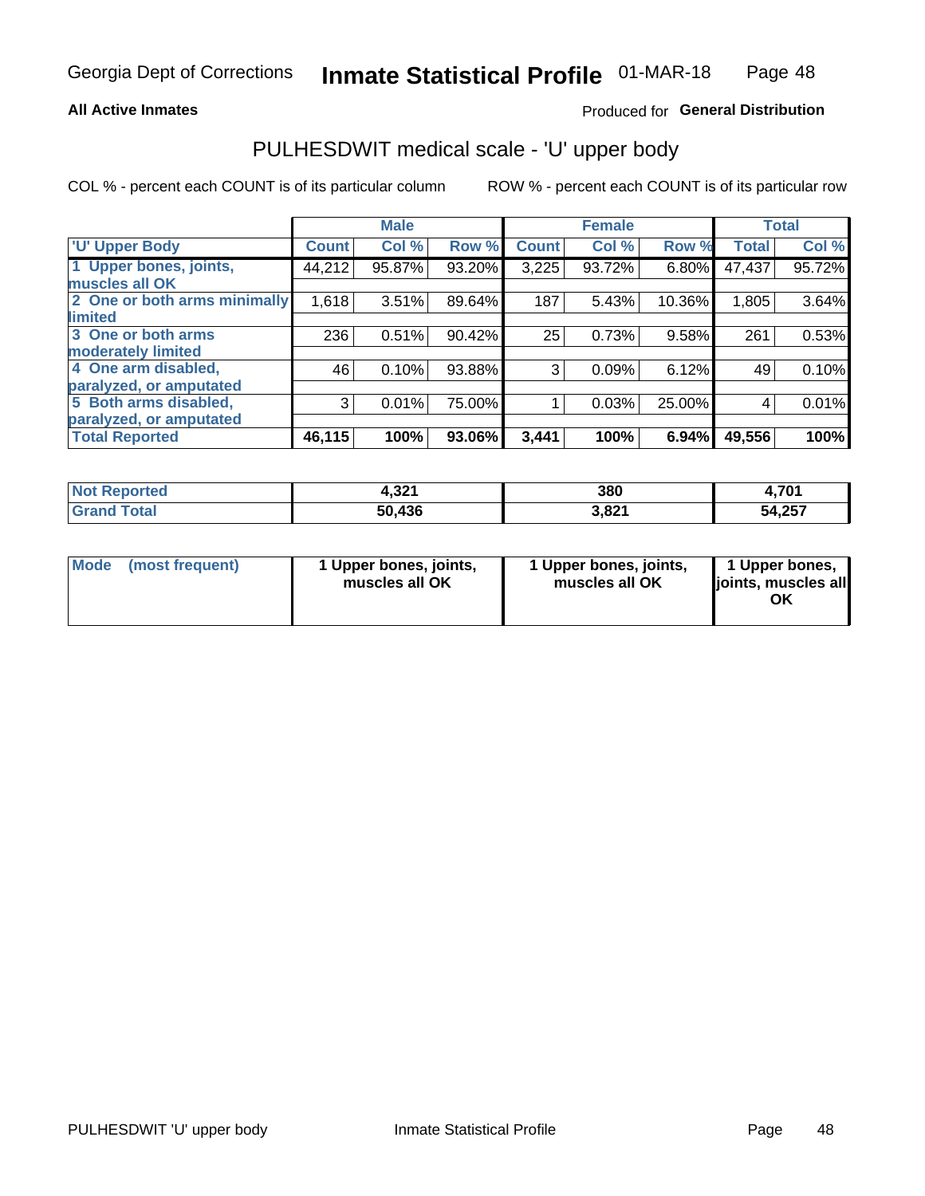Georgia Dept of Corrections **Inmate Statistical Profile** 01-MAR-18

**All Active Inmates**

Produced for **General Distribution**

## PULHESDWIT medical scale - 'U' upper body

COL % - percent each COUNT is of its particular column

ROW % - percent each COUNT is of its particular row

| | Male | | | Female | | | Total | |
|---|---|---|---|---|---|---|---|---|
| 'U' Upper Body | Count | Col % | Row % | Count | Col % | Row % | Total | Col % |
| 1 Upper bones, joints, muscles all OK | 44,212 | 95.87% | 93.20% | 3,225 | 93.72% | 6.80% | 47,437 | 95.72% |
| 2 One or both arms minimally limited | 1,618 | 3.51% | 89.64% | 187 | 5.43% | 10.36% | 1,805 | 3.64% |
| 3 One or both arms moderately limited | 236 | 0.51% | 90.42% | 25 | 0.73% | 9.58% | 261 | 0.53% |
| 4 One arm disabled, paralyzed, or amputated | 46 | 0.10% | 93.88% | 3 | 0.09% | 6.12% | 49 | 0.10% |
| 5 Both arms disabled, paralyzed, or amputated | 3 | 0.01% | 75.00% | 1 | 0.03% | 25.00% | 4 | 0.01% |
| **Total Reported** | **46,115** | **100%** | **93.06%** | **3,441** | **100%** | **6.94%** | **49,556** | **100%** |

| | Male | Female | Total |
|---|---|---|---|
| Not Reported | 4,321 | 380 | 4,701 |
| Grand Total | 50,436 | 3,821 | 54,257 |

| | Male | Female | Total |
|---|---|---|---|
| Mode (most frequent) | 1 Upper bones, joints, muscles all OK | 1 Upper bones, joints, muscles all OK | 1 Upper bones, joints, muscles all OK |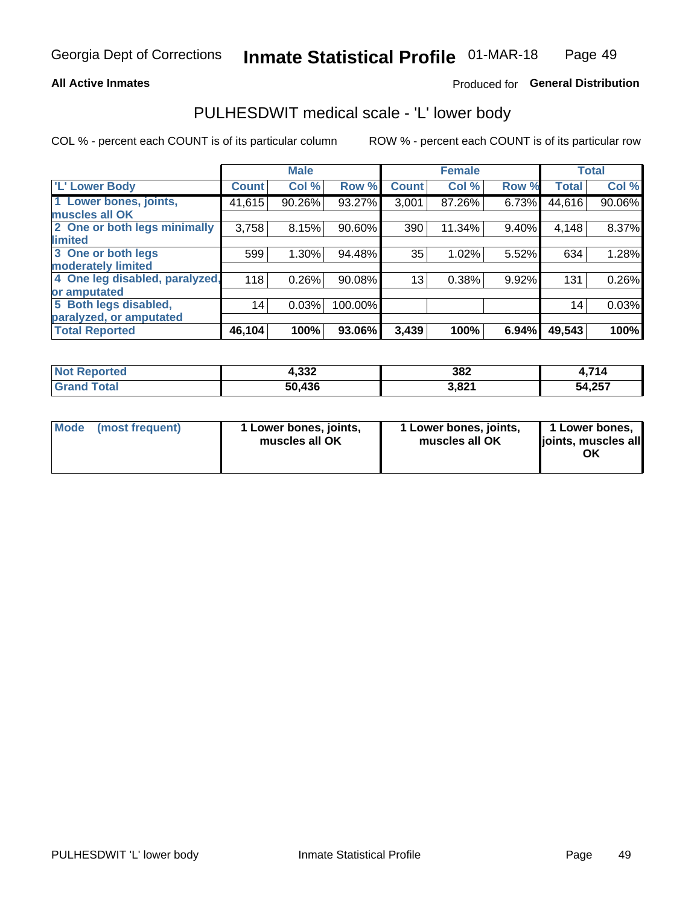Georgia Dept of Corrections **Inmate Statistical Profile** 01-MAR-18

**All Active Inmates**

Produced for **General Distribution**

## PULHESDWIT medical scale - 'L' lower body

COL % - percent each COUNT is of its particular column

ROW % - percent each COUNT is of its particular row

| | Male | | | Female | | | Total | |
|---|---|---|---|---|---|---|---|---|
| 'L' Lower Body | Count | Col % | Row % | Count | Col % | Row % | Total | Col % |
| 1 Lower bones, joints, muscles all OK | 41,615 | 90.26% | 93.27% | 3,001 | 87.26% | 6.73% | 44,616 | 90.06% |
| 2 One or both legs minimally limited | 3,758 | 8.15% | 90.60% | 390 | 11.34% | 9.40% | 4,148 | 8.37% |
| 3 One or both legs moderately limited | 599 | 1.30% | 94.48% | 35 | 1.02% | 5.52% | 634 | 1.28% |
| 4 One leg disabled, paralyzed, or amputated | 118 | 0.26% | 90.08% | 13 | 0.38% | 9.92% | 131 | 0.26% |
| 5 Both legs disabled, paralyzed, or amputated | 14 | 0.03% | 100.00% | | | | 14 | 0.03% |
| **Total Reported** | **46,104** | **100%** | **93.06%** | **3,439** | **100%** | **6.94%** | **49,543** | **100%** |

| | Male | Female | Total |
|---|---|---|---|
| Not Reported | 4,332 | 382 | 4,714 |
| Grand Total | 50,436 | 3,821 | 54,257 |

| | Male | Female | Total |
|---|---|---|---|
| Mode (most frequent) | 1 Lower bones, joints, muscles all OK | 1 Lower bones, joints, muscles all OK | 1 Lower bones, joints, muscles all OK |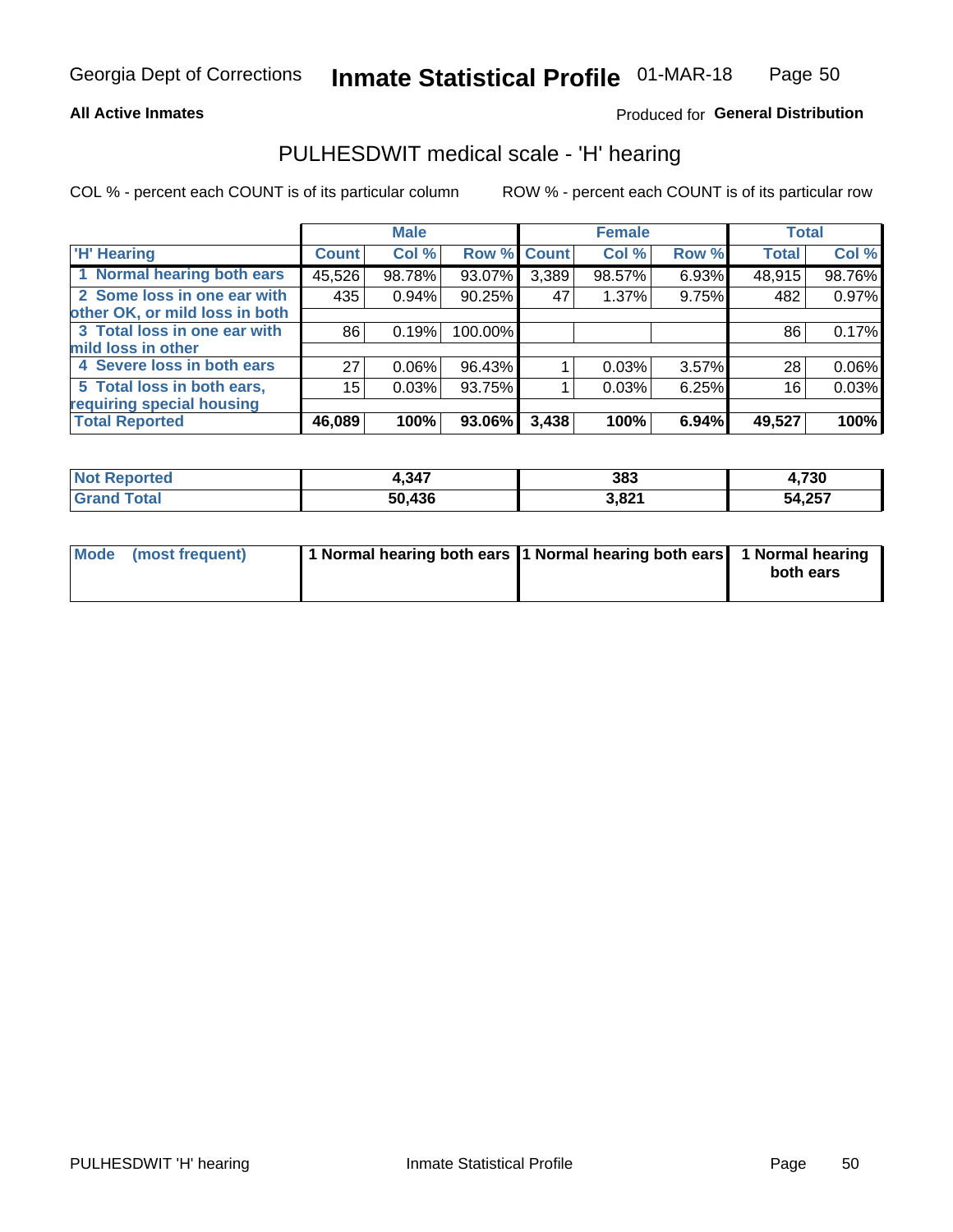Georgia Dept of Corrections **Inmate Statistical Profile** 01-MAR-18

**All Active Inmates** Produced for **General Distribution**

## PULHESDWIT medical scale - 'H' hearing

COL % - percent each COUNT is of its particular column ROW % - percent each COUNT is of its particular row

| | Male | | | Female | | | Total | |
|---|---|---|---|---|---|---|---|---|
| 'H' Hearing | Count | Col % | Row % | Count | Col % | Row % | Total | Col % |
| 1 Normal hearing both ears | 45,526 | 98.78% | 93.07% | 3,389 | 98.57% | 6.93% | 48,915 | 98.76% |
| 2 Some loss in one ear with other OK, or mild loss in both | 435 | 0.94% | 90.25% | 47 | 1.37% | 9.75% | 482 | 0.97% |
| 3 Total loss in one ear with mild loss in other | 86 | 0.19% | 100.00% | | | | 86 | 0.17% |
| 4 Severe loss in both ears | 27 | 0.06% | 96.43% | 1 | 0.03% | 3.57% | 28 | 0.06% |
| 5 Total loss in both ears, requiring special housing | 15 | 0.03% | 93.75% | 1 | 0.03% | 6.25% | 16 | 0.03% |
| **Total Reported** | **46,089** | **100%** | **93.06%** | **3,438** | **100%** | **6.94%** | **49,527** | **100%** |

| | Male | Female | Total |
|---|---|---|---|
| Not Reported | 4,347 | 383 | 4,730 |
| Grand Total | 50,436 | 3,821 | 54,257 |

| | Male | Female | Total |
|---|---|---|---|
| Mode (most frequent) | 1 Normal hearing both ears | 1 Normal hearing both ears | 1 Normal hearing both ears |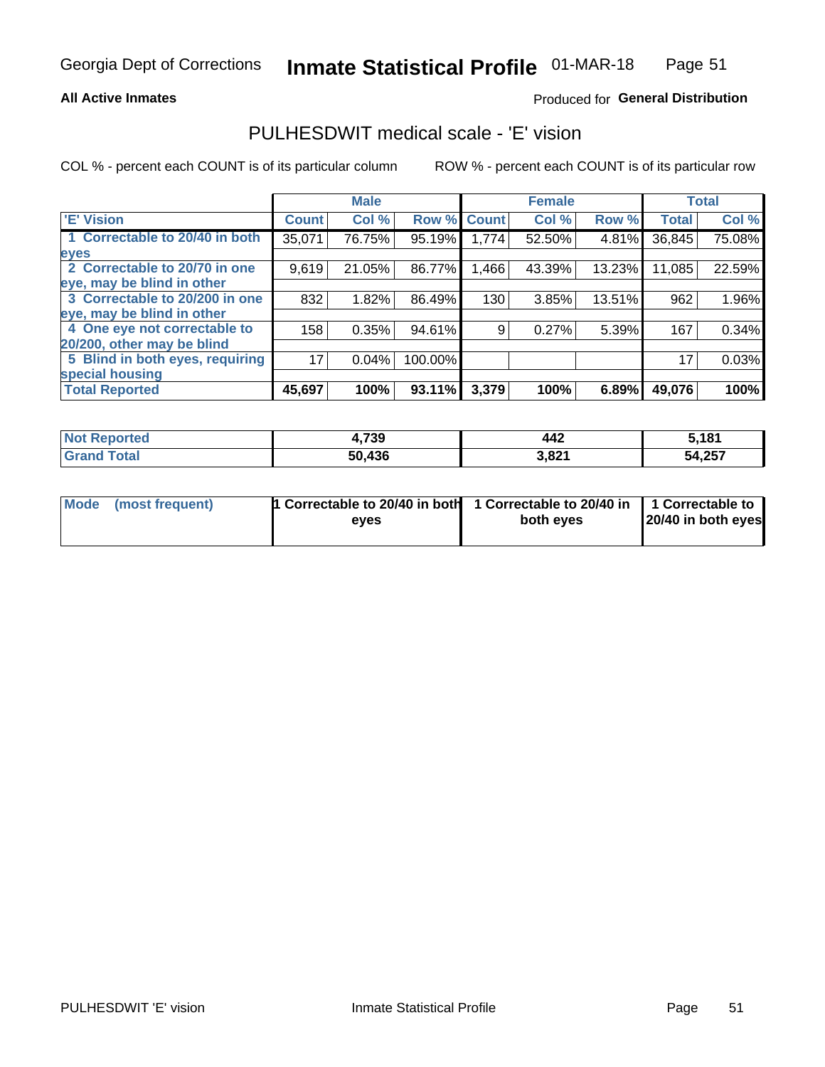Georgia Dept of Corrections **Inmate Statistical Profile** 01-MAR-18

**All Active Inmates**

Produced for **General Distribution**

## PULHESDWIT medical scale - 'E' vision

COL % - percent each COUNT is of its particular column

ROW % - percent each COUNT is of its particular row

| | Male | | | Female | | | Total | |
|---|---|---|---|---|---|---|---|---|
| 'E' Vision | Count | Col % | Row % | Count | Col % | Row % | Total | Col % |
| 1 Correctable to 20/40 in both eyes | 35,071 | 76.75% | 95.19% | 1,774 | 52.50% | 4.81% | 36,845 | 75.08% |
| 2 Correctable to 20/70 in one eye, may be blind in other | 9,619 | 21.05% | 86.77% | 1,466 | 43.39% | 13.23% | 11,085 | 22.59% |
| 3 Correctable to 20/200 in one eye, may be blind in other | 832 | 1.82% | 86.49% | 130 | 3.85% | 13.51% | 962 | 1.96% |
| 4 One eye not correctable to 20/200, other may be blind | 158 | 0.35% | 94.61% | 9 | 0.27% | 5.39% | 167 | 0.34% |
| 5 Blind in both eyes, requiring special housing | 17 | 0.04% | 100.00% | | | | 17 | 0.03% |
| **Total Reported** | **45,697** | **100%** | **93.11%** | **3,379** | **100%** | **6.89%** | **49,076** | **100%** |

| | Male | Female | Total |
|---|---|---|---|
| **Not Reported** | **4,739** | **442** | **5,181** |
| **Grand Total** | **50,436** | **3,821** | **54,257** |

| | Male | Female | Total |
|---|---|---|---|
| **Mode (most frequent)** | **1 Correctable to 20/40 in both eyes** | **1 Correctable to 20/40 in both eyes** | **1 Correctable to 20/40 in both eyes** |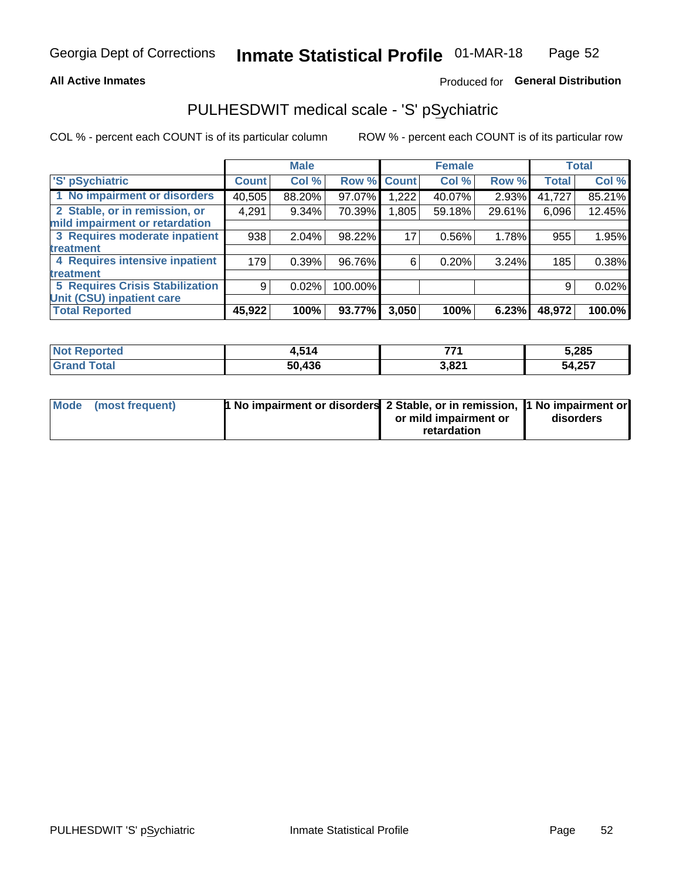Georgia Dept of Corrections **Inmate Statistical Profile** 01-MAR-18

**All Active Inmates**

Produced for **General Distribution**

## PULHESDWIT medical scale - 'S' pSychiatric

COL % - percent each COUNT is of its particular column

ROW % - percent each COUNT is of its particular row

| | Male | | | Female | | | Total | |
|---|---|---|---|---|---|---|---|---|
| 'S' pSychiatric | Count | Col % | Row % | Count | Col % | Row % | Total | Col % |
| 1 No impairment or disorders | 40,505 | 88.20% | 97.07% | 1,222 | 40.07% | 2.93% | 41,727 | 85.21% |
| 2 Stable, or in remission, or mild impairment or retardation | 4,291 | 9.34% | 70.39% | 1,805 | 59.18% | 29.61% | 6,096 | 12.45% |
| 3 Requires moderate inpatient treatment | 938 | 2.04% | 98.22% | 17 | 0.56% | 1.78% | 955 | 1.95% |
| 4 Requires intensive inpatient treatment | 179 | 0.39% | 96.76% | 6 | 0.20% | 3.24% | 185 | 0.38% |
| 5 Requires Crisis Stabilization Unit (CSU) inpatient care | 9 | 0.02% | 100.00% | | | | 9 | 0.02% |
| **Total Reported** | **45,922** | **100%** | **93.77%** | **3,050** | **100%** | **6.23%** | **48,972** | **100.0%** |

| | Male | Female | Total |
|---|---|---|---|
| Not Reported | 4,514 | 771 | 5,285 |
| Grand Total | 50,436 | 3,821 | 54,257 |

| | Male | Female | Total |
|---|---|---|---|
| Mode (most frequent) | 1 No impairment or disorders | 2 Stable, or in remission, or mild impairment or retardation | 1 No impairment or disorders |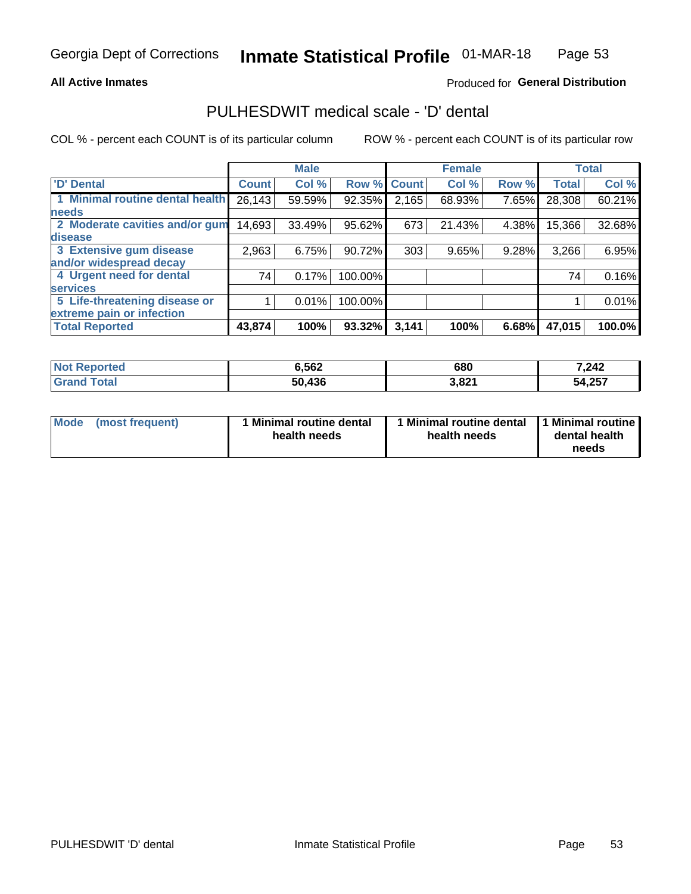**All Active Inmates**

Produced for **General Distribution**

## PULHESDWIT medical scale - 'D' dental

COL % - percent each COUNT is of its particular column

ROW % - percent each COUNT is of its particular row

| | Male | | | Female | | | Total | |
|---|---|---|---|---|---|---|---|---|
| 'D' Dental | Count | Col % | Row % | Count | Col % | Row % | Total | Col % |
| 1 Minimal routine dental health needs | 26,143 | 59.59% | 92.35% | 2,165 | 68.93% | 7.65% | 28,308 | 60.21% |
| 2 Moderate cavities and/or gum disease | 14,693 | 33.49% | 95.62% | 673 | 21.43% | 4.38% | 15,366 | 32.68% |
| 3 Extensive gum disease and/or widespread decay | 2,963 | 6.75% | 90.72% | 303 | 9.65% | 9.28% | 3,266 | 6.95% |
| 4 Urgent need for dental services | 74 | 0.17% | 100.00% | | | | 74 | 0.16% |
| 5 Life-threatening disease or extreme pain or infection | 1 | 0.01% | 100.00% | | | | 1 | 0.01% |
| **Total Reported** | **43,874** | **100%** | **93.32%** | **3,141** | **100%** | **6.68%** | **47,015** | **100.0%** |

| | Male | Female | Total |
|---|---|---|---|
| **Not Reported** | **6,562** | **680** | **7,242** |
| **Grand Total** | **50,436** | **3,821** | **54,257** |

| | Male | Female | Total |
|---|---|---|---|
| **Mode (most frequent)** | **1 Minimal routine dental health needs** | **1 Minimal routine dental health needs** | **1 Minimal routine dental health needs** |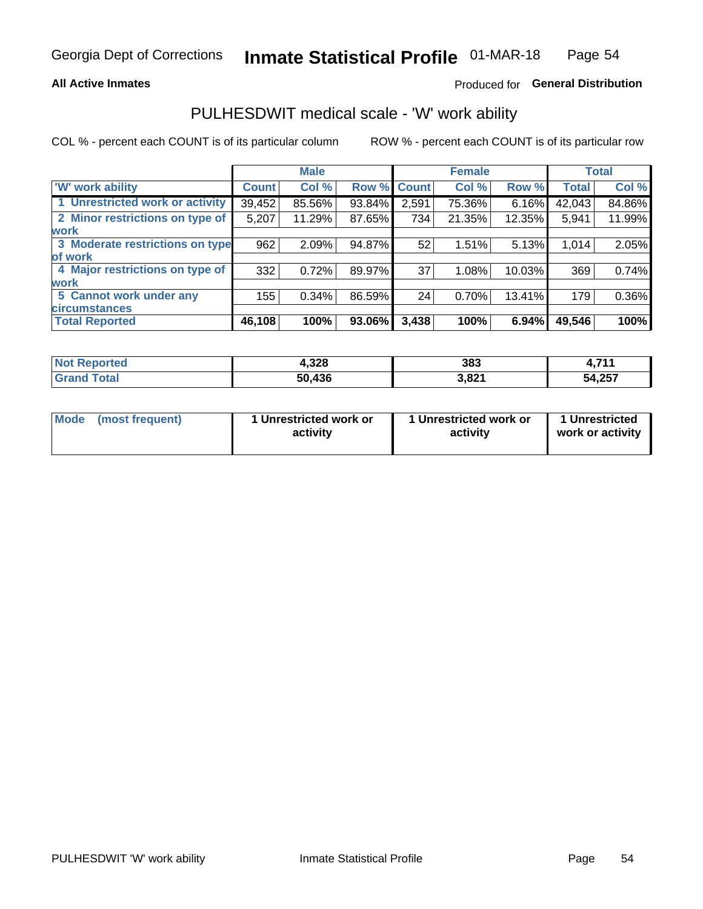Georgia Dept of Corrections **Inmate Statistical Profile** 01-MAR-18

**All Active Inmates**

Produced for **General Distribution**

## PULHESDWIT medical scale - 'W' work ability

COL % - percent each COUNT is of its particular column ROW % - percent each COUNT is of its particular row

| | Male | | | Female | | | Total | |
|---|---|---|---|---|---|---|---|---|
| 'W' work ability | Count | Col % | Row % | Count | Col % | Row % | Total | Col % |
| 1 Unrestricted work or activity | 39,452 | 85.56% | 93.84% | 2,591 | 75.36% | 6.16% | 42,043 | 84.86% |
| 2 Minor restrictions on type of work | 5,207 | 11.29% | 87.65% | 734 | 21.35% | 12.35% | 5,941 | 11.99% |
| 3 Moderate restrictions on type of work | 962 | 2.09% | 94.87% | 52 | 1.51% | 5.13% | 1,014 | 2.05% |
| 4 Major restrictions on type of work | 332 | 0.72% | 89.97% | 37 | 1.08% | 10.03% | 369 | 0.74% |
| 5 Cannot work under any circumstances | 155 | 0.34% | 86.59% | 24 | 0.70% | 13.41% | 179 | 0.36% |
| **Total Reported** | **46,108** | **100%** | **93.06%** | **3,438** | **100%** | **6.94%** | **49,546** | **100%** |

| | Male | Female | Total |
|---|---|---|---|
| Not Reported | 4,328 | 383 | 4,711 |
| Grand Total | 50,436 | 3,821 | 54,257 |

| | Male | Female | Total |
|---|---|---|---|
| Mode (most frequent) | 1 Unrestricted work or activity | 1 Unrestricted work or activity | 1 Unrestricted work or activity |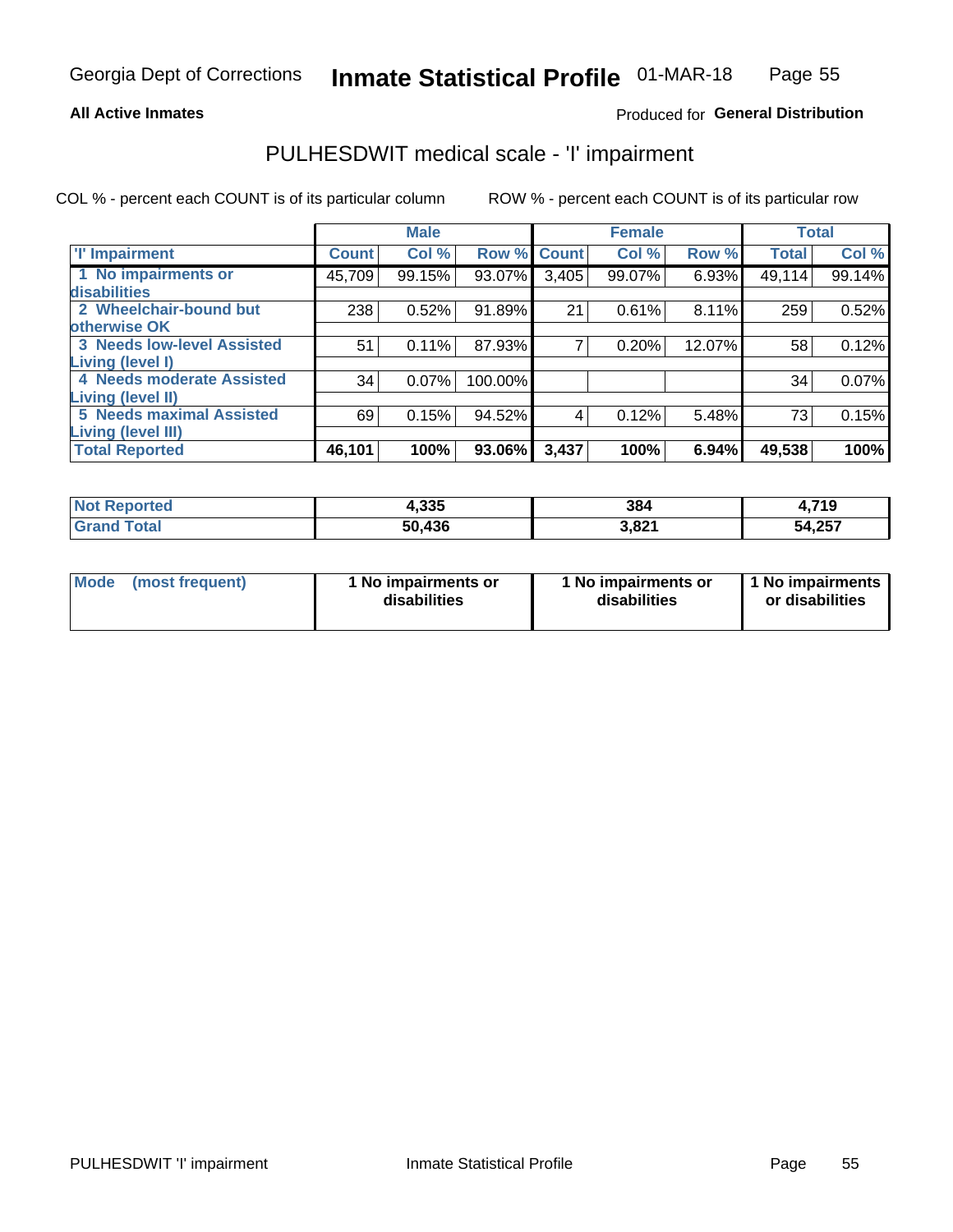Georgia Dept of Corrections **Inmate Statistical Profile** 01-MAR-18

**All Active Inmates**

Produced for **General Distribution**

# PULHESDWIT medical scale - 'I' impairment

COL % - percent each COUNT is of its particular column ROW % - percent each COUNT is of its particular row

| | Male | | | Female | | | Total | |
|---|---|---|---|---|---|---|---|---|
| **'I' Impairment** | **Count** | **Col %** | **Row %** | **Count** | **Col %** | **Row %** | **Total** | **Col %** |
| **1 No impairments or disabilities** | 45,709 | 99.15% | 93.07% | 3,405 | 99.07% | 6.93% | 49,114 | 99.14% |
| **2 Wheelchair-bound but otherwise OK** | 238 | 0.52% | 91.89% | 21 | 0.61% | 8.11% | 259 | 0.52% |
| **3 Needs low-level Assisted Living (level I)** | 51 | 0.11% | 87.93% | 7 | 0.20% | 12.07% | 58 | 0.12% |
| **4 Needs moderate Assisted Living (level II)** | 34 | 0.07% | 100.00% | | | | 34 | 0.07% |
| **5 Needs maximal Assisted Living (level III)** | 69 | 0.15% | 94.52% | 4 | 0.12% | 5.48% | 73 | 0.15% |
| **Total Reported** | **46,101** | **100%** | **93.06%** | **3,437** | **100%** | **6.94%** | **49,538** | **100%** |

| | Male | Female | Total |
|---|---|---|---|
| **Not Reported** | **4,335** | **384** | **4,719** |
| **Grand Total** | **50,436** | **3,821** | **54,257** |

| | Male | Female | Total |
|---|---|---|---|
| **Mode (most frequent)** | **1 No impairments or disabilities** | **1 No impairments or disabilities** | **1 No impairments or disabilities** |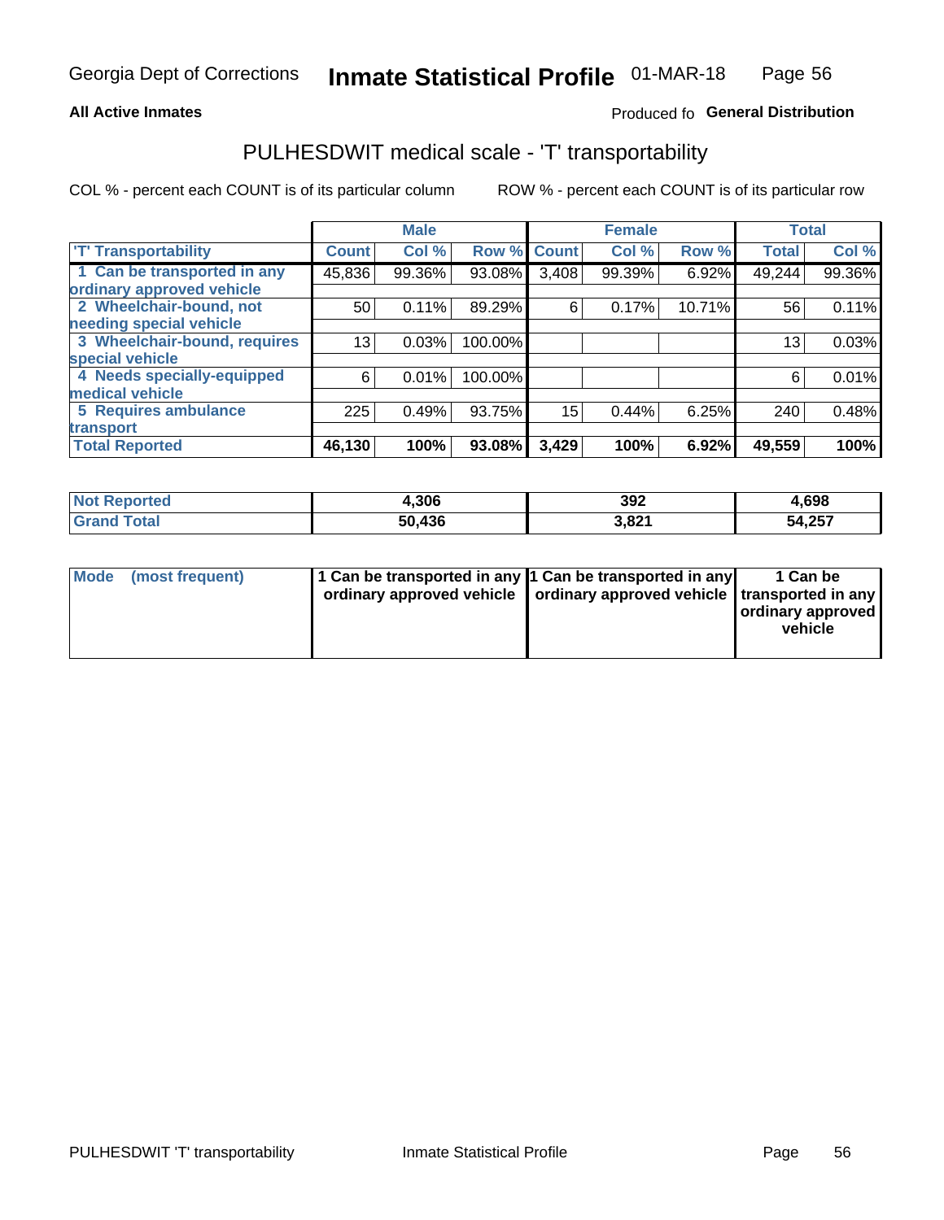Georgia Dept of Corrections **Inmate Statistical Profile** 01-MAR-18

**All Active Inmates**

Produced fo **General Distribution**

## PULHESDWIT medical scale - 'T' transportability

COL % - percent each COUNT is of its particular column

ROW % - percent each COUNT is of its particular row

| 'T' Transportability | Male | | | Female | | | Total | |
|---|---|---|---|---|---|---|---|---|
| | Count | Col % | Row % | Count | Col % | Row % | Total | Col % |
| 1 Can be transported in any ordinary approved vehicle | 45,836 | 99.36% | 93.08% | 3,408 | 99.39% | 6.92% | 49,244 | 99.36% |
| 2 Wheelchair-bound, not needing special vehicle | 50 | 0.11% | 89.29% | 6 | 0.17% | 10.71% | 56 | 0.11% |
| 3 Wheelchair-bound, requires special vehicle | 13 | 0.03% | 100.00% | | | | 13 | 0.03% |
| 4 Needs specially-equipped medical vehicle | 6 | 0.01% | 100.00% | | | | 6 | 0.01% |
| 5 Requires ambulance transport | 225 | 0.49% | 93.75% | 15 | 0.44% | 6.25% | 240 | 0.48% |
| **Total Reported** | **46,130** | **100%** | **93.08%** | **3,429** | **100%** | **6.92%** | **49,559** | **100%** |

| | Male | Female | Total |
|---|---|---|---|
| **Not Reported** | **4,306** | **392** | **4,698** |
| **Grand Total** | **50,436** | **3,821** | **54,257** |

| | Male | Female | Total |
|---|---|---|---|
| **Mode (most frequent)** | **1 Can be transported in any ordinary approved vehicle** | **1 Can be transported in any ordinary approved vehicle** | **1 Can be transported in any ordinary approved vehicle** |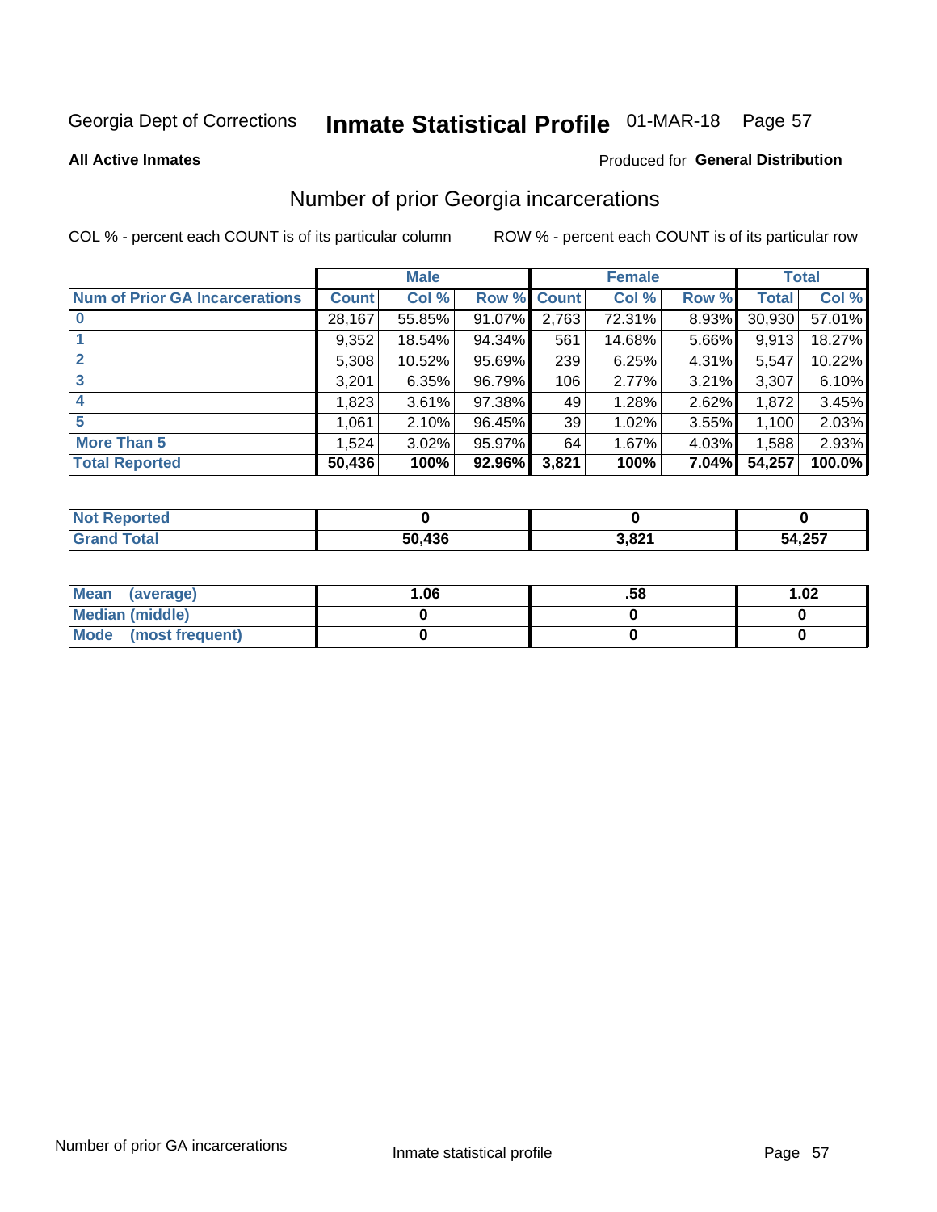Georgia Dept of Corrections **Inmate Statistical Profile** 01-MAR-18

**All Active Inmates**

Produced for **General Distribution**

## Number of prior Georgia incarcerations

COL % - percent each COUNT is of its particular column

ROW % - percent each COUNT is of its particular row

| | Male | | | Female | | | Total | |
|---|---|---|---|---|---|---|---|---|
| **Num of Prior GA Incarcerations** | **Count** | **Col %** | **Row %** | **Count** | **Col %** | **Row %** | **Total** | **Col %** |
| **0** | 28,167 | 55.85% | 91.07% | 2,763 | 72.31% | 8.93% | 30,930 | 57.01% |
| **1** | 9,352 | 18.54% | 94.34% | 561 | 14.68% | 5.66% | 9,913 | 18.27% |
| **2** | 5,308 | 10.52% | 95.69% | 239 | 6.25% | 4.31% | 5,547 | 10.22% |
| **3** | 3,201 | 6.35% | 96.79% | 106 | 2.77% | 3.21% | 3,307 | 6.10% |
| **4** | 1,823 | 3.61% | 97.38% | 49 | 1.28% | 2.62% | 1,872 | 3.45% |
| **5** | 1,061 | 2.10% | 96.45% | 39 | 1.02% | 3.55% | 1,100 | 2.03% |
| **More Than 5** | 1,524 | 3.02% | 95.97% | 64 | 1.67% | 4.03% | 1,588 | 2.93% |
| **Total Reported** | **50,436** | **100%** | **92.96%** | **3,821** | **100%** | **7.04%** | **54,257** | **100.0%** |

| | Male | Female | Total |
|---|---|---|---|
| **Not Reported** | **0** | **0** | **0** |
| **Grand Total** | **50,436** | **3,821** | **54,257** |

| | Male | Female | Total |
|---|---|---|---|
| **Mean (average)** | **1.06** | **.58** | **1.02** |
| **Median (middle)** | **0** | **0** | **0** |
| **Mode (most frequent)** | **0** | **0** | **0** |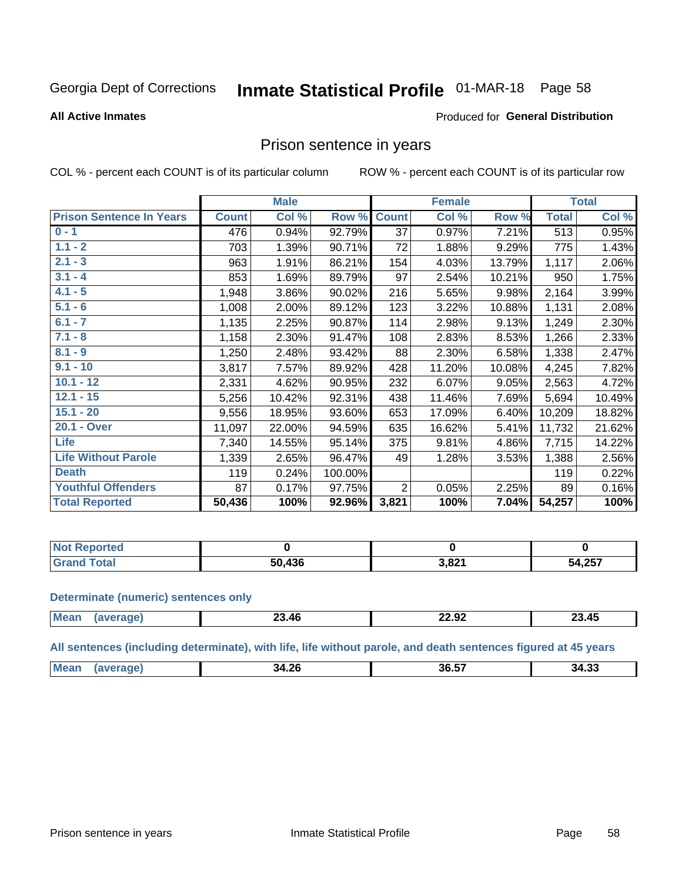Georgia Dept of Corrections **Inmate Statistical Profile** 01-MAR-18 Page 58

**All Active Inmates**

Produced for **General Distribution**

## Prison sentence in years

COL % - percent each COUNT is of its particular column ROW % - percent each COUNT is of its particular row

| | Male | | | Female | | | Total | |
|---|---|---|---|---|---|---|---|---|
| **Prison Sentence In Years** | **Count** | **Col %** | **Row %** | **Count** | **Col %** | **Row %** | **Total** | **Col %** |
| **0 - 1** | 476 | 0.94% | 92.79% | 37 | 0.97% | 7.21% | 513 | 0.95% |
| **1.1 - 2** | 703 | 1.39% | 90.71% | 72 | 1.88% | 9.29% | 775 | 1.43% |
| **2.1 - 3** | 963 | 1.91% | 86.21% | 154 | 4.03% | 13.79% | 1,117 | 2.06% |
| **3.1 - 4** | 853 | 1.69% | 89.79% | 97 | 2.54% | 10.21% | 950 | 1.75% |
| **4.1 - 5** | 1,948 | 3.86% | 90.02% | 216 | 5.65% | 9.98% | 2,164 | 3.99% |
| **5.1 - 6** | 1,008 | 2.00% | 89.12% | 123 | 3.22% | 10.88% | 1,131 | 2.08% |
| **6.1 - 7** | 1,135 | 2.25% | 90.87% | 114 | 2.98% | 9.13% | 1,249 | 2.30% |
| **7.1 - 8** | 1,158 | 2.30% | 91.47% | 108 | 2.83% | 8.53% | 1,266 | 2.33% |
| **8.1 - 9** | 1,250 | 2.48% | 93.42% | 88 | 2.30% | 6.58% | 1,338 | 2.47% |
| **9.1 - 10** | 3,817 | 7.57% | 89.92% | 428 | 11.20% | 10.08% | 4,245 | 7.82% |
| **10.1 - 12** | 2,331 | 4.62% | 90.95% | 232 | 6.07% | 9.05% | 2,563 | 4.72% |
| **12.1 - 15** | 5,256 | 10.42% | 92.31% | 438 | 11.46% | 7.69% | 5,694 | 10.49% |
| **15.1 - 20** | 9,556 | 18.95% | 93.60% | 653 | 17.09% | 6.40% | 10,209 | 18.82% |
| **20.1 - Over** | 11,097 | 22.00% | 94.59% | 635 | 16.62% | 5.41% | 11,732 | 21.62% |
| **Life** | 7,340 | 14.55% | 95.14% | 375 | 9.81% | 4.86% | 7,715 | 14.22% |
| **Life Without Parole** | 1,339 | 2.65% | 96.47% | 49 | 1.28% | 3.53% | 1,388 | 2.56% |
| **Death** | 119 | 0.24% | 100.00% | | | | 119 | 0.22% |
| **Youthful Offenders** | 87 | 0.17% | 97.75% | 2 | 0.05% | 2.25% | 89 | 0.16% |
| **Total Reported** | **50,436** | **100%** | **92.96%** | **3,821** | **100%** | **7.04%** | **54,257** | **100%** |

| | Male | Female | Total |
|---|---|---|---|
| **Not Reported** | **0** | **0** | **0** |
| **Grand Total** | **50,436** | **3,821** | **54,257** |

**Determinate (numeric) sentences only**

| | Male | Female | Total |
|---|---|---|---|
| **Mean (average)** | **23.46** | **22.92** | **23.45** |

**All sentences (including determinate), with life, life without parole, and death sentences figured at 45 years**

| | Male | Female | Total |
|---|---|---|---|
| **Mean (average)** | **34.26** | **36.57** | **34.33** |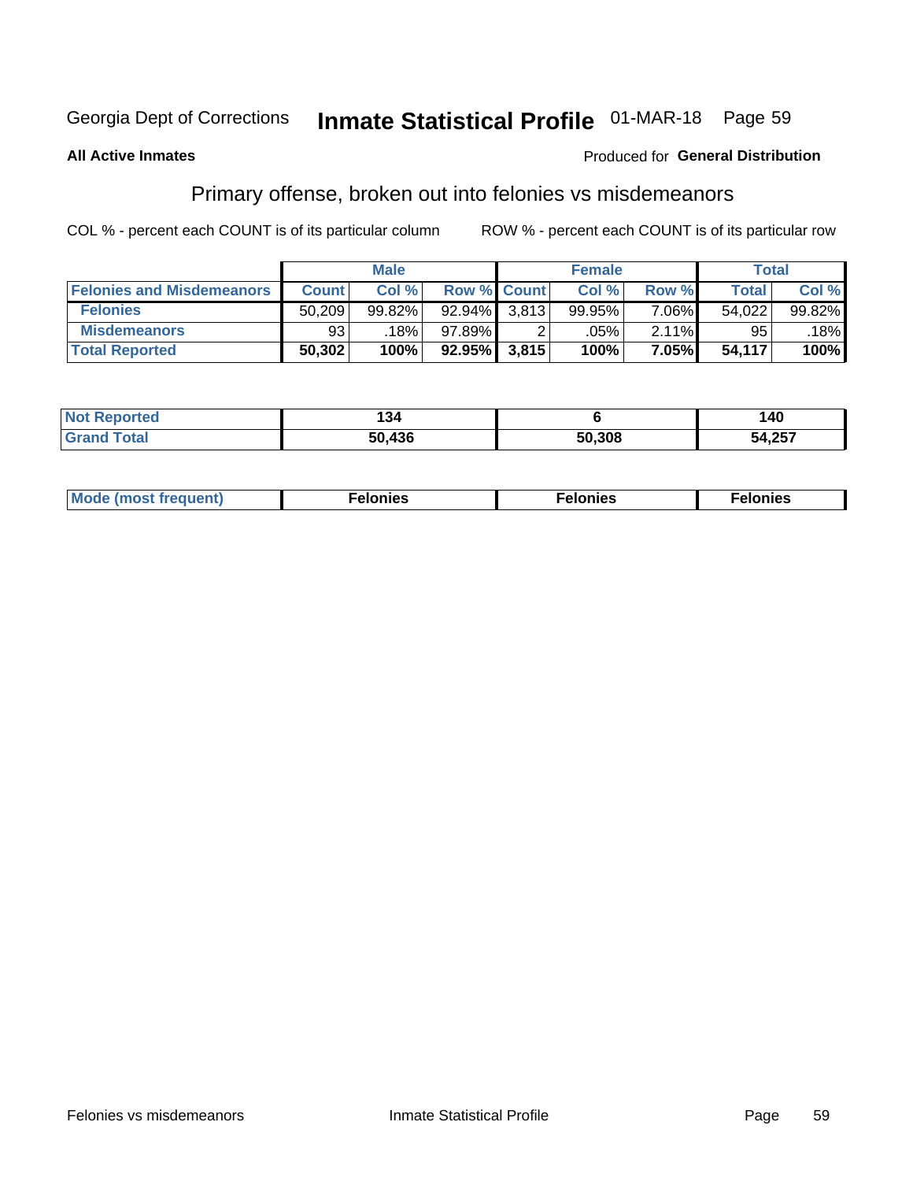Georgia Dept of Corrections **Inmate Statistical Profile** 01-MAR-18

**All Active Inmates**

Produced for **General Distribution**

## Primary offense, broken out into felonies vs misdemeanors

COL % - percent each COUNT is of its particular column ROW % - percent each COUNT is of its particular row

| | Male | | | Female | | | Total | |
|---|---|---|---|---|---|---|---|---|
| **Felonies and Misdemeanors** | **Count** | **Col %** | **Row %** | **Count** | **Col %** | **Row %** | **Total** | **Col %** |
| **Felonies** | 50,209 | 99.82% | 92.94% | 3,813 | 99.95% | 7.06% | 54,022 | 99.82% |
| **Misdemeanors** | 93 | .18% | 97.89% | 2 | .05% | 2.11% | 95 | .18% |
| **Total Reported** | **50,302** | **100%** | **92.95%** | **3,815** | **100%** | **7.05%** | **54,117** | **100%** |

| | Male | Female | Total |
|---|---|---|---|
| **Not Reported** | **134** | **6** | **140** |
| **Grand Total** | **50,436** | **50,308** | **54,257** |

| | Male | Female | Total |
|---|---|---|---|
| **Mode (most frequent)** | **Felonies** | **Felonies** | **Felonies** |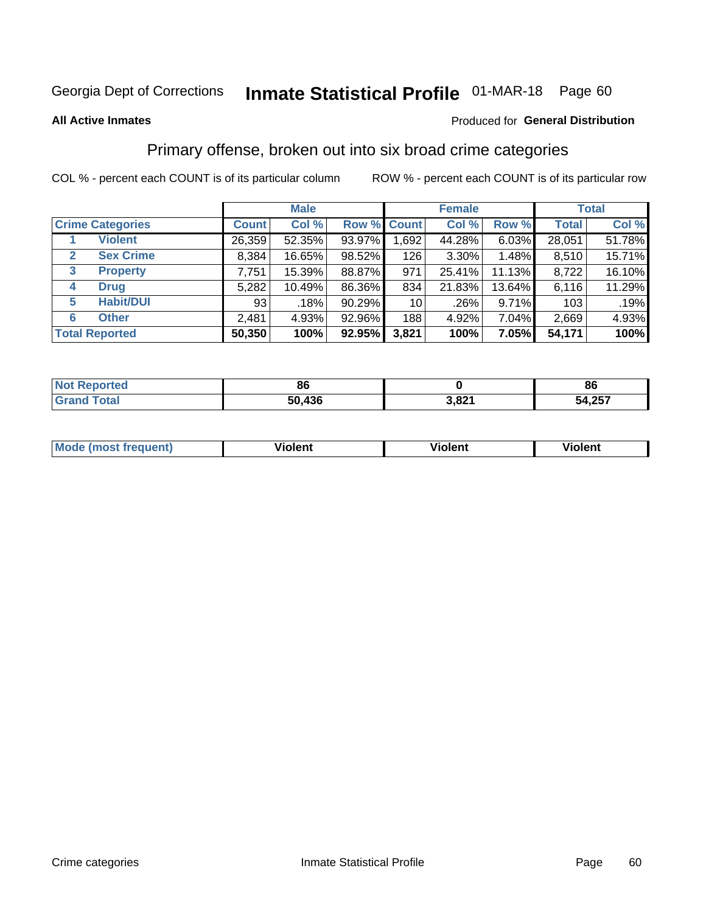Georgia Dept of Corrections **Inmate Statistical Profile** 01-MAR-18

**All Active Inmates**

Produced for **General Distribution**

## Primary offense, broken out into six broad crime categories

COL % - percent each COUNT is of its particular column     ROW % - percent each COUNT is of its particular row

| Crime Categories | | Male | | | Female | | | Total | |
|---|---|---|---|---|---|---|---|---|---|
| | | Count | Col % | Row % | Count | Col % | Row % | Total | Col % |
| 1 | Violent | 26,359 | 52.35% | 93.97% | 1,692 | 44.28% | 6.03% | 28,051 | 51.78% |
| 2 | Sex Crime | 8,384 | 16.65% | 98.52% | 126 | 3.30% | 1.48% | 8,510 | 15.71% |
| 3 | Property | 7,751 | 15.39% | 88.87% | 971 | 25.41% | 11.13% | 8,722 | 16.10% |
| 4 | Drug | 5,282 | 10.49% | 86.36% | 834 | 21.83% | 13.64% | 6,116 | 11.29% |
| 5 | Habit/DUI | 93 | .18% | 90.29% | 10 | .26% | 9.71% | 103 | .19% |
| 6 | Other | 2,481 | 4.93% | 92.96% | 188 | 4.92% | 7.04% | 2,669 | 4.93% |
| **Total Reported** | | **50,350** | **100%** | **92.95%** | **3,821** | **100%** | **7.05%** | **54,171** | **100%** |

| | Male | Female | Total |
|---|---|---|---|
| Not Reported | 86 | 0 | 86 |
| Grand Total | 50,436 | 3,821 | 54,257 |

| | Male | Female | Total |
|---|---|---|---|
| Mode (most frequent) | Violent | Violent | Violent |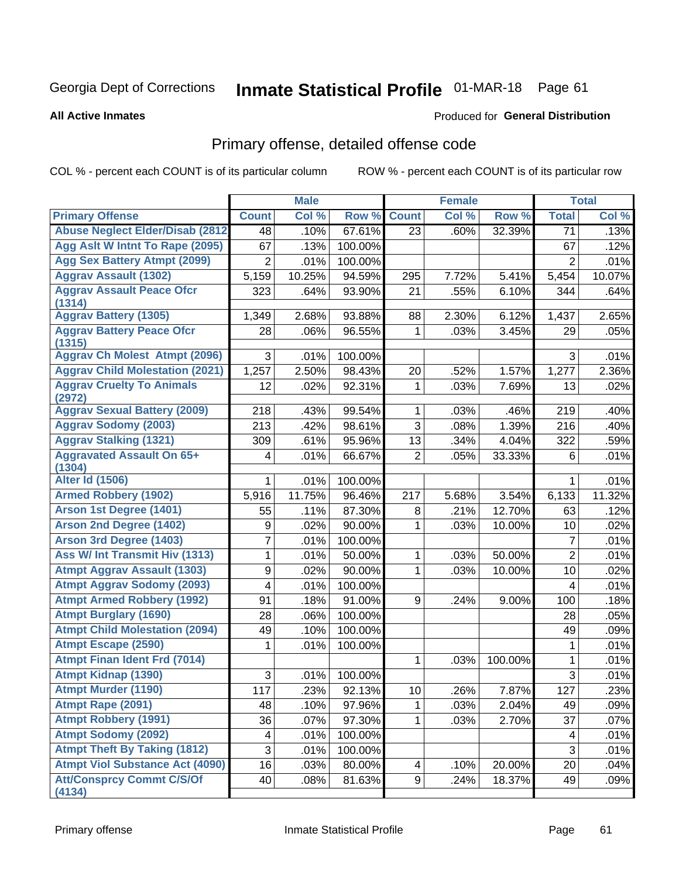Georgia Dept of Corrections **Inmate Statistical Profile** 01-MAR-18

**All Active Inmates**

Produced for **General Distribution**

## Primary offense, detailed offense code

COL % - percent each COUNT is of its particular column    ROW % - percent each COUNT is of its particular row

| | Male | | | Female | | | Total | |
|---|---|---|---|---|---|---|---|---|
| **Primary Offense** | **Count** | **Col %** | **Row %** | **Count** | **Col %** | **Row %** | **Total** | **Col %** |
| Abuse Neglect Elder/Disab (2812 | 48 | .10% | 67.61% | 23 | .60% | 32.39% | 71 | .13% |
| Agg Aslt W Intnt To Rape (2095) | 67 | .13% | 100.00% | | | | 67 | .12% |
| Agg Sex Battery Atmpt (2099) | 2 | .01% | 100.00% | | | | 2 | .01% |
| Aggrav Assault (1302) | 5,159 | 10.25% | 94.59% | 295 | 7.72% | 5.41% | 5,454 | 10.07% |
| Aggrav Assault Peace Ofcr (1314) | 323 | .64% | 93.90% | 21 | .55% | 6.10% | 344 | .64% |
| Aggrav Battery (1305) | 1,349 | 2.68% | 93.88% | 88 | 2.30% | 6.12% | 1,437 | 2.65% |
| Aggrav Battery Peace Ofcr (1315) | 28 | .06% | 96.55% | 1 | .03% | 3.45% | 29 | .05% |
| Aggrav Ch Molest Atmpt (2096) | 3 | .01% | 100.00% | | | | 3 | .01% |
| Aggrav Child Molestation (2021) | 1,257 | 2.50% | 98.43% | 20 | .52% | 1.57% | 1,277 | 2.36% |
| Aggrav Cruelty To Animals (2972) | 12 | .02% | 92.31% | 1 | .03% | 7.69% | 13 | .02% |
| Aggrav Sexual Battery (2009) | 218 | .43% | 99.54% | 1 | .03% | .46% | 219 | .40% |
| Aggrav Sodomy (2003) | 213 | .42% | 98.61% | 3 | .08% | 1.39% | 216 | .40% |
| Aggrav Stalking (1321) | 309 | .61% | 95.96% | 13 | .34% | 4.04% | 322 | .59% |
| Aggravated Assault On 65+ (1304) | 4 | .01% | 66.67% | 2 | .05% | 33.33% | 6 | .01% |
| Alter Id (1506) | 1 | .01% | 100.00% | | | | 1 | .01% |
| Armed Robbery (1902) | 5,916 | 11.75% | 96.46% | 217 | 5.68% | 3.54% | 6,133 | 11.32% |
| Arson 1st Degree (1401) | 55 | .11% | 87.30% | 8 | .21% | 12.70% | 63 | .12% |
| Arson 2nd Degree (1402) | 9 | .02% | 90.00% | 1 | .03% | 10.00% | 10 | .02% |
| Arson 3rd Degree (1403) | 7 | .01% | 100.00% | | | | 7 | .01% |
| Ass W/ Int Transmit Hiv (1313) | 1 | .01% | 50.00% | 1 | .03% | 50.00% | 2 | .01% |
| Atmpt Aggrav Assault (1303) | 9 | .02% | 90.00% | 1 | .03% | 10.00% | 10 | .02% |
| Atmpt Aggrav Sodomy (2093) | 4 | .01% | 100.00% | | | | 4 | .01% |
| Atmpt Armed Robbery (1992) | 91 | .18% | 91.00% | 9 | .24% | 9.00% | 100 | .18% |
| Atmpt Burglary (1690) | 28 | .06% | 100.00% | | | | 28 | .05% |
| Atmpt Child Molestation (2094) | 49 | .10% | 100.00% | | | | 49 | .09% |
| Atmpt Escape (2590) | 1 | .01% | 100.00% | | | | 1 | .01% |
| Atmpt Finan Ident Frd (7014) | | | | 1 | .03% | 100.00% | 1 | .01% |
| Atmpt Kidnap (1390) | 3 | .01% | 100.00% | | | | 3 | .01% |
| Atmpt Murder (1190) | 117 | .23% | 92.13% | 10 | .26% | 7.87% | 127 | .23% |
| Atmpt Rape (2091) | 48 | .10% | 97.96% | 1 | .03% | 2.04% | 49 | .09% |
| Atmpt Robbery (1991) | 36 | .07% | 97.30% | 1 | .03% | 2.70% | 37 | .07% |
| Atmpt Sodomy (2092) | 4 | .01% | 100.00% | | | | 4 | .01% |
| Atmpt Theft By Taking (1812) | 3 | .01% | 100.00% | | | | 3 | .01% |
| Atmpt Viol Substance Act (4090) | 16 | .03% | 80.00% | 4 | .10% | 20.00% | 20 | .04% |
| Att/Consprcy Commt C/S/Of (4134) | 40 | .08% | 81.63% | 9 | .24% | 18.37% | 49 | .09% |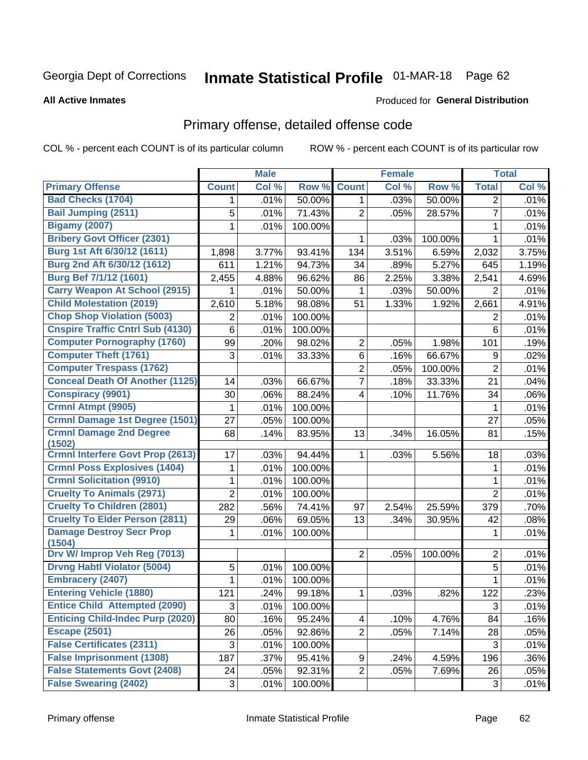Georgia Dept of Corrections **Inmate Statistical Profile** 01-MAR-18

**All Active Inmates**

Produced for **General Distribution**

## Primary offense, detailed offense code

COL % - percent each COUNT is of its particular column

ROW % - percent each COUNT is of its particular row

| | Male | | | Female | | | Total | |
|---|---|---|---|---|---|---|---|---|
| **Primary Offense** | **Count** | **Col %** | **Row %** | **Count** | **Col %** | **Row %** | **Total** | **Col %** |
| Bad Checks (1704) | 1 | .01% | 50.00% | 1 | .03% | 50.00% | 2 | .01% |
| Bail Jumping (2511) | 5 | .01% | 71.43% | 2 | .05% | 28.57% | 7 | .01% |
| Bigamy (2007) | 1 | .01% | 100.00% | | | | 1 | .01% |
| Bribery Govt Officer (2301) | | | | 1 | .03% | 100.00% | 1 | .01% |
| Burg 1st Aft 6/30/12 (1611) | 1,898 | 3.77% | 93.41% | 134 | 3.51% | 6.59% | 2,032 | 3.75% |
| Burg 2nd Aft 6/30/12 (1612) | 611 | 1.21% | 94.73% | 34 | .89% | 5.27% | 645 | 1.19% |
| Burg Bef 7/1/12 (1601) | 2,455 | 4.88% | 96.62% | 86 | 2.25% | 3.38% | 2,541 | 4.69% |
| Carry Weapon At School (2915) | 1 | .01% | 50.00% | 1 | .03% | 50.00% | 2 | .01% |
| Child Molestation (2019) | 2,610 | 5.18% | 98.08% | 51 | 1.33% | 1.92% | 2,661 | 4.91% |
| Chop Shop Violation (5003) | 2 | .01% | 100.00% | | | | 2 | .01% |
| Cnspire Traffic Cntrl Sub (4130) | 6 | .01% | 100.00% | | | | 6 | .01% |
| Computer Pornography (1760) | 99 | .20% | 98.02% | 2 | .05% | 1.98% | 101 | .19% |
| Computer Theft (1761) | 3 | .01% | 33.33% | 6 | .16% | 66.67% | 9 | .02% |
| Computer Trespass (1762) | | | | 2 | .05% | 100.00% | 2 | .01% |
| Conceal Death Of Another (1125) | 14 | .03% | 66.67% | 7 | .18% | 33.33% | 21 | .04% |
| Conspiracy (9901) | 30 | .06% | 88.24% | 4 | .10% | 11.76% | 34 | .06% |
| Crmnl Atmpt (9905) | 1 | .01% | 100.00% | | | | 1 | .01% |
| Crmnl Damage 1st Degree (1501) | 27 | .05% | 100.00% | | | | 27 | .05% |
| Crmnl Damage 2nd Degree (1502) | 68 | .14% | 83.95% | 13 | .34% | 16.05% | 81 | .15% |
| Crmnl Interfere Govt Prop (2613) | 17 | .03% | 94.44% | 1 | .03% | 5.56% | 18 | .03% |
| Crmnl Poss Explosives (1404) | 1 | .01% | 100.00% | | | | 1 | .01% |
| Crmnl Solicitation (9910) | 1 | .01% | 100.00% | | | | 1 | .01% |
| Cruelty To Animals (2971) | 2 | .01% | 100.00% | | | | 2 | .01% |
| Cruelty To Children (2801) | 282 | .56% | 74.41% | 97 | 2.54% | 25.59% | 379 | .70% |
| Cruelty To Elder Person (2811) | 29 | .06% | 69.05% | 13 | .34% | 30.95% | 42 | .08% |
| Damage Destroy Secr Prop (1504) | 1 | .01% | 100.00% | | | | 1 | .01% |
| Drv W/ Improp Veh Reg (7013) | | | | 2 | .05% | 100.00% | 2 | .01% |
| Drvng Habtl Violator (5004) | 5 | .01% | 100.00% | | | | 5 | .01% |
| Embracery (2407) | 1 | .01% | 100.00% | | | | 1 | .01% |
| Entering Vehicle (1880) | 121 | .24% | 99.18% | 1 | .03% | .82% | 122 | .23% |
| Entice Child Attempted (2090) | 3 | .01% | 100.00% | | | | 3 | .01% |
| Enticing Child-Indec Purp (2020) | 80 | .16% | 95.24% | 4 | .10% | 4.76% | 84 | .16% |
| Escape (2501) | 26 | .05% | 92.86% | 2 | .05% | 7.14% | 28 | .05% |
| False Certificates (2311) | 3 | .01% | 100.00% | | | | 3 | .01% |
| False Imprisonment (1308) | 187 | .37% | 95.41% | 9 | .24% | 4.59% | 196 | .36% |
| False Statements Govt (2408) | 24 | .05% | 92.31% | 2 | .05% | 7.69% | 26 | .05% |
| False Swearing (2402) | 3 | .01% | 100.00% | | | | 3 | .01% |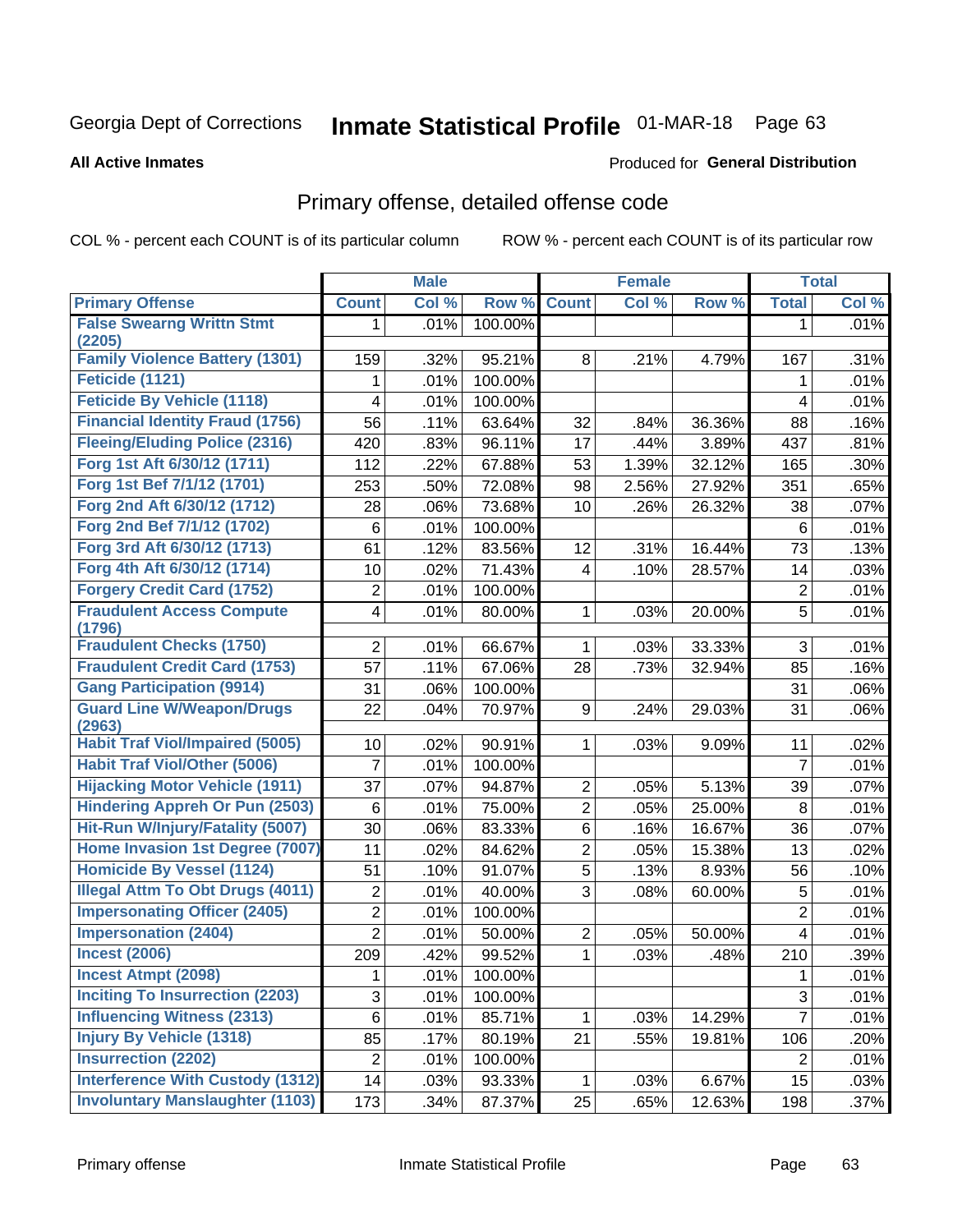Georgia Dept of Corrections **Inmate Statistical Profile** 01-MAR-18

**All Active Inmates**

Produced for **General Distribution**

## Primary offense, detailed offense code

COL % - percent each COUNT is of its particular column ROW % - percent each COUNT is of its particular row

| | Male | | | Female | | | Total | |
|---|---|---|---|---|---|---|---|---|
| **Primary Offense** | **Count** | **Col %** | **Row %** | **Count** | **Col %** | **Row %** | **Total** | **Col %** |
| False Swearng Writtn Stmt (2205) | 1 | .01% | 100.00% | | | | 1 | .01% |
| Family Violence Battery (1301) | 159 | .32% | 95.21% | 8 | .21% | 4.79% | 167 | .31% |
| Feticide (1121) | 1 | .01% | 100.00% | | | | 1 | .01% |
| Feticide By Vehicle (1118) | 4 | .01% | 100.00% | | | | 4 | .01% |
| Financial Identity Fraud (1756) | 56 | .11% | 63.64% | 32 | .84% | 36.36% | 88 | .16% |
| Fleeing/Eluding Police (2316) | 420 | .83% | 96.11% | 17 | .44% | 3.89% | 437 | .81% |
| Forg 1st Aft 6/30/12 (1711) | 112 | .22% | 67.88% | 53 | 1.39% | 32.12% | 165 | .30% |
| Forg 1st Bef 7/1/12 (1701) | 253 | .50% | 72.08% | 98 | 2.56% | 27.92% | 351 | .65% |
| Forg 2nd Aft 6/30/12 (1712) | 28 | .06% | 73.68% | 10 | .26% | 26.32% | 38 | .07% |
| Forg 2nd Bef 7/1/12 (1702) | 6 | .01% | 100.00% | | | | 6 | .01% |
| Forg 3rd Aft 6/30/12 (1713) | 61 | .12% | 83.56% | 12 | .31% | 16.44% | 73 | .13% |
| Forg 4th Aft 6/30/12 (1714) | 10 | .02% | 71.43% | 4 | .10% | 28.57% | 14 | .03% |
| Forgery Credit Card (1752) | 2 | .01% | 100.00% | | | | 2 | .01% |
| Fraudulent Access Compute (1796) | 4 | .01% | 80.00% | 1 | .03% | 20.00% | 5 | .01% |
| Fraudulent Checks (1750) | 2 | .01% | 66.67% | 1 | .03% | 33.33% | 3 | .01% |
| Fraudulent Credit Card (1753) | 57 | .11% | 67.06% | 28 | .73% | 32.94% | 85 | .16% |
| Gang Participation (9914) | 31 | .06% | 100.00% | | | | 31 | .06% |
| Guard Line W/Weapon/Drugs (2963) | 22 | .04% | 70.97% | 9 | .24% | 29.03% | 31 | .06% |
| Habit Traf Viol/Impaired (5005) | 10 | .02% | 90.91% | 1 | .03% | 9.09% | 11 | .02% |
| Habit Traf Viol/Other (5006) | 7 | .01% | 100.00% | | | | 7 | .01% |
| Hijacking Motor Vehicle (1911) | 37 | .07% | 94.87% | 2 | .05% | 5.13% | 39 | .07% |
| Hindering Appreh Or Pun (2503) | 6 | .01% | 75.00% | 2 | .05% | 25.00% | 8 | .01% |
| Hit-Run W/Injury/Fatality (5007) | 30 | .06% | 83.33% | 6 | .16% | 16.67% | 36 | .07% |
| Home Invasion 1st Degree (7007) | 11 | .02% | 84.62% | 2 | .05% | 15.38% | 13 | .02% |
| Homicide By Vessel (1124) | 51 | .10% | 91.07% | 5 | .13% | 8.93% | 56 | .10% |
| Illegal Attm To Obt Drugs (4011) | 2 | .01% | 40.00% | 3 | .08% | 60.00% | 5 | .01% |
| Impersonating Officer (2405) | 2 | .01% | 100.00% | | | | 2 | .01% |
| Impersonation (2404) | 2 | .01% | 50.00% | 2 | .05% | 50.00% | 4 | .01% |
| Incest (2006) | 209 | .42% | 99.52% | 1 | .03% | .48% | 210 | .39% |
| Incest Atmpt (2098) | 1 | .01% | 100.00% | | | | 1 | .01% |
| Inciting To Insurrection (2203) | 3 | .01% | 100.00% | | | | 3 | .01% |
| Influencing Witness (2313) | 6 | .01% | 85.71% | 1 | .03% | 14.29% | 7 | .01% |
| Injury By Vehicle (1318) | 85 | .17% | 80.19% | 21 | .55% | 19.81% | 106 | .20% |
| Insurrection (2202) | 2 | .01% | 100.00% | | | | 2 | .01% |
| Interference With Custody (1312) | 14 | .03% | 93.33% | 1 | .03% | 6.67% | 15 | .03% |
| Involuntary Manslaughter (1103) | 173 | .34% | 87.37% | 25 | .65% | 12.63% | 198 | .37% |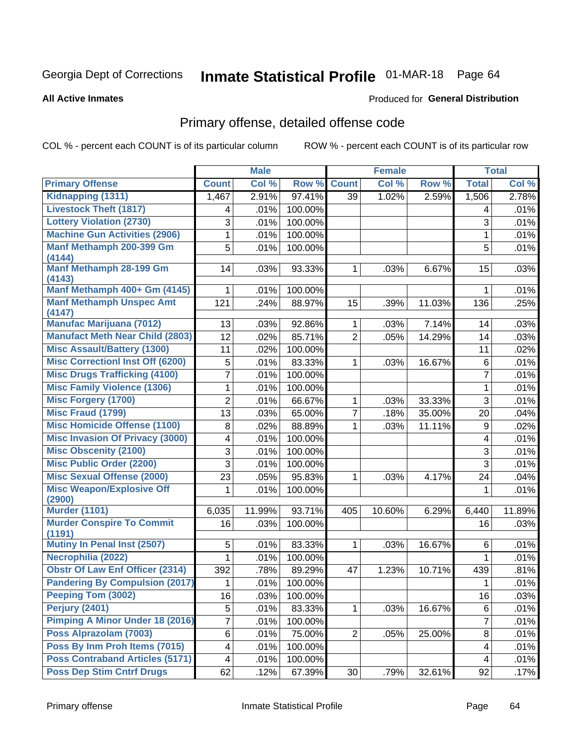Georgia Dept of Corrections **Inmate Statistical Profile** 01-MAR-18 Page 64

**All Active Inmates**

Produced for **General Distribution**

## Primary offense, detailed offense code

COL % - percent each COUNT is of its particular column ROW % - percent each COUNT is of its particular row

| | Male | | | Female | | | Total | |
|---|---|---|---|---|---|---|---|---|
| **Primary Offense** | **Count** | **Col %** | **Row %** | **Count** | **Col %** | **Row %** | **Total** | **Col %** |
| Kidnapping (1311) | 1,467 | 2.91% | 97.41% | 39 | 1.02% | 2.59% | 1,506 | 2.78% |
| Livestock Theft (1817) | 4 | .01% | 100.00% | | | | 4 | .01% |
| Lottery Violation (2730) | 3 | .01% | 100.00% | | | | 3 | .01% |
| Machine Gun Activities (2906) | 1 | .01% | 100.00% | | | | 1 | .01% |
| Manf Methamph 200-399 Gm (4144) | 5 | .01% | 100.00% | | | | 5 | .01% |
| Manf Methamph 28-199 Gm (4143) | 14 | .03% | 93.33% | 1 | .03% | 6.67% | 15 | .03% |
| Manf Methamph 400+ Gm (4145) | 1 | .01% | 100.00% | | | | 1 | .01% |
| Manf Methamph Unspec Amt (4147) | 121 | .24% | 88.97% | 15 | .39% | 11.03% | 136 | .25% |
| Manufac Marijuana (7012) | 13 | .03% | 92.86% | 1 | .03% | 7.14% | 14 | .03% |
| Manufact Meth Near Child (2803) | 12 | .02% | 85.71% | 2 | .05% | 14.29% | 14 | .03% |
| Misc Assault/Battery (1300) | 11 | .02% | 100.00% | | | | 11 | .02% |
| Misc Correctionl Inst Off (6200) | 5 | .01% | 83.33% | 1 | .03% | 16.67% | 6 | .01% |
| Misc Drugs Trafficking (4100) | 7 | .01% | 100.00% | | | | 7 | .01% |
| Misc Family Violence (1306) | 1 | .01% | 100.00% | | | | 1 | .01% |
| Misc Forgery (1700) | 2 | .01% | 66.67% | 1 | .03% | 33.33% | 3 | .01% |
| Misc Fraud (1799) | 13 | .03% | 65.00% | 7 | .18% | 35.00% | 20 | .04% |
| Misc Homicide Offense (1100) | 8 | .02% | 88.89% | 1 | .03% | 11.11% | 9 | .02% |
| Misc Invasion Of Privacy (3000) | 4 | .01% | 100.00% | | | | 4 | .01% |
| Misc Obscenity (2100) | 3 | .01% | 100.00% | | | | 3 | .01% |
| Misc Public Order (2200) | 3 | .01% | 100.00% | | | | 3 | .01% |
| Misc Sexual Offense (2000) | 23 | .05% | 95.83% | 1 | .03% | 4.17% | 24 | .04% |
| Misc Weapon/Explosive Off (2900) | 1 | .01% | 100.00% | | | | 1 | .01% |
| Murder (1101) | 6,035 | 11.99% | 93.71% | 405 | 10.60% | 6.29% | 6,440 | 11.89% |
| Murder Conspire To Commit (1191) | 16 | .03% | 100.00% | | | | 16 | .03% |
| Mutiny In Penal Inst (2507) | 5 | .01% | 83.33% | 1 | .03% | 16.67% | 6 | .01% |
| Necrophilia (2022) | 1 | .01% | 100.00% | | | | 1 | .01% |
| Obstr Of Law Enf Officer (2314) | 392 | .78% | 89.29% | 47 | 1.23% | 10.71% | 439 | .81% |
| Pandering By Compulsion (2017) | 1 | .01% | 100.00% | | | | 1 | .01% |
| Peeping Tom (3002) | 16 | .03% | 100.00% | | | | 16 | .03% |
| Perjury (2401) | 5 | .01% | 83.33% | 1 | .03% | 16.67% | 6 | .01% |
| Pimping A Minor Under 18 (2016) | 7 | .01% | 100.00% | | | | 7 | .01% |
| Poss Alprazolam (7003) | 6 | .01% | 75.00% | 2 | .05% | 25.00% | 8 | .01% |
| Poss By Inm Proh Items (7015) | 4 | .01% | 100.00% | | | | 4 | .01% |
| Poss Contraband Articles (5171) | 4 | .01% | 100.00% | | | | 4 | .01% |
| Poss Dep Stim Cntrf Drugs | 62 | .12% | 67.39% | 30 | .79% | 32.61% | 92 | .17% |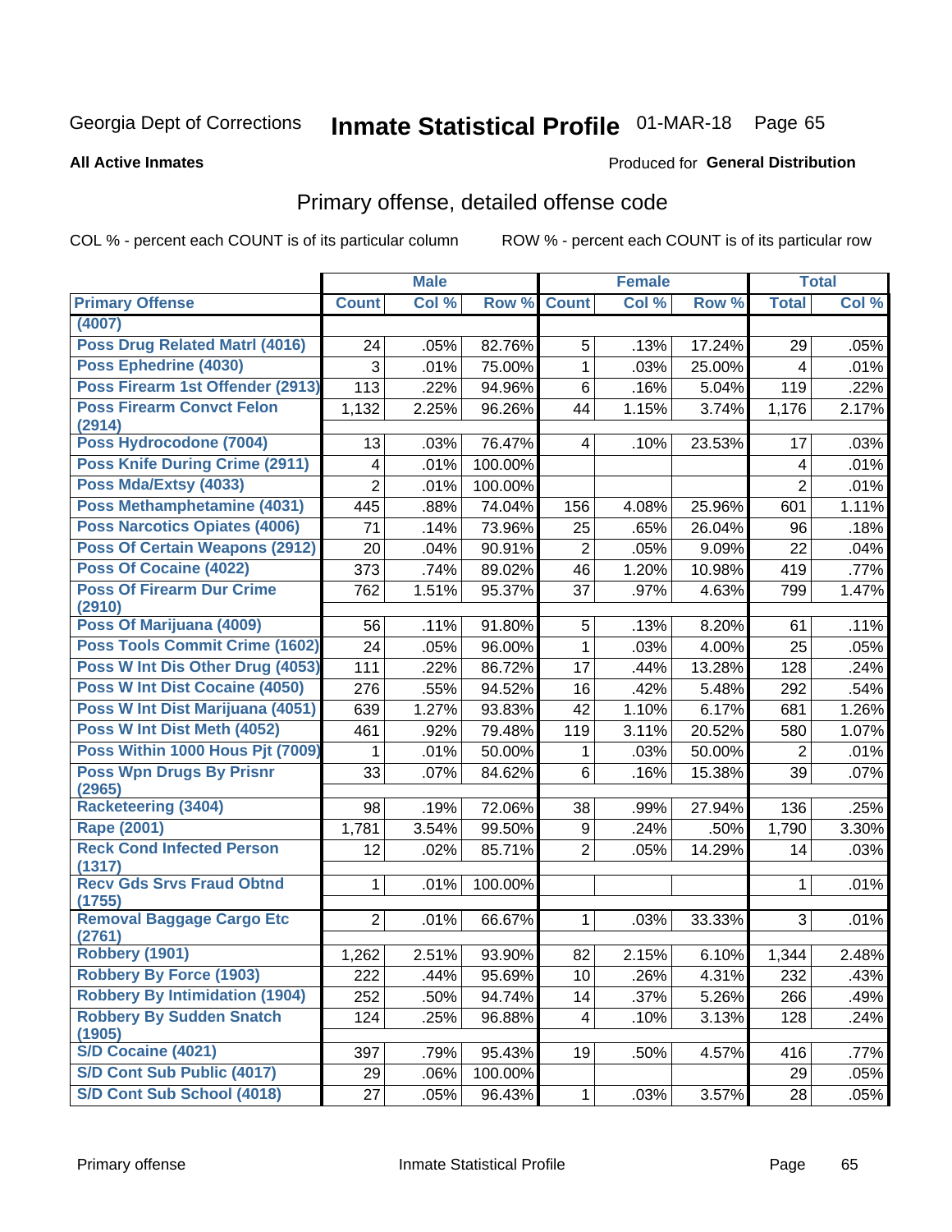Georgia Dept of Corrections **Inmate Statistical Profile** 01-MAR-18

**All Active Inmates**

Produced for **General Distribution**

## Primary offense, detailed offense code

COL % - percent each COUNT is of its particular column

ROW % - percent each COUNT is of its particular row

| | Male | | | Female | | | Total | |
|---|---|---|---|---|---|---|---|---|
| **Primary Offense** | **Count** | **Col %** | **Row %** | **Count** | **Col %** | **Row %** | **Total** | **Col %** |
| **(4007)** | | | | | | | | |
| **Poss Drug Related Matrl (4016)** | 24 | .05% | 82.76% | 5 | .13% | 17.24% | 29 | .05% |
| **Poss Ephedrine (4030)** | 3 | .01% | 75.00% | 1 | .03% | 25.00% | 4 | .01% |
| **Poss Firearm 1st Offender (2913)** | 113 | .22% | 94.96% | 6 | .16% | 5.04% | 119 | .22% |
| **Poss Firearm Convct Felon (2914)** | 1,132 | 2.25% | 96.26% | 44 | 1.15% | 3.74% | 1,176 | 2.17% |
| **Poss Hydrocodone (7004)** | 13 | .03% | 76.47% | 4 | .10% | 23.53% | 17 | .03% |
| **Poss Knife During Crime (2911)** | 4 | .01% | 100.00% | | | | 4 | .01% |
| **Poss Mda/Extsy (4033)** | 2 | .01% | 100.00% | | | | 2 | .01% |
| **Poss Methamphetamine (4031)** | 445 | .88% | 74.04% | 156 | 4.08% | 25.96% | 601 | 1.11% |
| **Poss Narcotics Opiates (4006)** | 71 | .14% | 73.96% | 25 | .65% | 26.04% | 96 | .18% |
| **Poss Of Certain Weapons (2912)** | 20 | .04% | 90.91% | 2 | .05% | 9.09% | 22 | .04% |
| **Poss Of Cocaine (4022)** | 373 | .74% | 89.02% | 46 | 1.20% | 10.98% | 419 | .77% |
| **Poss Of Firearm Dur Crime (2910)** | 762 | 1.51% | 95.37% | 37 | .97% | 4.63% | 799 | 1.47% |
| **Poss Of Marijuana (4009)** | 56 | .11% | 91.80% | 5 | .13% | 8.20% | 61 | .11% |
| **Poss Tools Commit Crime (1602)** | 24 | .05% | 96.00% | 1 | .03% | 4.00% | 25 | .05% |
| **Poss W Int Dis Other Drug (4053)** | 111 | .22% | 86.72% | 17 | .44% | 13.28% | 128 | .24% |
| **Poss W Int Dist Cocaine (4050)** | 276 | .55% | 94.52% | 16 | .42% | 5.48% | 292 | .54% |
| **Poss W Int Dist Marijuana (4051)** | 639 | 1.27% | 93.83% | 42 | 1.10% | 6.17% | 681 | 1.26% |
| **Poss W Int Dist Meth (4052)** | 461 | .92% | 79.48% | 119 | 3.11% | 20.52% | 580 | 1.07% |
| **Poss Within 1000 Hous Pjt (7009)** | 1 | .01% | 50.00% | 1 | .03% | 50.00% | 2 | .01% |
| **Poss Wpn Drugs By Prisnr (2965)** | 33 | .07% | 84.62% | 6 | .16% | 15.38% | 39 | .07% |
| **Racketeering (3404)** | 98 | .19% | 72.06% | 38 | .99% | 27.94% | 136 | .25% |
| **Rape (2001)** | 1,781 | 3.54% | 99.50% | 9 | .24% | .50% | 1,790 | 3.30% |
| **Reck Cond Infected Person (1317)** | 12 | .02% | 85.71% | 2 | .05% | 14.29% | 14 | .03% |
| **Recv Gds Srvs Fraud Obtnd (1755)** | 1 | .01% | 100.00% | | | | 1 | .01% |
| **Removal Baggage Cargo Etc (2761)** | 2 | .01% | 66.67% | 1 | .03% | 33.33% | 3 | .01% |
| **Robbery (1901)** | 1,262 | 2.51% | 93.90% | 82 | 2.15% | 6.10% | 1,344 | 2.48% |
| **Robbery By Force (1903)** | 222 | .44% | 95.69% | 10 | .26% | 4.31% | 232 | .43% |
| **Robbery By Intimidation (1904)** | 252 | .50% | 94.74% | 14 | .37% | 5.26% | 266 | .49% |
| **Robbery By Sudden Snatch (1905)** | 124 | .25% | 96.88% | 4 | .10% | 3.13% | 128 | .24% |
| **S/D Cocaine (4021)** | 397 | .79% | 95.43% | 19 | .50% | 4.57% | 416 | .77% |
| **S/D Cont Sub Public (4017)** | 29 | .06% | 100.00% | | | | 29 | .05% |
| **S/D Cont Sub School (4018)** | 27 | .05% | 96.43% | 1 | .03% | 3.57% | 28 | .05% |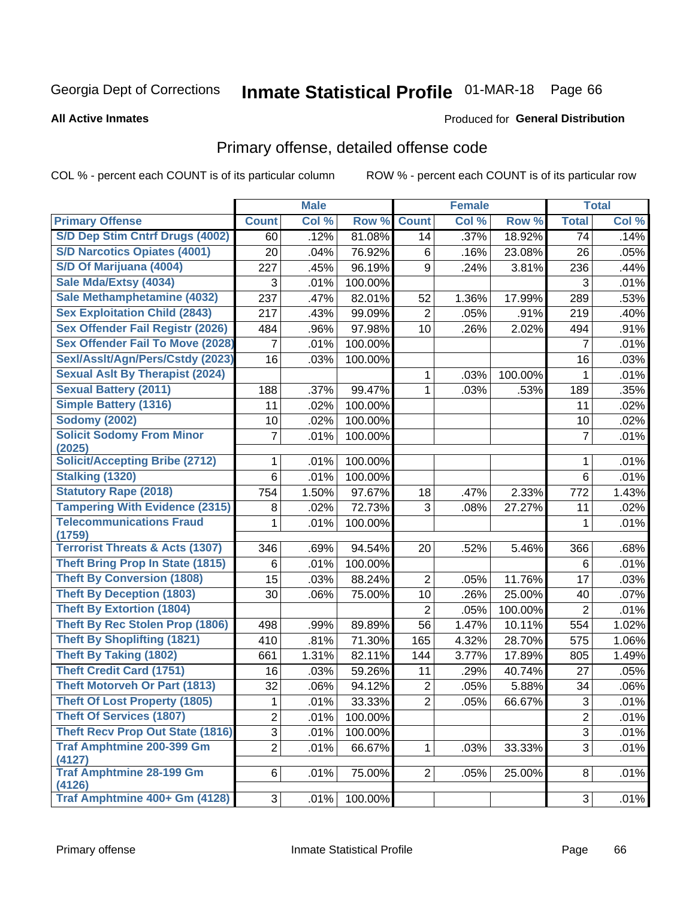# Georgia Dept of Corrections — Inmate Statistical Profile — 01-MAR-18

**All Active Inmates** — Produced for **General Distribution**

## Primary offense, detailed offense code

COL % - percent each COUNT is of its particular column — ROW % - percent each COUNT is of its particular row

| | Male | | | Female | | | Total | |
|---|---|---|---|---|---|---|---|---|
| **Primary Offense** | **Count** | **Col %** | **Row %** | **Count** | **Col %** | **Row %** | **Total** | **Col %** |
| S/D Dep Stim Cntrf Drugs (4002) | 60 | .12% | 81.08% | 14 | .37% | 18.92% | 74 | .14% |
| S/D Narcotics Opiates (4001) | 20 | .04% | 76.92% | 6 | .16% | 23.08% | 26 | .05% |
| S/D Of Marijuana (4004) | 227 | .45% | 96.19% | 9 | .24% | 3.81% | 236 | .44% |
| Sale Mda/Extsy (4034) | 3 | .01% | 100.00% | | | | 3 | .01% |
| Sale Methamphetamine (4032) | 237 | .47% | 82.01% | 52 | 1.36% | 17.99% | 289 | .53% |
| Sex Exploitation Child (2843) | 217 | .43% | 99.09% | 2 | .05% | .91% | 219 | .40% |
| Sex Offender Fail Registr (2026) | 484 | .96% | 97.98% | 10 | .26% | 2.02% | 494 | .91% |
| Sex Offender Fail To Move (2028) | 7 | .01% | 100.00% | | | | 7 | .01% |
| Sexl/Asslt/Agn/Pers/Cstdy (2023) | 16 | .03% | 100.00% | | | | 16 | .03% |
| Sexual Aslt By Therapist (2024) | | | | 1 | .03% | 100.00% | 1 | .01% |
| Sexual Battery (2011) | 188 | .37% | 99.47% | 1 | .03% | .53% | 189 | .35% |
| Simple Battery (1316) | 11 | .02% | 100.00% | | | | 11 | .02% |
| Sodomy (2002) | 10 | .02% | 100.00% | | | | 10 | .02% |
| Solicit Sodomy From Minor (2025) | 7 | .01% | 100.00% | | | | 7 | .01% |
| Solicit/Accepting Bribe (2712) | 1 | .01% | 100.00% | | | | 1 | .01% |
| Stalking (1320) | 6 | .01% | 100.00% | | | | 6 | .01% |
| Statutory Rape (2018) | 754 | 1.50% | 97.67% | 18 | .47% | 2.33% | 772 | 1.43% |
| Tampering With Evidence (2315) | 8 | .02% | 72.73% | 3 | .08% | 27.27% | 11 | .02% |
| Telecommunications Fraud (1759) | 1 | .01% | 100.00% | | | | 1 | .01% |
| Terrorist Threats & Acts (1307) | 346 | .69% | 94.54% | 20 | .52% | 5.46% | 366 | .68% |
| Theft Bring Prop In State (1815) | 6 | .01% | 100.00% | | | | 6 | .01% |
| Theft By Conversion (1808) | 15 | .03% | 88.24% | 2 | .05% | 11.76% | 17 | .03% |
| Theft By Deception (1803) | 30 | .06% | 75.00% | 10 | .26% | 25.00% | 40 | .07% |
| Theft By Extortion (1804) | | | | 2 | .05% | 100.00% | 2 | .01% |
| Theft By Rec Stolen Prop (1806) | 498 | .99% | 89.89% | 56 | 1.47% | 10.11% | 554 | 1.02% |
| Theft By Shoplifting (1821) | 410 | .81% | 71.30% | 165 | 4.32% | 28.70% | 575 | 1.06% |
| Theft By Taking (1802) | 661 | 1.31% | 82.11% | 144 | 3.77% | 17.89% | 805 | 1.49% |
| Theft Credit Card (1751) | 16 | .03% | 59.26% | 11 | .29% | 40.74% | 27 | .05% |
| Theft Motorveh Or Part (1813) | 32 | .06% | 94.12% | 2 | .05% | 5.88% | 34 | .06% |
| Theft Of Lost Property (1805) | 1 | .01% | 33.33% | 2 | .05% | 66.67% | 3 | .01% |
| Theft Of Services (1807) | 2 | .01% | 100.00% | | | | 2 | .01% |
| Theft Recv Prop Out State (1816) | 3 | .01% | 100.00% | | | | 3 | .01% |
| Traf Amphtmine 200-399 Gm (4127) | 2 | .01% | 66.67% | 1 | .03% | 33.33% | 3 | .01% |
| Traf Amphtmine 28-199 Gm (4126) | 6 | .01% | 75.00% | 2 | .05% | 25.00% | 8 | .01% |
| Traf Amphtmine 400+ Gm (4128) | 3 | .01% | 100.00% | | | | 3 | .01% |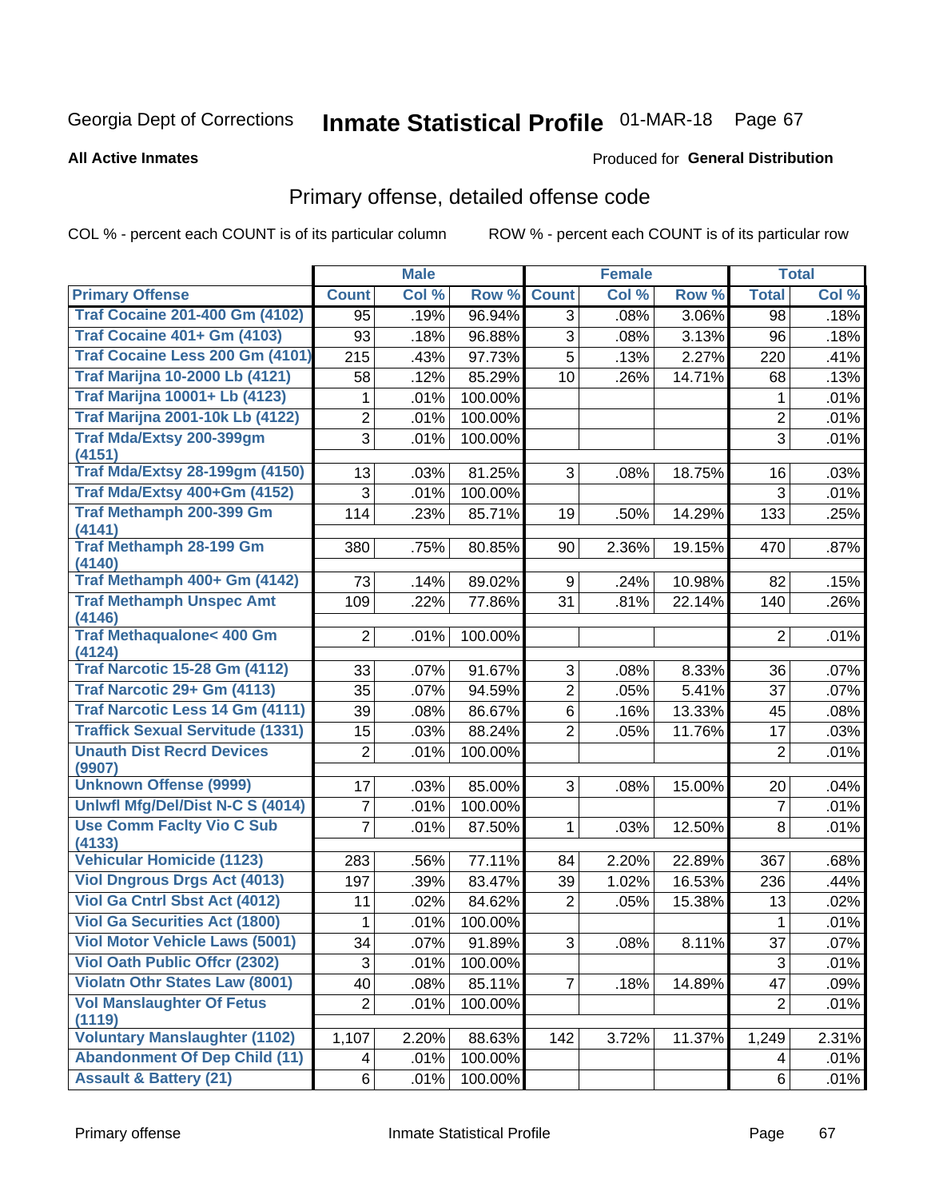Georgia Dept of Corrections **Inmate Statistical Profile** 01-MAR-18

**All Active Inmates**

Produced for **General Distribution**

## Primary offense, detailed offense code

COL % - percent each COUNT is of its particular column ROW % - percent each COUNT is of its particular row

| | Male | | | Female | | | Total | |
|---|---|---|---|---|---|---|---|---|
| **Primary Offense** | **Count** | **Col %** | **Row %** | **Count** | **Col %** | **Row %** | **Total** | **Col %** |
| Traf Cocaine 201-400 Gm (4102) | 95 | .19% | 96.94% | 3 | .08% | 3.06% | 98 | .18% |
| Traf Cocaine 401+ Gm (4103) | 93 | .18% | 96.88% | 3 | .08% | 3.13% | 96 | .18% |
| Traf Cocaine Less 200 Gm (4101) | 215 | .43% | 97.73% | 5 | .13% | 2.27% | 220 | .41% |
| Traf Marijna 10-2000 Lb (4121) | 58 | .12% | 85.29% | 10 | .26% | 14.71% | 68 | .13% |
| Traf Marijna 10001+ Lb (4123) | 1 | .01% | 100.00% | | | | 1 | .01% |
| Traf Marijna 2001-10k Lb (4122) | 2 | .01% | 100.00% | | | | 2 | .01% |
| Traf Mda/Extsy 200-399gm (4151) | 3 | .01% | 100.00% | | | | 3 | .01% |
| Traf Mda/Extsy 28-199gm (4150) | 13 | .03% | 81.25% | 3 | .08% | 18.75% | 16 | .03% |
| Traf Mda/Extsy 400+Gm (4152) | 3 | .01% | 100.00% | | | | 3 | .01% |
| Traf Methamph 200-399 Gm (4141) | 114 | .23% | 85.71% | 19 | .50% | 14.29% | 133 | .25% |
| Traf Methamph 28-199 Gm (4140) | 380 | .75% | 80.85% | 90 | 2.36% | 19.15% | 470 | .87% |
| Traf Methamph 400+ Gm (4142) | 73 | .14% | 89.02% | 9 | .24% | 10.98% | 82 | .15% |
| Traf Methamph Unspec Amt (4146) | 109 | .22% | 77.86% | 31 | .81% | 22.14% | 140 | .26% |
| Traf Methaqualone< 400 Gm (4124) | 2 | .01% | 100.00% | | | | 2 | .01% |
| Traf Narcotic 15-28 Gm (4112) | 33 | .07% | 91.67% | 3 | .08% | 8.33% | 36 | .07% |
| Traf Narcotic 29+ Gm (4113) | 35 | .07% | 94.59% | 2 | .05% | 5.41% | 37 | .07% |
| Traf Narcotic Less 14 Gm (4111) | 39 | .08% | 86.67% | 6 | .16% | 13.33% | 45 | .08% |
| Traffick Sexual Servitude (1331) | 15 | .03% | 88.24% | 2 | .05% | 11.76% | 17 | .03% |
| Unauth Dist Recrd Devices (9907) | 2 | .01% | 100.00% | | | | 2 | .01% |
| Unknown Offense (9999) | 17 | .03% | 85.00% | 3 | .08% | 15.00% | 20 | .04% |
| Unlwfl Mfg/Del/Dist N-C S (4014) | 7 | .01% | 100.00% | | | | 7 | .01% |
| Use Comm Faclty Vio C Sub (4133) | 7 | .01% | 87.50% | 1 | .03% | 12.50% | 8 | .01% |
| Vehicular Homicide (1123) | 283 | .56% | 77.11% | 84 | 2.20% | 22.89% | 367 | .68% |
| Viol Dngrous Drgs Act (4013) | 197 | .39% | 83.47% | 39 | 1.02% | 16.53% | 236 | .44% |
| Viol Ga Cntrl Sbst Act (4012) | 11 | .02% | 84.62% | 2 | .05% | 15.38% | 13 | .02% |
| Viol Ga Securities Act (1800) | 1 | .01% | 100.00% | | | | 1 | .01% |
| Viol Motor Vehicle Laws (5001) | 34 | .07% | 91.89% | 3 | .08% | 8.11% | 37 | .07% |
| Viol Oath Public Offcr (2302) | 3 | .01% | 100.00% | | | | 3 | .01% |
| Violatn Othr States Law (8001) | 40 | .08% | 85.11% | 7 | .18% | 14.89% | 47 | .09% |
| Vol Manslaughter Of Fetus (1119) | 2 | .01% | 100.00% | | | | 2 | .01% |
| Voluntary Manslaughter (1102) | 1,107 | 2.20% | 88.63% | 142 | 3.72% | 11.37% | 1,249 | 2.31% |
| Abandonment Of Dep Child (11) | 4 | .01% | 100.00% | | | | 4 | .01% |
| Assault & Battery (21) | 6 | .01% | 100.00% | | | | 6 | .01% |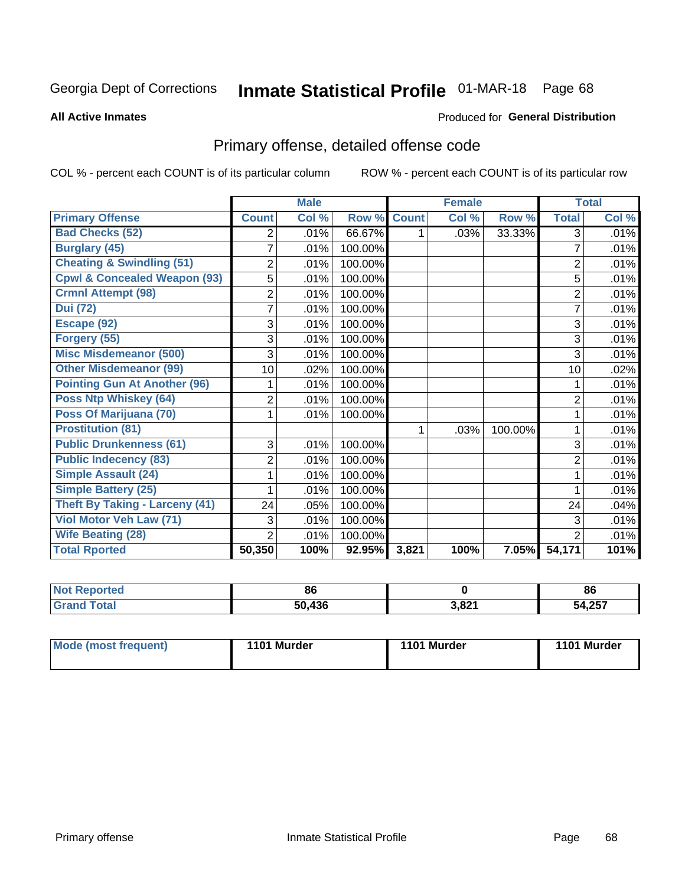Georgia Dept of Corrections **Inmate Statistical Profile** 01-MAR-18

**All Active Inmates**

Produced for **General Distribution**

## Primary offense, detailed offense code

COL % - percent each COUNT is of its particular column

ROW % - percent each COUNT is of its particular row

| | Male | | | Female | | | Total | |
|---|---|---|---|---|---|---|---|---|
| **Primary Offense** | **Count** | **Col %** | **Row %** | **Count** | **Col %** | **Row %** | **Total** | **Col %** |
| **Bad Checks (52)** | 2 | .01% | 66.67% | 1 | .03% | 33.33% | 3 | .01% |
| **Burglary (45)** | 7 | .01% | 100.00% | | | | 7 | .01% |
| **Cheating & Swindling (51)** | 2 | .01% | 100.00% | | | | 2 | .01% |
| **Cpwl & Concealed Weapon (93)** | 5 | .01% | 100.00% | | | | 5 | .01% |
| **Crmnl Attempt (98)** | 2 | .01% | 100.00% | | | | 2 | .01% |
| **Dui (72)** | 7 | .01% | 100.00% | | | | 7 | .01% |
| **Escape (92)** | 3 | .01% | 100.00% | | | | 3 | .01% |
| **Forgery (55)** | 3 | .01% | 100.00% | | | | 3 | .01% |
| **Misc Misdemeanor (500)** | 3 | .01% | 100.00% | | | | 3 | .01% |
| **Other Misdemeanor (99)** | 10 | .02% | 100.00% | | | | 10 | .02% |
| **Pointing Gun At Another (96)** | 1 | .01% | 100.00% | | | | 1 | .01% |
| **Poss Ntp Whiskey (64)** | 2 | .01% | 100.00% | | | | 2 | .01% |
| **Poss Of Marijuana (70)** | 1 | .01% | 100.00% | | | | 1 | .01% |
| **Prostitution (81)** | | | | 1 | .03% | 100.00% | 1 | .01% |
| **Public Drunkenness (61)** | 3 | .01% | 100.00% | | | | 3 | .01% |
| **Public Indecency (83)** | 2 | .01% | 100.00% | | | | 2 | .01% |
| **Simple Assault (24)** | 1 | .01% | 100.00% | | | | 1 | .01% |
| **Simple Battery (25)** | 1 | .01% | 100.00% | | | | 1 | .01% |
| **Theft By Taking - Larceny (41)** | 24 | .05% | 100.00% | | | | 24 | .04% |
| **Viol Motor Veh Law (71)** | 3 | .01% | 100.00% | | | | 3 | .01% |
| **Wife Beating (28)** | 2 | .01% | 100.00% | | | | 2 | .01% |
| **Total Rported** | **50,350** | **100%** | **92.95%** | **3,821** | **100%** | **7.05%** | **54,171** | **101%** |

| | Male | Female | Total |
|---|---|---|---|
| **Not Reported** | **86** | **0** | **86** |
| **Grand Total** | **50,436** | **3,821** | **54,257** |

| | Male | Female | Total |
|---|---|---|---|
| **Mode (most frequent)** | **1101 Murder** | **1101 Murder** | **1101 Murder** |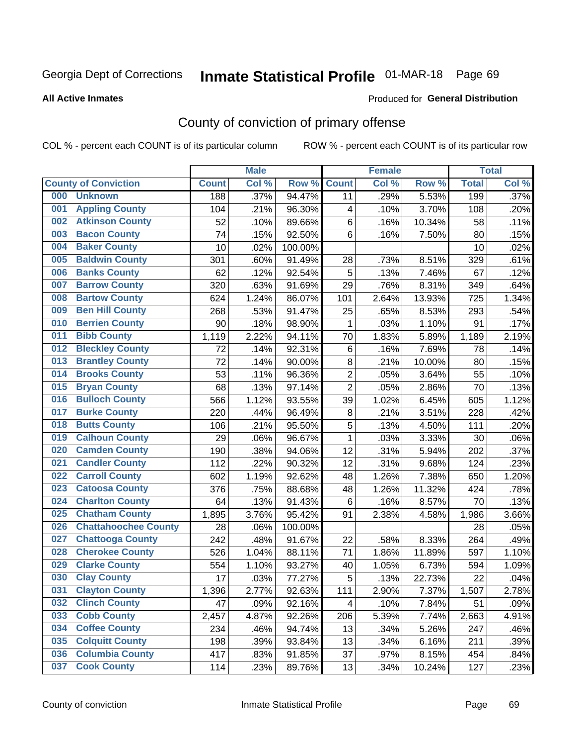Georgia Dept of Corrections **Inmate Statistical Profile** 01-MAR-18

**All Active Inmates**

Produced for **General Distribution**

## County of conviction of primary offense

COL % - percent each COUNT is of its particular column ROW % - percent each COUNT is of its particular row

| County of Conviction | Male | | | Female | | | Total | |
|---|---|---|---|---|---|---|---|---|
| | Count | Col % | Row % | Count | Col % | Row % | Total | Col % |
| 000 Unknown | 188 | .37% | 94.47% | 11 | .29% | 5.53% | 199 | .37% |
| 001 Appling County | 104 | .21% | 96.30% | 4 | .10% | 3.70% | 108 | .20% |
| 002 Atkinson County | 52 | .10% | 89.66% | 6 | .16% | 10.34% | 58 | .11% |
| 003 Bacon County | 74 | .15% | 92.50% | 6 | .16% | 7.50% | 80 | .15% |
| 004 Baker County | 10 | .02% | 100.00% | | | | 10 | .02% |
| 005 Baldwin County | 301 | .60% | 91.49% | 28 | .73% | 8.51% | 329 | .61% |
| 006 Banks County | 62 | .12% | 92.54% | 5 | .13% | 7.46% | 67 | .12% |
| 007 Barrow County | 320 | .63% | 91.69% | 29 | .76% | 8.31% | 349 | .64% |
| 008 Bartow County | 624 | 1.24% | 86.07% | 101 | 2.64% | 13.93% | 725 | 1.34% |
| 009 Ben Hill County | 268 | .53% | 91.47% | 25 | .65% | 8.53% | 293 | .54% |
| 010 Berrien County | 90 | .18% | 98.90% | 1 | .03% | 1.10% | 91 | .17% |
| 011 Bibb County | 1,119 | 2.22% | 94.11% | 70 | 1.83% | 5.89% | 1,189 | 2.19% |
| 012 Bleckley County | 72 | .14% | 92.31% | 6 | .16% | 7.69% | 78 | .14% |
| 013 Brantley County | 72 | .14% | 90.00% | 8 | .21% | 10.00% | 80 | .15% |
| 014 Brooks County | 53 | .11% | 96.36% | 2 | .05% | 3.64% | 55 | .10% |
| 015 Bryan County | 68 | .13% | 97.14% | 2 | .05% | 2.86% | 70 | .13% |
| 016 Bulloch County | 566 | 1.12% | 93.55% | 39 | 1.02% | 6.45% | 605 | 1.12% |
| 017 Burke County | 220 | .44% | 96.49% | 8 | .21% | 3.51% | 228 | .42% |
| 018 Butts County | 106 | .21% | 95.50% | 5 | .13% | 4.50% | 111 | .20% |
| 019 Calhoun County | 29 | .06% | 96.67% | 1 | .03% | 3.33% | 30 | .06% |
| 020 Camden County | 190 | .38% | 94.06% | 12 | .31% | 5.94% | 202 | .37% |
| 021 Candler County | 112 | .22% | 90.32% | 12 | .31% | 9.68% | 124 | .23% |
| 022 Carroll County | 602 | 1.19% | 92.62% | 48 | 1.26% | 7.38% | 650 | 1.20% |
| 023 Catoosa County | 376 | .75% | 88.68% | 48 | 1.26% | 11.32% | 424 | .78% |
| 024 Charlton County | 64 | .13% | 91.43% | 6 | .16% | 8.57% | 70 | .13% |
| 025 Chatham County | 1,895 | 3.76% | 95.42% | 91 | 2.38% | 4.58% | 1,986 | 3.66% |
| 026 Chattahoochee County | 28 | .06% | 100.00% | | | | 28 | .05% |
| 027 Chattooga County | 242 | .48% | 91.67% | 22 | .58% | 8.33% | 264 | .49% |
| 028 Cherokee County | 526 | 1.04% | 88.11% | 71 | 1.86% | 11.89% | 597 | 1.10% |
| 029 Clarke County | 554 | 1.10% | 93.27% | 40 | 1.05% | 6.73% | 594 | 1.09% |
| 030 Clay County | 17 | .03% | 77.27% | 5 | .13% | 22.73% | 22 | .04% |
| 031 Clayton County | 1,396 | 2.77% | 92.63% | 111 | 2.90% | 7.37% | 1,507 | 2.78% |
| 032 Clinch County | 47 | .09% | 92.16% | 4 | .10% | 7.84% | 51 | .09% |
| 033 Cobb County | 2,457 | 4.87% | 92.26% | 206 | 5.39% | 7.74% | 2,663 | 4.91% |
| 034 Coffee County | 234 | .46% | 94.74% | 13 | .34% | 5.26% | 247 | .46% |
| 035 Colquitt County | 198 | .39% | 93.84% | 13 | .34% | 6.16% | 211 | .39% |
| 036 Columbia County | 417 | .83% | 91.85% | 37 | .97% | 8.15% | 454 | .84% |
| 037 Cook County | 114 | .23% | 89.76% | 13 | .34% | 10.24% | 127 | .23% |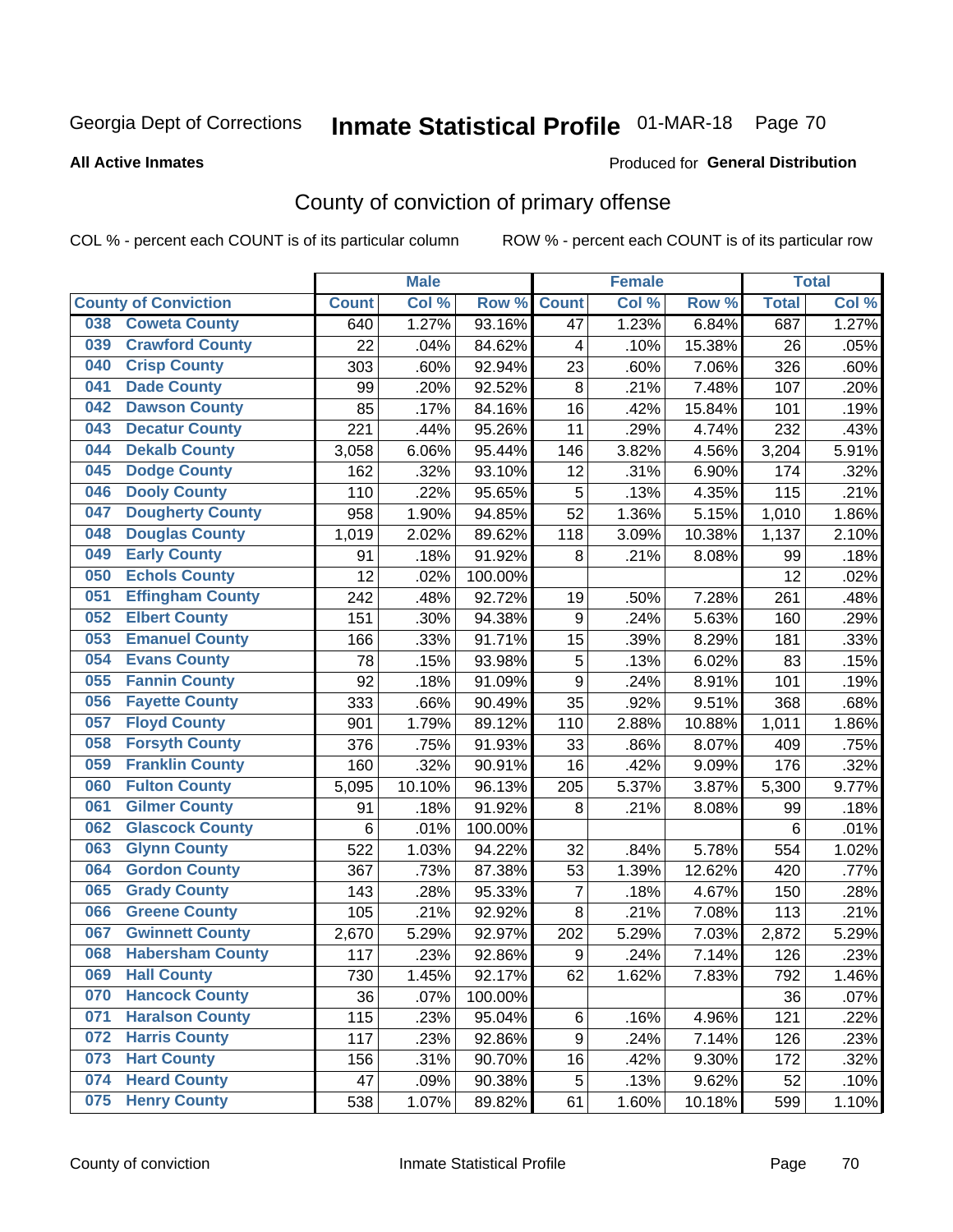Georgia Dept of Corrections **Inmate Statistical Profile** 01-MAR-18 Page 70

**All Active Inmates**

Produced for **General Distribution**

## County of conviction of primary offense

COL % - percent each COUNT is of its particular column    ROW % - percent each COUNT is of its particular row

| County of Conviction | Male | | | Female | | | Total | |
|---|---|---|---|---|---|---|---|---|
| | Count | Col % | Row % | Count | Col % | Row % | Total | Col % |
| 038 Coweta County | 640 | 1.27% | 93.16% | 47 | 1.23% | 6.84% | 687 | 1.27% |
| 039 Crawford County | 22 | .04% | 84.62% | 4 | .10% | 15.38% | 26 | .05% |
| 040 Crisp County | 303 | .60% | 92.94% | 23 | .60% | 7.06% | 326 | .60% |
| 041 Dade County | 99 | .20% | 92.52% | 8 | .21% | 7.48% | 107 | .20% |
| 042 Dawson County | 85 | .17% | 84.16% | 16 | .42% | 15.84% | 101 | .19% |
| 043 Decatur County | 221 | .44% | 95.26% | 11 | .29% | 4.74% | 232 | .43% |
| 044 Dekalb County | 3,058 | 6.06% | 95.44% | 146 | 3.82% | 4.56% | 3,204 | 5.91% |
| 045 Dodge County | 162 | .32% | 93.10% | 12 | .31% | 6.90% | 174 | .32% |
| 046 Dooly County | 110 | .22% | 95.65% | 5 | .13% | 4.35% | 115 | .21% |
| 047 Dougherty County | 958 | 1.90% | 94.85% | 52 | 1.36% | 5.15% | 1,010 | 1.86% |
| 048 Douglas County | 1,019 | 2.02% | 89.62% | 118 | 3.09% | 10.38% | 1,137 | 2.10% |
| 049 Early County | 91 | .18% | 91.92% | 8 | .21% | 8.08% | 99 | .18% |
| 050 Echols County | 12 | .02% | 100.00% | | | | 12 | .02% |
| 051 Effingham County | 242 | .48% | 92.72% | 19 | .50% | 7.28% | 261 | .48% |
| 052 Elbert County | 151 | .30% | 94.38% | 9 | .24% | 5.63% | 160 | .29% |
| 053 Emanuel County | 166 | .33% | 91.71% | 15 | .39% | 8.29% | 181 | .33% |
| 054 Evans County | 78 | .15% | 93.98% | 5 | .13% | 6.02% | 83 | .15% |
| 055 Fannin County | 92 | .18% | 91.09% | 9 | .24% | 8.91% | 101 | .19% |
| 056 Fayette County | 333 | .66% | 90.49% | 35 | .92% | 9.51% | 368 | .68% |
| 057 Floyd County | 901 | 1.79% | 89.12% | 110 | 2.88% | 10.88% | 1,011 | 1.86% |
| 058 Forsyth County | 376 | .75% | 91.93% | 33 | .86% | 8.07% | 409 | .75% |
| 059 Franklin County | 160 | .32% | 90.91% | 16 | .42% | 9.09% | 176 | .32% |
| 060 Fulton County | 5,095 | 10.10% | 96.13% | 205 | 5.37% | 3.87% | 5,300 | 9.77% |
| 061 Gilmer County | 91 | .18% | 91.92% | 8 | .21% | 8.08% | 99 | .18% |
| 062 Glascock County | 6 | .01% | 100.00% | | | | 6 | .01% |
| 063 Glynn County | 522 | 1.03% | 94.22% | 32 | .84% | 5.78% | 554 | 1.02% |
| 064 Gordon County | 367 | .73% | 87.38% | 53 | 1.39% | 12.62% | 420 | .77% |
| 065 Grady County | 143 | .28% | 95.33% | 7 | .18% | 4.67% | 150 | .28% |
| 066 Greene County | 105 | .21% | 92.92% | 8 | .21% | 7.08% | 113 | .21% |
| 067 Gwinnett County | 2,670 | 5.29% | 92.97% | 202 | 5.29% | 7.03% | 2,872 | 5.29% |
| 068 Habersham County | 117 | .23% | 92.86% | 9 | .24% | 7.14% | 126 | .23% |
| 069 Hall County | 730 | 1.45% | 92.17% | 62 | 1.62% | 7.83% | 792 | 1.46% |
| 070 Hancock County | 36 | .07% | 100.00% | | | | 36 | .07% |
| 071 Haralson County | 115 | .23% | 95.04% | 6 | .16% | 4.96% | 121 | .22% |
| 072 Harris County | 117 | .23% | 92.86% | 9 | .24% | 7.14% | 126 | .23% |
| 073 Hart County | 156 | .31% | 90.70% | 16 | .42% | 9.30% | 172 | .32% |
| 074 Heard County | 47 | .09% | 90.38% | 5 | .13% | 9.62% | 52 | .10% |
| 075 Henry County | 538 | 1.07% | 89.82% | 61 | 1.60% | 10.18% | 599 | 1.10% |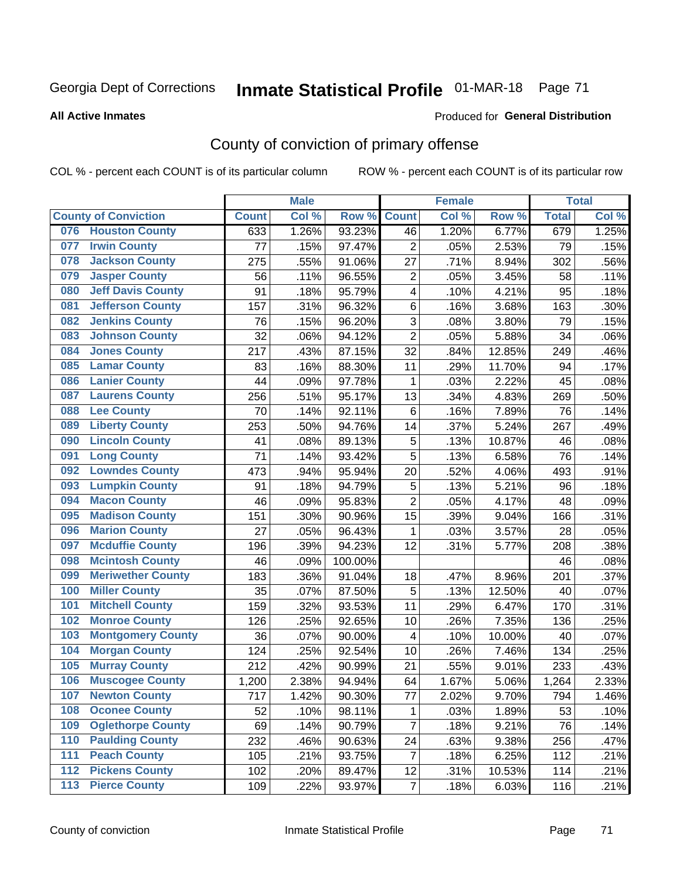Georgia Dept of Corrections **Inmate Statistical Profile** 01-MAR-18

**All Active Inmates**

Produced for **General Distribution**

## County of conviction of primary offense

COL % - percent each COUNT is of its particular column ROW % - percent each COUNT is of its particular row

| County of Conviction | Male | | | Female | | | Total | |
|---|---|---|---|---|---|---|---|---|
| | Count | Col % | Row % | Count | Col % | Row % | Total | Col % |
| 076 Houston County | 633 | 1.26% | 93.23% | 46 | 1.20% | 6.77% | 679 | 1.25% |
| 077 Irwin County | 77 | .15% | 97.47% | 2 | .05% | 2.53% | 79 | .15% |
| 078 Jackson County | 275 | .55% | 91.06% | 27 | .71% | 8.94% | 302 | .56% |
| 079 Jasper County | 56 | .11% | 96.55% | 2 | .05% | 3.45% | 58 | .11% |
| 080 Jeff Davis County | 91 | .18% | 95.79% | 4 | .10% | 4.21% | 95 | .18% |
| 081 Jefferson County | 157 | .31% | 96.32% | 6 | .16% | 3.68% | 163 | .30% |
| 082 Jenkins County | 76 | .15% | 96.20% | 3 | .08% | 3.80% | 79 | .15% |
| 083 Johnson County | 32 | .06% | 94.12% | 2 | .05% | 5.88% | 34 | .06% |
| 084 Jones County | 217 | .43% | 87.15% | 32 | .84% | 12.85% | 249 | .46% |
| 085 Lamar County | 83 | .16% | 88.30% | 11 | .29% | 11.70% | 94 | .17% |
| 086 Lanier County | 44 | .09% | 97.78% | 1 | .03% | 2.22% | 45 | .08% |
| 087 Laurens County | 256 | .51% | 95.17% | 13 | .34% | 4.83% | 269 | .50% |
| 088 Lee County | 70 | .14% | 92.11% | 6 | .16% | 7.89% | 76 | .14% |
| 089 Liberty County | 253 | .50% | 94.76% | 14 | .37% | 5.24% | 267 | .49% |
| 090 Lincoln County | 41 | .08% | 89.13% | 5 | .13% | 10.87% | 46 | .08% |
| 091 Long County | 71 | .14% | 93.42% | 5 | .13% | 6.58% | 76 | .14% |
| 092 Lowndes County | 473 | .94% | 95.94% | 20 | .52% | 4.06% | 493 | .91% |
| 093 Lumpkin County | 91 | .18% | 94.79% | 5 | .13% | 5.21% | 96 | .18% |
| 094 Macon County | 46 | .09% | 95.83% | 2 | .05% | 4.17% | 48 | .09% |
| 095 Madison County | 151 | .30% | 90.96% | 15 | .39% | 9.04% | 166 | .31% |
| 096 Marion County | 27 | .05% | 96.43% | 1 | .03% | 3.57% | 28 | .05% |
| 097 Mcduffie County | 196 | .39% | 94.23% | 12 | .31% | 5.77% | 208 | .38% |
| 098 Mcintosh County | 46 | .09% | 100.00% | | | | 46 | .08% |
| 099 Meriwether County | 183 | .36% | 91.04% | 18 | .47% | 8.96% | 201 | .37% |
| 100 Miller County | 35 | .07% | 87.50% | 5 | .13% | 12.50% | 40 | .07% |
| 101 Mitchell County | 159 | .32% | 93.53% | 11 | .29% | 6.47% | 170 | .31% |
| 102 Monroe County | 126 | .25% | 92.65% | 10 | .26% | 7.35% | 136 | .25% |
| 103 Montgomery County | 36 | .07% | 90.00% | 4 | .10% | 10.00% | 40 | .07% |
| 104 Morgan County | 124 | .25% | 92.54% | 10 | .26% | 7.46% | 134 | .25% |
| 105 Murray County | 212 | .42% | 90.99% | 21 | .55% | 9.01% | 233 | .43% |
| 106 Muscogee County | 1,200 | 2.38% | 94.94% | 64 | 1.67% | 5.06% | 1,264 | 2.33% |
| 107 Newton County | 717 | 1.42% | 90.30% | 77 | 2.02% | 9.70% | 794 | 1.46% |
| 108 Oconee County | 52 | .10% | 98.11% | 1 | .03% | 1.89% | 53 | .10% |
| 109 Oglethorpe County | 69 | .14% | 90.79% | 7 | .18% | 9.21% | 76 | .14% |
| 110 Paulding County | 232 | .46% | 90.63% | 24 | .63% | 9.38% | 256 | .47% |
| 111 Peach County | 105 | .21% | 93.75% | 7 | .18% | 6.25% | 112 | .21% |
| 112 Pickens County | 102 | .20% | 89.47% | 12 | .31% | 10.53% | 114 | .21% |
| 113 Pierce County | 109 | .22% | 93.97% | 7 | .18% | 6.03% | 116 | .21% |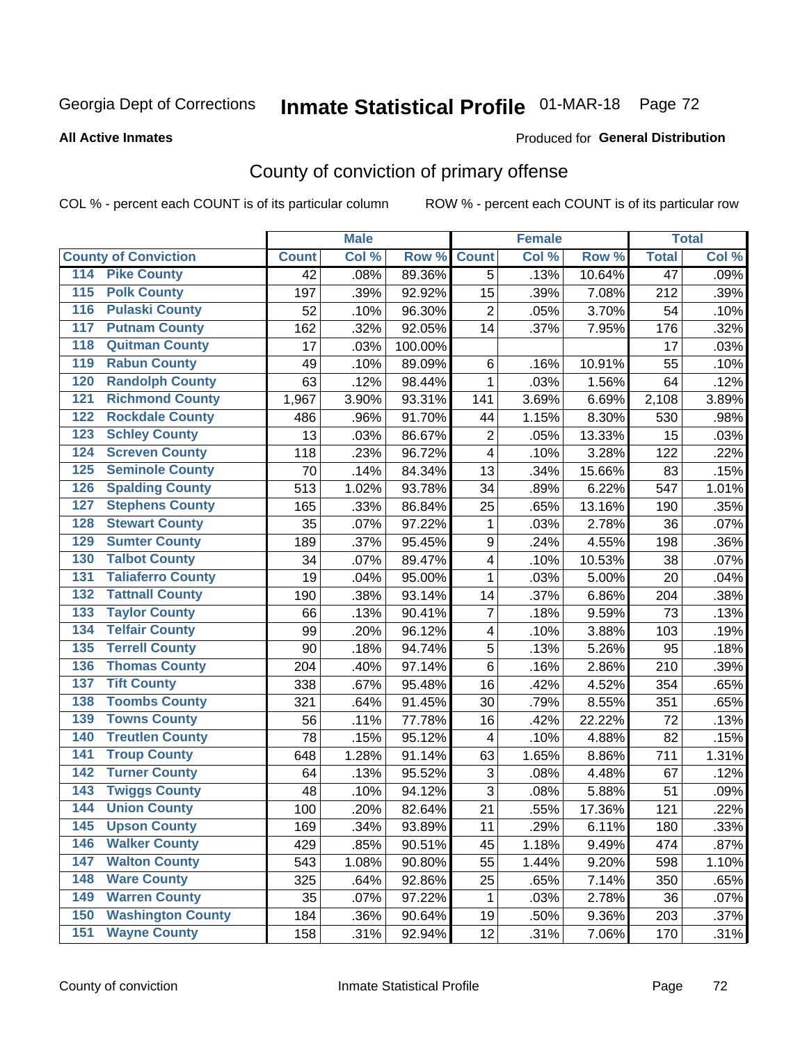Georgia Dept of Corrections **Inmate Statistical Profile** 01-MAR-18

**All Active Inmates**

Produced for **General Distribution**

## County of conviction of primary offense

COL % - percent each COUNT is of its particular column ROW % - percent each COUNT is of its particular row

| County of Conviction | Male | | | Female | | | Total | |
|---|---|---|---|---|---|---|---|---|
| | Count | Col % | Row % | Count | Col % | Row % | Total | Col % |
| 114 Pike County | 42 | .08% | 89.36% | 5 | .13% | 10.64% | 47 | .09% |
| 115 Polk County | 197 | .39% | 92.92% | 15 | .39% | 7.08% | 212 | .39% |
| 116 Pulaski County | 52 | .10% | 96.30% | 2 | .05% | 3.70% | 54 | .10% |
| 117 Putnam County | 162 | .32% | 92.05% | 14 | .37% | 7.95% | 176 | .32% |
| 118 Quitman County | 17 | .03% | 100.00% | | | | 17 | .03% |
| 119 Rabun County | 49 | .10% | 89.09% | 6 | .16% | 10.91% | 55 | .10% |
| 120 Randolph County | 63 | .12% | 98.44% | 1 | .03% | 1.56% | 64 | .12% |
| 121 Richmond County | 1,967 | 3.90% | 93.31% | 141 | 3.69% | 6.69% | 2,108 | 3.89% |
| 122 Rockdale County | 486 | .96% | 91.70% | 44 | 1.15% | 8.30% | 530 | .98% |
| 123 Schley County | 13 | .03% | 86.67% | 2 | .05% | 13.33% | 15 | .03% |
| 124 Screven County | 118 | .23% | 96.72% | 4 | .10% | 3.28% | 122 | .22% |
| 125 Seminole County | 70 | .14% | 84.34% | 13 | .34% | 15.66% | 83 | .15% |
| 126 Spalding County | 513 | 1.02% | 93.78% | 34 | .89% | 6.22% | 547 | 1.01% |
| 127 Stephens County | 165 | .33% | 86.84% | 25 | .65% | 13.16% | 190 | .35% |
| 128 Stewart County | 35 | .07% | 97.22% | 1 | .03% | 2.78% | 36 | .07% |
| 129 Sumter County | 189 | .37% | 95.45% | 9 | .24% | 4.55% | 198 | .36% |
| 130 Talbot County | 34 | .07% | 89.47% | 4 | .10% | 10.53% | 38 | .07% |
| 131 Taliaferro County | 19 | .04% | 95.00% | 1 | .03% | 5.00% | 20 | .04% |
| 132 Tattnall County | 190 | .38% | 93.14% | 14 | .37% | 6.86% | 204 | .38% |
| 133 Taylor County | 66 | .13% | 90.41% | 7 | .18% | 9.59% | 73 | .13% |
| 134 Telfair County | 99 | .20% | 96.12% | 4 | .10% | 3.88% | 103 | .19% |
| 135 Terrell County | 90 | .18% | 94.74% | 5 | .13% | 5.26% | 95 | .18% |
| 136 Thomas County | 204 | .40% | 97.14% | 6 | .16% | 2.86% | 210 | .39% |
| 137 Tift County | 338 | .67% | 95.48% | 16 | .42% | 4.52% | 354 | .65% |
| 138 Toombs County | 321 | .64% | 91.45% | 30 | .79% | 8.55% | 351 | .65% |
| 139 Towns County | 56 | .11% | 77.78% | 16 | .42% | 22.22% | 72 | .13% |
| 140 Treutlen County | 78 | .15% | 95.12% | 4 | .10% | 4.88% | 82 | .15% |
| 141 Troup County | 648 | 1.28% | 91.14% | 63 | 1.65% | 8.86% | 711 | 1.31% |
| 142 Turner County | 64 | .13% | 95.52% | 3 | .08% | 4.48% | 67 | .12% |
| 143 Twiggs County | 48 | .10% | 94.12% | 3 | .08% | 5.88% | 51 | .09% |
| 144 Union County | 100 | .20% | 82.64% | 21 | .55% | 17.36% | 121 | .22% |
| 145 Upson County | 169 | .34% | 93.89% | 11 | .29% | 6.11% | 180 | .33% |
| 146 Walker County | 429 | .85% | 90.51% | 45 | 1.18% | 9.49% | 474 | .87% |
| 147 Walton County | 543 | 1.08% | 90.80% | 55 | 1.44% | 9.20% | 598 | 1.10% |
| 148 Ware County | 325 | .64% | 92.86% | 25 | .65% | 7.14% | 350 | .65% |
| 149 Warren County | 35 | .07% | 97.22% | 1 | .03% | 2.78% | 36 | .07% |
| 150 Washington County | 184 | .36% | 90.64% | 19 | .50% | 9.36% | 203 | .37% |
| 151 Wayne County | 158 | .31% | 92.94% | 12 | .31% | 7.06% | 170 | .31% |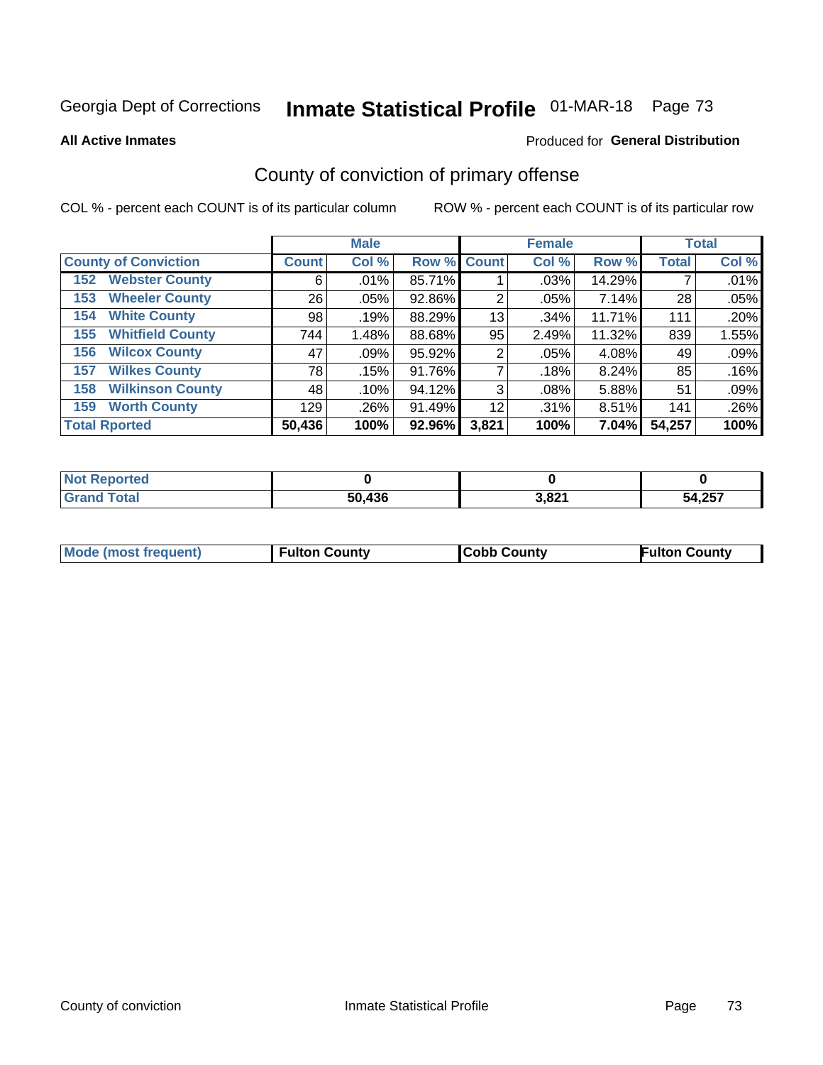Georgia Dept of Corrections **Inmate Statistical Profile** 01-MAR-18

**All Active Inmates**

Produced for **General Distribution**

## County of conviction of primary offense

COL % - percent each COUNT is of its particular column

ROW % - percent each COUNT is of its particular row

| | Male | | | Female | | | Total | |
|---|---|---|---|---|---|---|---|---|
| **County of Conviction** | **Count** | **Col %** | **Row %** | **Count** | **Col %** | **Row %** | **Total** | **Col %** |
| 152 Webster County | 6 | .01% | 85.71% | 1 | .03% | 14.29% | 7 | .01% |
| 153 Wheeler County | 26 | .05% | 92.86% | 2 | .05% | 7.14% | 28 | .05% |
| 154 White County | 98 | .19% | 88.29% | 13 | .34% | 11.71% | 111 | .20% |
| 155 Whitfield County | 744 | 1.48% | 88.68% | 95 | 2.49% | 11.32% | 839 | 1.55% |
| 156 Wilcox County | 47 | .09% | 95.92% | 2 | .05% | 4.08% | 49 | .09% |
| 157 Wilkes County | 78 | .15% | 91.76% | 7 | .18% | 8.24% | 85 | .16% |
| 158 Wilkinson County | 48 | .10% | 94.12% | 3 | .08% | 5.88% | 51 | .09% |
| 159 Worth County | 129 | .26% | 91.49% | 12 | .31% | 8.51% | 141 | .26% |
| **Total Rported** | **50,436** | **100%** | **92.96%** | **3,821** | **100%** | **7.04%** | **54,257** | **100%** |

| | Male | Female | Total |
|---|---|---|---|
| **Not Reported** | **0** | **0** | **0** |
| **Grand Total** | **50,436** | **3,821** | **54,257** |

| | Male | Female | Total |
|---|---|---|---|
| **Mode (most frequent)** | **Fulton County** | **Cobb County** | **Fulton County** |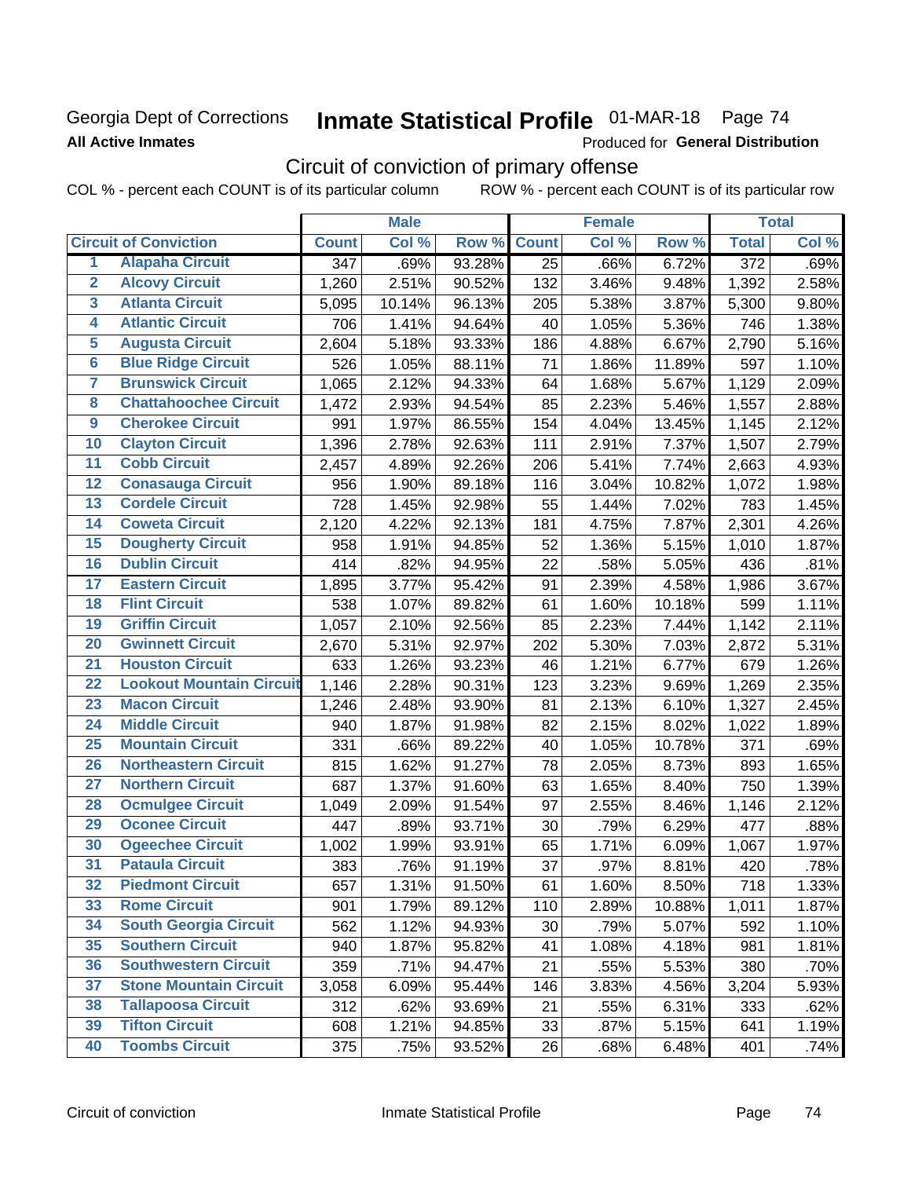Georgia Dept of Corrections
**All Active Inmates**

# Inmate Statistical Profile 01-MAR-18 Page 74

Produced for **General Distribution**

## Circuit of conviction of primary offense

COL % - percent each COUNT is of its particular column    ROW % - percent each COUNT is of its particular row

| Circuit of Conviction | | Male | | | Female | | | Total | |
|---|---|---|---|---|---|---|---|---|---|
| | | Count | Col % | Row % | Count | Col % | Row % | Total | Col % |
| 1 | Alapaha Circuit | 347 | .69% | 93.28% | 25 | .66% | 6.72% | 372 | .69% |
| 2 | Alcovy Circuit | 1,260 | 2.51% | 90.52% | 132 | 3.46% | 9.48% | 1,392 | 2.58% |
| 3 | Atlanta Circuit | 5,095 | 10.14% | 96.13% | 205 | 5.38% | 3.87% | 5,300 | 9.80% |
| 4 | Atlantic Circuit | 706 | 1.41% | 94.64% | 40 | 1.05% | 5.36% | 746 | 1.38% |
| 5 | Augusta Circuit | 2,604 | 5.18% | 93.33% | 186 | 4.88% | 6.67% | 2,790 | 5.16% |
| 6 | Blue Ridge Circuit | 526 | 1.05% | 88.11% | 71 | 1.86% | 11.89% | 597 | 1.10% |
| 7 | Brunswick Circuit | 1,065 | 2.12% | 94.33% | 64 | 1.68% | 5.67% | 1,129 | 2.09% |
| 8 | Chattahoochee Circuit | 1,472 | 2.93% | 94.54% | 85 | 2.23% | 5.46% | 1,557 | 2.88% |
| 9 | Cherokee Circuit | 991 | 1.97% | 86.55% | 154 | 4.04% | 13.45% | 1,145 | 2.12% |
| 10 | Clayton Circuit | 1,396 | 2.78% | 92.63% | 111 | 2.91% | 7.37% | 1,507 | 2.79% |
| 11 | Cobb Circuit | 2,457 | 4.89% | 92.26% | 206 | 5.41% | 7.74% | 2,663 | 4.93% |
| 12 | Conasauga Circuit | 956 | 1.90% | 89.18% | 116 | 3.04% | 10.82% | 1,072 | 1.98% |
| 13 | Cordele Circuit | 728 | 1.45% | 92.98% | 55 | 1.44% | 7.02% | 783 | 1.45% |
| 14 | Coweta Circuit | 2,120 | 4.22% | 92.13% | 181 | 4.75% | 7.87% | 2,301 | 4.26% |
| 15 | Dougherty Circuit | 958 | 1.91% | 94.85% | 52 | 1.36% | 5.15% | 1,010 | 1.87% |
| 16 | Dublin Circuit | 414 | .82% | 94.95% | 22 | .58% | 5.05% | 436 | .81% |
| 17 | Eastern Circuit | 1,895 | 3.77% | 95.42% | 91 | 2.39% | 4.58% | 1,986 | 3.67% |
| 18 | Flint Circuit | 538 | 1.07% | 89.82% | 61 | 1.60% | 10.18% | 599 | 1.11% |
| 19 | Griffin Circuit | 1,057 | 2.10% | 92.56% | 85 | 2.23% | 7.44% | 1,142 | 2.11% |
| 20 | Gwinnett Circuit | 2,670 | 5.31% | 92.97% | 202 | 5.30% | 7.03% | 2,872 | 5.31% |
| 21 | Houston Circuit | 633 | 1.26% | 93.23% | 46 | 1.21% | 6.77% | 679 | 1.26% |
| 22 | Lookout Mountain Circuit | 1,146 | 2.28% | 90.31% | 123 | 3.23% | 9.69% | 1,269 | 2.35% |
| 23 | Macon Circuit | 1,246 | 2.48% | 93.90% | 81 | 2.13% | 6.10% | 1,327 | 2.45% |
| 24 | Middle Circuit | 940 | 1.87% | 91.98% | 82 | 2.15% | 8.02% | 1,022 | 1.89% |
| 25 | Mountain Circuit | 331 | .66% | 89.22% | 40 | 1.05% | 10.78% | 371 | .69% |
| 26 | Northeastern Circuit | 815 | 1.62% | 91.27% | 78 | 2.05% | 8.73% | 893 | 1.65% |
| 27 | Northern Circuit | 687 | 1.37% | 91.60% | 63 | 1.65% | 8.40% | 750 | 1.39% |
| 28 | Ocmulgee Circuit | 1,049 | 2.09% | 91.54% | 97 | 2.55% | 8.46% | 1,146 | 2.12% |
| 29 | Oconee Circuit | 447 | .89% | 93.71% | 30 | .79% | 6.29% | 477 | .88% |
| 30 | Ogeechee Circuit | 1,002 | 1.99% | 93.91% | 65 | 1.71% | 6.09% | 1,067 | 1.97% |
| 31 | Pataula Circuit | 383 | .76% | 91.19% | 37 | .97% | 8.81% | 420 | .78% |
| 32 | Piedmont Circuit | 657 | 1.31% | 91.50% | 61 | 1.60% | 8.50% | 718 | 1.33% |
| 33 | Rome Circuit | 901 | 1.79% | 89.12% | 110 | 2.89% | 10.88% | 1,011 | 1.87% |
| 34 | South Georgia Circuit | 562 | 1.12% | 94.93% | 30 | .79% | 5.07% | 592 | 1.10% |
| 35 | Southern Circuit | 940 | 1.87% | 95.82% | 41 | 1.08% | 4.18% | 981 | 1.81% |
| 36 | Southwestern Circuit | 359 | .71% | 94.47% | 21 | .55% | 5.53% | 380 | .70% |
| 37 | Stone Mountain Circuit | 3,058 | 6.09% | 95.44% | 146 | 3.83% | 4.56% | 3,204 | 5.93% |
| 38 | Tallapoosa Circuit | 312 | .62% | 93.69% | 21 | .55% | 6.31% | 333 | .62% |
| 39 | Tifton Circuit | 608 | 1.21% | 94.85% | 33 | .87% | 5.15% | 641 | 1.19% |
| 40 | Toombs Circuit | 375 | .75% | 93.52% | 26 | .68% | 6.48% | 401 | .74% |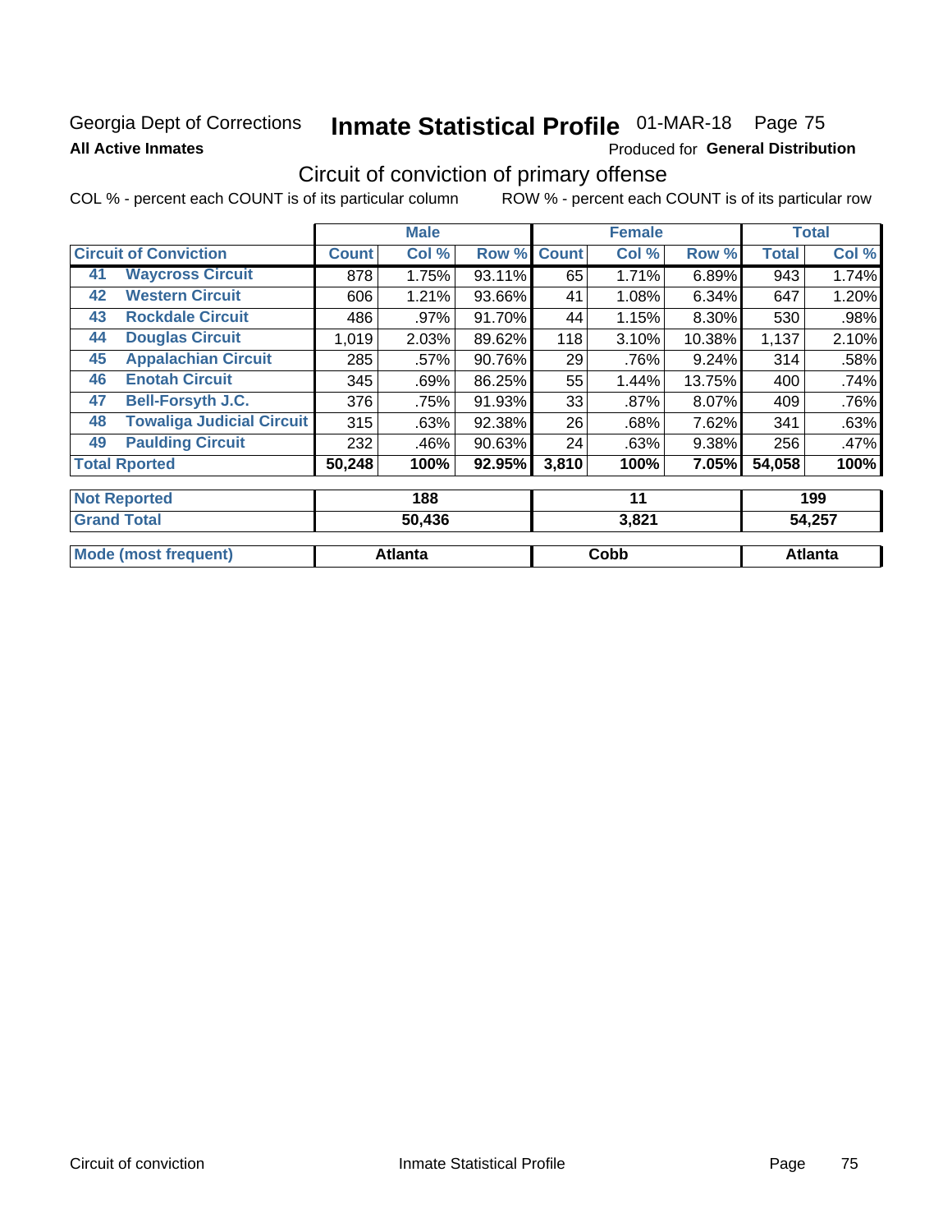Georgia Dept of Corrections **Inmate Statistical Profile** 01-MAR-18 Page 75

**All Active Inmates** Produced for **General Distribution**

## Circuit of conviction of primary offense

COL % - percent each COUNT is of its particular column ROW % - percent each COUNT is of its particular row

| Circuit of Conviction | | Male | | | Female | | | Total | |
|---|---|---|---|---|---|---|---|---|---|
| | | Count | Col % | Row % | Count | Col % | Row % | Total | Col % |
| 41 | Waycross Circuit | 878 | 1.75% | 93.11% | 65 | 1.71% | 6.89% | 943 | 1.74% |
| 42 | Western Circuit | 606 | 1.21% | 93.66% | 41 | 1.08% | 6.34% | 647 | 1.20% |
| 43 | Rockdale Circuit | 486 | .97% | 91.70% | 44 | 1.15% | 8.30% | 530 | .98% |
| 44 | Douglas Circuit | 1,019 | 2.03% | 89.62% | 118 | 3.10% | 10.38% | 1,137 | 2.10% |
| 45 | Appalachian Circuit | 285 | .57% | 90.76% | 29 | .76% | 9.24% | 314 | .58% |
| 46 | Enotah Circuit | 345 | .69% | 86.25% | 55 | 1.44% | 13.75% | 400 | .74% |
| 47 | Bell-Forsyth J.C. | 376 | .75% | 91.93% | 33 | .87% | 8.07% | 409 | .76% |
| 48 | Towaliga Judicial Circuit | 315 | .63% | 92.38% | 26 | .68% | 7.62% | 341 | .63% |
| 49 | Paulding Circuit | 232 | .46% | 90.63% | 24 | .63% | 9.38% | 256 | .47% |
| **Total Rported** | | **50,248** | **100%** | **92.95%** | **3,810** | **100%** | **7.05%** | **54,058** | **100%** |
| **Not Reported** | | **188** | | | **11** | | | **199** | |
| **Grand Total** | | **50,436** | | | **3,821** | | | **54,257** | |
| **Mode (most frequent)** | | **Atlanta** | | | **Cobb** | | | **Atlanta** | |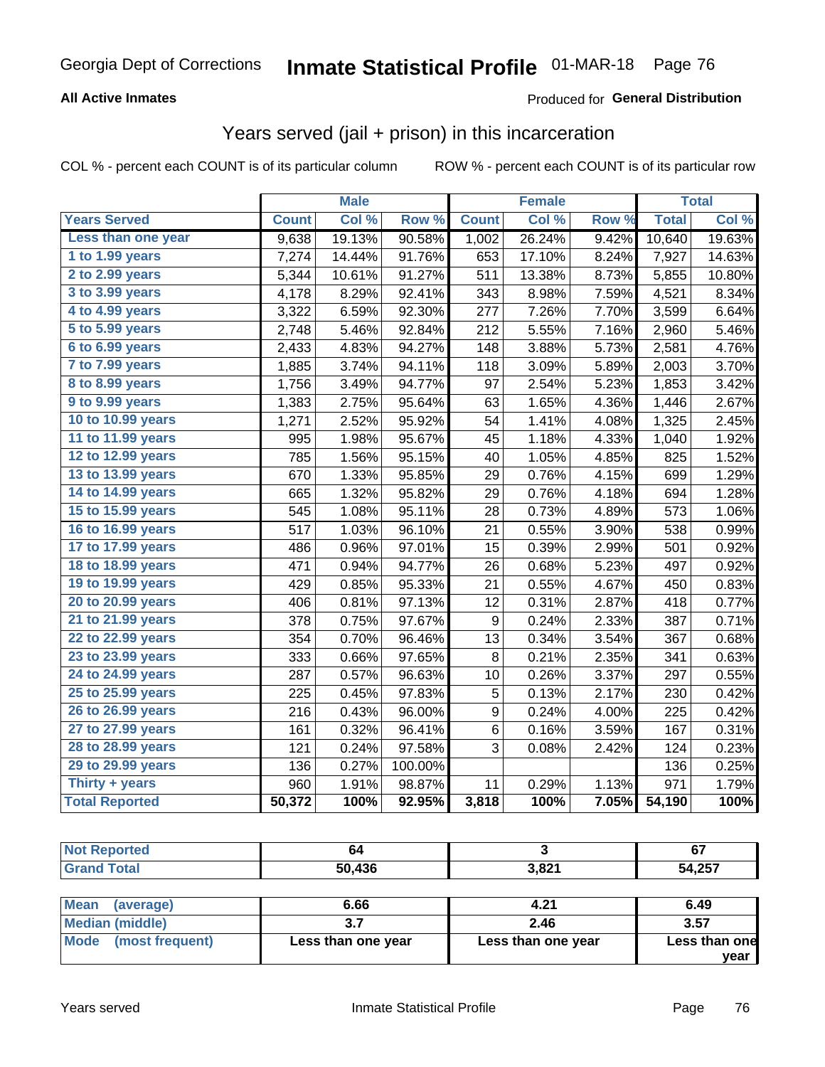Georgia Dept of Corrections **Inmate Statistical Profile** 01-MAR-18

**All Active Inmates**

Produced for **General Distribution**

## Years served (jail + prison) in this incarceration

COL % - percent each COUNT is of its particular column ROW % - percent each COUNT is of its particular row

| | Male | | | Female | | | Total | |
|---|---|---|---|---|---|---|---|---|
| **Years Served** | **Count** | **Col %** | **Row %** | **Count** | **Col %** | **Row %** | **Total** | **Col %** |
| Less than one year | 9,638 | 19.13% | 90.58% | 1,002 | 26.24% | 9.42% | 10,640 | 19.63% |
| 1 to 1.99 years | 7,274 | 14.44% | 91.76% | 653 | 17.10% | 8.24% | 7,927 | 14.63% |
| 2 to 2.99 years | 5,344 | 10.61% | 91.27% | 511 | 13.38% | 8.73% | 5,855 | 10.80% |
| 3 to 3.99 years | 4,178 | 8.29% | 92.41% | 343 | 8.98% | 7.59% | 4,521 | 8.34% |
| 4 to 4.99 years | 3,322 | 6.59% | 92.30% | 277 | 7.26% | 7.70% | 3,599 | 6.64% |
| 5 to 5.99 years | 2,748 | 5.46% | 92.84% | 212 | 5.55% | 7.16% | 2,960 | 5.46% |
| 6 to 6.99 years | 2,433 | 4.83% | 94.27% | 148 | 3.88% | 5.73% | 2,581 | 4.76% |
| 7 to 7.99 years | 1,885 | 3.74% | 94.11% | 118 | 3.09% | 5.89% | 2,003 | 3.70% |
| 8 to 8.99 years | 1,756 | 3.49% | 94.77% | 97 | 2.54% | 5.23% | 1,853 | 3.42% |
| 9 to 9.99 years | 1,383 | 2.75% | 95.64% | 63 | 1.65% | 4.36% | 1,446 | 2.67% |
| 10 to 10.99 years | 1,271 | 2.52% | 95.92% | 54 | 1.41% | 4.08% | 1,325 | 2.45% |
| 11 to 11.99 years | 995 | 1.98% | 95.67% | 45 | 1.18% | 4.33% | 1,040 | 1.92% |
| 12 to 12.99 years | 785 | 1.56% | 95.15% | 40 | 1.05% | 4.85% | 825 | 1.52% |
| 13 to 13.99 years | 670 | 1.33% | 95.85% | 29 | 0.76% | 4.15% | 699 | 1.29% |
| 14 to 14.99 years | 665 | 1.32% | 95.82% | 29 | 0.76% | 4.18% | 694 | 1.28% |
| 15 to 15.99 years | 545 | 1.08% | 95.11% | 28 | 0.73% | 4.89% | 573 | 1.06% |
| 16 to 16.99 years | 517 | 1.03% | 96.10% | 21 | 0.55% | 3.90% | 538 | 0.99% |
| 17 to 17.99 years | 486 | 0.96% | 97.01% | 15 | 0.39% | 2.99% | 501 | 0.92% |
| 18 to 18.99 years | 471 | 0.94% | 94.77% | 26 | 0.68% | 5.23% | 497 | 0.92% |
| 19 to 19.99 years | 429 | 0.85% | 95.33% | 21 | 0.55% | 4.67% | 450 | 0.83% |
| 20 to 20.99 years | 406 | 0.81% | 97.13% | 12 | 0.31% | 2.87% | 418 | 0.77% |
| 21 to 21.99 years | 378 | 0.75% | 97.67% | 9 | 0.24% | 2.33% | 387 | 0.71% |
| 22 to 22.99 years | 354 | 0.70% | 96.46% | 13 | 0.34% | 3.54% | 367 | 0.68% |
| 23 to 23.99 years | 333 | 0.66% | 97.65% | 8 | 0.21% | 2.35% | 341 | 0.63% |
| 24 to 24.99 years | 287 | 0.57% | 96.63% | 10 | 0.26% | 3.37% | 297 | 0.55% |
| 25 to 25.99 years | 225 | 0.45% | 97.83% | 5 | 0.13% | 2.17% | 230 | 0.42% |
| 26 to 26.99 years | 216 | 0.43% | 96.00% | 9 | 0.24% | 4.00% | 225 | 0.42% |
| 27 to 27.99 years | 161 | 0.32% | 96.41% | 6 | 0.16% | 3.59% | 167 | 0.31% |
| 28 to 28.99 years | 121 | 0.24% | 97.58% | 3 | 0.08% | 2.42% | 124 | 0.23% |
| 29 to 29.99 years | 136 | 0.27% | 100.00% | | | | 136 | 0.25% |
| Thirty + years | 960 | 1.91% | 98.87% | 11 | 0.29% | 1.13% | 971 | 1.79% |
| **Total Reported** | **50,372** | **100%** | **92.95%** | **3,818** | **100%** | **7.05%** | **54,190** | **100%** |

| | Male | Female | Total |
|---|---|---|---|
| Not Reported | 64 | 3 | 67 |
| Grand Total | 50,436 | 3,821 | 54,257 |

| | Male | Female | Total |
|---|---|---|---|
| Mean (average) | 6.66 | 4.21 | 6.49 |
| Median (middle) | 3.7 | 2.46 | 3.57 |
| Mode (most frequent) | Less than one year | Less than one year | Less than one year |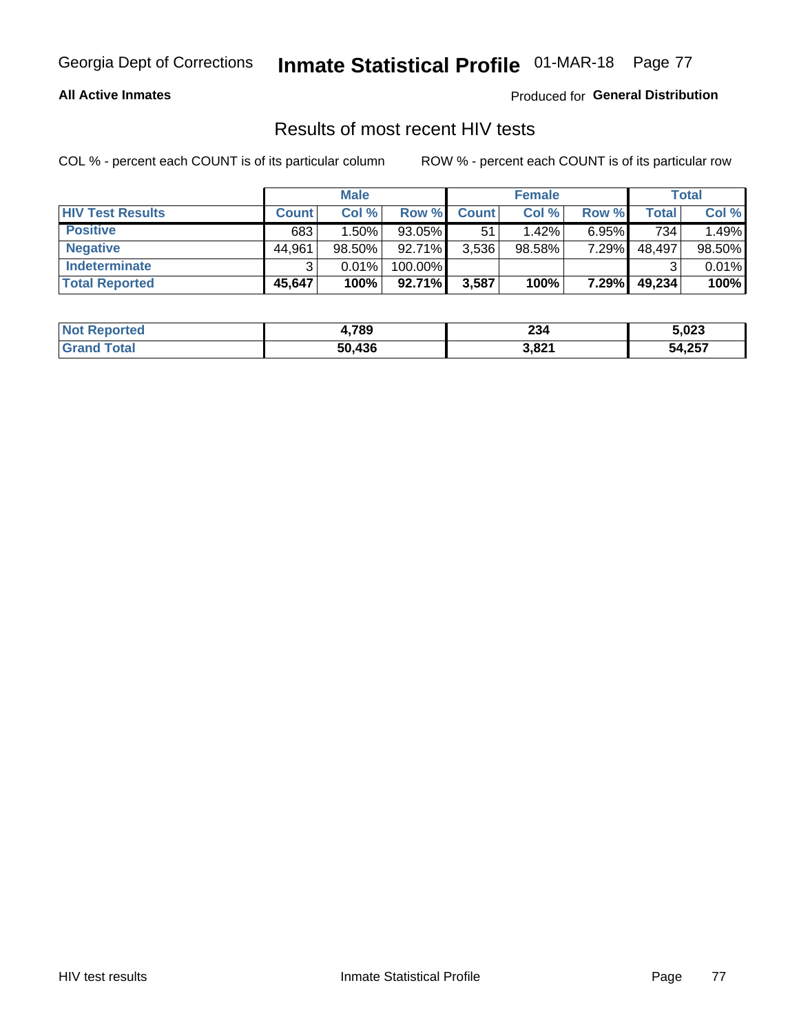Georgia Dept of Corrections **Inmate Statistical Profile** 01-MAR-18

**All Active Inmates**

Produced for **General Distribution**

## Results of most recent HIV tests

COL % - percent each COUNT is of its particular column

ROW % - percent each COUNT is of its particular row

| | Male | | | Female | | | Total | |
|---|---|---|---|---|---|---|---|---|
| **HIV Test Results** | **Count** | **Col %** | **Row %** | **Count** | **Col %** | **Row %** | **Total** | **Col %** |
| **Positive** | 683 | 1.50% | 93.05% | 51 | 1.42% | 6.95% | 734 | 1.49% |
| **Negative** | 44,961 | 98.50% | 92.71% | 3,536 | 98.58% | 7.29% | 48,497 | 98.50% |
| **Indeterminate** | 3 | 0.01% | 100.00% | | | | 3 | 0.01% |
| **Total Reported** | **45,647** | **100%** | **92.71%** | **3,587** | **100%** | **7.29%** | **49,234** | **100%** |

| | Male | Female | Total |
|---|---|---|---|
| **Not Reported** | **4,789** | **234** | **5,023** |
| **Grand Total** | **50,436** | **3,821** | **54,257** |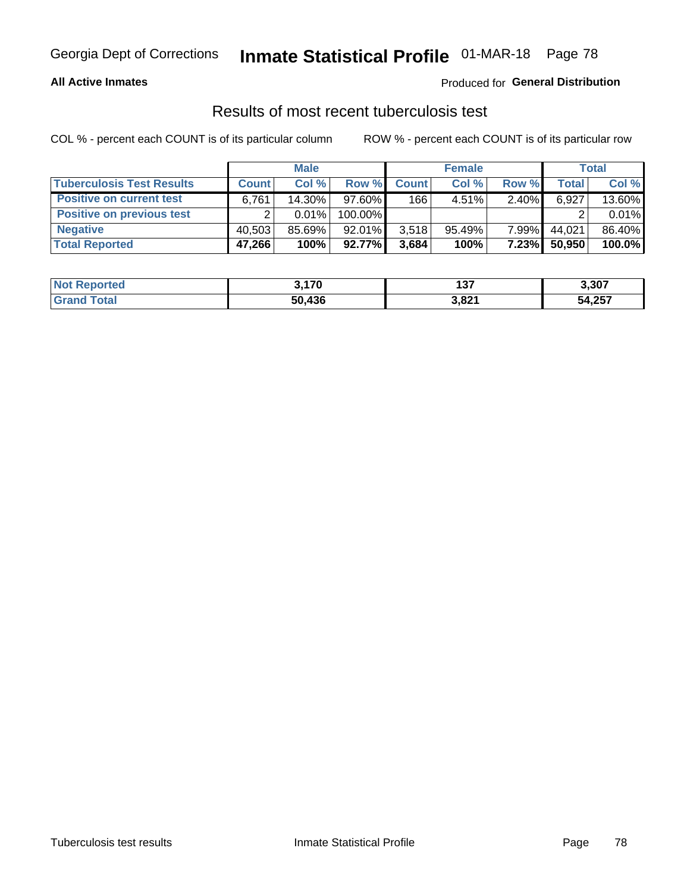**All Active Inmates**

Produced for **General Distribution**

## Results of most recent tuberculosis test

COL % - percent each COUNT is of its particular column    ROW % - percent each COUNT is of its particular row

| | Male | | | Female | | | Total | |
|---|---|---|---|---|---|---|---|---|
| **Tuberculosis Test Results** | **Count** | **Col %** | **Row %** | **Count** | **Col %** | **Row %** | **Total** | **Col %** |
| **Positive on current test** | 6,761 | 14.30% | 97.60% | 166 | 4.51% | 2.40% | 6,927 | 13.60% |
| **Positive on previous test** | 2 | 0.01% | 100.00% | | | | 2 | 0.01% |
| **Negative** | 40,503 | 85.69% | 92.01% | 3,518 | 95.49% | 7.99% | 44,021 | 86.40% |
| **Total Reported** | **47,266** | **100%** | **92.77%** | **3,684** | **100%** | **7.23%** | **50,950** | **100.0%** |

| | Male | Female | Total |
|---|---|---|---|
| **Not Reported** | **3,170** | **137** | **3,307** |
| **Grand Total** | **50,436** | **3,821** | **54,257** |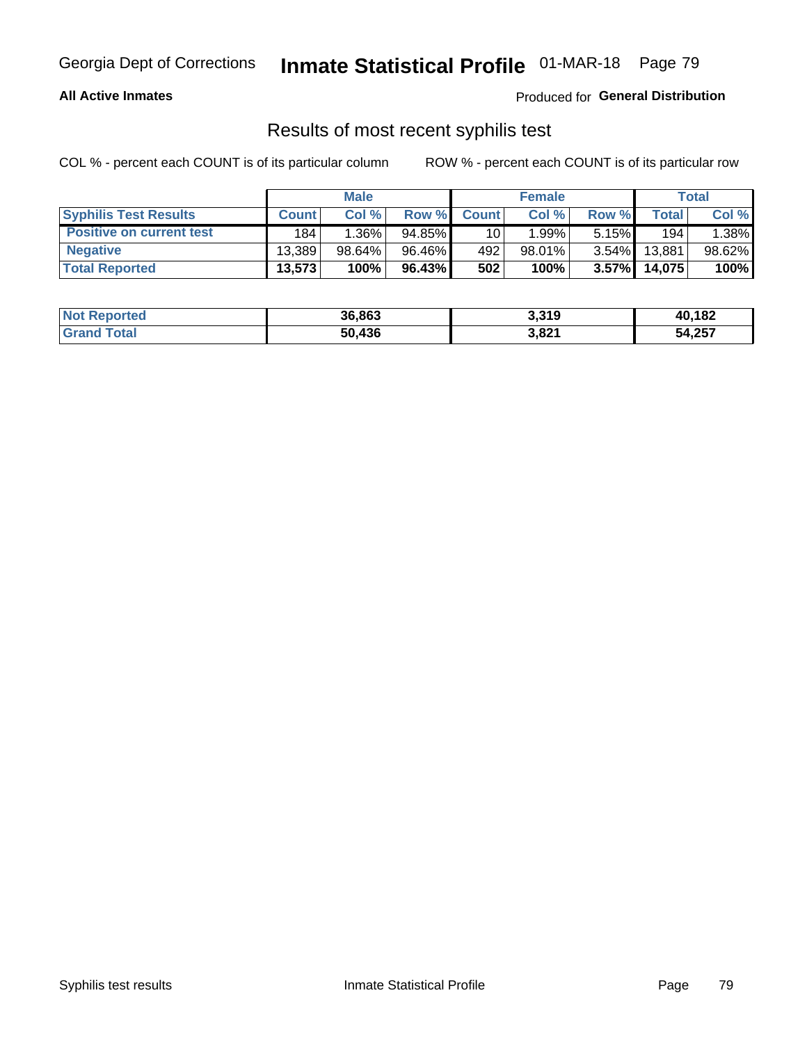Georgia Dept of Corrections **Inmate Statistical Profile** 01-MAR-18

**All Active Inmates**

Produced for **General Distribution**

## Results of most recent syphilis test

COL % - percent each COUNT is of its particular column

ROW % - percent each COUNT is of its particular row

| | Male | | | Female | | | Total | |
|---|---|---|---|---|---|---|---|---|
| **Syphilis Test Results** | **Count** | **Col %** | **Row %** | **Count** | **Col %** | **Row %** | **Total** | **Col %** |
| **Positive on current test** | 184 | 1.36% | 94.85% | 10 | 1.99% | 5.15% | 194 | 1.38% |
| **Negative** | 13,389 | 98.64% | 96.46% | 492 | 98.01% | 3.54% | 13,881 | 98.62% |
| **Total Reported** | **13,573** | **100%** | **96.43%** | **502** | **100%** | **3.57%** | **14,075** | **100%** |

| | Male | Female | Total |
|---|---|---|---|
| **Not Reported** | **36,863** | **3,319** | **40,182** |
| **Grand Total** | **50,436** | **3,821** | **54,257** |

Syphilis test results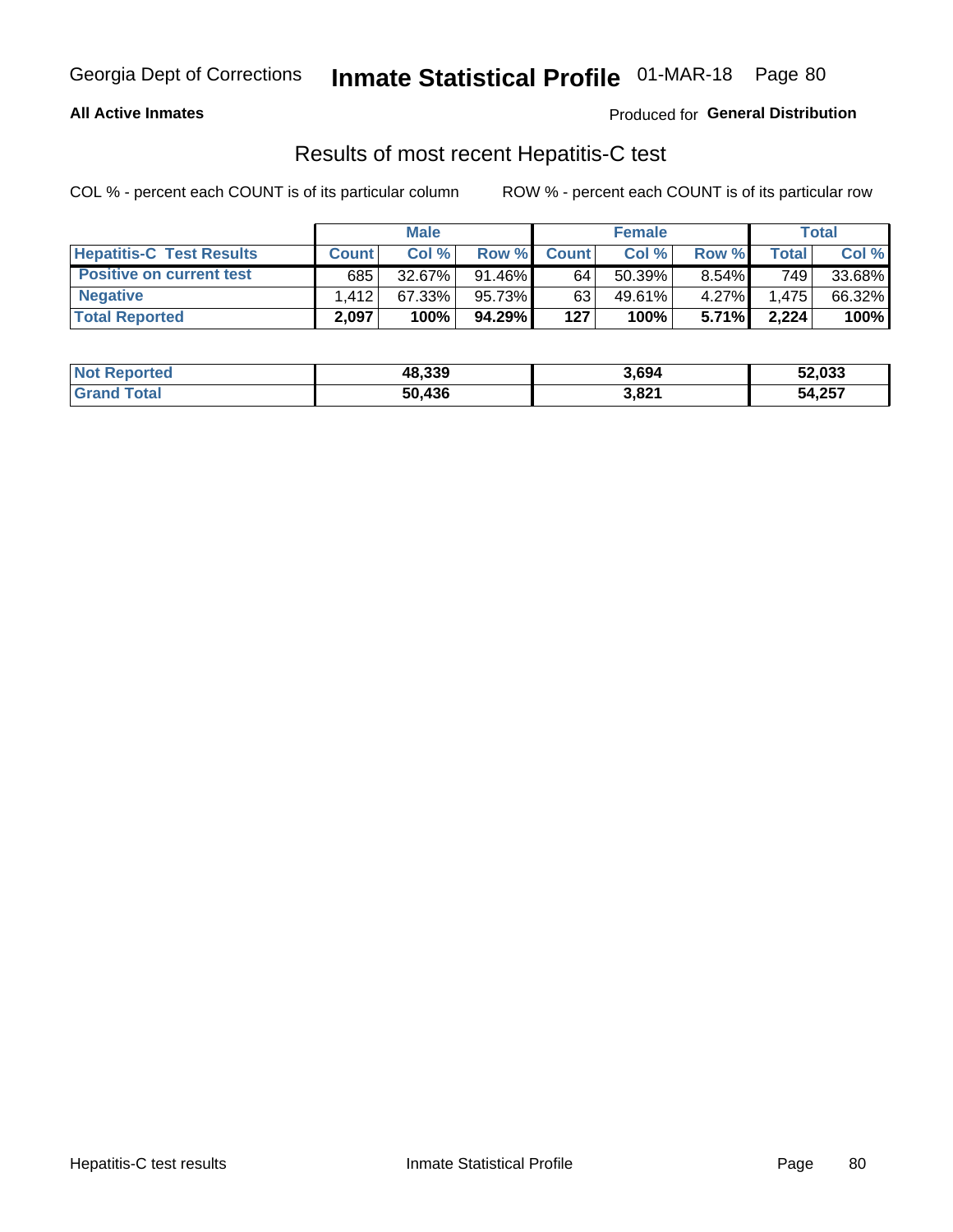Georgia Dept of Corrections **Inmate Statistical Profile** 01-MAR-18

**All Active Inmates** Produced for **General Distribution**

## Results of most recent Hepatitis-C test

COL % - percent each COUNT is of its particular column ROW % - percent each COUNT is of its particular row

| | Male | | | Female | | | Total | |
|---|---|---|---|---|---|---|---|---|
| **Hepatitis-C Test Results** | **Count** | **Col %** | **Row %** | **Count** | **Col %** | **Row %** | **Total** | **Col %** |
| **Positive on current test** | 685 | 32.67% | 91.46% | 64 | 50.39% | 8.54% | 749 | 33.68% |
| **Negative** | 1,412 | 67.33% | 95.73% | 63 | 49.61% | 4.27% | 1,475 | 66.32% |
| **Total Reported** | **2,097** | **100%** | **94.29%** | **127** | **100%** | **5.71%** | **2,224** | **100%** |

| | Male | Female | Total |
|---|---|---|---|
| **Not Reported** | **48,339** | **3,694** | **52,033** |
| **Grand Total** | **50,436** | **3,821** | **54,257** |

Hepatitis-C test results Inmate Statistical Profile